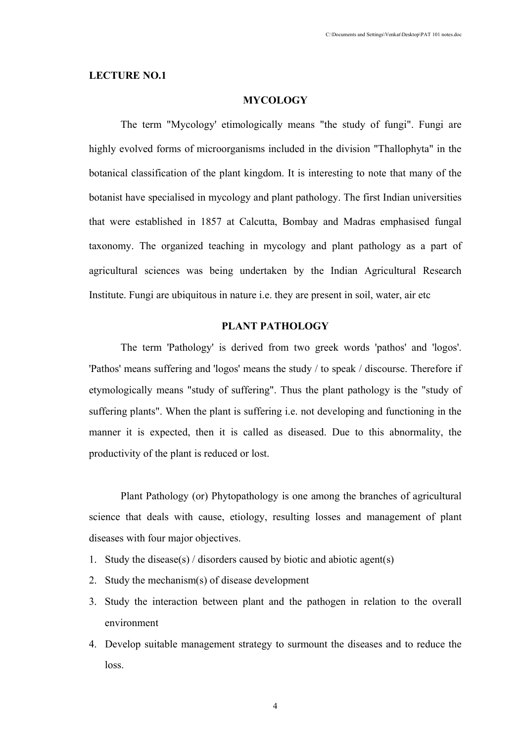**LECTURE NO.1**

## MYCOLOGY

The term "Mycology' etimologically means "the study of fungi". Fungi are highly evolved forms of microorganisms included in the division "Thallophyta" in the botanical classification of the plant kingdom. It is interesting to note that many of the botanist have specialised in mycology and plant pathology. The first Indian universities that were established in 1857 at Calcutta, Bombay and Madras emphasised fungal taxonomy. The organized teaching in mycology and plant pathology as a part of agricultural sciences was being undertaken by the Indian Agricultural Research Institute. Fungi are ubiquitous in nature i.e. they are present in soil, water, air etc

## PLANT PATHOLOGY

The term 'Pathology' is derived from two greek words 'pathos' and 'logos'. 'Pathos' means suffering and 'logos' means the study / to speak / discourse. Therefore if etymologically means "study of suffering". Thus the plant pathology is the "study of suffering plants". When the plant is suffering i.e. not developing and functioning in the manner it is expected, then it is called as diseased. Due to this abnormality, the productivity of the plant is reduced or lost.

Plant Pathology (or) Phytopathology is one among the branches of agricultural science that deals with cause, etiology, resulting losses and management of plant diseases with four major objectives.

1. Study the disease(s) / disorders caused by biotic and abiotic agent(s)
2. Study the mechanism(s) of disease development
3. Study the interaction between plant and the pathogen in relation to the overall environment
4. Develop suitable management strategy to surmount the diseases and to reduce the loss.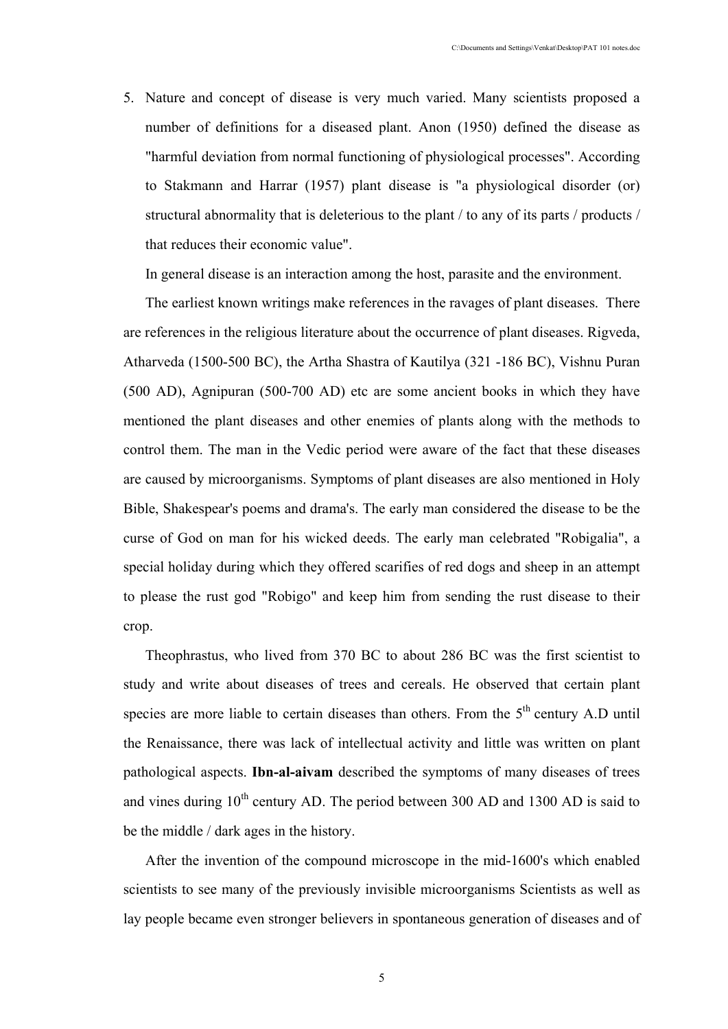5. Nature and concept of disease is very much varied. Many scientists proposed a number of definitions for a diseased plant. Anon (1950) defined the disease as "harmful deviation from normal functioning of physiological processes". According to Stakmann and Harrar (1957) plant disease is "a physiological disorder (or) structural abnormality that is deleterious to the plant / to any of its parts / products / that reduces their economic value".

   In general disease is an interaction among the host, parasite and the environment.

The earliest known writings make references in the ravages of plant diseases. There are references in the religious literature about the occurrence of plant diseases. Rigveda, Atharveda (1500-500 BC), the Artha Shastra of Kautilya (321 -186 BC), Vishnu Puran (500 AD), Agnipuran (500-700 AD) etc are some ancient books in which they have mentioned the plant diseases and other enemies of plants along with the methods to control them. The man in the Vedic period were aware of the fact that these diseases are caused by microorganisms. Symptoms of plant diseases are also mentioned in Holy Bible, Shakespear's poems and drama's. The early man considered the disease to be the curse of God on man for his wicked deeds. The early man celebrated "Robigalia", a special holiday during which they offered scarifies of red dogs and sheep in an attempt to please the rust god "Robigo" and keep him from sending the rust disease to their crop.

Theophrastus, who lived from 370 BC to about 286 BC was the first scientist to study and write about diseases of trees and cereals. He observed that certain plant species are more liable to certain diseases than others. From the 5th century A.D until the Renaissance, there was lack of intellectual activity and little was written on plant pathological aspects. **Ibn-al-aivam** described the symptoms of many diseases of trees and vines during 10th century AD. The period between 300 AD and 1300 AD is said to be the middle / dark ages in the history.

After the invention of the compound microscope in the mid-1600's which enabled scientists to see many of the previously invisible microorganisms Scientists as well as lay people became even stronger believers in spontaneous generation of diseases and of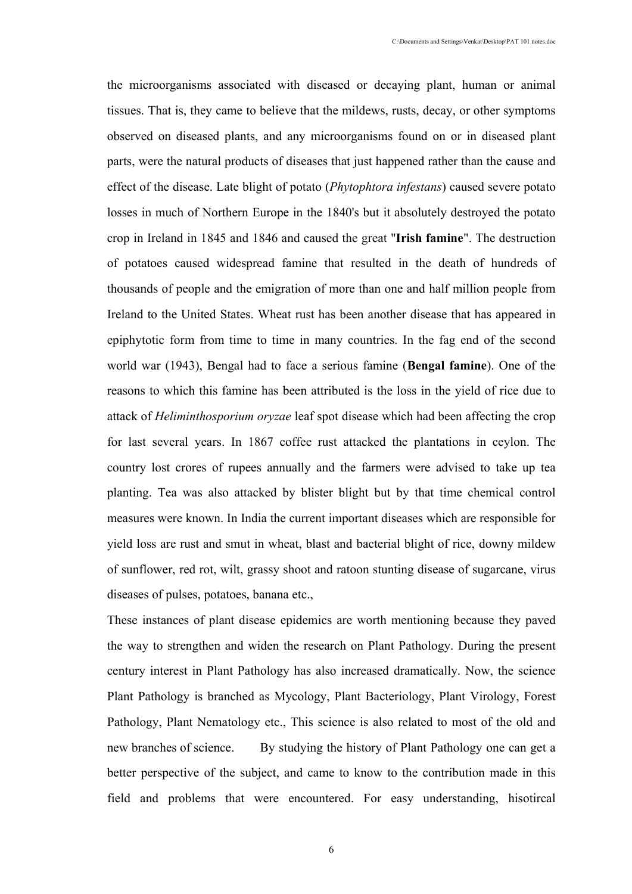the microorganisms associated with diseased or decaying plant, human or animal tissues. That is, they came to believe that the mildews, rusts, decay, or other symptoms observed on diseased plants, and any microorganisms found on or in diseased plant parts, were the natural products of diseases that just happened rather than the cause and effect of the disease. Late blight of potato (*Phytophtora infestans*) caused severe potato losses in much of Northern Europe in the 1840's but it absolutely destroyed the potato crop in Ireland in 1845 and 1846 and caused the great "**Irish famine**". The destruction of potatoes caused widespread famine that resulted in the death of hundreds of thousands of people and the emigration of more than one and half million people from Ireland to the United States. Wheat rust has been another disease that has appeared in epiphytotic form from time to time in many countries. In the fag end of the second world war (1943), Bengal had to face a serious famine (**Bengal famine**). One of the reasons to which this famine has been attributed is the loss in the yield of rice due to attack of *Heliminthosporium oryzae* leaf spot disease which had been affecting the crop for last several years. In 1867 coffee rust attacked the plantations in ceylon. The country lost crores of rupees annually and the farmers were advised to take up tea planting. Tea was also attacked by blister blight but by that time chemical control measures were known. In India the current important diseases which are responsible for yield loss are rust and smut in wheat, blast and bacterial blight of rice, downy mildew of sunflower, red rot, wilt, grassy shoot and ratoon stunting disease of sugarcane, virus diseases of pulses, potatoes, banana etc.,

These instances of plant disease epidemics are worth mentioning because they paved the way to strengthen and widen the research on Plant Pathology. During the present century interest in Plant Pathology has also increased dramatically. Now, the science Plant Pathology is branched as Mycology, Plant Bacteriology, Plant Virology, Forest Pathology, Plant Nematology etc., This science is also related to most of the old and new branches of science. By studying the history of Plant Pathology one can get a better perspective of the subject, and came to know to the contribution made in this field and problems that were encountered. For easy understanding, hisotircal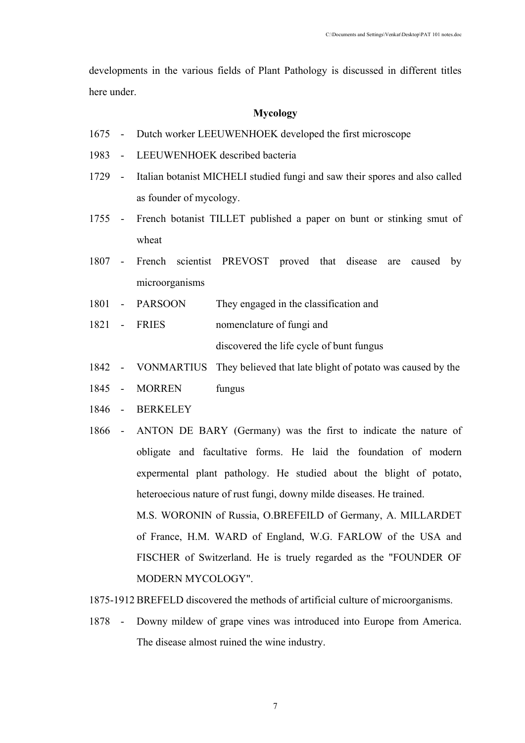developments in the various fields of Plant Pathology is discussed in different titles here under.

### Mycology

1675 - Dutch worker LEEUWENHOEK developed the first microscope

1983 - LEEUWENHOEK described bacteria

1729 - Italian botanist MICHELI studied fungi and saw their spores and also called as founder of mycology.

1755 - French botanist TILLET published a paper on bunt or stinking smut of wheat

1807 - French scientist PREVOST proved that disease are caused by microorganisms

| | | |
|---|---|---|
| 1801 - | PARSOON | They engaged in the classification and |
| 1821 - | FRIES | nomenclature of fungi and discovered the life cycle of bunt fungus |
| 1842 - | VONMARTIUS | They believed that late blight of potato was caused by the |
| 1845 - | MORREN | fungus |
| 1846 - | BERKELEY | |

1866 - ANTON DE BARY (Germany) was the first to indicate the nature of obligate and facultative forms. He laid the foundation of modern expermental plant pathology. He studied about the blight of potato, heteroecious nature of rust fungi, downy milde diseases. He trained. M.S. WORONIN of Russia, O.BREFEILD of Germany, A. MILLARDET of France, H.M. WARD of England, W.G. FARLOW of the USA and FISCHER of Switzerland. He is truely regarded as the "FOUNDER OF MODERN MYCOLOGY".

1875-1912 BREFELD discovered the methods of artificial culture of microorganisms.

1878 - Downy mildew of grape vines was introduced into Europe from America. The disease almost ruined the wine industry.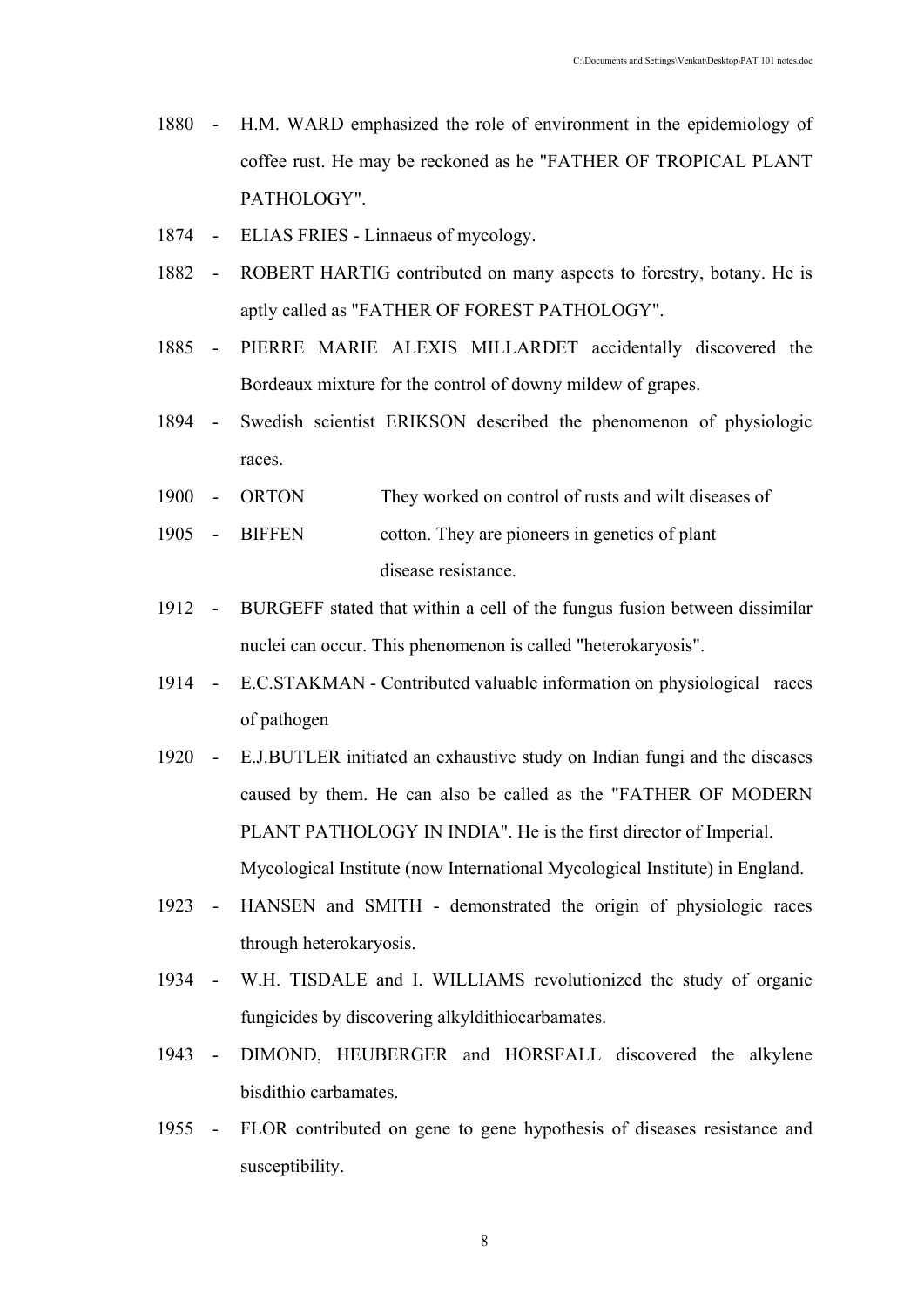1880 - H.M. WARD emphasized the role of environment in the epidemiology of coffee rust. He may be reckoned as he "FATHER OF TROPICAL PLANT PATHOLOGY".

1874 - ELIAS FRIES - Linnaeus of mycology.

1882 - ROBERT HARTIG contributed on many aspects to forestry, botany. He is aptly called as "FATHER OF FOREST PATHOLOGY".

1885 - PIERRE MARIE ALEXIS MILLARDET accidentally discovered the Bordeaux mixture for the control of downy mildew of grapes.

1894 - Swedish scientist ERIKSON described the phenomenon of physiologic races.

1900 - ORTON
1905 - BIFFEN

They worked on control of rusts and wilt diseases of cotton. They are pioneers in genetics of plant disease resistance.

1912 - BURGEFF stated that within a cell of the fungus fusion between dissimilar nuclei can occur. This phenomenon is called "heterokaryosis".

1914 - E.C.STAKMAN - Contributed valuable information on physiological races of pathogen

1920 - E.J.BUTLER initiated an exhaustive study on Indian fungi and the diseases caused by them. He can also be called as the "FATHER OF MODERN PLANT PATHOLOGY IN INDIA". He is the first director of Imperial. Mycological Institute (now International Mycological Institute) in England.

1923 - HANSEN and SMITH - demonstrated the origin of physiologic races through heterokaryosis.

1934 - W.H. TISDALE and I. WILLIAMS revolutionized the study of organic fungicides by discovering alkyldithiocarbamates.

1943 - DIMOND, HEUBERGER and HORSFALL discovered the alkylene bisdithio carbamates.

1955 - FLOR contributed on gene to gene hypothesis of diseases resistance and susceptibility.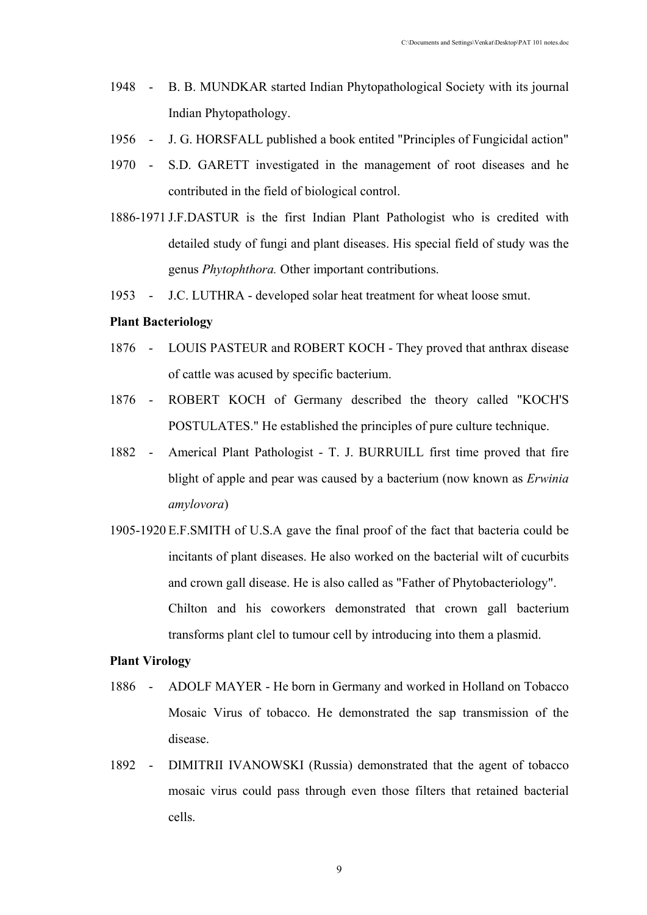1948 - B. B. MUNDKAR started Indian Phytopathological Society with its journal Indian Phytopathology.

1956 - J. G. HORSFALL published a book entited "Principles of Fungicidal action"

1970 - S.D. GARETT investigated in the management of root diseases and he contributed in the field of biological control.

1886-1971 J.F.DASTUR is the first Indian Plant Pathologist who is credited with detailed study of fungi and plant diseases. His special field of study was the genus *Phytophthora.* Other important contributions.

1953 - J.C. LUTHRA - developed solar heat treatment for wheat loose smut.

**Plant Bacteriology**

1876 - LOUIS PASTEUR and ROBERT KOCH - They proved that anthrax disease of cattle was acused by specific bacterium.

1876 - ROBERT KOCH of Germany described the theory called "KOCH'S POSTULATES." He established the principles of pure culture technique.

1882 - Americal Plant Pathologist - T. J. BURRUILL first time proved that fire blight of apple and pear was caused by a bacterium (now known as *Erwinia amylovora*)

1905-1920 E.F.SMITH of U.S.A gave the final proof of the fact that bacteria could be incitants of plant diseases. He also worked on the bacterial wilt of cucurbits and crown gall disease. He is also called as "Father of Phytobacteriology". Chilton and his coworkers demonstrated that crown gall bacterium transforms plant clel to tumour cell by introducing into them a plasmid.

**Plant Virology**

1886 - ADOLF MAYER - He born in Germany and worked in Holland on Tobacco Mosaic Virus of tobacco. He demonstrated the sap transmission of the disease.

1892 - DIMITRII IVANOWSKI (Russia) demonstrated that the agent of tobacco mosaic virus could pass through even those filters that retained bacterial cells.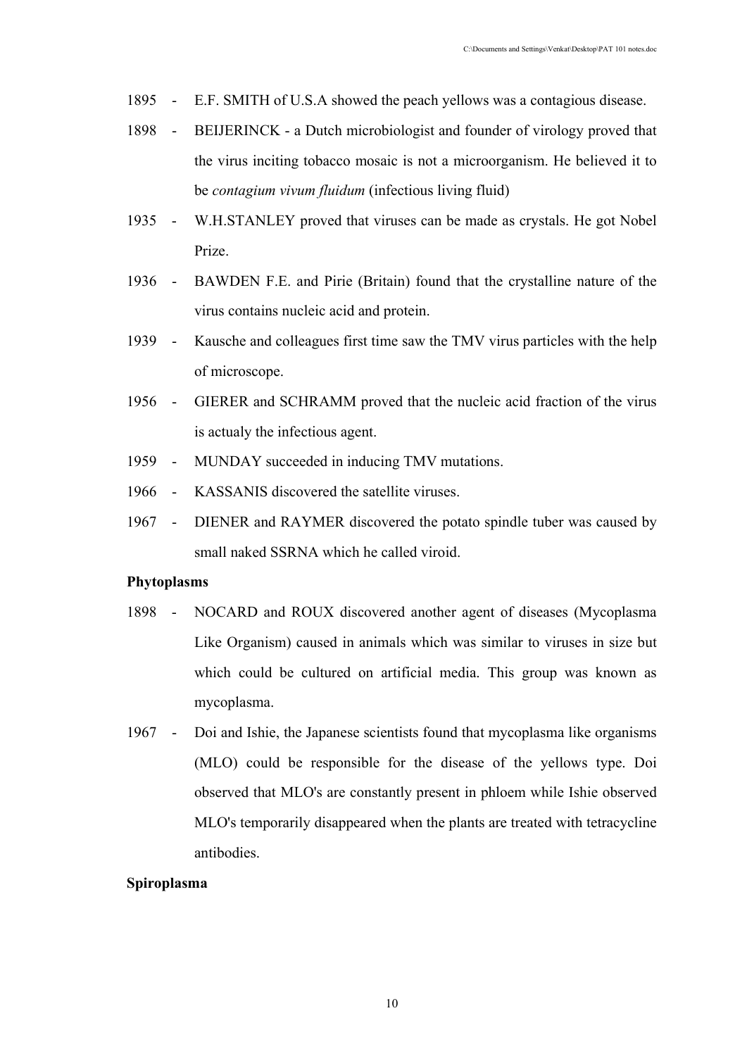1895 - E.F. SMITH of U.S.A showed the peach yellows was a contagious disease.

1898 - BEIJERINCK - a Dutch microbiologist and founder of virology proved that the virus inciting tobacco mosaic is not a microorganism. He believed it to be *contagium vivum fluidum* (infectious living fluid)

1935 - W.H.STANLEY proved that viruses can be made as crystals. He got Nobel Prize.

1936 - BAWDEN F.E. and Pirie (Britain) found that the crystalline nature of the virus contains nucleic acid and protein.

1939 - Kausche and colleagues first time saw the TMV virus particles with the help of microscope.

1956 - GIERER and SCHRAMM proved that the nucleic acid fraction of the virus is actualy the infectious agent.

1959 - MUNDAY succeeded in inducing TMV mutations.

1966 - KASSANIS discovered the satellite viruses.

1967 - DIENER and RAYMER discovered the potato spindle tuber was caused by small naked SSRNA which he called viroid.

**Phytoplasms**

1898 - NOCARD and ROUX discovered another agent of diseases (Mycoplasma Like Organism) caused in animals which was similar to viruses in size but which could be cultured on artificial media. This group was known as mycoplasma.

1967 - Doi and Ishie, the Japanese scientists found that mycoplasma like organisms (MLO) could be responsible for the disease of the yellows type. Doi observed that MLO's are constantly present in phloem while Ishie observed MLO's temporarily disappeared when the plants are treated with tetracycline antibodies.

**Spiroplasma**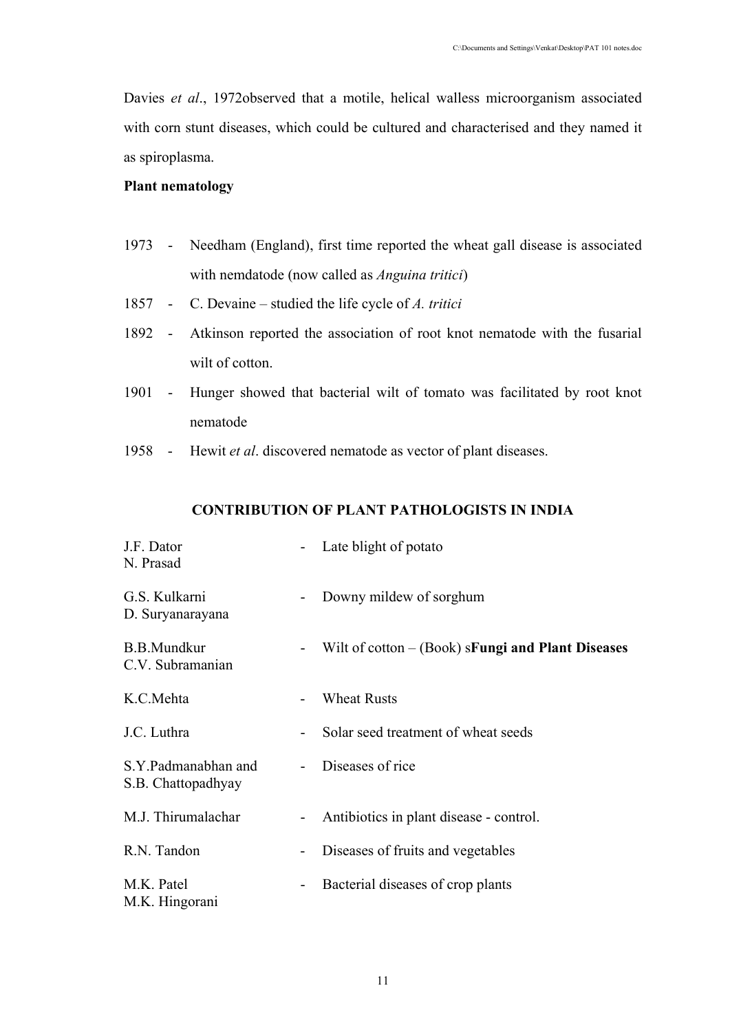Davies *et al*., 1972observed that a motile, helical walless microorganism associated with corn stunt diseases, which could be cultured and characterised and they named it as spiroplasma.

**Plant nematology**

1973 - Needham (England), first time reported the wheat gall disease is associated with nemdatode (now called as *Anguina tritici*)

1857 - C. Devaine – studied the life cycle of *A. tritici*

1892 - Atkinson reported the association of root knot nematode with the fusarial wilt of cotton.

1901 - Hunger showed that bacterial wilt of tomato was facilitated by root knot nematode

1958 - Hewit *et al*. discovered nematode as vector of plant diseases.

**CONTRIBUTION OF PLANT PATHOLOGISTS IN INDIA**

| | | |
|---|---|---|
| J.F. Dator<br>N. Prasad | - | Late blight of potato |
| G.S. Kulkarni<br>D. Suryanarayana | - | Downy mildew of sorghum |
| B.B.Mundkur<br>C.V. Subramanian | - | Wilt of cotton – (Book) s**Fungi and Plant Diseases** |
| K.C.Mehta | - | Wheat Rusts |
| J.C. Luthra | - | Solar seed treatment of wheat seeds |
| S.Y.Padmanabhan and<br>S.B. Chattopadhyay | - | Diseases of rice |
| M.J. Thirumalachar | - | Antibiotics in plant disease - control. |
| R.N. Tandon | - | Diseases of fruits and vegetables |
| M.K. Patel<br>M.K. Hingorani | - | Bacterial diseases of crop plants |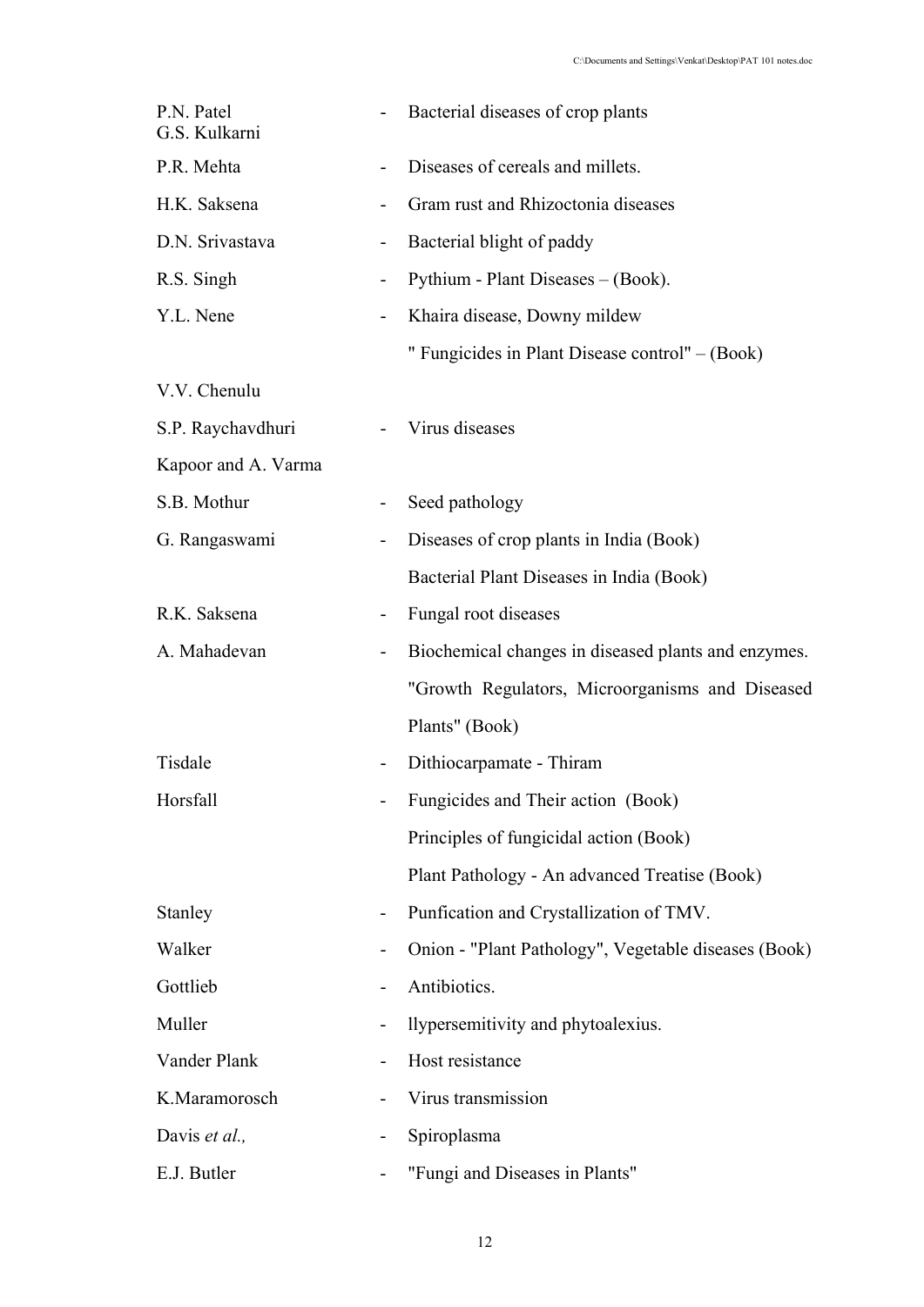| | | |
|---|---|---|
| P.N. Patel<br>G.S. Kulkarni | - | Bacterial diseases of crop plants |
| P.R. Mehta | - | Diseases of cereals and millets. |
| H.K. Saksena | - | Gram rust and Rhizoctonia diseases |
| D.N. Srivastava | - | Bacterial blight of paddy |
| R.S. Singh | - | Pythium - Plant Diseases – (Book). |
| Y.L. Nene | - | Khaira disease, Downy mildew<br>" Fungicides in Plant Disease control" – (Book) |
| V.V. Chenulu | | |
| S.P. Raychavdhuri | - | Virus diseases |
| Kapoor and A. Varma | | |
| S.B. Mothur | - | Seed pathology |
| G. Rangaswami | - | Diseases of crop plants in India (Book)<br>Bacterial Plant Diseases in India (Book) |
| R.K. Saksena | - | Fungal root diseases |
| A. Mahadevan | - | Biochemical changes in diseased plants and enzymes.<br>"Growth Regulators, Microorganisms and Diseased Plants" (Book) |
| Tisdale | - | Dithiocarpamate - Thiram |
| Horsfall | - | Fungicides and Their action (Book)<br>Principles of fungicidal action (Book)<br>Plant Pathology - An advanced Treatise (Book) |
| Stanley | - | Punfication and Crystallization of TMV. |
| Walker | - | Onion - "Plant Pathology", Vegetable diseases (Book) |
| Gottlieb | - | Antibiotics. |
| Muller | - | llypersemitivity and phytoalexius. |
| Vander Plank | - | Host resistance |
| K.Maramorosch | - | Virus transmission |
| Davis *et al.,* | - | Spiroplasma |
| E.J. Butler | - | "Fungi and Diseases in Plants" |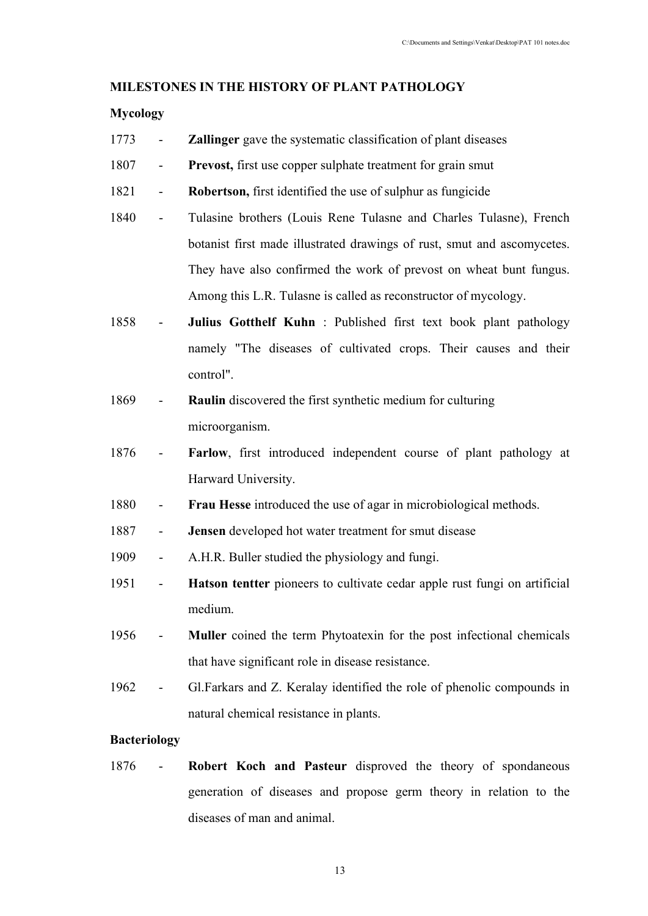## MILESTONES IN THE HISTORY OF PLANT PATHOLOGY

### Mycology

1773 - **Zallinger** gave the systematic classification of plant diseases

1807 - **Prevost,** first use copper sulphate treatment for grain smut

1821 - **Robertson,** first identified the use of sulphur as fungicide

1840 - Tulasine brothers (Louis Rene Tulasne and Charles Tulasne), French botanist first made illustrated drawings of rust, smut and ascomycetes. They have also confirmed the work of prevost on wheat bunt fungus. Among this L.R. Tulasne is called as reconstructor of mycology.

1858 - **Julius Gotthelf Kuhn** : Published first text book plant pathology namely "The diseases of cultivated crops. Their causes and their control".

1869 - **Raulin** discovered the first synthetic medium for culturing microorganism.

1876 - **Farlow**, first introduced independent course of plant pathology at Harward University.

1880 - **Frau Hesse** introduced the use of agar in microbiological methods.

1887 - **Jensen** developed hot water treatment for smut disease

1909 - A.H.R. Buller studied the physiology and fungi.

1951 - **Hatson tentter** pioneers to cultivate cedar apple rust fungi on artificial medium.

1956 - **Muller** coined the term Phytoatexin for the post infectional chemicals that have significant role in disease resistance.

1962 - Gl.Farkars and Z. Keralay identified the role of phenolic compounds in natural chemical resistance in plants.

### Bacteriology

1876 - **Robert Koch and Pasteur** disproved the theory of spondaneous generation of diseases and propose germ theory in relation to the diseases of man and animal.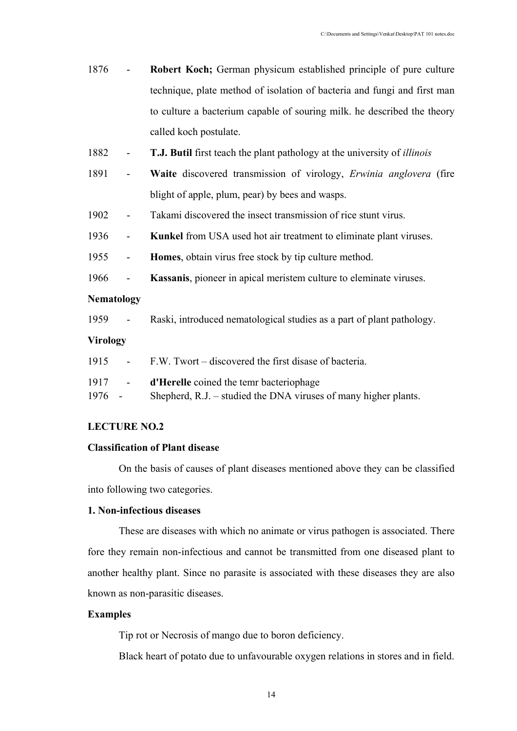1876 - **Robert Koch;** German physicum established principle of pure culture technique, plate method of isolation of bacteria and fungi and first man to culture a bacterium capable of souring milk. he described the theory called koch postulate.

1882 - **T.J. Butil** first teach the plant pathology at the university of *illinois*

1891 - **Waite** discovered transmission of virology, *Erwinia anglovera* (fire blight of apple, plum, pear) by bees and wasps.

1902 - Takami discovered the insect transmission of rice stunt virus.

1936 - **Kunkel** from USA used hot air treatment to eliminate plant viruses.

1955 - **Homes**, obtain virus free stock by tip culture method.

1966 - **Kassanis**, pioneer in apical meristem culture to eleminate viruses.

**Nematology**

1959 - Raski, introduced nematological studies as a part of plant pathology.

**Virology**

1915 - F.W. Twort – discovered the first disase of bacteria.

1917 - **d'Herelle** coined the temr bacteriophage

1976 - Shepherd, R.J. – studied the DNA viruses of many higher plants.

## LECTURE NO.2

### Classification of Plant disease

On the basis of causes of plant diseases mentioned above they can be classified into following two categories.

**1. Non-infectious diseases**

These are diseases with which no animate or virus pathogen is associated. There fore they remain non-infectious and cannot be transmitted from one diseased plant to another healthy plant. Since no parasite is associated with these diseases they are also known as non-parasitic diseases.

**Examples**

Tip rot or Necrosis of mango due to boron deficiency.

Black heart of potato due to unfavourable oxygen relations in stores and in field.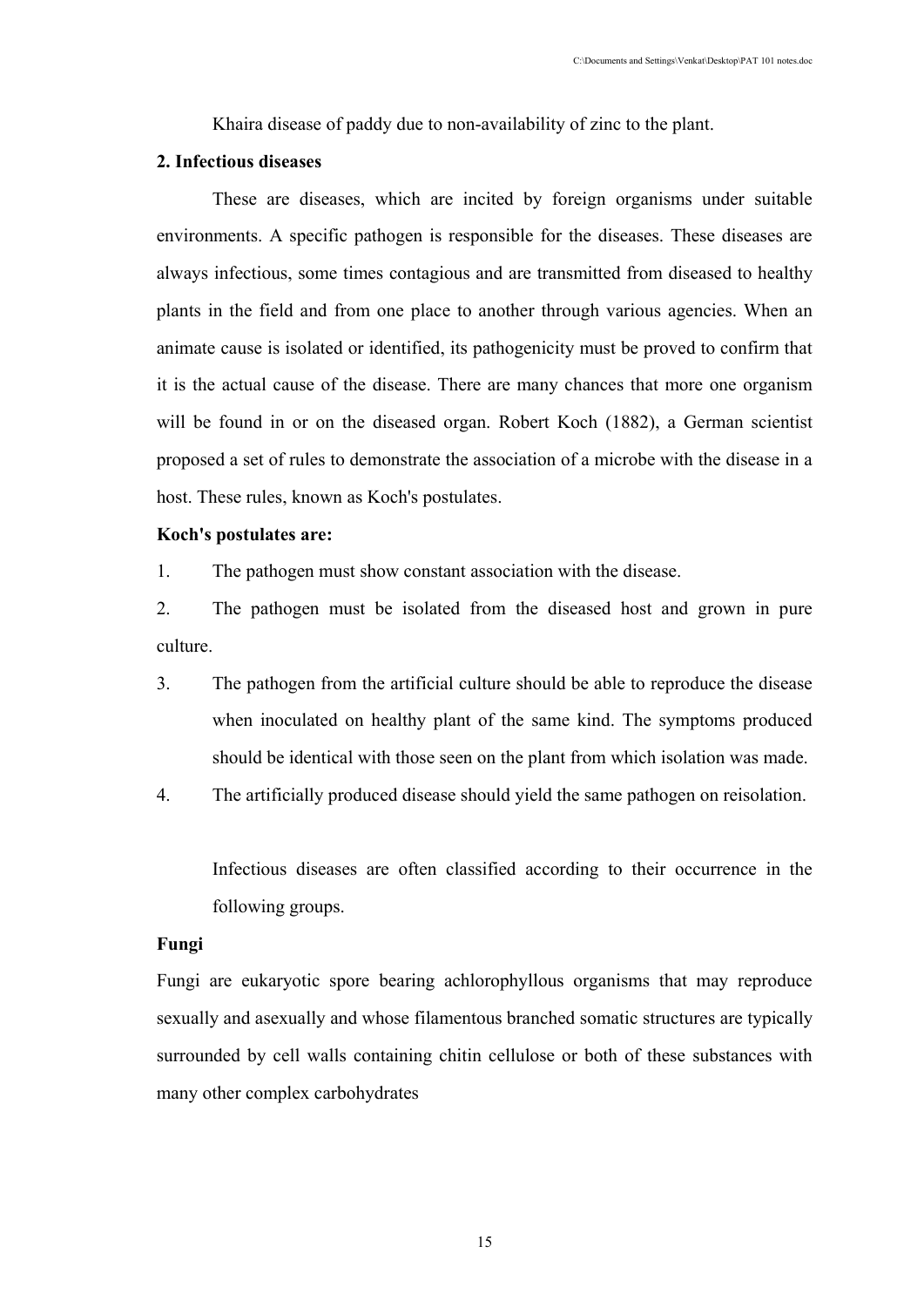Khaira disease of paddy due to non-availability of zinc to the plant.

**2. Infectious diseases**

These are diseases, which are incited by foreign organisms under suitable environments. A specific pathogen is responsible for the diseases. These diseases are always infectious, some times contagious and are transmitted from diseased to healthy plants in the field and from one place to another through various agencies. When an animate cause is isolated or identified, its pathogenicity must be proved to confirm that it is the actual cause of the disease. There are many chances that more one organism will be found in or on the diseased organ. Robert Koch (1882), a German scientist proposed a set of rules to demonstrate the association of a microbe with the disease in a host. These rules, known as Koch's postulates.

**Koch's postulates are:**

1. The pathogen must show constant association with the disease.
2. The pathogen must be isolated from the diseased host and grown in pure culture.
3. The pathogen from the artificial culture should be able to reproduce the disease when inoculated on healthy plant of the same kind. The symptoms produced should be identical with those seen on the plant from which isolation was made.
4. The artificially produced disease should yield the same pathogen on reisolation.

Infectious diseases are often classified according to their occurrence in the following groups.

**Fungi**

Fungi are eukaryotic spore bearing achlorophyllous organisms that may reproduce sexually and asexually and whose filamentous branched somatic structures are typically surrounded by cell walls containing chitin cellulose or both of these substances with many other complex carbohydrates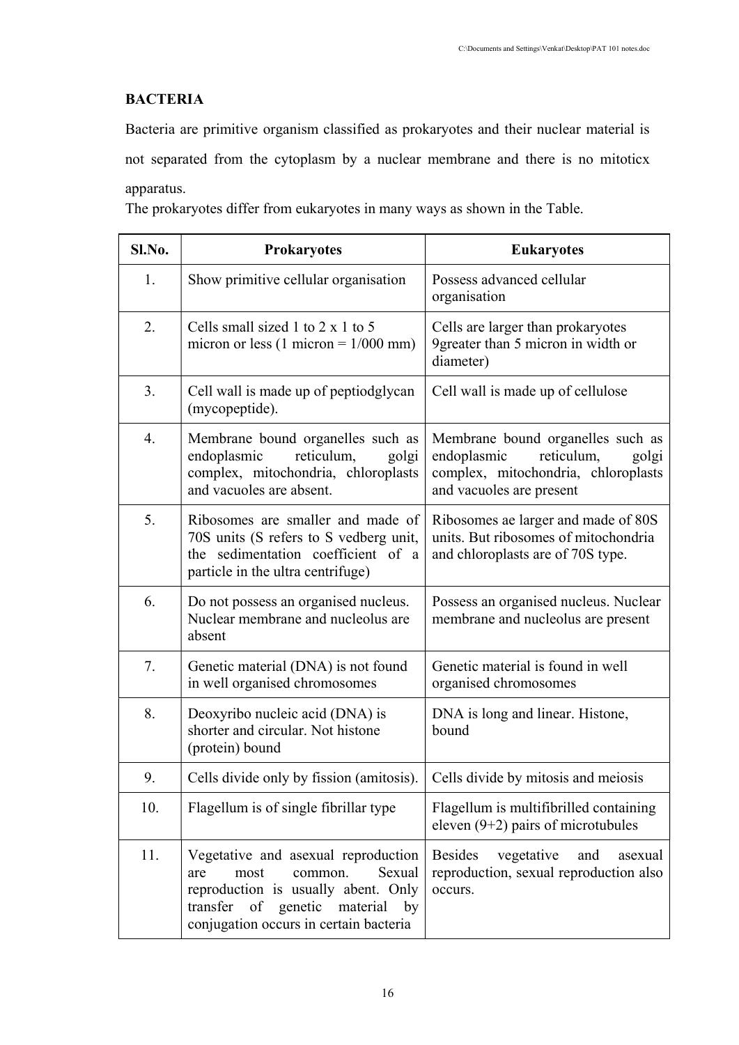## BACTERIA

Bacteria are primitive organism classified as prokaryotes and their nuclear material is not separated from the cytoplasm by a nuclear membrane and there is no mitoticx apparatus.

The prokaryotes differ from eukaryotes in many ways as shown in the Table.

| Sl.No. | Prokaryotes | Eukaryotes |
|---|---|---|
| 1. | Show primitive cellular organisation | Possess advanced cellular organisation |
| 2. | Cells small sized 1 to 2 x 1 to 5 micron or less (1 micron = 1/000 mm) | Cells are larger than prokaryotes 9greater than 5 micron in width or diameter) |
| 3. | Cell wall is made up of peptiodglycan (mycopeptide). | Cell wall is made up of cellulose |
| 4. | Membrane bound organelles such as endoplasmic reticulum, golgi complex, mitochondria, chloroplasts and vacuoles are absent. | Membrane bound organelles such as endoplasmic reticulum, golgi complex, mitochondria, chloroplasts and vacuoles are present |
| 5. | Ribosomes are smaller and made of 70S units (S refers to S vedberg unit, the sedimentation coefficient of a particle in the ultra centrifuge) | Ribosomes ae larger and made of 80S units. But ribosomes of mitochondria and chloroplasts are of 70S type. |
| 6. | Do not possess an organised nucleus. Nuclear membrane and nucleolus are absent | Possess an organised nucleus. Nuclear membrane and nucleolus are present |
| 7. | Genetic material (DNA) is not found in well organised chromosomes | Genetic material is found in well organised chromosomes |
| 8. | Deoxyribo nucleic acid (DNA) is shorter and circular. Not histone (protein) bound | DNA is long and linear. Histone, bound |
| 9. | Cells divide only by fission (amitosis). | Cells divide by mitosis and meiosis |
| 10. | Flagellum is of single fibrillar type | Flagellum is multifibrilled containing eleven (9+2) pairs of microtubules |
| 11. | Vegetative and asexual reproduction are most common. Sexual reproduction is usually abent. Only transfer of genetic material by conjugation occurs in certain bacteria | Besides vegetative and asexual reproduction, sexual reproduction also occurs. |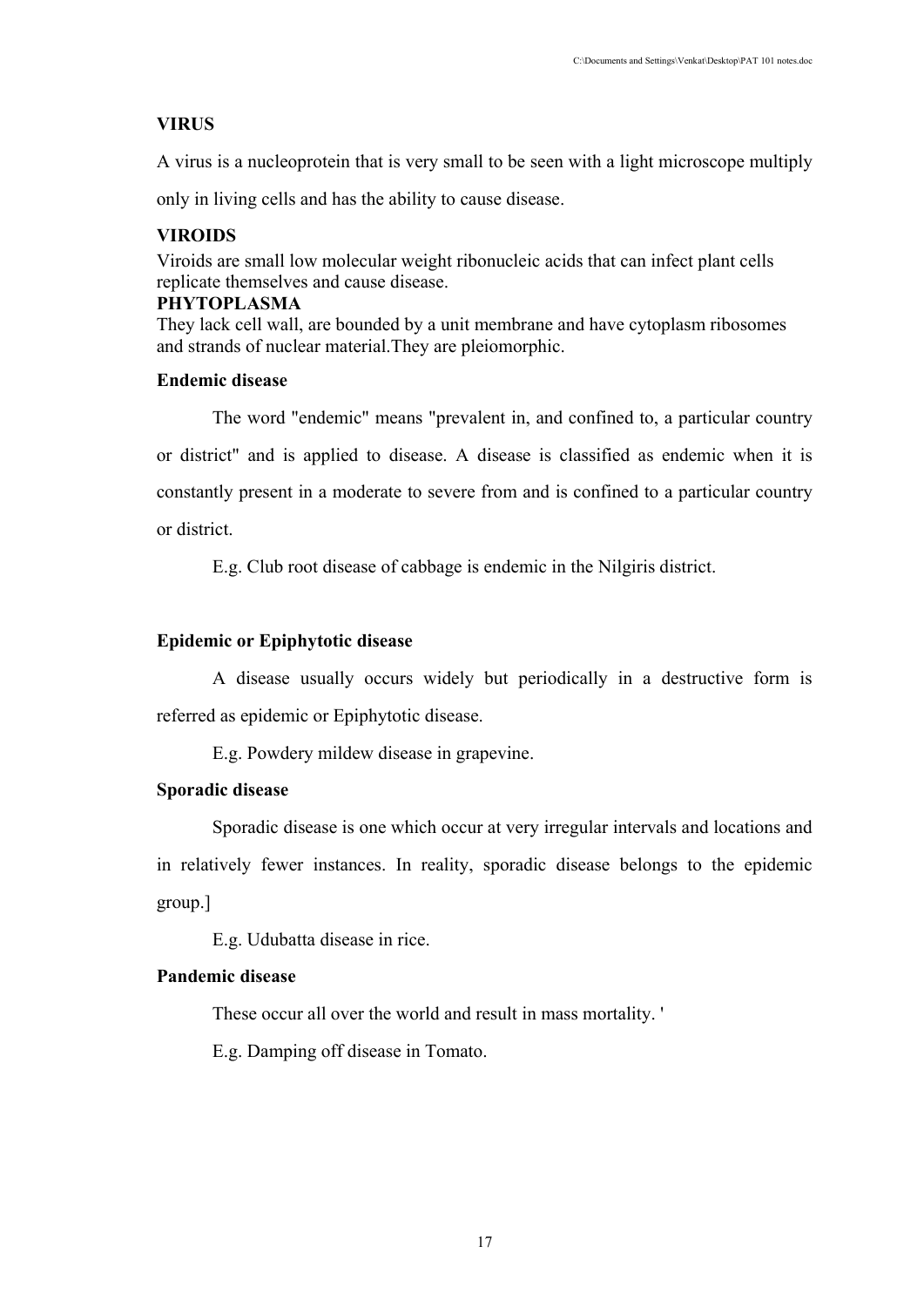**VIRUS**

A virus is a nucleoprotein that is very small to be seen with a light microscope multiply only in living cells and has the ability to cause disease.

**VIROIDS**

Viroids are small low molecular weight ribonucleic acids that can infect plant cells replicate themselves and cause disease.

**PHYTOPLASMA**

They lack cell wall, are bounded by a unit membrane and have cytoplasm ribosomes and strands of nuclear material.They are pleiomorphic.

**Endemic disease**

The word "endemic" means "prevalent in, and confined to, a particular country or district" and is applied to disease. A disease is classified as endemic when it is constantly present in a moderate to severe from and is confined to a particular country or district.

E.g. Club root disease of cabbage is endemic in the Nilgiris district.

**Epidemic or Epiphytotic disease**

A disease usually occurs widely but periodically in a destructive form is referred as epidemic or Epiphytotic disease.

E.g. Powdery mildew disease in grapevine.

**Sporadic disease**

Sporadic disease is one which occur at very irregular intervals and locations and in relatively fewer instances. In reality, sporadic disease belongs to the epidemic group.]

E.g. Udubatta disease in rice.

**Pandemic disease**

These occur all over the world and result in mass mortality. '

E.g. Damping off disease in Tomato.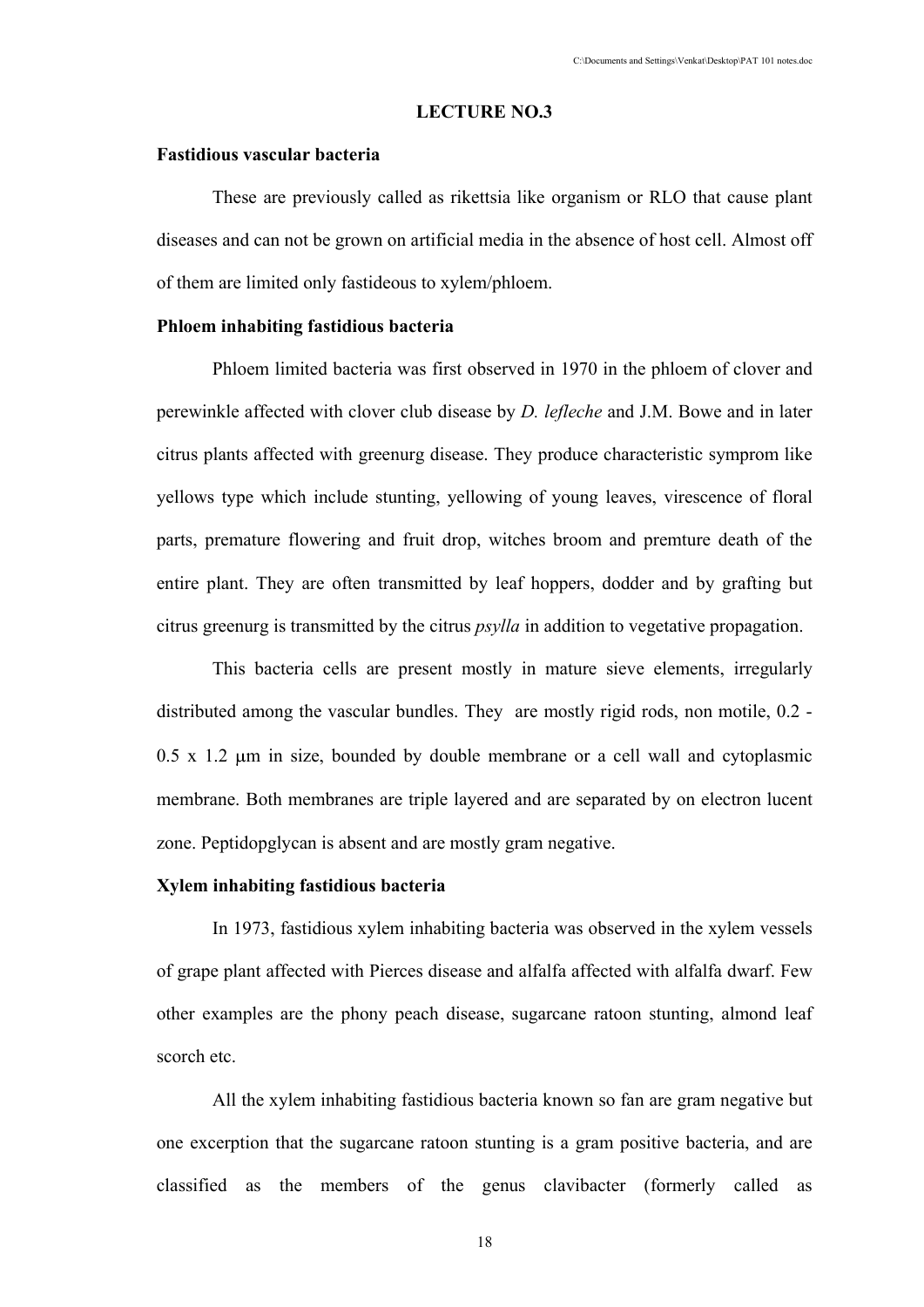## LECTURE NO.3

### Fastidious vascular bacteria

These are previously called as rikettsia like organism or RLO that cause plant diseases and can not be grown on artificial media in the absence of host cell. Almost off of them are limited only fastideous to xylem/phloem.

### Phloem inhabiting fastidious bacteria

Phloem limited bacteria was first observed in 1970 in the phloem of clover and perewinkle affected with clover club disease by *D. lefleche* and J.M. Bowe and in later citrus plants affected with greenurg disease. They produce characteristic symprom like yellows type which include stunting, yellowing of young leaves, virescence of floral parts, premature flowering and fruit drop, witches broom and premture death of the entire plant. They are often transmitted by leaf hoppers, dodder and by grafting but citrus greenurg is transmitted by the citrus *psylla* in addition to vegetative propagation.

This bacteria cells are present mostly in mature sieve elements, irregularly distributed among the vascular bundles. They are mostly rigid rods, non motile, 0.2 - 0.5 x 1.2 μm in size, bounded by double membrane or a cell wall and cytoplasmic membrane. Both membranes are triple layered and are separated by on electron lucent zone. Peptidopglycan is absent and are mostly gram negative.

### Xylem inhabiting fastidious bacteria

In 1973, fastidious xylem inhabiting bacteria was observed in the xylem vessels of grape plant affected with Pierces disease and alfalfa affected with alfalfa dwarf. Few other examples are the phony peach disease, sugarcane ratoon stunting, almond leaf scorch etc.

All the xylem inhabiting fastidious bacteria known so fan are gram negative but one excerption that the sugarcane ratoon stunting is a gram positive bacteria, and are classified as the members of the genus clavibacter (formerly called as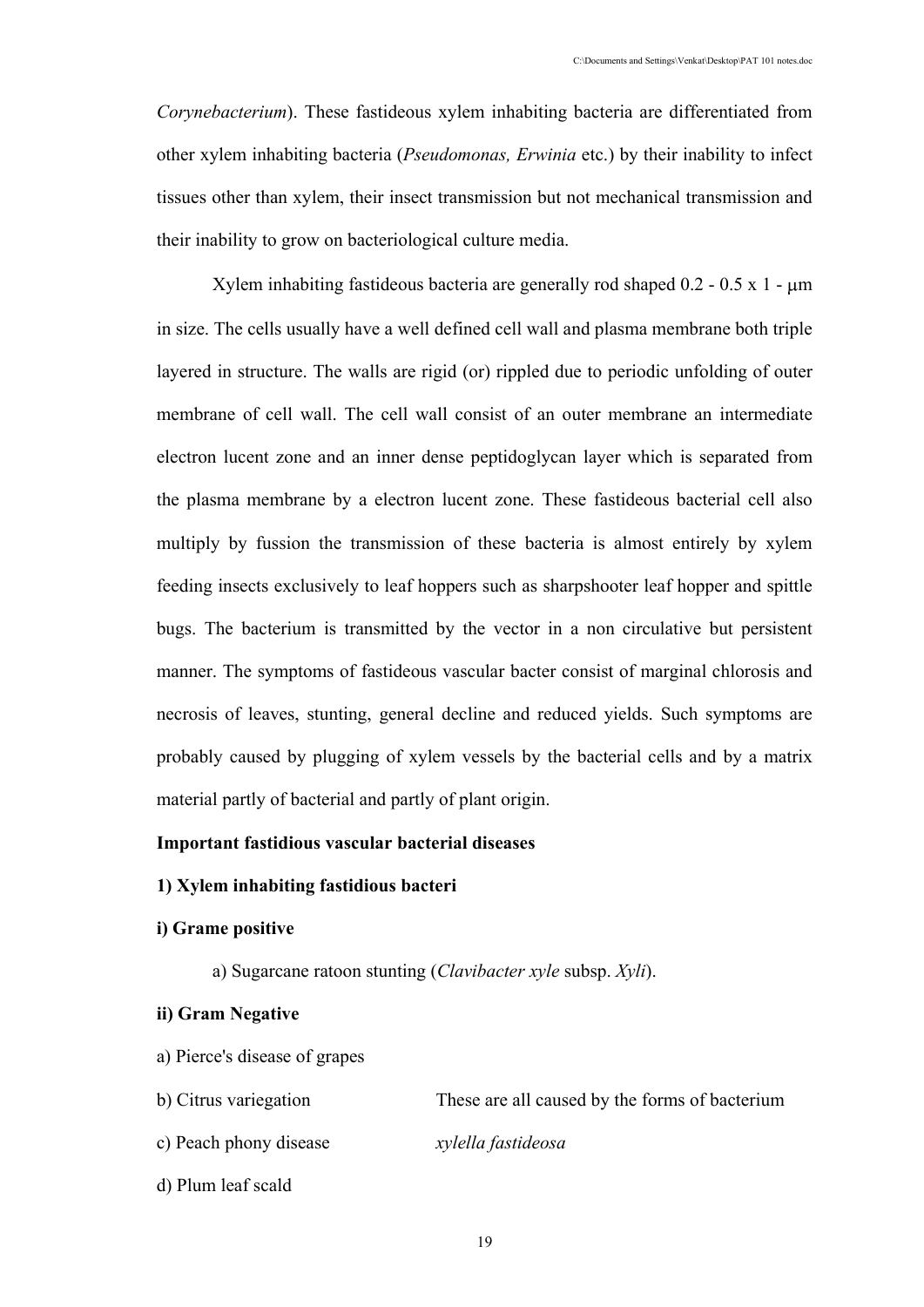*Corynebacterium*). These fastideous xylem inhabiting bacteria are differentiated from other xylem inhabiting bacteria (*Pseudomonas, Erwinia* etc.) by their inability to infect tissues other than xylem, their insect transmission but not mechanical transmission and their inability to grow on bacteriological culture media.

Xylem inhabiting fastideous bacteria are generally rod shaped 0.2 - 0.5 x 1 - μm in size. The cells usually have a well defined cell wall and plasma membrane both triple layered in structure. The walls are rigid (or) rippled due to periodic unfolding of outer membrane of cell wall. The cell wall consist of an outer membrane an intermediate electron lucent zone and an inner dense peptidoglycan layer which is separated from the plasma membrane by a electron lucent zone. These fastideous bacterial cell also multiply by fussion the transmission of these bacteria is almost entirely by xylem feeding insects exclusively to leaf hoppers such as sharpshooter leaf hopper and spittle bugs. The bacterium is transmitted by the vector in a non circulative but persistent manner. The symptoms of fastideous vascular bacter consist of marginal chlorosis and necrosis of leaves, stunting, general decline and reduced yields. Such symptoms are probably caused by plugging of xylem vessels by the bacterial cells and by a matrix material partly of bacterial and partly of plant origin.

**Important fastidious vascular bacterial diseases**

**1) Xylem inhabiting fastidious bacteri**

**i) Grame positive**

a) Sugarcane ratoon stunting (*Clavibacter xyle* subsp. *Xyli*).

**ii) Gram Negative**

a) Pierce's disease of grapes

b) Citrus variegation

c) Peach phony disease

d) Plum leaf scald

These are all caused by the forms of bacterium *xylella fastideosa*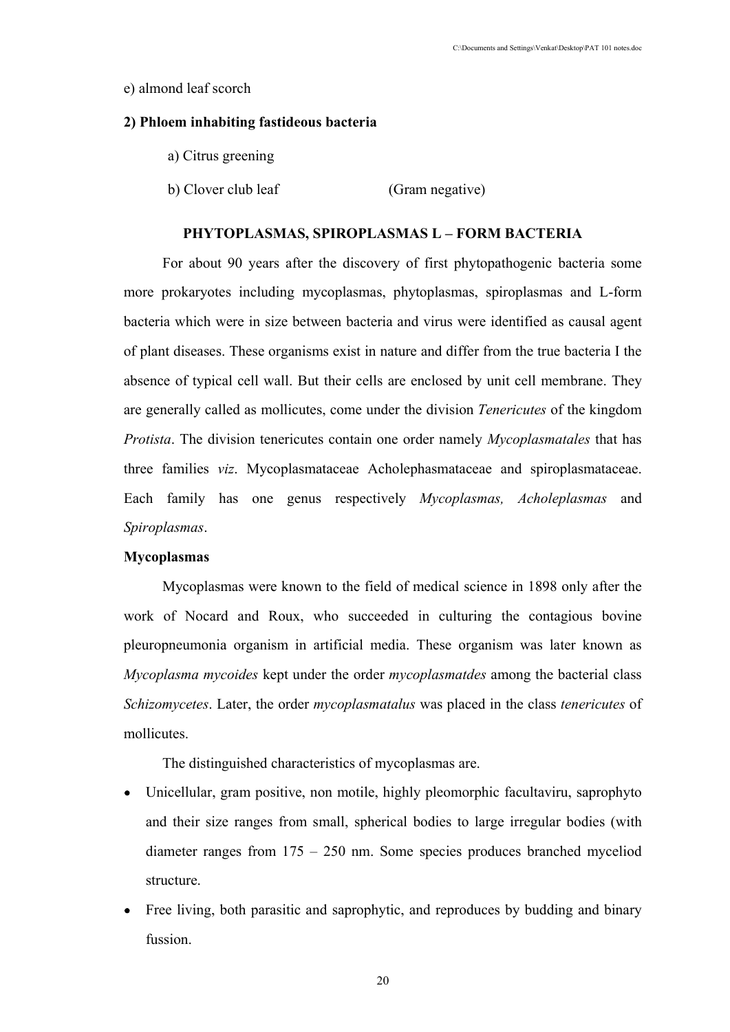e) almond leaf scorch

**2) Phloem inhabiting fastideous bacteria**

a) Citrus greening

b) Clover club leaf (Gram negative)

## PHYTOPLASMAS, SPIROPLASMAS L – FORM BACTERIA

For about 90 years after the discovery of first phytopathogenic bacteria some more prokaryotes including mycoplasmas, phytoplasmas, spiroplasmas and L-form bacteria which were in size between bacteria and virus were identified as causal agent of plant diseases. These organisms exist in nature and differ from the true bacteria I the absence of typical cell wall. But their cells are enclosed by unit cell membrane. They are generally called as mollicutes, come under the division *Tenericutes* of the kingdom *Protista*. The division tenericutes contain one order namely *Mycoplasmatales* that has three families *viz*. Mycoplasmataceae Acholephasmataceae and spiroplasmataceae. Each family has one genus respectively *Mycoplasmas, Acholeplasmas* and *Spiroplasmas*.

**Mycoplasmas**

Mycoplasmas were known to the field of medical science in 1898 only after the work of Nocard and Roux, who succeeded in culturing the contagious bovine pleuropneumonia organism in artificial media. These organism was later known as *Mycoplasma mycoides* kept under the order *mycoplasmatdes* among the bacterial class *Schizomycetes*. Later, the order *mycoplasmatalus* was placed in the class *tenericutes* of mollicutes.

The distinguished characteristics of mycoplasmas are.

- Unicellular, gram positive, non motile, highly pleomorphic facultaviru, saprophyto and their size ranges from small, spherical bodies to large irregular bodies (with diameter ranges from 175 – 250 nm. Some species produces branched myceliod structure.
- Free living, both parasitic and saprophytic, and reproduces by budding and binary fussion.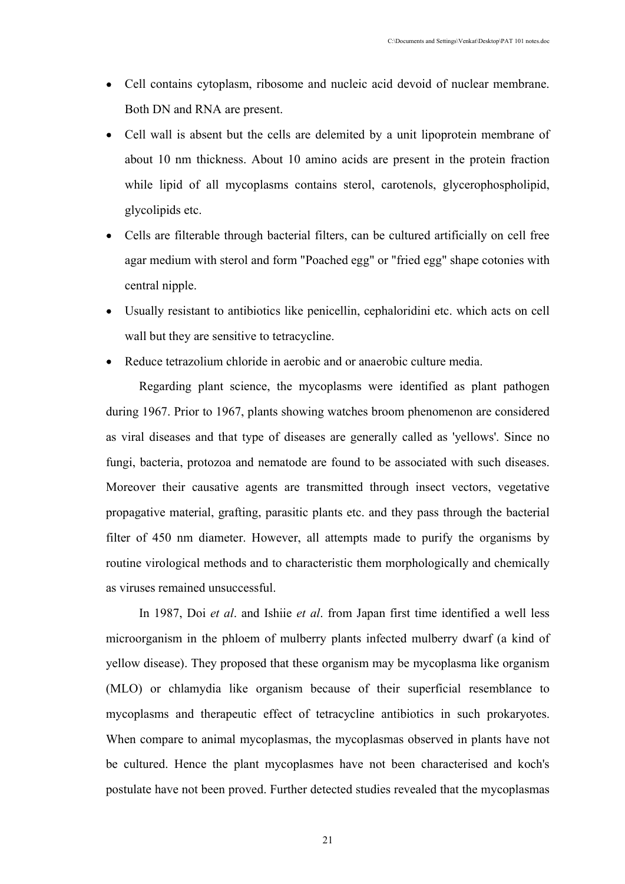- Cell contains cytoplasm, ribosome and nucleic acid devoid of nuclear membrane. Both DN and RNA are present.
- Cell wall is absent but the cells are delemited by a unit lipoprotein membrane of about 10 nm thickness. About 10 amino acids are present in the protein fraction while lipid of all mycoplasms contains sterol, carotenols, glycerophospholipid, glycolipids etc.
- Cells are filterable through bacterial filters, can be cultured artificially on cell free agar medium with sterol and form "Poached egg" or "fried egg" shape cotonies with central nipple.
- Usually resistant to antibiotics like penicellin, cephaloridini etc. which acts on cell wall but they are sensitive to tetracycline.
- Reduce tetrazolium chloride in aerobic and or anaerobic culture media.

Regarding plant science, the mycoplasms were identified as plant pathogen during 1967. Prior to 1967, plants showing watches broom phenomenon are considered as viral diseases and that type of diseases are generally called as 'yellows'. Since no fungi, bacteria, protozoa and nematode are found to be associated with such diseases. Moreover their causative agents are transmitted through insect vectors, vegetative propagative material, grafting, parasitic plants etc. and they pass through the bacterial filter of 450 nm diameter. However, all attempts made to purify the organisms by routine virological methods and to characteristic them morphologically and chemically as viruses remained unsuccessful.

In 1987, Doi *et al*. and Ishiie *et al*. from Japan first time identified a well less microorganism in the phloem of mulberry plants infected mulberry dwarf (a kind of yellow disease). They proposed that these organism may be mycoplasma like organism (MLO) or chlamydia like organism because of their superficial resemblance to mycoplasms and therapeutic effect of tetracycline antibiotics in such prokaryotes. When compare to animal mycoplasmas, the mycoplasmas observed in plants have not be cultured. Hence the plant mycoplasmes have not been characterised and koch's postulate have not been proved. Further detected studies revealed that the mycoplasmas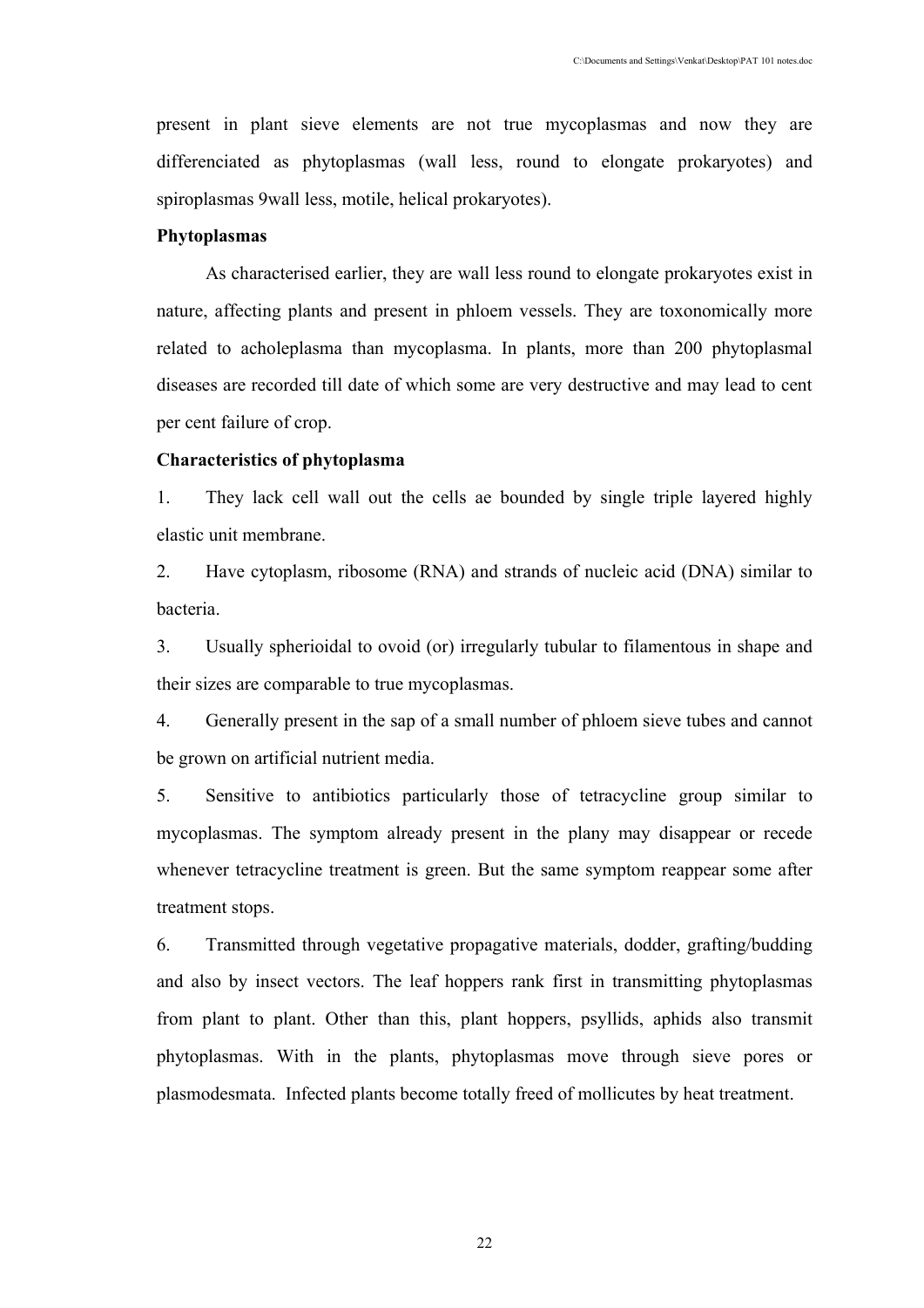present in plant sieve elements are not true mycoplasmas and now they are differenciated as phytoplasmas (wall less, round to elongate prokaryotes) and spiroplasmas 9wall less, motile, helical prokaryotes).

**Phytoplasmas**

As characterised earlier, they are wall less round to elongate prokaryotes exist in nature, affecting plants and present in phloem vessels. They are toxonomically more related to acholeplasma than mycoplasma. In plants, more than 200 phytoplasmal diseases are recorded till date of which some are very destructive and may lead to cent per cent failure of crop.

**Characteristics of phytoplasma**

1. They lack cell wall out the cells ae bounded by single triple layered highly elastic unit membrane.
2. Have cytoplasm, ribosome (RNA) and strands of nucleic acid (DNA) similar to bacteria.
3. Usually spherioidal to ovoid (or) irregularly tubular to filamentous in shape and their sizes are comparable to true mycoplasmas.
4. Generally present in the sap of a small number of phloem sieve tubes and cannot be grown on artificial nutrient media.
5. Sensitive to antibiotics particularly those of tetracycline group similar to mycoplasmas. The symptom already present in the plany may disappear or recede whenever tetracycline treatment is green. But the same symptom reappear some after treatment stops.
6. Transmitted through vegetative propagative materials, dodder, grafting/budding and also by insect vectors. The leaf hoppers rank first in transmitting phytoplasmas from plant to plant. Other than this, plant hoppers, psyllids, aphids also transmit phytoplasmas. With in the plants, phytoplasmas move through sieve pores or plasmodesmata. Infected plants become totally freed of mollicutes by heat treatment.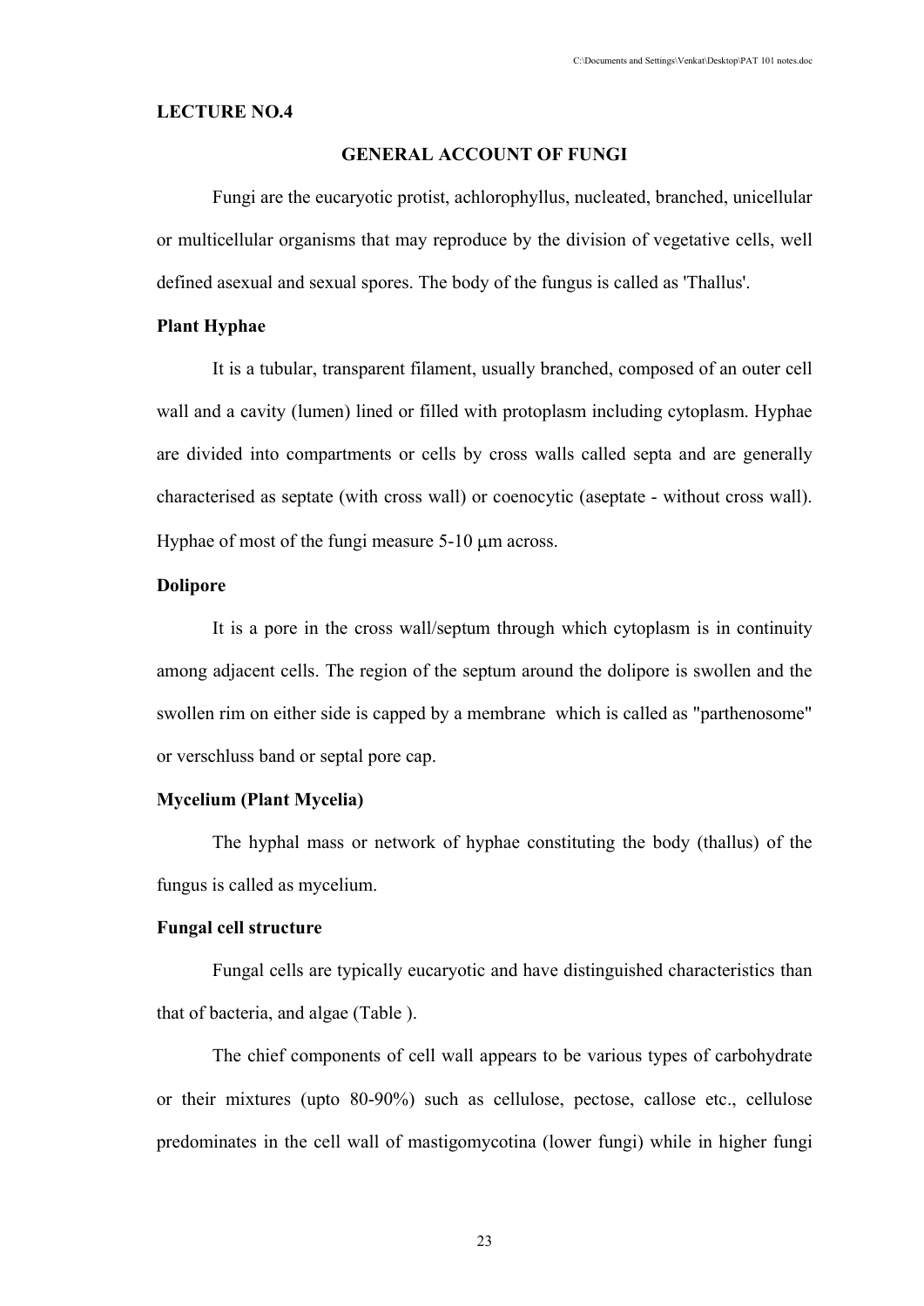**LECTURE NO.4**

## GENERAL ACCOUNT OF FUNGI

Fungi are the eucaryotic protist, achlorophyllus, nucleated, branched, unicellular or multicellular organisms that may reproduce by the division of vegetative cells, well defined asexual and sexual spores. The body of the fungus is called as 'Thallus'.

**Plant Hyphae**

It is a tubular, transparent filament, usually branched, composed of an outer cell wall and a cavity (lumen) lined or filled with protoplasm including cytoplasm. Hyphae are divided into compartments or cells by cross walls called septa and are generally characterised as septate (with cross wall) or coenocytic (aseptate - without cross wall). Hyphae of most of the fungi measure 5-10 μm across.

**Dolipore**

It is a pore in the cross wall/septum through which cytoplasm is in continuity among adjacent cells. The region of the septum around the dolipore is swollen and the swollen rim on either side is capped by a membrane which is called as "parthenosome" or verschluss band or septal pore cap.

**Mycelium (Plant Mycelia)**

The hyphal mass or network of hyphae constituting the body (thallus) of the fungus is called as mycelium.

**Fungal cell structure**

Fungal cells are typically eucaryotic and have distinguished characteristics than that of bacteria, and algae (Table ).

The chief components of cell wall appears to be various types of carbohydrate or their mixtures (upto 80-90%) such as cellulose, pectose, callose etc., cellulose predominates in the cell wall of mastigomycotina (lower fungi) while in higher fungi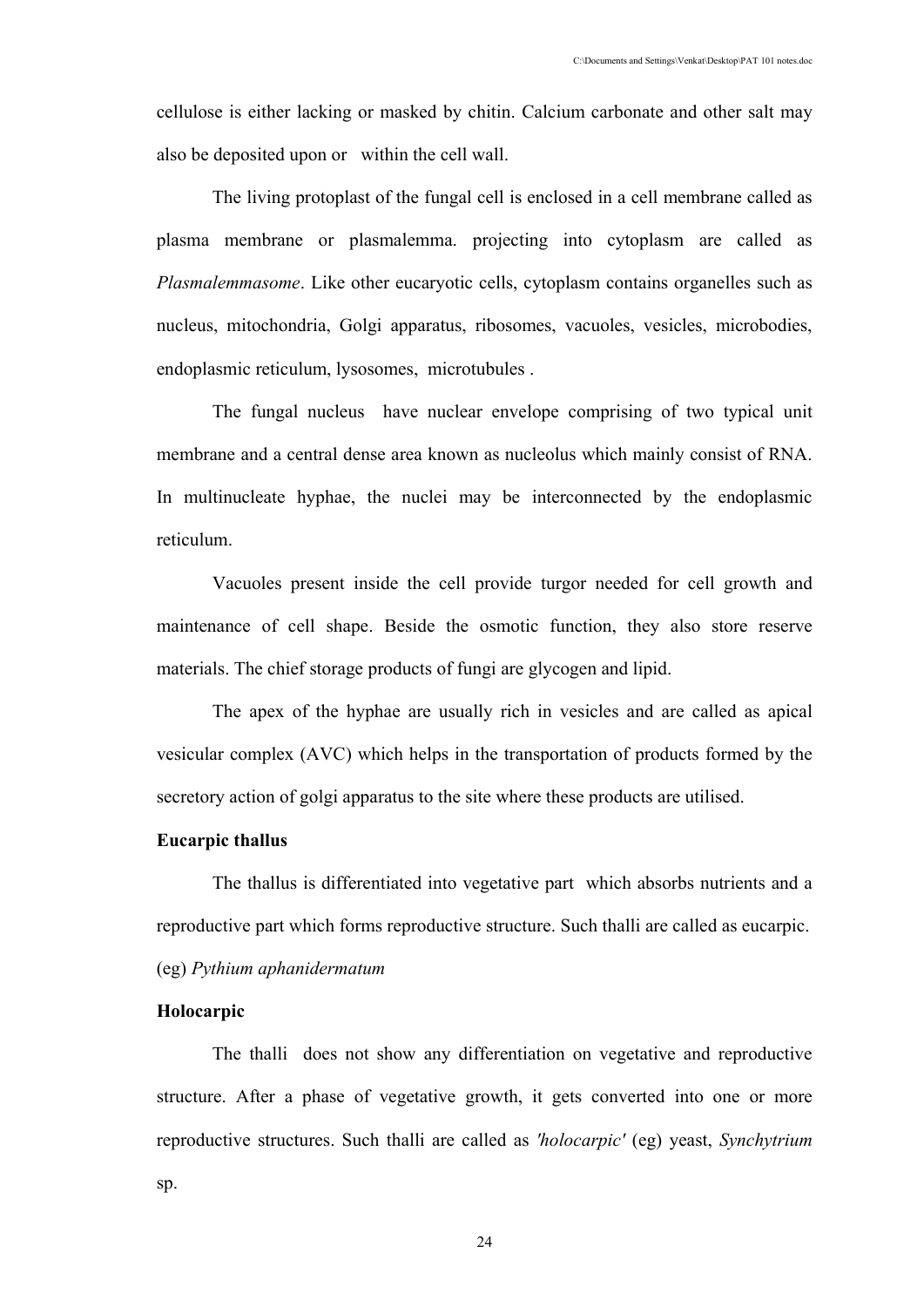cellulose is either lacking or masked by chitin. Calcium carbonate and other salt may also be deposited upon or within the cell wall.

The living protoplast of the fungal cell is enclosed in a cell membrane called as plasma membrane or plasmalemma. projecting into cytoplasm are called as *Plasmalemmasome*. Like other eucaryotic cells, cytoplasm contains organelles such as nucleus, mitochondria, Golgi apparatus, ribosomes, vacuoles, vesicles, microbodies, endoplasmic reticulum, lysosomes, microtubules .

The fungal nucleus have nuclear envelope comprising of two typical unit membrane and a central dense area known as nucleolus which mainly consist of RNA. In multinucleate hyphae, the nuclei may be interconnected by the endoplasmic reticulum.

Vacuoles present inside the cell provide turgor needed for cell growth and maintenance of cell shape. Beside the osmotic function, they also store reserve materials. The chief storage products of fungi are glycogen and lipid.

The apex of the hyphae are usually rich in vesicles and are called as apical vesicular complex (AVC) which helps in the transportation of products formed by the secretory action of golgi apparatus to the site where these products are utilised.

**Eucarpic thallus**

The thallus is differentiated into vegetative part which absorbs nutrients and a reproductive part which forms reproductive structure. Such thalli are called as eucarpic. (eg) *Pythium aphanidermatum*

**Holocarpic**

The thalli does not show any differentiation on vegetative and reproductive structure. After a phase of vegetative growth, it gets converted into one or more reproductive structures. Such thalli are called as *'holocarpic'* (eg) yeast, *Synchytrium* sp.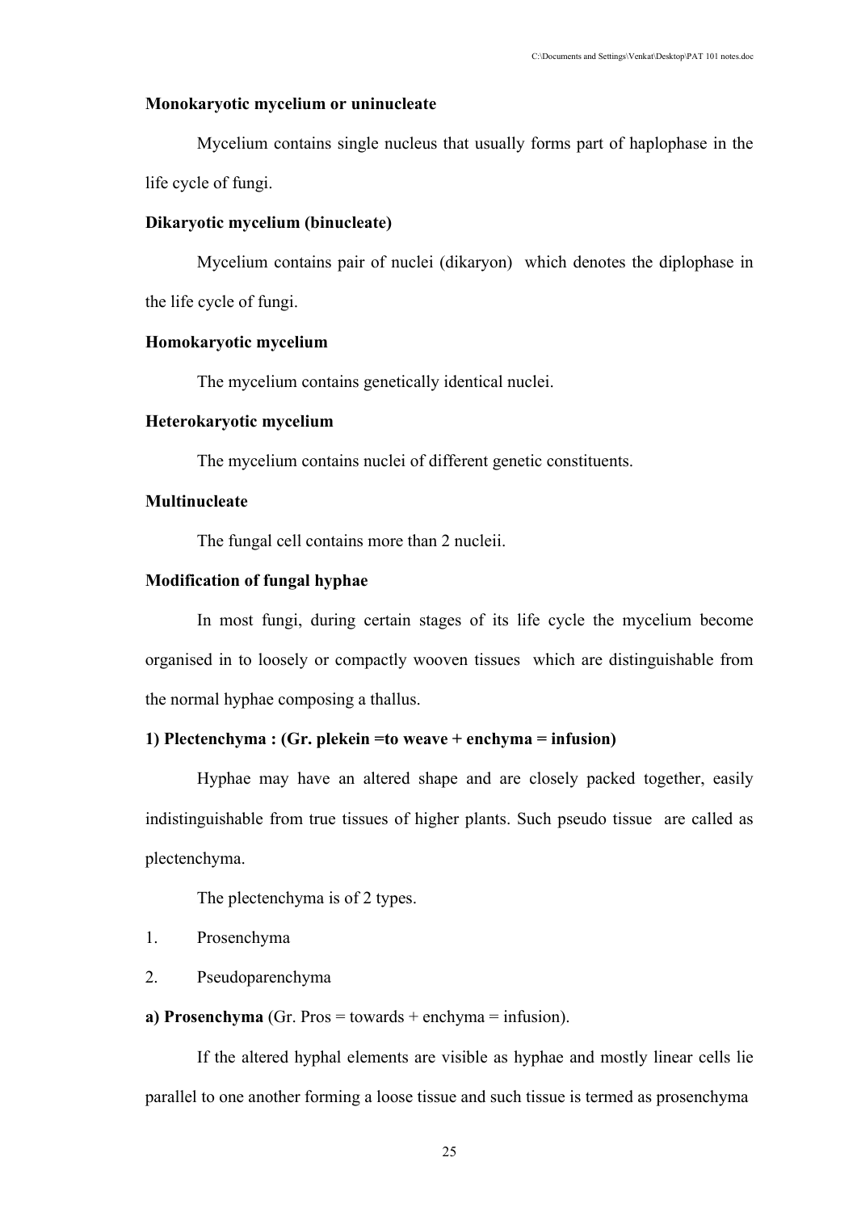**Monokaryotic mycelium or uninucleate**

Mycelium contains single nucleus that usually forms part of haplophase in the life cycle of fungi.

**Dikaryotic mycelium (binucleate)**

Mycelium contains pair of nuclei (dikaryon) which denotes the diplophase in the life cycle of fungi.

**Homokaryotic mycelium**

The mycelium contains genetically identical nuclei.

**Heterokaryotic mycelium**

The mycelium contains nuclei of different genetic constituents.

**Multinucleate**

The fungal cell contains more than 2 nucleii.

**Modification of fungal hyphae**

In most fungi, during certain stages of its life cycle the mycelium become organised in to loosely or compactly wooven tissues which are distinguishable from the normal hyphae composing a thallus.

**1) Plectenchyma : (Gr. plekein =to weave + enchyma = infusion)**

Hyphae may have an altered shape and are closely packed together, easily indistinguishable from true tissues of higher plants. Such pseudo tissue are called as plectenchyma.

The plectenchyma is of 2 types.

1. Prosenchyma
2. Pseudoparenchyma

**a) Prosenchyma** (Gr. Pros = towards + enchyma = infusion).

If the altered hyphal elements are visible as hyphae and mostly linear cells lie parallel to one another forming a loose tissue and such tissue is termed as prosenchyma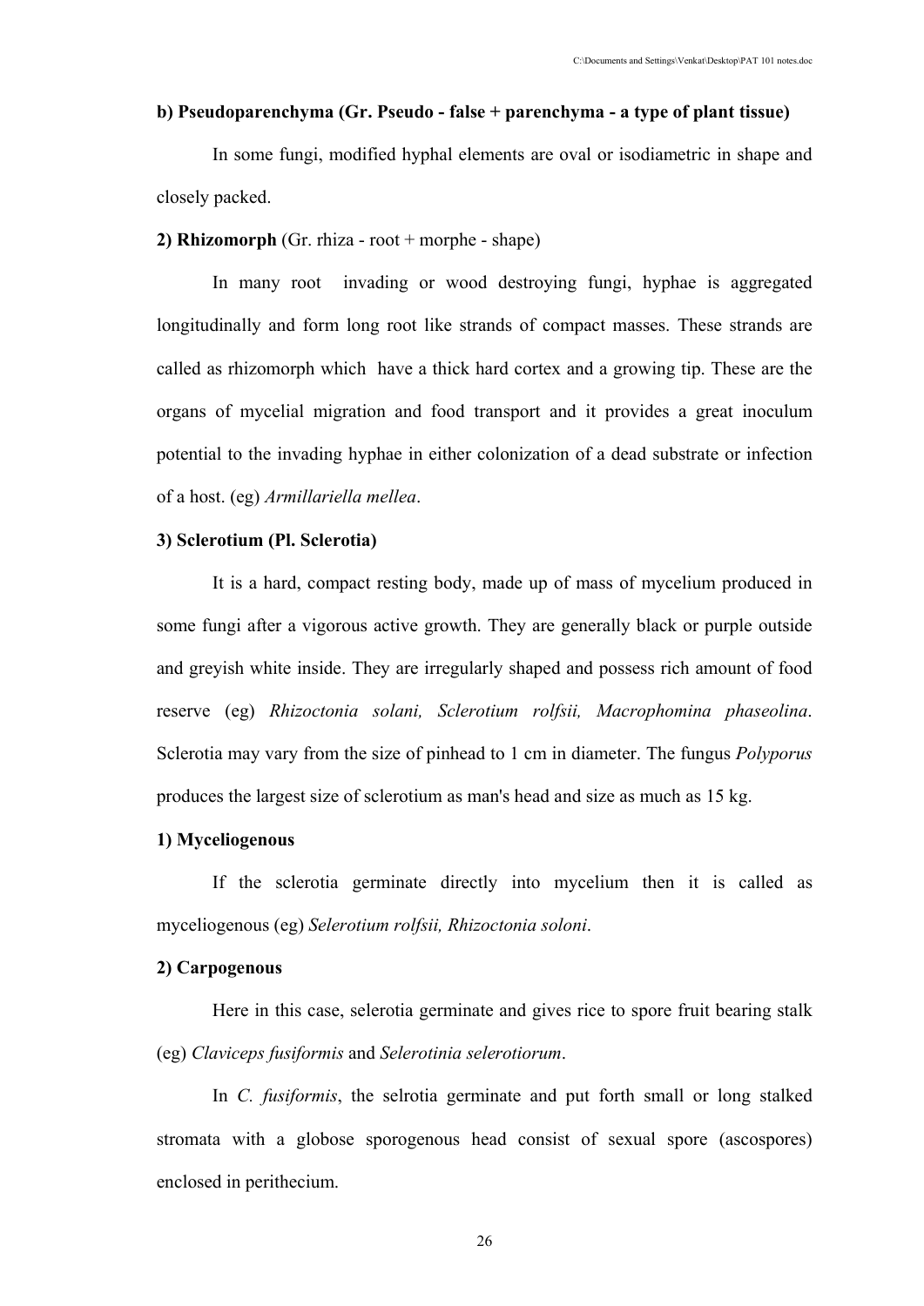**b) Pseudoparenchyma (Gr. Pseudo - false + parenchyma - a type of plant tissue)**

In some fungi, modified hyphal elements are oval or isodiametric in shape and closely packed.

**2) Rhizomorph** (Gr. rhiza - root + morphe - shape)

In many root invading or wood destroying fungi, hyphae is aggregated longitudinally and form long root like strands of compact masses. These strands are called as rhizomorph which have a thick hard cortex and a growing tip. These are the organs of mycelial migration and food transport and it provides a great inoculum potential to the invading hyphae in either colonization of a dead substrate or infection of a host. (eg) *Armillariella mellea*.

**3) Sclerotium (Pl. Sclerotia)**

It is a hard, compact resting body, made up of mass of mycelium produced in some fungi after a vigorous active growth. They are generally black or purple outside and greyish white inside. They are irregularly shaped and possess rich amount of food reserve (eg) *Rhizoctonia solani, Sclerotium rolfsii, Macrophomina phaseolina*. Sclerotia may vary from the size of pinhead to 1 cm in diameter. The fungus *Polyporus* produces the largest size of sclerotium as man's head and size as much as 15 kg.

**1) Myceliogenous**

If the sclerotia germinate directly into mycelium then it is called as myceliogenous (eg) *Selerotium rolfsii, Rhizoctonia soloni*.

**2) Carpogenous**

Here in this case, selerotia germinate and gives rice to spore fruit bearing stalk (eg) *Claviceps fusiformis* and *Selerotinia selerotiorum*.

In *C. fusiformis*, the selrotia germinate and put forth small or long stalked stromata with a globose sporogenous head consist of sexual spore (ascospores) enclosed in perithecium.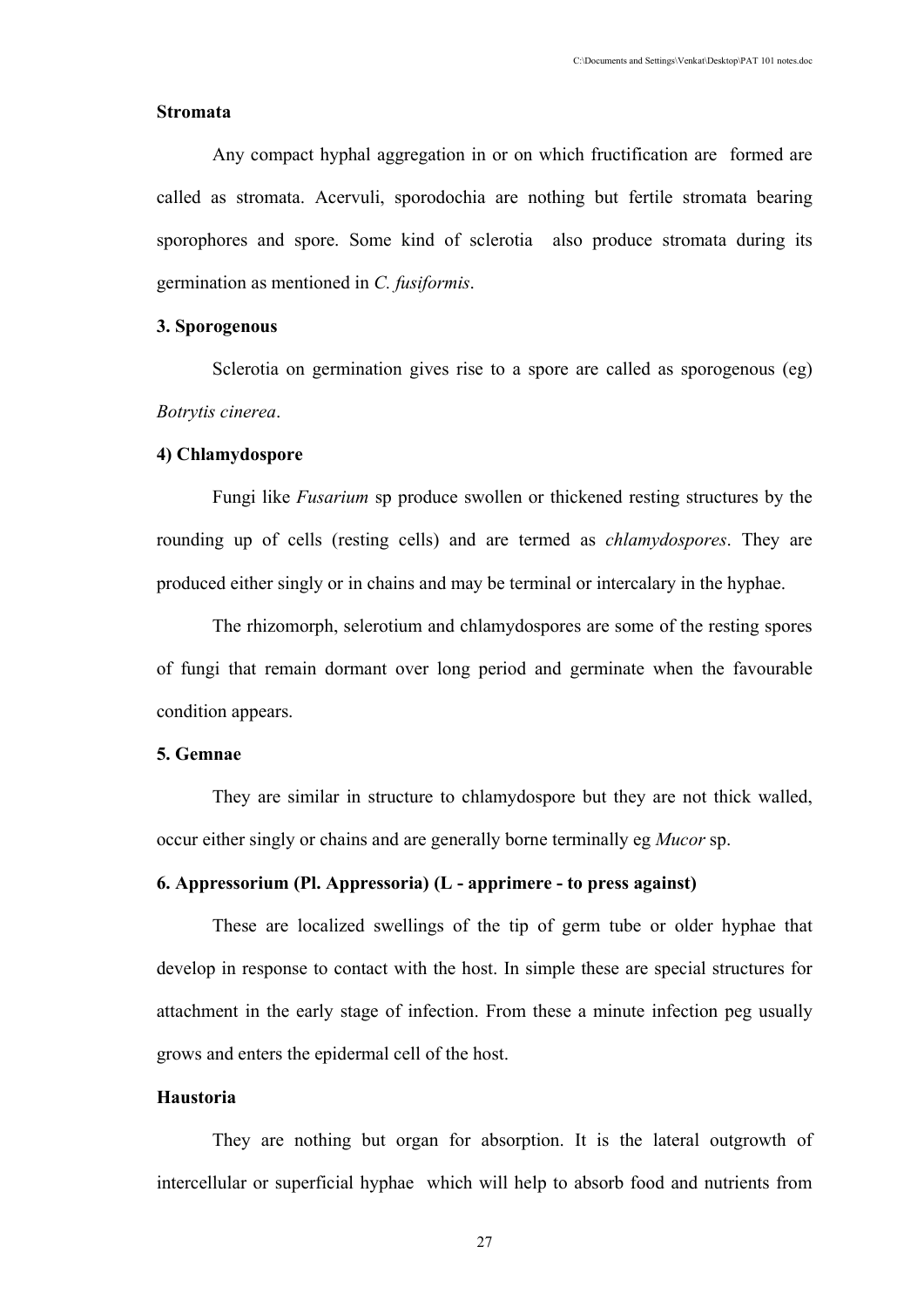### Stromata

Any compact hyphal aggregation in or on which fructification are formed are called as stromata. Acervuli, sporodochia are nothing but fertile stromata bearing sporophores and spore. Some kind of sclerotia also produce stromata during its germination as mentioned in *C. fusiformis*.

### 3. Sporogenous

Sclerotia on germination gives rise to a spore are called as sporogenous (eg) *Botrytis cinerea*.

### 4) Chlamydospore

Fungi like *Fusarium* sp produce swollen or thickened resting structures by the rounding up of cells (resting cells) and are termed as *chlamydospores*. They are produced either singly or in chains and may be terminal or intercalary in the hyphae.

The rhizomorph, selerotium and chlamydospores are some of the resting spores of fungi that remain dormant over long period and germinate when the favourable condition appears.

### 5. Gemnae

They are similar in structure to chlamydospore but they are not thick walled, occur either singly or chains and are generally borne terminally eg *Mucor* sp.

### 6. Appressorium (Pl. Appressoria) (L - apprimere - to press against)

These are localized swellings of the tip of germ tube or older hyphae that develop in response to contact with the host. In simple these are special structures for attachment in the early stage of infection. From these a minute infection peg usually grows and enters the epidermal cell of the host.

### Haustoria

They are nothing but organ for absorption. It is the lateral outgrowth of intercellular or superficial hyphae which will help to absorb food and nutrients from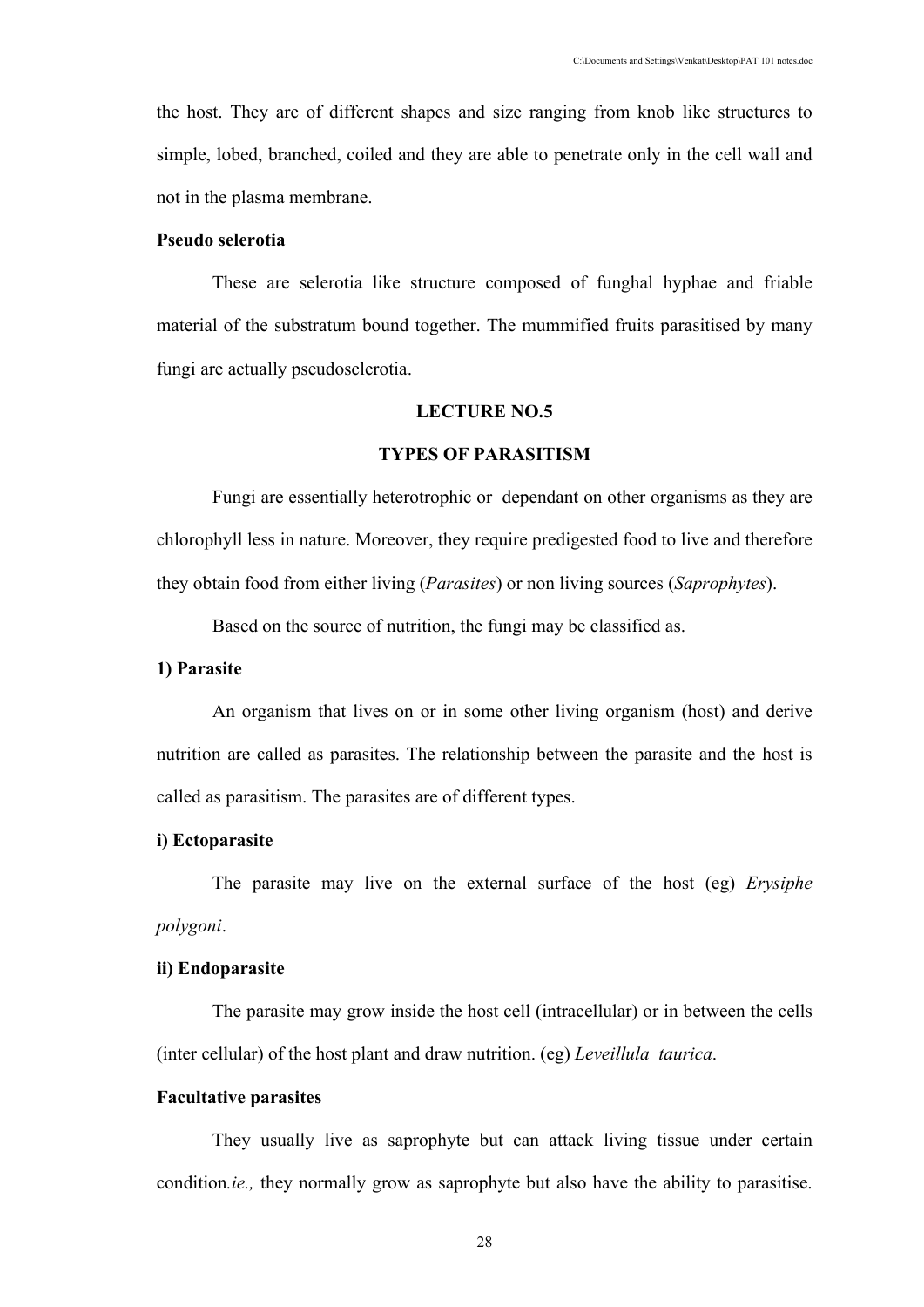the host. They are of different shapes and size ranging from knob like structures to simple, lobed, branched, coiled and they are able to penetrate only in the cell wall and not in the plasma membrane.

**Pseudo selerotia**

These are selerotia like structure composed of funghal hyphae and friable material of the substratum bound together. The mummified fruits parasitised by many fungi are actually pseudosclerotia.

## LECTURE NO.5

## TYPES OF PARASITISM

Fungi are essentially heterotrophic or dependant on other organisms as they are chlorophyll less in nature. Moreover, they require predigested food to live and therefore they obtain food from either living (*Parasites*) or non living sources (*Saprophytes*).

Based on the source of nutrition, the fungi may be classified as.

**1) Parasite**

An organism that lives on or in some other living organism (host) and derive nutrition are called as parasites. The relationship between the parasite and the host is called as parasitism. The parasites are of different types.

**i) Ectoparasite**

The parasite may live on the external surface of the host (eg) *Erysiphe polygoni*.

**ii) Endoparasite**

The parasite may grow inside the host cell (intracellular) or in between the cells (inter cellular) of the host plant and draw nutrition. (eg) *Leveillula taurica*.

**Facultative parasites**

They usually live as saprophyte but can attack living tissue under certain condition*.ie.,* they normally grow as saprophyte but also have the ability to parasitise.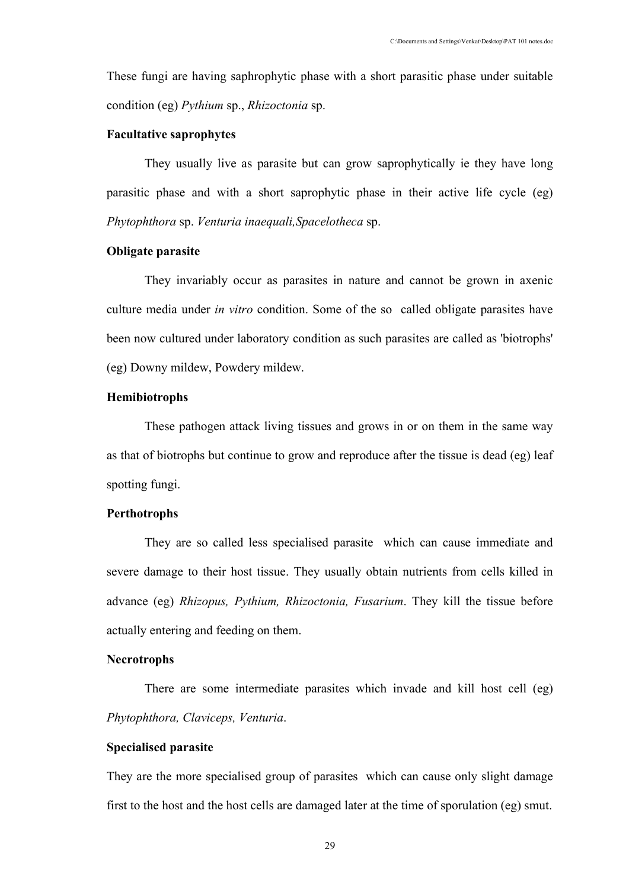These fungi are having saphrophytic phase with a short parasitic phase under suitable condition (eg) *Pythium* sp., *Rhizoctonia* sp.

**Facultative saprophytes**

They usually live as parasite but can grow saprophytically ie they have long parasitic phase and with a short saprophytic phase in their active life cycle (eg) *Phytophthora* sp. *Venturia inaequali,Spacelotheca* sp.

**Obligate parasite**

They invariably occur as parasites in nature and cannot be grown in axenic culture media under *in vitro* condition. Some of the so called obligate parasites have been now cultured under laboratory condition as such parasites are called as 'biotrophs' (eg) Downy mildew, Powdery mildew.

**Hemibiotrophs**

These pathogen attack living tissues and grows in or on them in the same way as that of biotrophs but continue to grow and reproduce after the tissue is dead (eg) leaf spotting fungi.

**Perthotrophs**

They are so called less specialised parasite which can cause immediate and severe damage to their host tissue. They usually obtain nutrients from cells killed in advance (eg) *Rhizopus, Pythium, Rhizoctonia, Fusarium*. They kill the tissue before actually entering and feeding on them.

**Necrotrophs**

There are some intermediate parasites which invade and kill host cell (eg) *Phytophthora, Claviceps, Venturia*.

**Specialised parasite**

They are the more specialised group of parasites which can cause only slight damage first to the host and the host cells are damaged later at the time of sporulation (eg) smut.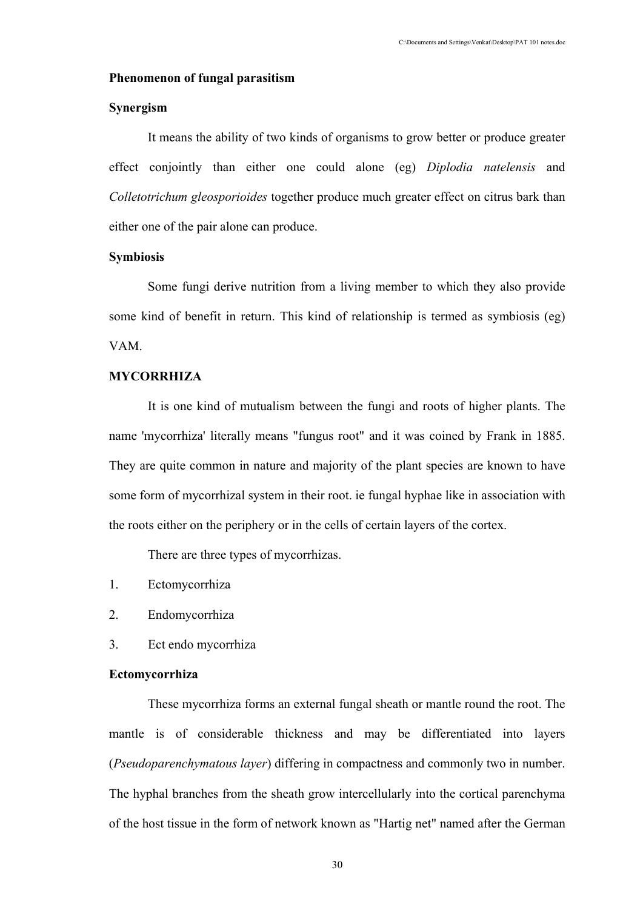**Phenomenon of fungal parasitism**

**Synergism**

It means the ability of two kinds of organisms to grow better or produce greater effect conjointly than either one could alone (eg) *Diplodia natelensis* and *Colletotrichum gleosporioides* together produce much greater effect on citrus bark than either one of the pair alone can produce.

**Symbiosis**

Some fungi derive nutrition from a living member to which they also provide some kind of benefit in return. This kind of relationship is termed as symbiosis (eg) VAM.

**MYCORRHIZA**

It is one kind of mutualism between the fungi and roots of higher plants. The name 'mycorrhiza' literally means "fungus root" and it was coined by Frank in 1885. They are quite common in nature and majority of the plant species are known to have some form of mycorrhizal system in their root. ie fungal hyphae like in association with the roots either on the periphery or in the cells of certain layers of the cortex.

There are three types of mycorrhizas.

1. Ectomycorrhiza
2. Endomycorrhiza
3. Ect endo mycorrhiza

**Ectomycorrhiza**

These mycorrhiza forms an external fungal sheath or mantle round the root. The mantle is of considerable thickness and may be differentiated into layers (*Pseudoparenchymatous layer*) differing in compactness and commonly two in number. The hyphal branches from the sheath grow intercellularly into the cortical parenchyma of the host tissue in the form of network known as "Hartig net" named after the German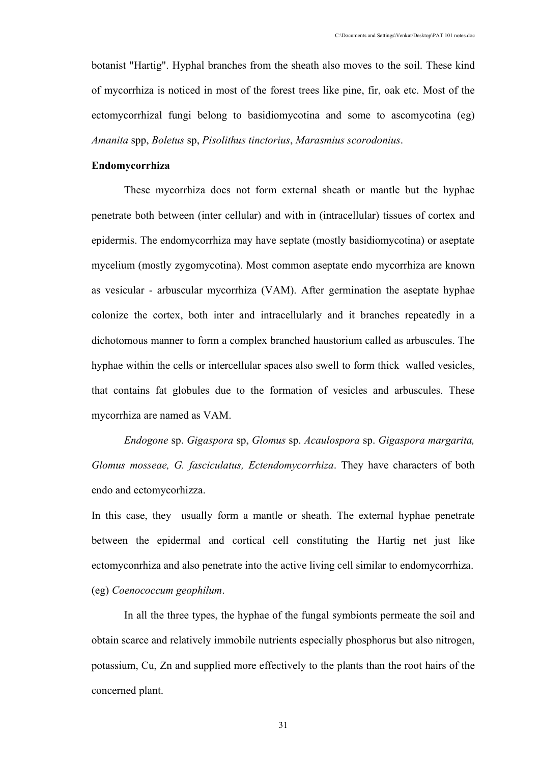botanist "Hartig". Hyphal branches from the sheath also moves to the soil. These kind of mycorrhiza is noticed in most of the forest trees like pine, fir, oak etc. Most of the ectomycorrhizal fungi belong to basidiomycotina and some to ascomycotina (eg) *Amanita* spp, *Boletus* sp, *Pisolithus tinctorius*, *Marasmius scorodonius*.

**Endomycorrhiza**

These mycorrhiza does not form external sheath or mantle but the hyphae penetrate both between (inter cellular) and with in (intracellular) tissues of cortex and epidermis. The endomycorrhiza may have septate (mostly basidiomycotina) or aseptate mycelium (mostly zygomycotina). Most common aseptate endo mycorrhiza are known as vesicular - arbuscular mycorrhiza (VAM). After germination the aseptate hyphae colonize the cortex, both inter and intracellularly and it branches repeatedly in a dichotomous manner to form a complex branched haustorium called as arbuscules. The hyphae within the cells or intercellular spaces also swell to form thick walled vesicles, that contains fat globules due to the formation of vesicles and arbuscules. These mycorrhiza are named as VAM.

*Endogone* sp. *Gigaspora* sp, *Glomus* sp. *Acaulospora* sp. *Gigaspora margarita, Glomus mosseae, G. fasciculatus, Ectendomycorrhiza*. They have characters of both endo and ectomycorhizza.

In this case, they usually form a mantle or sheath. The external hyphae penetrate between the epidermal and cortical cell constituting the Hartig net just like ectomyconrhiza and also penetrate into the active living cell similar to endomycorrhiza. (eg) *Coenococcum geophilum*.

In all the three types, the hyphae of the fungal symbionts permeate the soil and obtain scarce and relatively immobile nutrients especially phosphorus but also nitrogen, potassium, Cu, Zn and supplied more effectively to the plants than the root hairs of the concerned plant.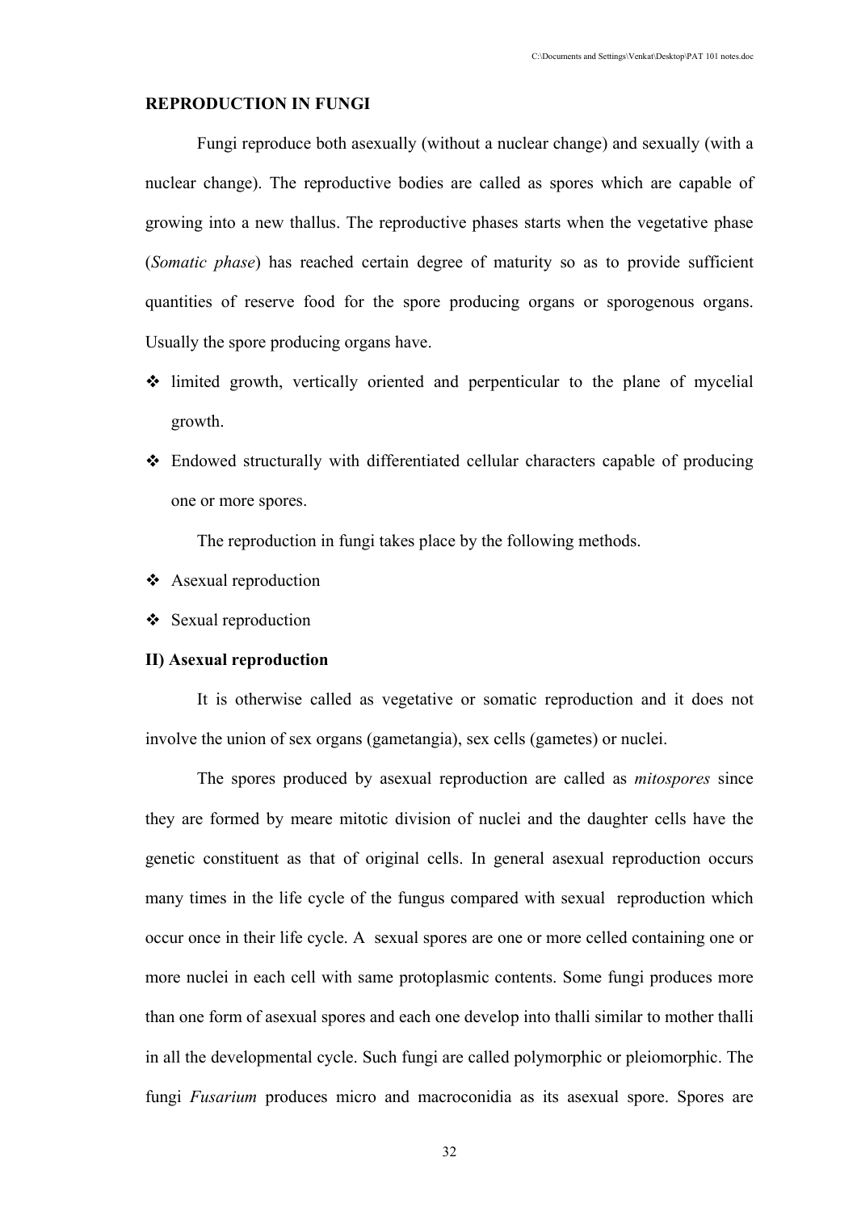**REPRODUCTION IN FUNGI**

Fungi reproduce both asexually (without a nuclear change) and sexually (with a nuclear change). The reproductive bodies are called as spores which are capable of growing into a new thallus. The reproductive phases starts when the vegetative phase (*Somatic phase*) has reached certain degree of maturity so as to provide sufficient quantities of reserve food for the spore producing organs or sporogenous organs. Usually the spore producing organs have.

- limited growth, vertically oriented and perpenticular to the plane of mycelial growth.
- Endowed structurally with differentiated cellular characters capable of producing one or more spores.

The reproduction in fungi takes place by the following methods.

- Asexual reproduction
- Sexual reproduction

**II) Asexual reproduction**

It is otherwise called as vegetative or somatic reproduction and it does not involve the union of sex organs (gametangia), sex cells (gametes) or nuclei.

The spores produced by asexual reproduction are called as *mitospores* since they are formed by meare mitotic division of nuclei and the daughter cells have the genetic constituent as that of original cells. In general asexual reproduction occurs many times in the life cycle of the fungus compared with sexual reproduction which occur once in their life cycle. A sexual spores are one or more celled containing one or more nuclei in each cell with same protoplasmic contents. Some fungi produces more than one form of asexual spores and each one develop into thalli similar to mother thalli in all the developmental cycle. Such fungi are called polymorphic or pleiomorphic. The fungi *Fusarium* produces micro and macroconidia as its asexual spore. Spores are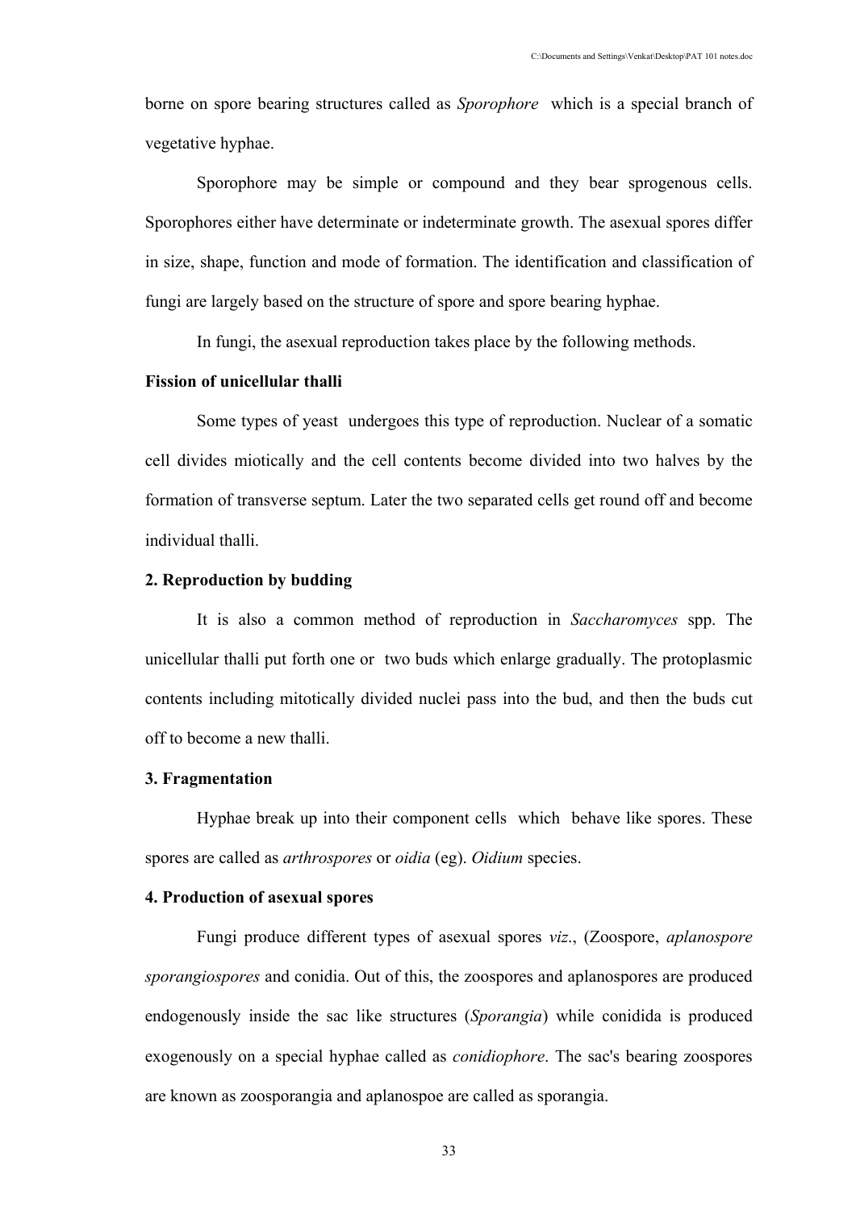borne on spore bearing structures called as *Sporophore* which is a special branch of vegetative hyphae.

Sporophore may be simple or compound and they bear sprogenous cells. Sporophores either have determinate or indeterminate growth. The asexual spores differ in size, shape, function and mode of formation. The identification and classification of fungi are largely based on the structure of spore and spore bearing hyphae.

In fungi, the asexual reproduction takes place by the following methods.

**Fission of unicellular thalli**

Some types of yeast undergoes this type of reproduction. Nuclear of a somatic cell divides miotically and the cell contents become divided into two halves by the formation of transverse septum. Later the two separated cells get round off and become individual thalli.

**2. Reproduction by budding**

It is also a common method of reproduction in *Saccharomyces* spp. The unicellular thalli put forth one or two buds which enlarge gradually. The protoplasmic contents including mitotically divided nuclei pass into the bud, and then the buds cut off to become a new thalli.

**3. Fragmentation**

Hyphae break up into their component cells which behave like spores. These spores are called as *arthrospores* or *oidia* (eg). *Oidium* species.

**4. Production of asexual spores**

Fungi produce different types of asexual spores *viz*., (Zoospore, *aplanospore sporangiospores* and conidia. Out of this, the zoospores and aplanospores are produced endogenously inside the sac like structures (*Sporangia*) while conidida is produced exogenously on a special hyphae called as *conidiophore*. The sac's bearing zoospores are known as zoosporangia and aplanospoe are called as sporangia.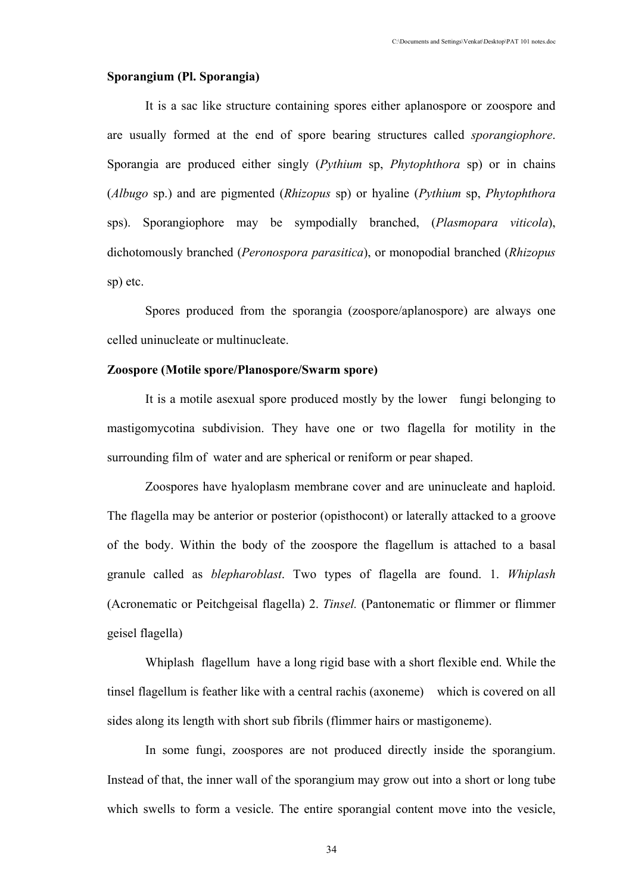**Sporangium (Pl. Sporangia)**

It is a sac like structure containing spores either aplanospore or zoospore and are usually formed at the end of spore bearing structures called *sporangiophore*. Sporangia are produced either singly (*Pythium* sp, *Phytophthora* sp) or in chains (*Albugo* sp.) and are pigmented (*Rhizopus* sp) or hyaline (*Pythium* sp, *Phytophthora* sps). Sporangiophore may be sympodially branched, (*Plasmopara viticola*), dichotomously branched (*Peronospora parasitica*), or monopodial branched (*Rhizopus* sp) etc.

Spores produced from the sporangia (zoospore/aplanospore) are always one celled uninucleate or multinucleate.

**Zoospore (Motile spore/Planospore/Swarm spore)**

It is a motile asexual spore produced mostly by the lower fungi belonging to mastigomycotina subdivision. They have one or two flagella for motility in the surrounding film of water and are spherical or reniform or pear shaped.

Zoospores have hyaloplasm membrane cover and are uninucleate and haploid. The flagella may be anterior or posterior (opisthocont) or laterally attacked to a groove of the body. Within the body of the zoospore the flagellum is attached to a basal granule called as *blepharoblast*. Two types of flagella are found. 1. *Whiplash* (Acronematic or Peitchgeisal flagella) 2. *Tinsel.* (Pantonematic or flimmer or flimmer geisel flagella)

Whiplash flagellum have a long rigid base with a short flexible end. While the tinsel flagellum is feather like with a central rachis (axoneme) which is covered on all sides along its length with short sub fibrils (flimmer hairs or mastigoneme).

In some fungi, zoospores are not produced directly inside the sporangium. Instead of that, the inner wall of the sporangium may grow out into a short or long tube which swells to form a vesicle. The entire sporangial content move into the vesicle,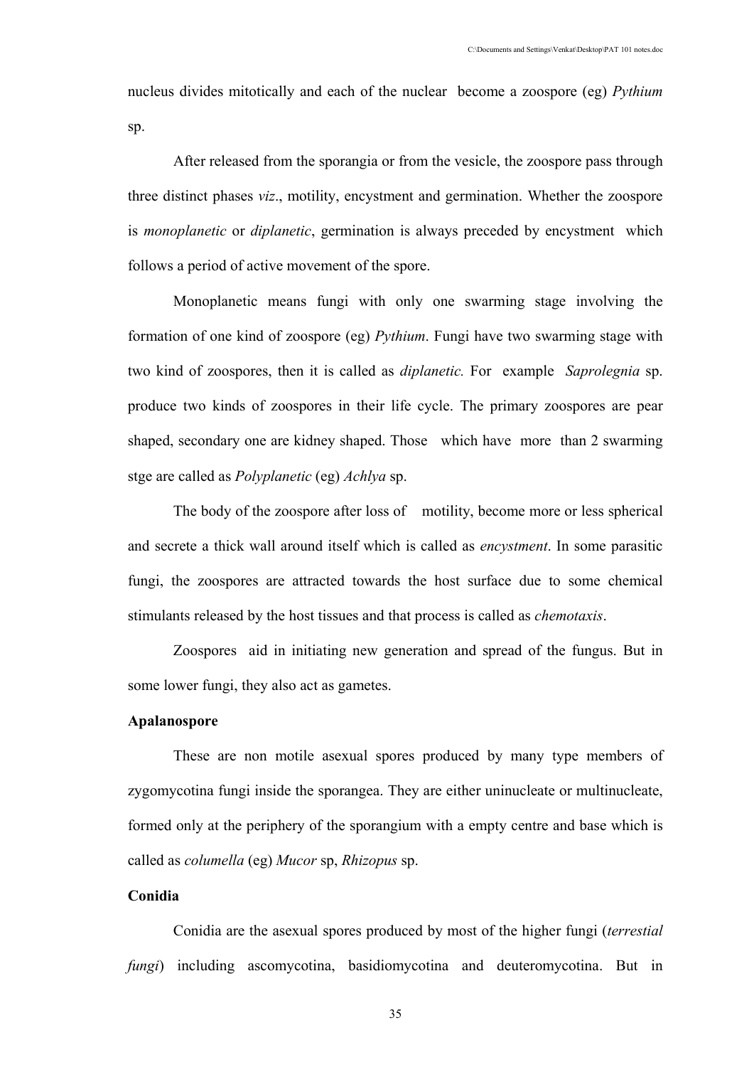nucleus divides mitotically and each of the nuclear become a zoospore (eg) *Pythium* sp.

After released from the sporangia or from the vesicle, the zoospore pass through three distinct phases *viz*., motility, encystment and germination. Whether the zoospore is *monoplanetic* or *diplanetic*, germination is always preceded by encystment which follows a period of active movement of the spore.

Monoplanetic means fungi with only one swarming stage involving the formation of one kind of zoospore (eg) *Pythium*. Fungi have two swarming stage with two kind of zoospores, then it is called as *diplanetic.* For example *Saprolegnia* sp. produce two kinds of zoospores in their life cycle. The primary zoospores are pear shaped, secondary one are kidney shaped. Those which have more than 2 swarming stge are called as *Polyplanetic* (eg) *Achlya* sp.

The body of the zoospore after loss of motility, become more or less spherical and secrete a thick wall around itself which is called as *encystment*. In some parasitic fungi, the zoospores are attracted towards the host surface due to some chemical stimulants released by the host tissues and that process is called as *chemotaxis*.

Zoospores aid in initiating new generation and spread of the fungus. But in some lower fungi, they also act as gametes.

**Apalanospore**

These are non motile asexual spores produced by many type members of zygomycotina fungi inside the sporangea. They are either uninucleate or multinucleate, formed only at the periphery of the sporangium with a empty centre and base which is called as *columella* (eg) *Mucor* sp, *Rhizopus* sp.

**Conidia**

Conidia are the asexual spores produced by most of the higher fungi (*terrestial fungi*) including ascomycotina, basidiomycotina and deuteromycotina. But in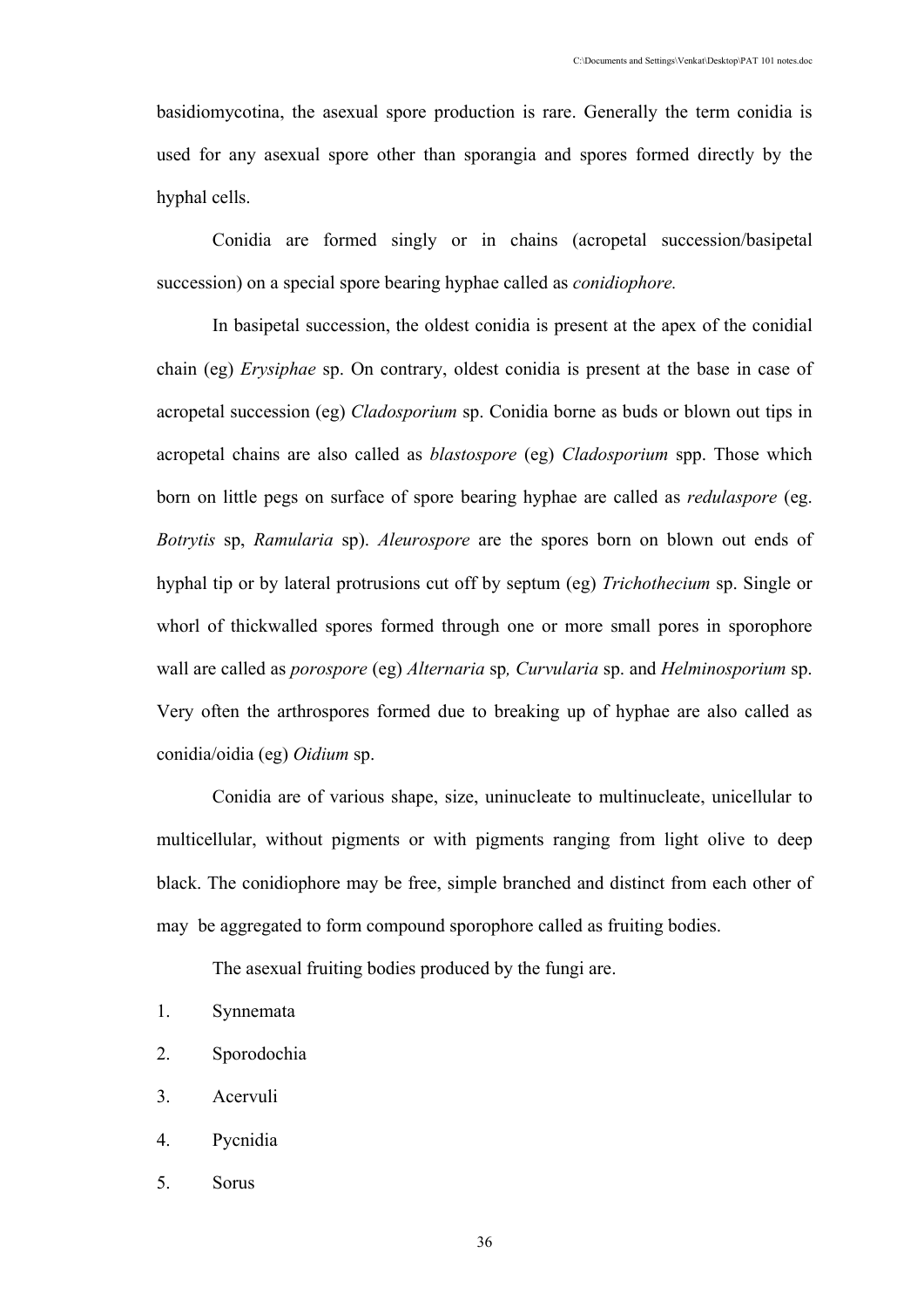basidiomycotina, the asexual spore production is rare. Generally the term conidia is used for any asexual spore other than sporangia and spores formed directly by the hyphal cells.

Conidia are formed singly or in chains (acropetal succession/basipetal succession) on a special spore bearing hyphae called as *conidiophore.*

In basipetal succession, the oldest conidia is present at the apex of the conidial chain (eg) *Erysiphae* sp. On contrary, oldest conidia is present at the base in case of acropetal succession (eg) *Cladosporium* sp. Conidia borne as buds or blown out tips in acropetal chains are also called as *blastospore* (eg) *Cladosporium* spp. Those which born on little pegs on surface of spore bearing hyphae are called as *redulaspore* (eg. *Botrytis* sp, *Ramularia* sp). *Aleurospore* are the spores born on blown out ends of hyphal tip or by lateral protrusions cut off by septum (eg) *Trichothecium* sp. Single or whorl of thickwalled spores formed through one or more small pores in sporophore wall are called as *porospore* (eg) *Alternaria* sp*, Curvularia* sp. and *Helminosporium* sp. Very often the arthrospores formed due to breaking up of hyphae are also called as conidia/oidia (eg) *Oidium* sp.

Conidia are of various shape, size, uninucleate to multinucleate, unicellular to multicellular, without pigments or with pigments ranging from light olive to deep black. The conidiophore may be free, simple branched and distinct from each other of may be aggregated to form compound sporophore called as fruiting bodies.

The asexual fruiting bodies produced by the fungi are.

1. Synnemata
2. Sporodochia
3. Acervuli
4. Pycnidia
5. Sorus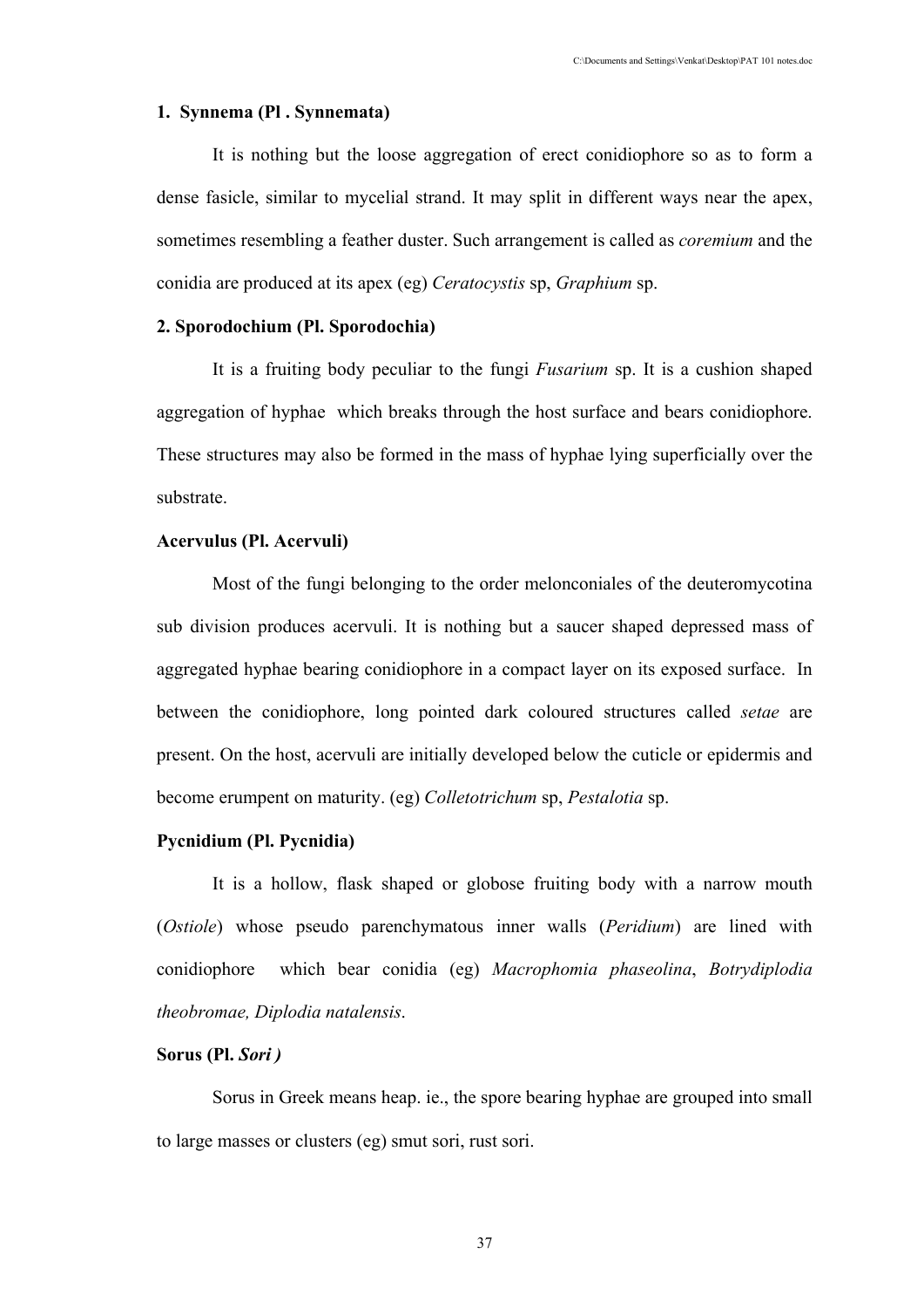**1. Synnema (Pl . Synnemata)**

It is nothing but the loose aggregation of erect conidiophore so as to form a dense fasicle, similar to mycelial strand. It may split in different ways near the apex, sometimes resembling a feather duster. Such arrangement is called as *coremium* and the conidia are produced at its apex (eg) *Ceratocystis* sp, *Graphium* sp.

**2. Sporodochium (Pl. Sporodochia)**

It is a fruiting body peculiar to the fungi *Fusarium* sp. It is a cushion shaped aggregation of hyphae which breaks through the host surface and bears conidiophore. These structures may also be formed in the mass of hyphae lying superficially over the substrate.

**Acervulus (Pl. Acervuli)**

Most of the fungi belonging to the order melonconiales of the deuteromycotina sub division produces acervuli. It is nothing but a saucer shaped depressed mass of aggregated hyphae bearing conidiophore in a compact layer on its exposed surface. In between the conidiophore, long pointed dark coloured structures called *setae* are present. On the host, acervuli are initially developed below the cuticle or epidermis and become erumpent on maturity. (eg) *Colletotrichum* sp, *Pestalotia* sp.

**Pycnidium (Pl. Pycnidia)**

It is a hollow, flask shaped or globose fruiting body with a narrow mouth (*Ostiole*) whose pseudo parenchymatous inner walls (*Peridium*) are lined with conidiophore which bear conidia (eg) *Macrophomia phaseolina*, *Botrydiplodia theobromae, Diplodia natalensis*.

**Sorus (Pl. *Sori* )**

Sorus in Greek means heap. ie., the spore bearing hyphae are grouped into small to large masses or clusters (eg) smut sori, rust sori.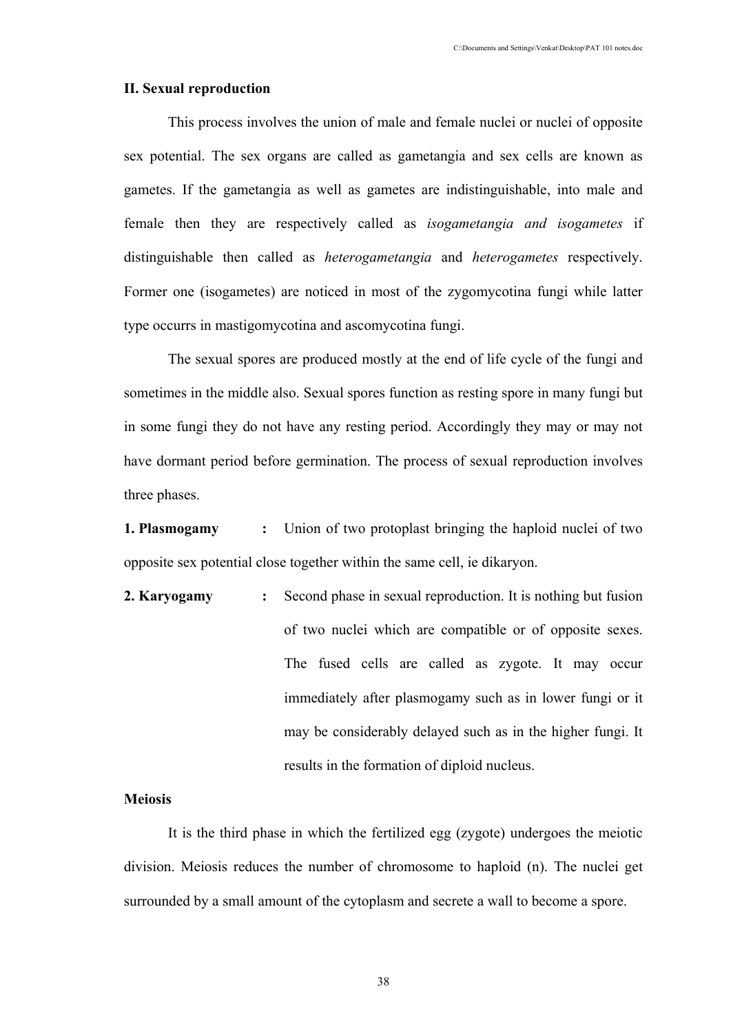## II. Sexual reproduction

This process involves the union of male and female nuclei or nuclei of opposite sex potential. The sex organs are called as gametangia and sex cells are known as gametes. If the gametangia as well as gametes are indistinguishable, into male and female then they are respectively called as *isogametangia and isogametes* if distinguishable then called as *heterogametangia* and *heterogametes* respectively. Former one (isogametes) are noticed in most of the zygomycotina fungi while latter type occurrs in mastigomycotina and ascomycotina fungi.

The sexual spores are produced mostly at the end of life cycle of the fungi and sometimes in the middle also. Sexual spores function as resting spore in many fungi but in some fungi they do not have any resting period. Accordingly they may or may not have dormant period before germination. The process of sexual reproduction involves three phases.

**1. Plasmogamy** : Union of two protoplast bringing the haploid nuclei of two opposite sex potential close together within the same cell, ie dikaryon.

**2. Karyogamy** : Second phase in sexual reproduction. It is nothing but fusion of two nuclei which are compatible or of opposite sexes. The fused cells are called as zygote. It may occur immediately after plasmogamy such as in lower fungi or it may be considerably delayed such as in the higher fungi. It results in the formation of diploid nucleus.

**Meiosis**

It is the third phase in which the fertilized egg (zygote) undergoes the meiotic division. Meiosis reduces the number of chromosome to haploid (n). The nuclei get surrounded by a small amount of the cytoplasm and secrete a wall to become a spore.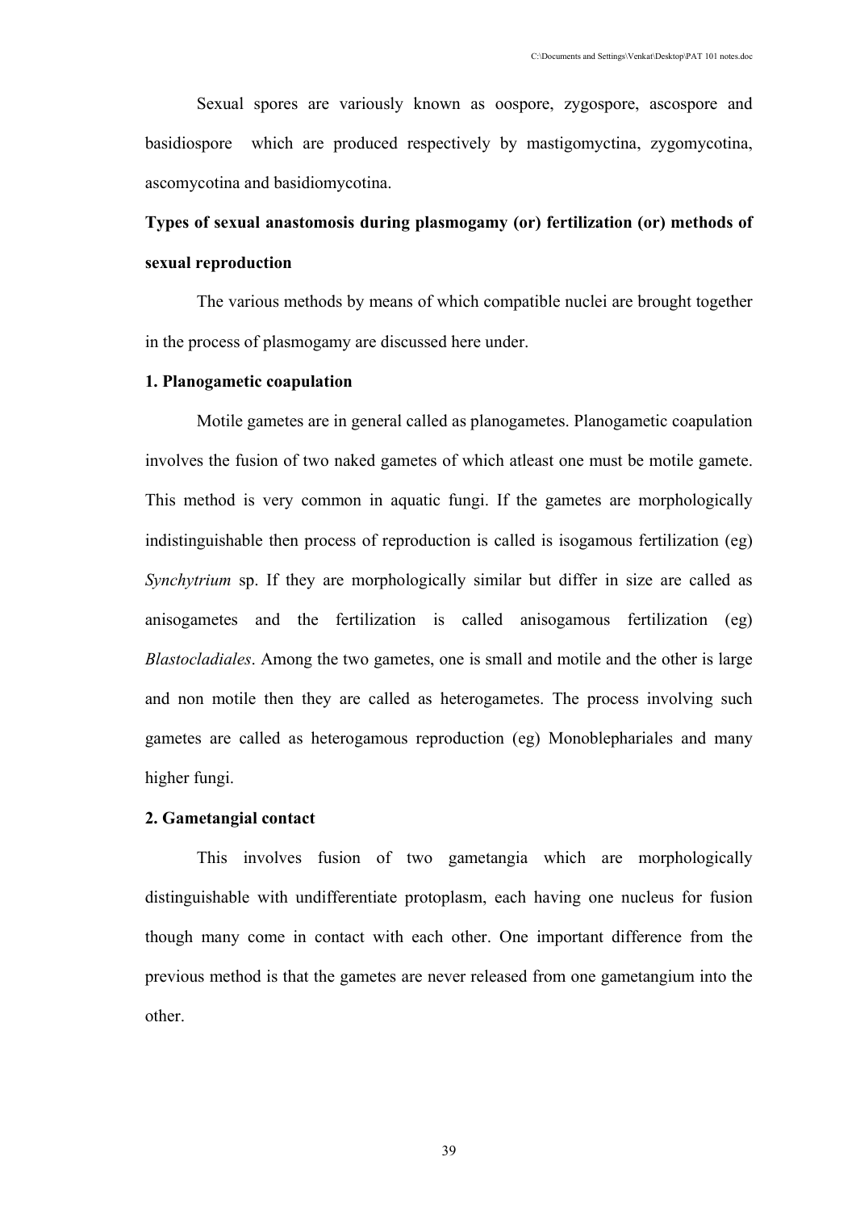Sexual spores are variously known as oospore, zygospore, ascospore and basidiospore which are produced respectively by mastigomyctina, zygomycotina, ascomycotina and basidiomycotina.

**Types of sexual anastomosis during plasmogamy (or) fertilization (or) methods of sexual reproduction**

The various methods by means of which compatible nuclei are brought together in the process of plasmogamy are discussed here under.

**1. Planogametic coapulation**

Motile gametes are in general called as planogametes. Planogametic coapulation involves the fusion of two naked gametes of which atleast one must be motile gamete. This method is very common in aquatic fungi. If the gametes are morphologically indistinguishable then process of reproduction is called is isogamous fertilization (eg) *Synchytrium* sp. If they are morphologically similar but differ in size are called as anisogametes and the fertilization is called anisogamous fertilization (eg) *Blastocladiales*. Among the two gametes, one is small and motile and the other is large and non motile then they are called as heterogametes. The process involving such gametes are called as heterogamous reproduction (eg) Monoblephariales and many higher fungi.

**2. Gametangial contact**

This involves fusion of two gametangia which are morphologically distinguishable with undifferentiate protoplasm, each having one nucleus for fusion though many come in contact with each other. One important difference from the previous method is that the gametes are never released from one gametangium into the other.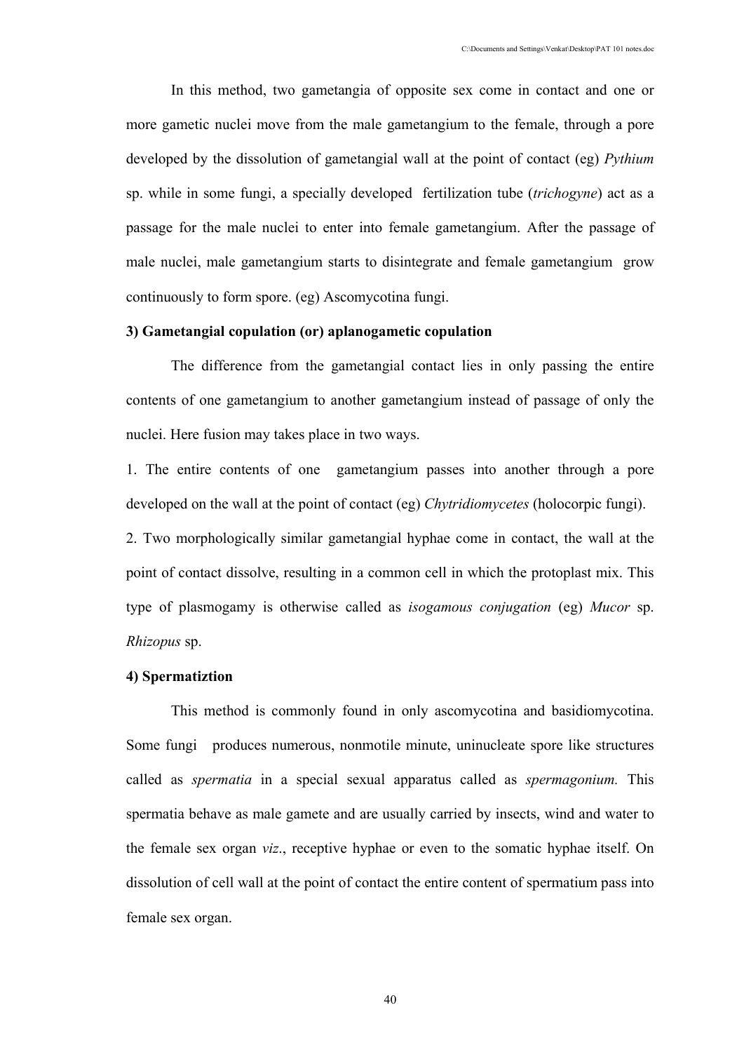In this method, two gametangia of opposite sex come in contact and one or more gametic nuclei move from the male gametangium to the female, through a pore developed by the dissolution of gametangial wall at the point of contact (eg) *Pythium* sp. while in some fungi, a specially developed fertilization tube (*trichogyne*) act as a passage for the male nuclei to enter into female gametangium. After the passage of male nuclei, male gametangium starts to disintegrate and female gametangium grow continuously to form spore. (eg) Ascomycotina fungi.

**3) Gametangial copulation (or) aplanogametic copulation**

The difference from the gametangial contact lies in only passing the entire contents of one gametangium to another gametangium instead of passage of only the nuclei. Here fusion may takes place in two ways.

1. The entire contents of one gametangium passes into another through a pore developed on the wall at the point of contact (eg) *Chytridiomycetes* (holocorpic fungi).
2. Two morphologically similar gametangial hyphae come in contact, the wall at the point of contact dissolve, resulting in a common cell in which the protoplast mix. This type of plasmogamy is otherwise called as *isogamous conjugation* (eg) *Mucor* sp. *Rhizopus* sp.

**4) Spermatiztion**

This method is commonly found in only ascomycotina and basidiomycotina. Some fungi produces numerous, nonmotile minute, uninucleate spore like structures called as *spermatia* in a special sexual apparatus called as *spermagonium.* This spermatia behave as male gamete and are usually carried by insects, wind and water to the female sex organ *viz*., receptive hyphae or even to the somatic hyphae itself. On dissolution of cell wall at the point of contact the entire content of spermatium pass into female sex organ.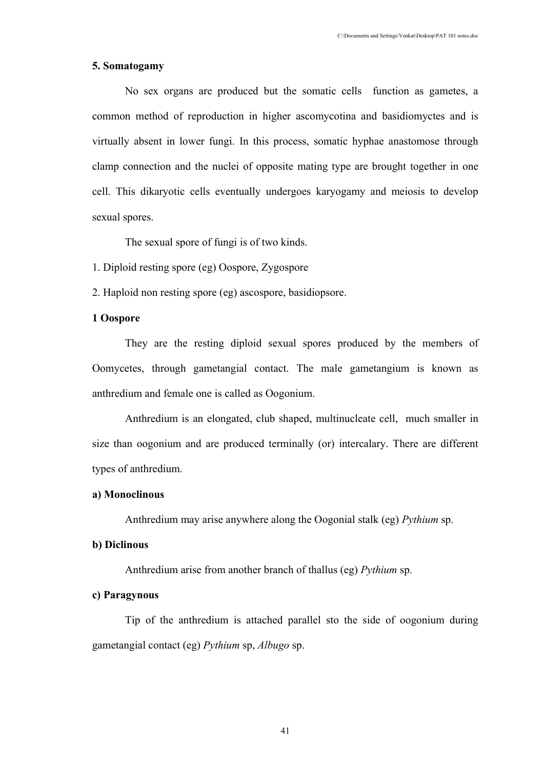**5. Somatogamy**

No sex organs are produced but the somatic cells function as gametes, a common method of reproduction in higher ascomycotina and basidiomyctes and is virtually absent in lower fungi. In this process, somatic hyphae anastomose through clamp connection and the nuclei of opposite mating type are brought together in one cell. This dikaryotic cells eventually undergoes karyogamy and meiosis to develop sexual spores.

The sexual spore of fungi is of two kinds.

1. Diploid resting spore (eg) Oospore, Zygospore
2. Haploid non resting spore (eg) ascospore, basidiopsore.

**1 Oospore**

They are the resting diploid sexual spores produced by the members of Oomycetes, through gametangial contact. The male gametangium is known as anthredium and female one is called as Oogonium.

Anthredium is an elongated, club shaped, multinucleate cell, much smaller in size than oogonium and are produced terminally (or) intercalary. There are different types of anthredium.

**a) Monoclinous**

Anthredium may arise anywhere along the Oogonial stalk (eg) *Pythium* sp.

**b) Diclinous**

Anthredium arise from another branch of thallus (eg) *Pythium* sp.

**c) Paragynous**

Tip of the anthredium is attached parallel sto the side of oogonium during gametangial contact (eg) *Pythium* sp, *Albugo* sp.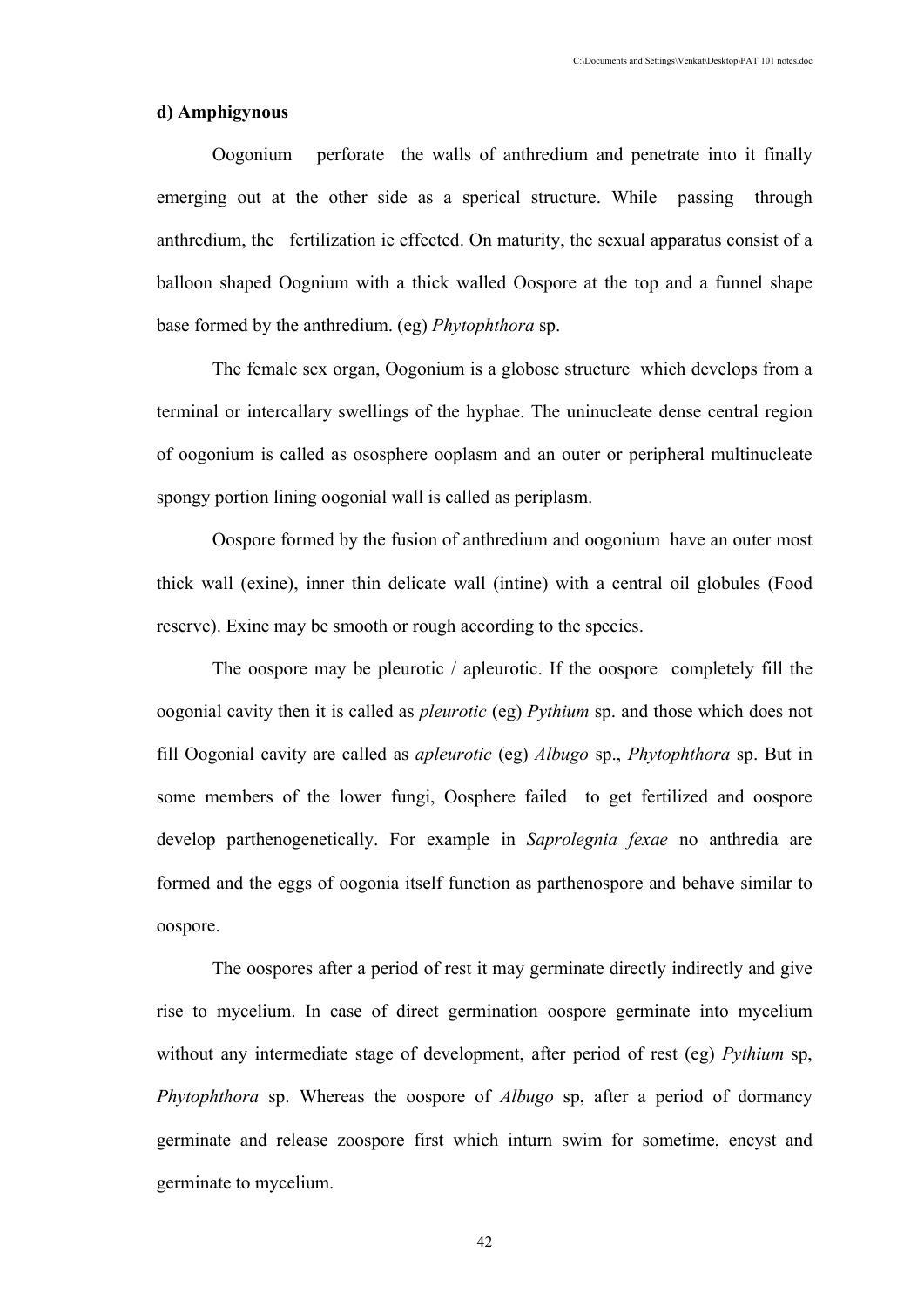**d) Amphigynous**

Oogonium perforate the walls of anthredium and penetrate into it finally emerging out at the other side as a sperical structure. While passing through anthredium, the fertilization ie effected. On maturity, the sexual apparatus consist of a balloon shaped Oognium with a thick walled Oospore at the top and a funnel shape base formed by the anthredium. (eg) *Phytophthora* sp.

The female sex organ, Oogonium is a globose structure which develops from a terminal or intercallary swellings of the hyphae. The uninucleate dense central region of oogonium is called as ososphere ooplasm and an outer or peripheral multinucleate spongy portion lining oogonial wall is called as periplasm.

Oospore formed by the fusion of anthredium and oogonium have an outer most thick wall (exine), inner thin delicate wall (intine) with a central oil globules (Food reserve). Exine may be smooth or rough according to the species.

The oospore may be pleurotic / apleurotic. If the oospore completely fill the oogonial cavity then it is called as *pleurotic* (eg) *Pythium* sp. and those which does not fill Oogonial cavity are called as *apleurotic* (eg) *Albugo* sp., *Phytophthora* sp. But in some members of the lower fungi, Oosphere failed to get fertilized and oospore develop parthenogenetically. For example in *Saprolegnia fexae* no anthredia are formed and the eggs of oogonia itself function as parthenospore and behave similar to oospore.

The oospores after a period of rest it may germinate directly indirectly and give rise to mycelium. In case of direct germination oospore germinate into mycelium without any intermediate stage of development, after period of rest (eg) *Pythium* sp, *Phytophthora* sp. Whereas the oospore of *Albugo* sp, after a period of dormancy germinate and release zoospore first which inturn swim for sometime, encyst and germinate to mycelium.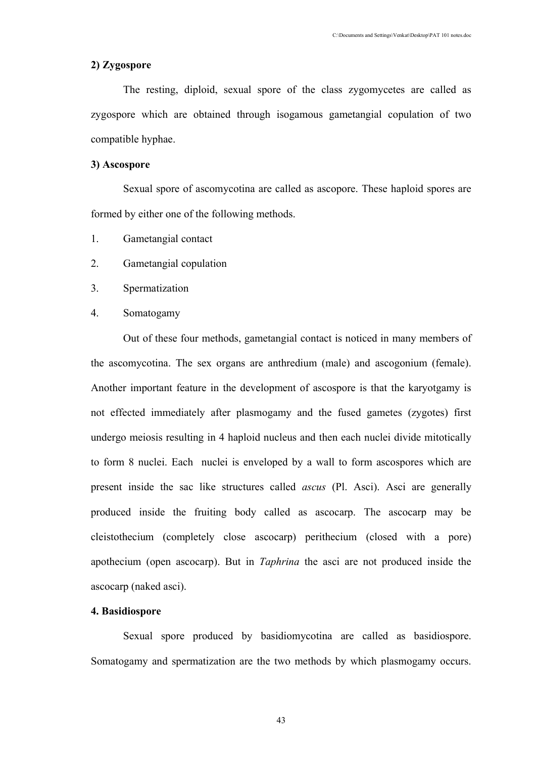**2) Zygospore**

The resting, diploid, sexual spore of the class zygomycetes are called as zygospore which are obtained through isogamous gametangial copulation of two compatible hyphae.

**3) Ascospore**

Sexual spore of ascomycotina are called as ascopore. These haploid spores are formed by either one of the following methods.

1. Gametangial contact
2. Gametangial copulation
3. Spermatization
4. Somatogamy

Out of these four methods, gametangial contact is noticed in many members of the ascomycotina. The sex organs are anthredium (male) and ascogonium (female). Another important feature in the development of ascospore is that the karyotgamy is not effected immediately after plasmogamy and the fused gametes (zygotes) first undergo meiosis resulting in 4 haploid nucleus and then each nuclei divide mitotically to form 8 nuclei. Each nuclei is enveloped by a wall to form ascospores which are present inside the sac like structures called *ascus* (Pl. Asci). Asci are generally produced inside the fruiting body called as ascocarp. The ascocarp may be cleistothecium (completely close ascocarp) perithecium (closed with a pore) apothecium (open ascocarp). But in *Taphrina* the asci are not produced inside the ascocarp (naked asci).

**4. Basidiospore**

Sexual spore produced by basidiomycotina are called as basidiospore. Somatogamy and spermatization are the two methods by which plasmogamy occurs.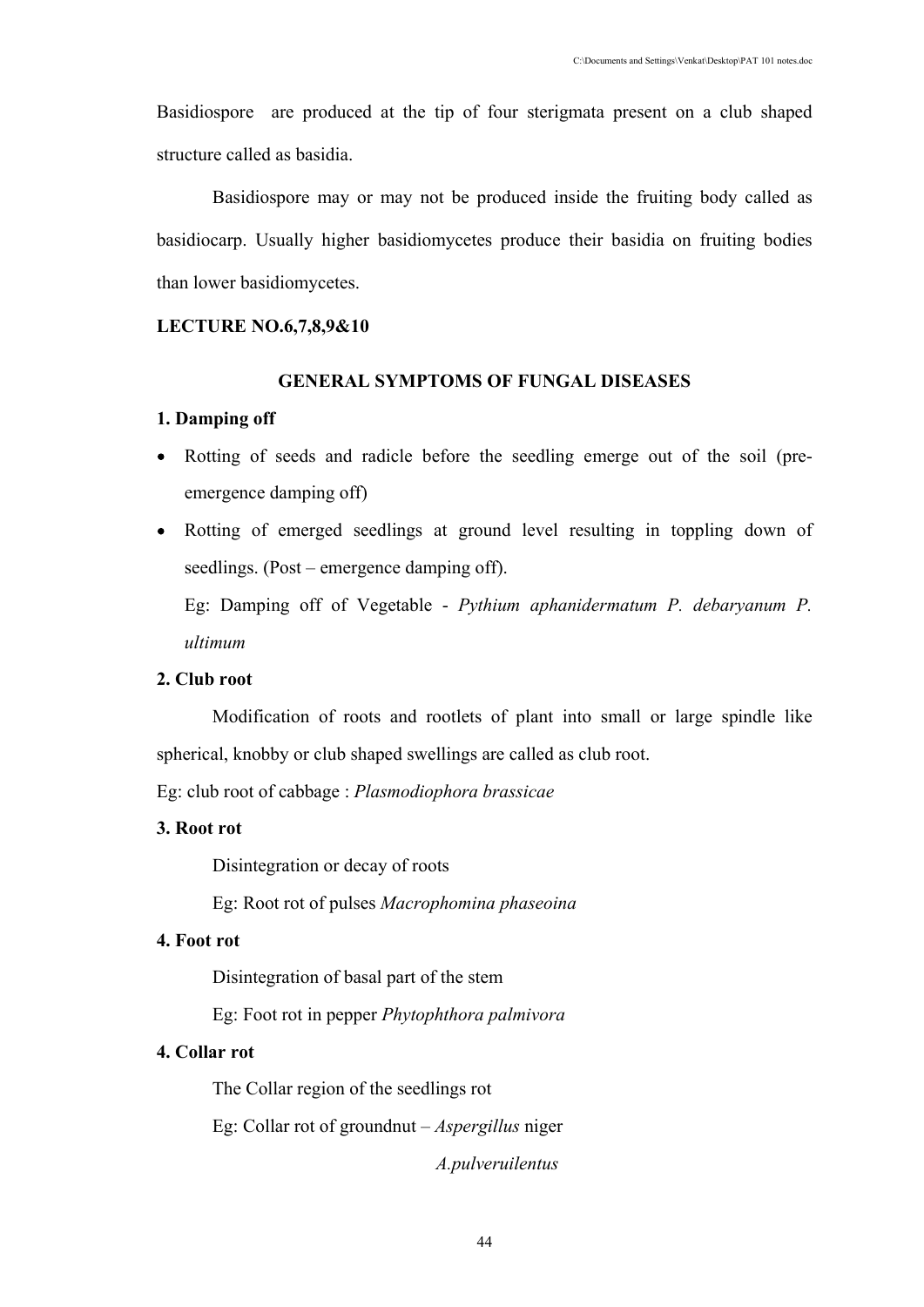Basidiospore are produced at the tip of four sterigmata present on a club shaped structure called as basidia.

Basidiospore may or may not be produced inside the fruiting body called as basidiocarp. Usually higher basidiomycetes produce their basidia on fruiting bodies than lower basidiomycetes.

**LECTURE NO.6,7,8,9&10**

## GENERAL SYMPTOMS OF FUNGAL DISEASES

**1. Damping off**

- Rotting of seeds and radicle before the seedling emerge out of the soil (pre-emergence damping off)
- Rotting of emerged seedlings at ground level resulting in toppling down of seedlings. (Post – emergence damping off).

  Eg: Damping off of Vegetable - *Pythium aphanidermatum P. debaryanum P. ultimum*

**2. Club root**

Modification of roots and rootlets of plant into small or large spindle like spherical, knobby or club shaped swellings are called as club root.

Eg: club root of cabbage : *Plasmodiophora brassicae*

**3. Root rot**

Disintegration or decay of roots

Eg: Root rot of pulses *Macrophomina phaseoina*

**4. Foot rot**

Disintegration of basal part of the stem

Eg: Foot rot in pepper *Phytophthora palmivora*

**4. Collar rot**

The Collar region of the seedlings rot

Eg: Collar rot of groundnut – *Aspergillus* niger

*A.pulveruilentus*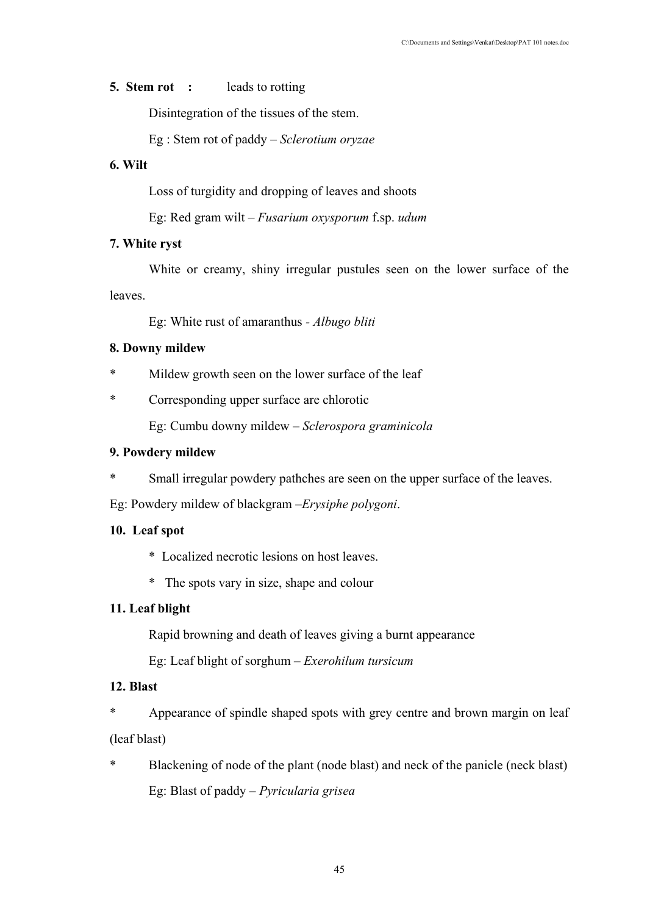**5. Stem rot :** leads to rotting

Disintegration of the tissues of the stem.

Eg : Stem rot of paddy – *Sclerotium oryzae*

**6. Wilt**

Loss of turgidity and dropping of leaves and shoots

Eg: Red gram wilt – *Fusarium oxysporum* f.sp. *udum*

**7. White ryst**

White or creamy, shiny irregular pustules seen on the lower surface of the leaves.

Eg: White rust of amaranthus - *Albugo bliti*

**8. Downy mildew**

* Mildew growth seen on the lower surface of the leaf
* Corresponding upper surface are chlorotic

Eg: Cumbu downy mildew – *Sclerospora graminicola*

**9. Powdery mildew**

* Small irregular powdery pathches are seen on the upper surface of the leaves.

Eg: Powdery mildew of blackgram –*Erysiphe polygoni*.

**10. Leaf spot**

* Localized necrotic lesions on host leaves.
* The spots vary in size, shape and colour

**11. Leaf blight**

Rapid browning and death of leaves giving a burnt appearance

Eg: Leaf blight of sorghum – *Exerohilum tursicum*

**12. Blast**

* Appearance of spindle shaped spots with grey centre and brown margin on leaf (leaf blast)
* Blackening of node of the plant (node blast) and neck of the panicle (neck blast)

Eg: Blast of paddy – *Pyricularia grisea*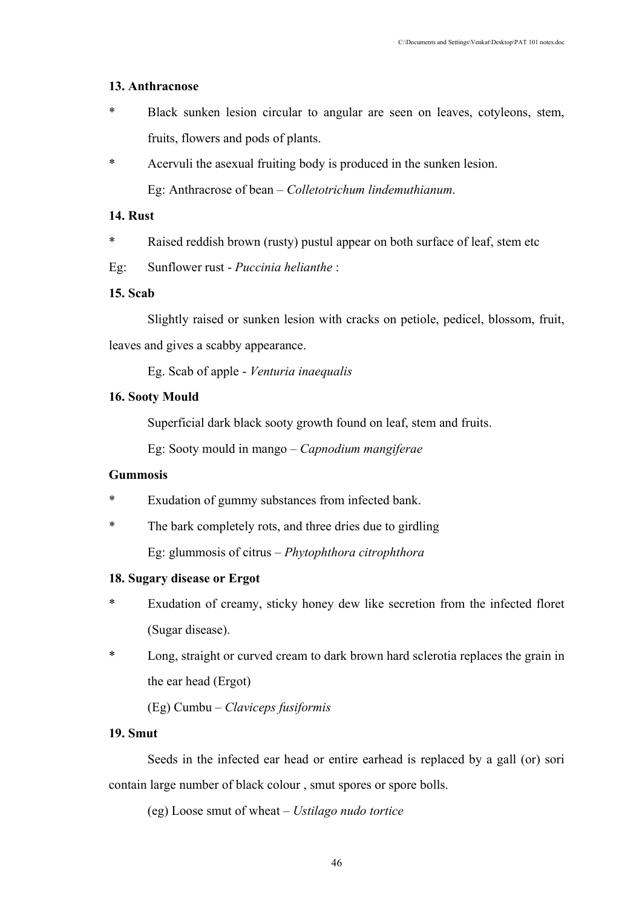### 13. Anthracnose

- Black sunken lesion circular to angular are seen on leaves, cotyleons, stem, fruits, flowers and pods of plants.
- Acervuli the asexual fruiting body is produced in the sunken lesion.

  Eg: Anthracrose of bean – *Colletotrichum lindemuthianum*.

### 14. Rust

- Raised reddish brown (rusty) pustul appear on both surface of leaf, stem etc

Eg: Sunflower rust - *Puccinia helianthe* :

### 15. Scab

Slightly raised or sunken lesion with cracks on petiole, pedicel, blossom, fruit, leaves and gives a scabby appearance.

Eg. Scab of apple - *Venturia inaequalis*

### 16. Sooty Mould

Superficial dark black sooty growth found on leaf, stem and fruits.

Eg: Sooty mould in mango – *Capnodium mangiferae*

### Gummosis

- Exudation of gummy substances from infected bank.
- The bark completely rots, and three dries due to girdling

  Eg: glummosis of citrus – *Phytophthora citrophthora*

### 18. Sugary disease or Ergot

- Exudation of creamy, sticky honey dew like secretion from the infected floret (Sugar disease).
- Long, straight or curved cream to dark brown hard sclerotia replaces the grain in the ear head (Ergot)

  (Eg) Cumbu – *Claviceps fusiformis*

### 19. Smut

Seeds in the infected ear head or entire earhead is replaced by a gall (or) sori contain large number of black colour , smut spores or spore bolls.

(eg) Loose smut of wheat – *Ustilago nudo tortice*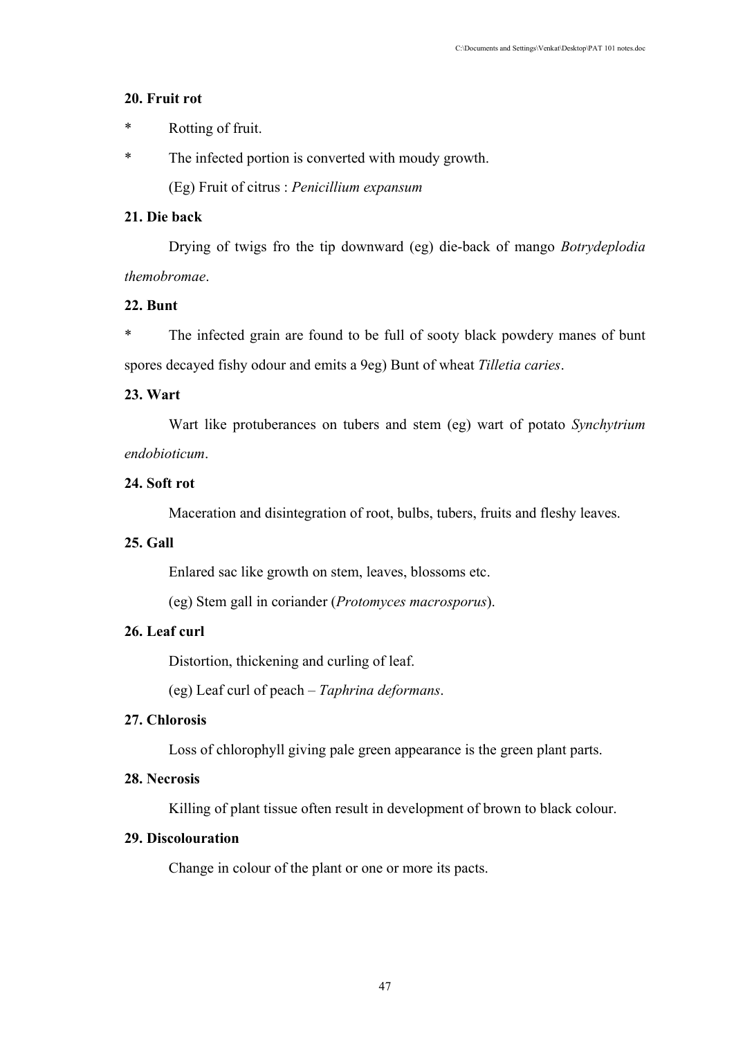**20. Fruit rot**

* Rotting of fruit.
* The infected portion is converted with moudy growth.

(Eg) Fruit of citrus : *Penicillium expansum*

**21. Die back**

Drying of twigs fro the tip downward (eg) die-back of mango *Botrydeplodia themobromae*.

**22. Bunt**

* The infected grain are found to be full of sooty black powdery manes of bunt spores decayed fishy odour and emits a 9eg) Bunt of wheat *Tilletia caries*.

**23. Wart**

Wart like protuberances on tubers and stem (eg) wart of potato *Synchytrium endobioticum*.

**24. Soft rot**

Maceration and disintegration of root, bulbs, tubers, fruits and fleshy leaves.

**25. Gall**

Enlared sac like growth on stem, leaves, blossoms etc.

(eg) Stem gall in coriander (*Protomyces macrosporus*).

**26. Leaf curl**

Distortion, thickening and curling of leaf.

(eg) Leaf curl of peach – *Taphrina deformans*.

**27. Chlorosis**

Loss of chlorophyll giving pale green appearance is the green plant parts.

**28. Necrosis**

Killing of plant tissue often result in development of brown to black colour.

**29. Discolouration**

Change in colour of the plant or one or more its pacts.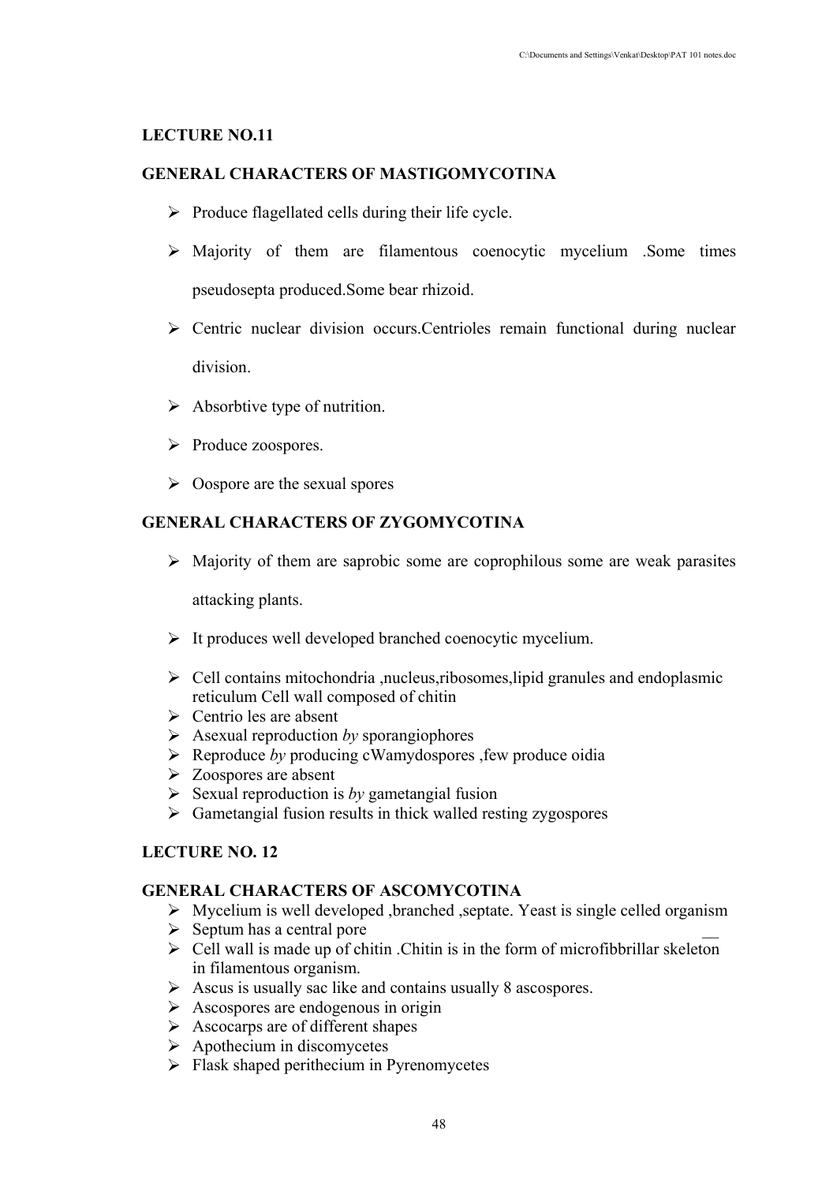## LECTURE NO.11

### GENERAL CHARACTERS OF MASTIGOMYCOTINA

- Produce flagellated cells during their life cycle.
- Majority of them are filamentous coenocytic mycelium .Some times pseudosepta produced.Some bear rhizoid.
- Centric nuclear division occurs.Centrioles remain functional during nuclear division.
- Absorbtive type of nutrition.
- Produce zoospores.
- Oospore are the sexual spores

### GENERAL CHARACTERS OF ZYGOMYCOTINA

- Majority of them are saprobic some are coprophilous some are weak parasites attacking plants.
- It produces well developed branched coenocytic mycelium.
- Cell contains mitochondria ,nucleus,ribosomes,lipid granules and endoplasmic reticulum Cell wall composed of chitin
- Centrio les are absent
- Asexual reproduction *by* sporangiophores
- Reproduce *by* producing cWamydospores ,few produce oidia
- Zoospores are absent
- Sexual reproduction is *by* gametangial fusion
- Gametangial fusion results in thick walled resting zygospores

## LECTURE NO. 12

### GENERAL CHARACTERS OF ASCOMYCOTINA

- Mycelium is well developed ,branched ,septate. Yeast is single celled organism
- Septum has a central pore
- Cell wall is made up of chitin .Chitin is in the form of microfibbrillar skeleton in filamentous organism.
- Ascus is usually sac like and contains usually 8 ascospores.
- Ascospores are endogenous in origin
- Ascocarps are of different shapes
- Apothecium in discomycetes
- Flask shaped perithecium in Pyrenomycetes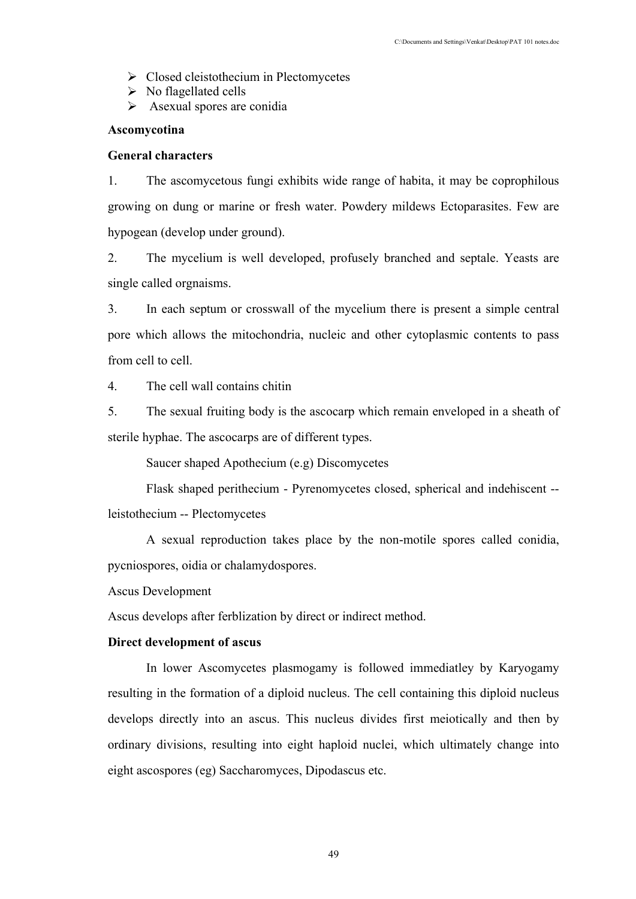- Closed cleistothecium in Plectomycetes
- No flagellated cells
- Asexual spores are conidia

**Ascomycotina**

**General characters**

1. The ascomycetous fungi exhibits wide range of habita, it may be coprophilous growing on dung or marine or fresh water. Powdery mildews Ectoparasites. Few are hypogean (develop under ground).

2. The mycelium is well developed, profusely branched and septale. Yeasts are single called orgnaisms.

3. In each septum or crosswall of the mycelium there is present a simple central pore which allows the mitochondria, nucleic and other cytoplasmic contents to pass from cell to cell.

4. The cell wall contains chitin

5. The sexual fruiting body is the ascocarp which remain enveloped in a sheath of sterile hyphae. The ascocarps are of different types.

Saucer shaped Apothecium (e.g) Discomycetes

Flask shaped perithecium - Pyrenomycetes closed, spherical and indehiscent -- leistothecium -- Plectomycetes

A sexual reproduction takes place by the non-motile spores called conidia, pycniospores, oidia or chalamydospores.

Ascus Development

Ascus develops after ferblization by direct or indirect method.

**Direct development of ascus**

In lower Ascomycetes plasmogamy is followed immediatley by Karyogamy resulting in the formation of a diploid nucleus. The cell containing this diploid nucleus develops directly into an ascus. This nucleus divides first meiotically and then by ordinary divisions, resulting into eight haploid nuclei, which ultimately change into eight ascospores (eg) Saccharomyces, Dipodascus etc.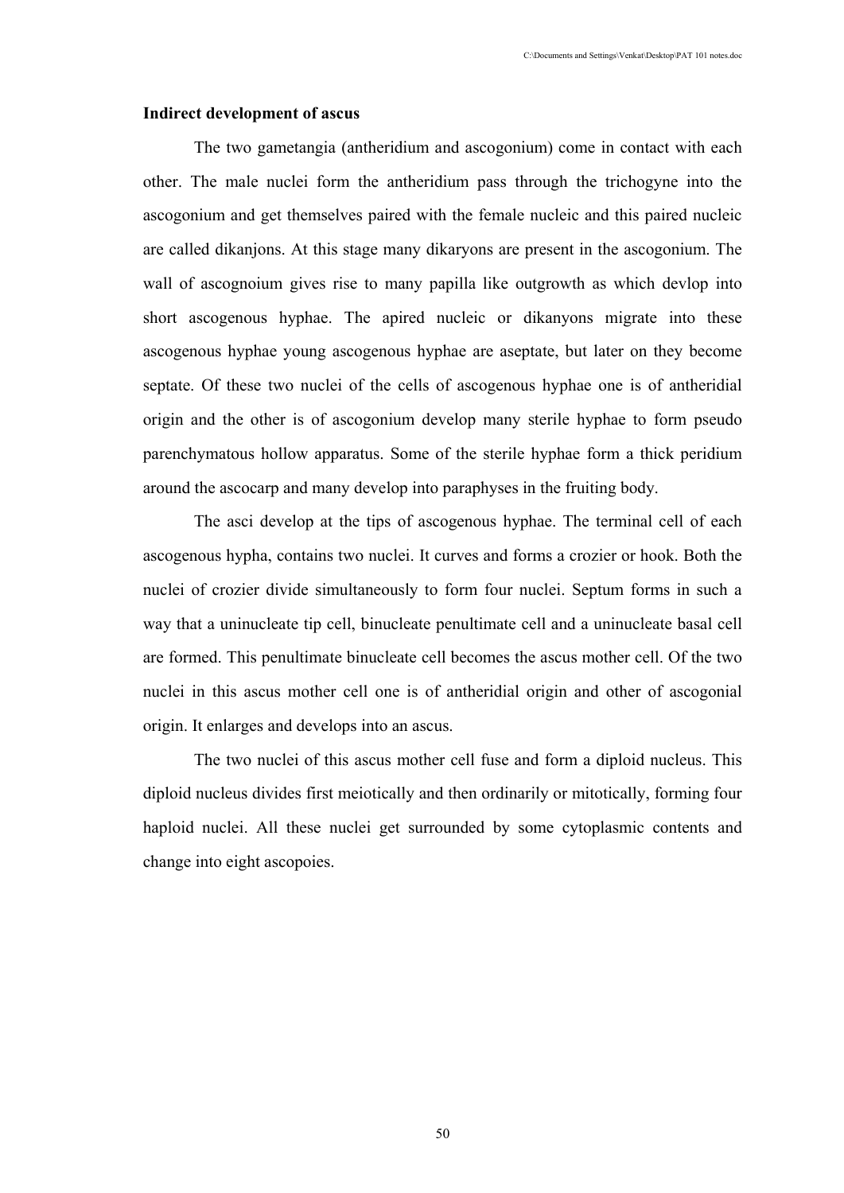**Indirect development of ascus**

The two gametangia (antheridium and ascogonium) come in contact with each other. The male nuclei form the antheridium pass through the trichogyne into the ascogonium and get themselves paired with the female nucleic and this paired nucleic are called dikanjons. At this stage many dikaryons are present in the ascogonium. The wall of ascognoium gives rise to many papilla like outgrowth as which devlop into short ascogenous hyphae. The apired nucleic or dikanyons migrate into these ascogenous hyphae young ascogenous hyphae are aseptate, but later on they become septate. Of these two nuclei of the cells of ascogenous hyphae one is of antheridial origin and the other is of ascogonium develop many sterile hyphae to form pseudo parenchymatous hollow apparatus. Some of the sterile hyphae form a thick peridium around the ascocarp and many develop into paraphyses in the fruiting body.

The asci develop at the tips of ascogenous hyphae. The terminal cell of each ascogenous hypha, contains two nuclei. It curves and forms a crozier or hook. Both the nuclei of crozier divide simultaneously to form four nuclei. Septum forms in such a way that a uninucleate tip cell, binucleate penultimate cell and a uninucleate basal cell are formed. This penultimate binucleate cell becomes the ascus mother cell. Of the two nuclei in this ascus mother cell one is of antheridial origin and other of ascogonial origin. It enlarges and develops into an ascus.

The two nuclei of this ascus mother cell fuse and form a diploid nucleus. This diploid nucleus divides first meiotically and then ordinarily or mitotically, forming four haploid nuclei. All these nuclei get surrounded by some cytoplasmic contents and change into eight ascopoies.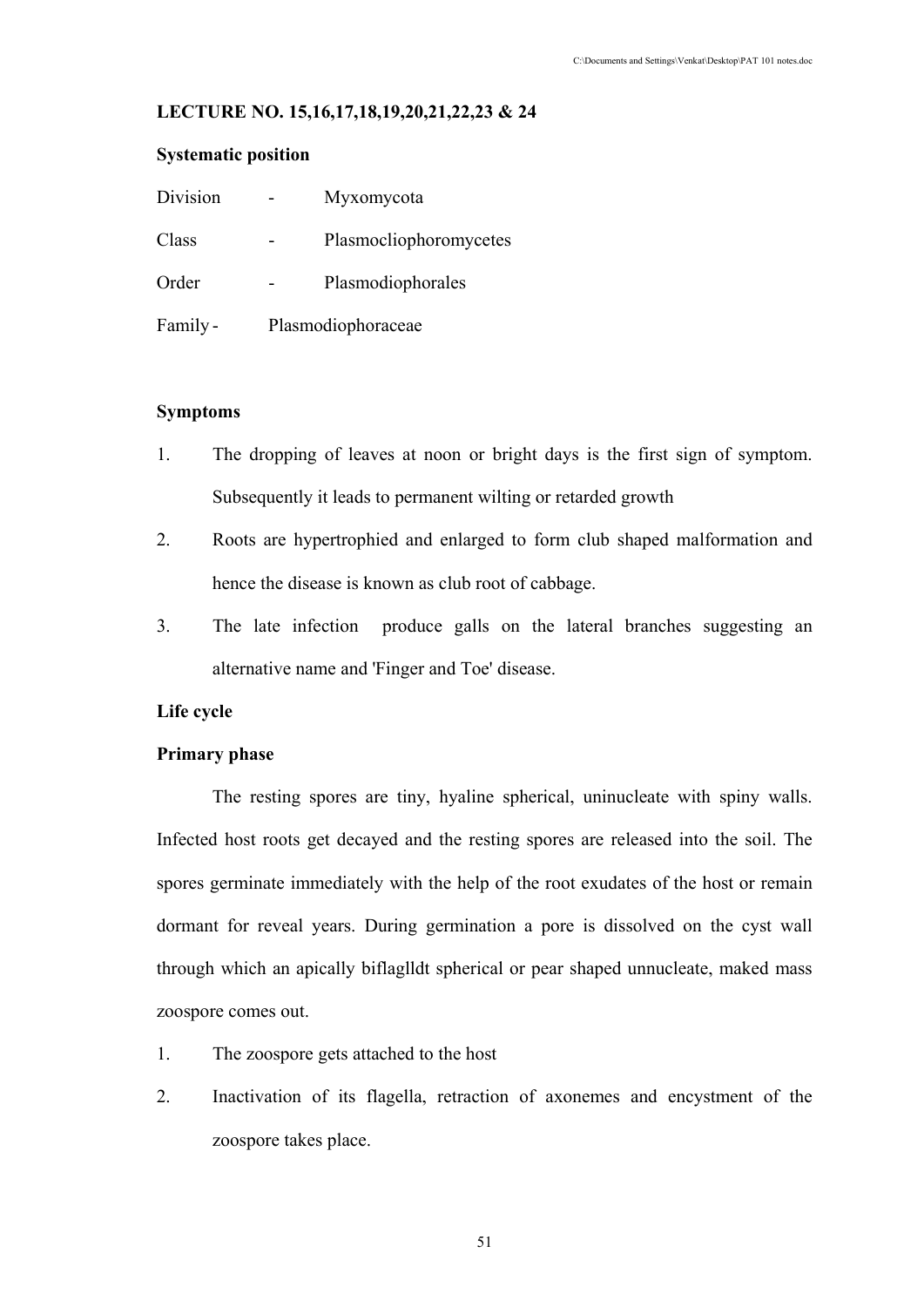**LECTURE NO. 15,16,17,18,19,20,21,22,23 & 24**

**Systematic position**

Division - Myxomycota

Class - Plasmocliophoromycetes

Order - Plasmodiophorales

Family - Plasmodiophoraceae

**Symptoms**

1. The dropping of leaves at noon or bright days is the first sign of symptom. Subsequently it leads to permanent wilting or retarded growth
2. Roots are hypertrophied and enlarged to form club shaped malformation and hence the disease is known as club root of cabbage.
3. The late infection produce galls on the lateral branches suggesting an alternative name and 'Finger and Toe' disease.

**Life cycle**

**Primary phase**

The resting spores are tiny, hyaline spherical, uninucleate with spiny walls. Infected host roots get decayed and the resting spores are released into the soil. The spores germinate immediately with the help of the root exudates of the host or remain dormant for reveal years. During germination a pore is dissolved on the cyst wall through which an apically biflaglldt spherical or pear shaped unnucleate, maked mass zoospore comes out.

1. The zoospore gets attached to the host
2. Inactivation of its flagella, retraction of axonemes and encystment of the zoospore takes place.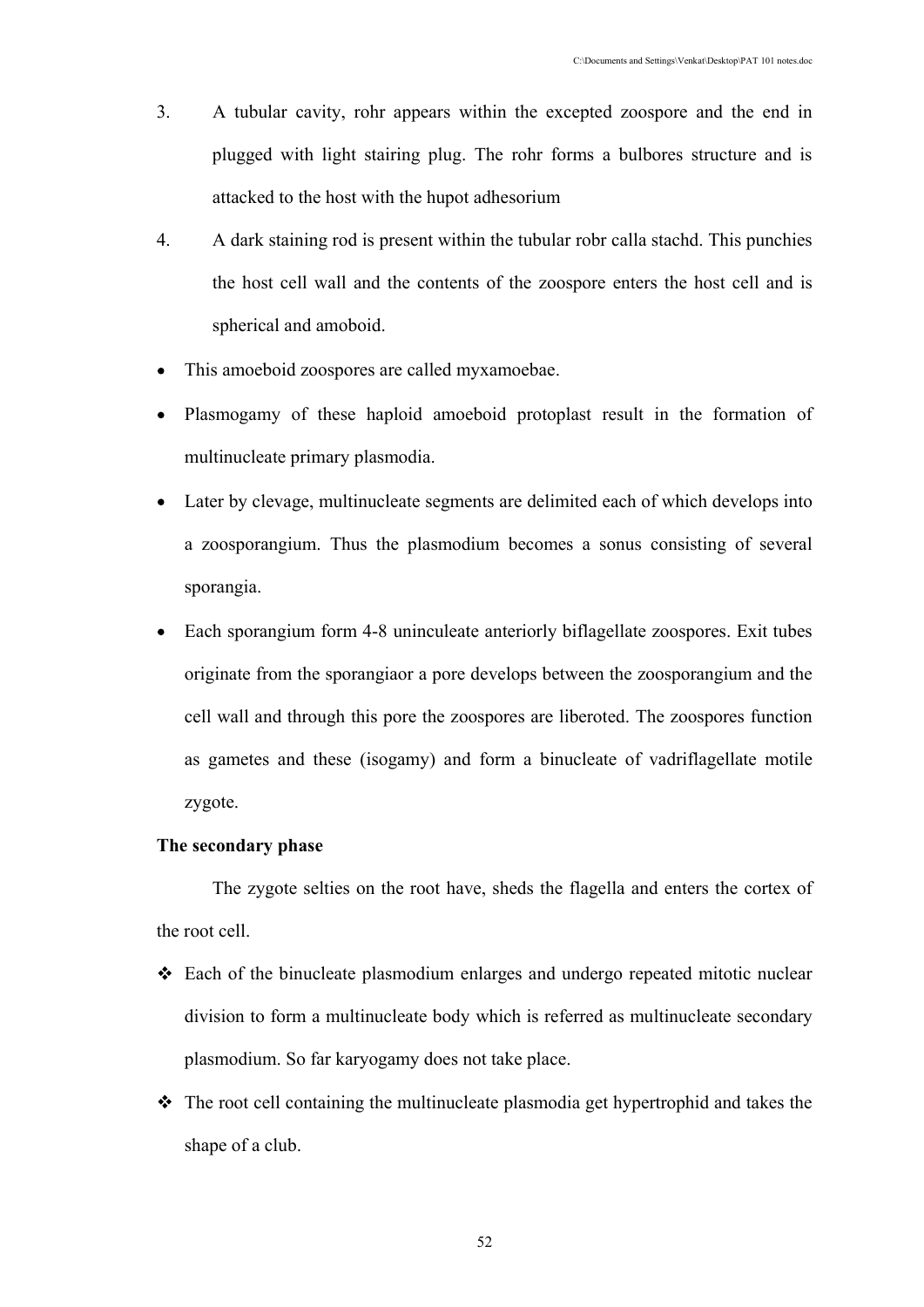3. A tubular cavity, rohr appears within the excepted zoospore and the end in plugged with light stairing plug. The rohr forms a bulbores structure and is attacked to the host with the hupot adhesorium

4. A dark staining rod is present within the tubular robr calla stachd. This punchies the host cell wall and the contents of the zoospore enters the host cell and is spherical and amoboid.

- This amoeboid zoospores are called myxamoebae.
- Plasmogamy of these haploid amoeboid protoplast result in the formation of multinucleate primary plasmodia.
- Later by clevage, multinucleate segments are delimited each of which develops into a zoosporangium. Thus the plasmodium becomes a sonus consisting of several sporangia.
- Each sporangium form 4-8 uninculeate anteriorly biflagellate zoospores. Exit tubes originate from the sporangiaor a pore develops between the zoosporangium and the cell wall and through this pore the zoospores are liberoted. The zoospores function as gametes and these (isogamy) and form a binucleate of vadriflagellate motile zygote.

**The secondary phase**

The zygote selties on the root have, sheds the flagella and enters the cortex of the root cell.

- Each of the binucleate plasmodium enlarges and undergo repeated mitotic nuclear division to form a multinucleate body which is referred as multinucleate secondary plasmodium. So far karyogamy does not take place.
- The root cell containing the multinucleate plasmodia get hypertrophid and takes the shape of a club.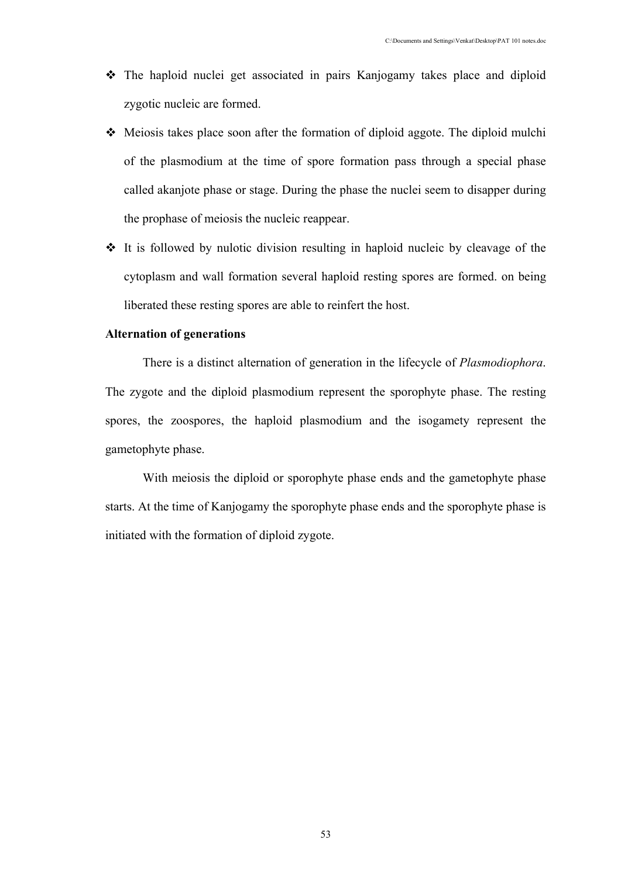- The haploid nuclei get associated in pairs Kanjogamy takes place and diploid zygotic nucleic are formed.
- Meiosis takes place soon after the formation of diploid aggote. The diploid mulchi of the plasmodium at the time of spore formation pass through a special phase called akanjote phase or stage. During the phase the nuclei seem to disapper during the prophase of meiosis the nucleic reappear.
- It is followed by nulotic division resulting in haploid nucleic by cleavage of the cytoplasm and wall formation several haploid resting spores are formed. on being liberated these resting spores are able to reinfert the host.

**Alternation of generations**

There is a distinct alternation of generation in the lifecycle of *Plasmodiophora*. The zygote and the diploid plasmodium represent the sporophyte phase. The resting spores, the zoospores, the haploid plasmodium and the isogamety represent the gametophyte phase.

With meiosis the diploid or sporophyte phase ends and the gametophyte phase starts. At the time of Kanjogamy the sporophyte phase ends and the sporophyte phase is initiated with the formation of diploid zygote.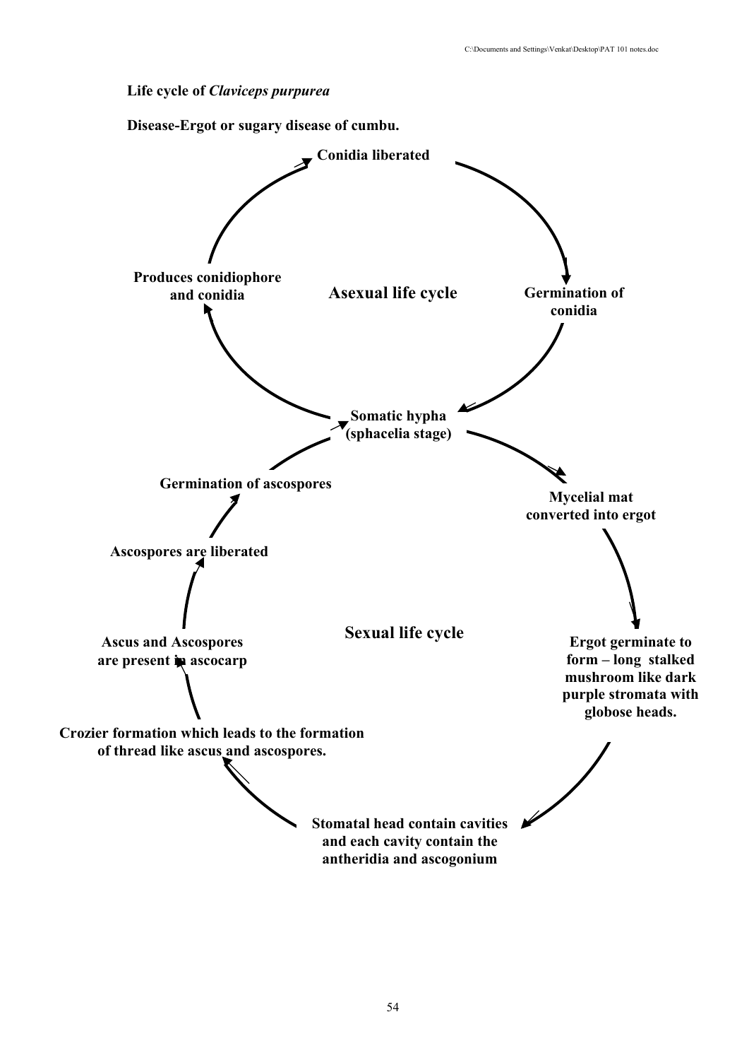**Life cycle of *Claviceps purpurea***

**Disease-Ergot or sugary disease of cumbu.**

**Asexual life cycle**

- Conidia liberated
- Germination of conidia
- Somatic hypha (sphacelia stage)
- Produces conidiophore and conidia

**Sexual life cycle**

- Somatic hypha (sphacelia stage)
- Mycelial mat converted into ergot
- Ergot germinate to form – long stalked mushroom like dark purple stromata with globose heads.
- Stomatal head contain cavities and each cavity contain the antheridia and ascogonium
- Crozier formation which leads to the formation of thread like ascus and ascospores.
- Ascus and Ascospores are present in ascocarp
- Ascospores are liberated
- Germination of ascospores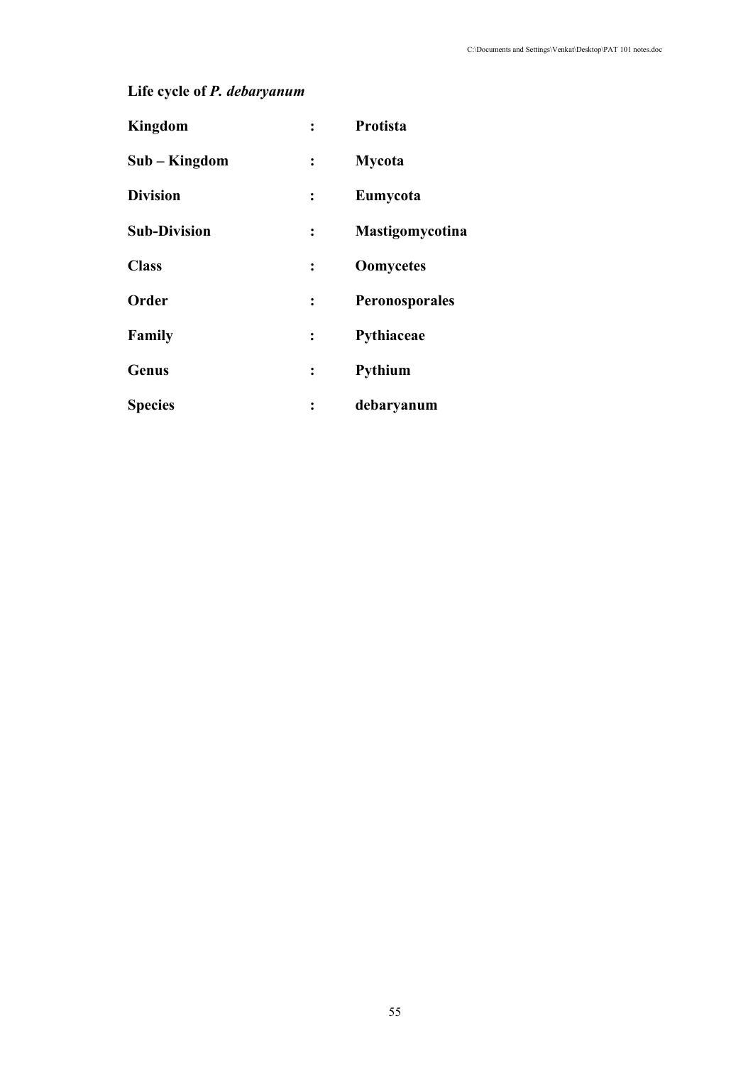**Life cycle of *P. debaryanum***

| | | |
|---|---|---|
| **Kingdom** | **:** | **Protista** |
| **Sub – Kingdom** | **:** | **Mycota** |
| **Division** | **:** | **Eumycota** |
| **Sub-Division** | **:** | **Mastigomycotina** |
| **Class** | **:** | **Oomycetes** |
| **Order** | **:** | **Peronosporales** |
| **Family** | **:** | **Pythiaceae** |
| **Genus** | **:** | **Pythium** |
| **Species** | **:** | **debaryanum** |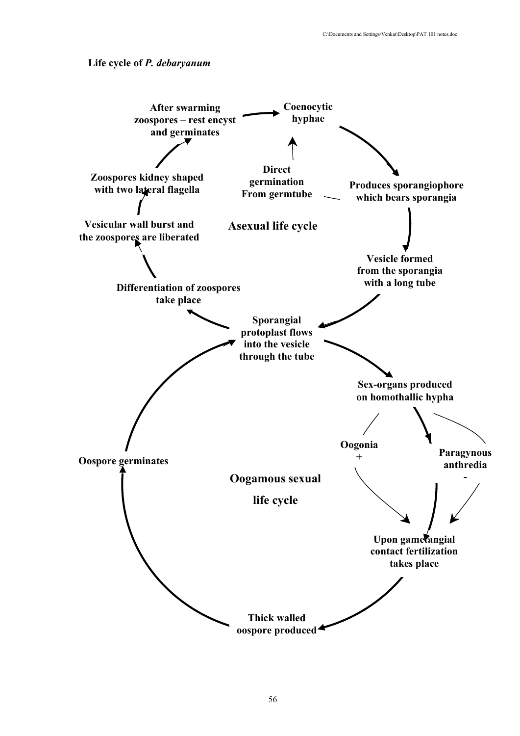**Life cycle of *P. debaryanum***

**Asexual life cycle**

- Coenocytic hyphae
- Produces sporangiophore which bears sporangia
- Vesicle formed from the sporangia with a long tube
- Sporangial protoplast flows into the vesicle through the tube
- Differentiation of zoospores take place
- Vesicular wall burst and the zoospores are liberated
- Zoospores kidney shaped with two lateral flagella
- After swarming zoospores – rest encyst and germinates
- Coenocytic hyphae

Direct germination From germtube → Coenocytic hyphae

**Oogamous sexual life cycle**

- Sporangial protoplast flows into the vesicle through the tube
- Sex-organs produced on homothallic hypha
  - Oogonia +
  - Paragynous anthredia -
- Upon gametangial contact fertilization takes place
- Thick walled oospore produced
- Oospore germinates
- Sporangial protoplast flows into the vesicle through the tube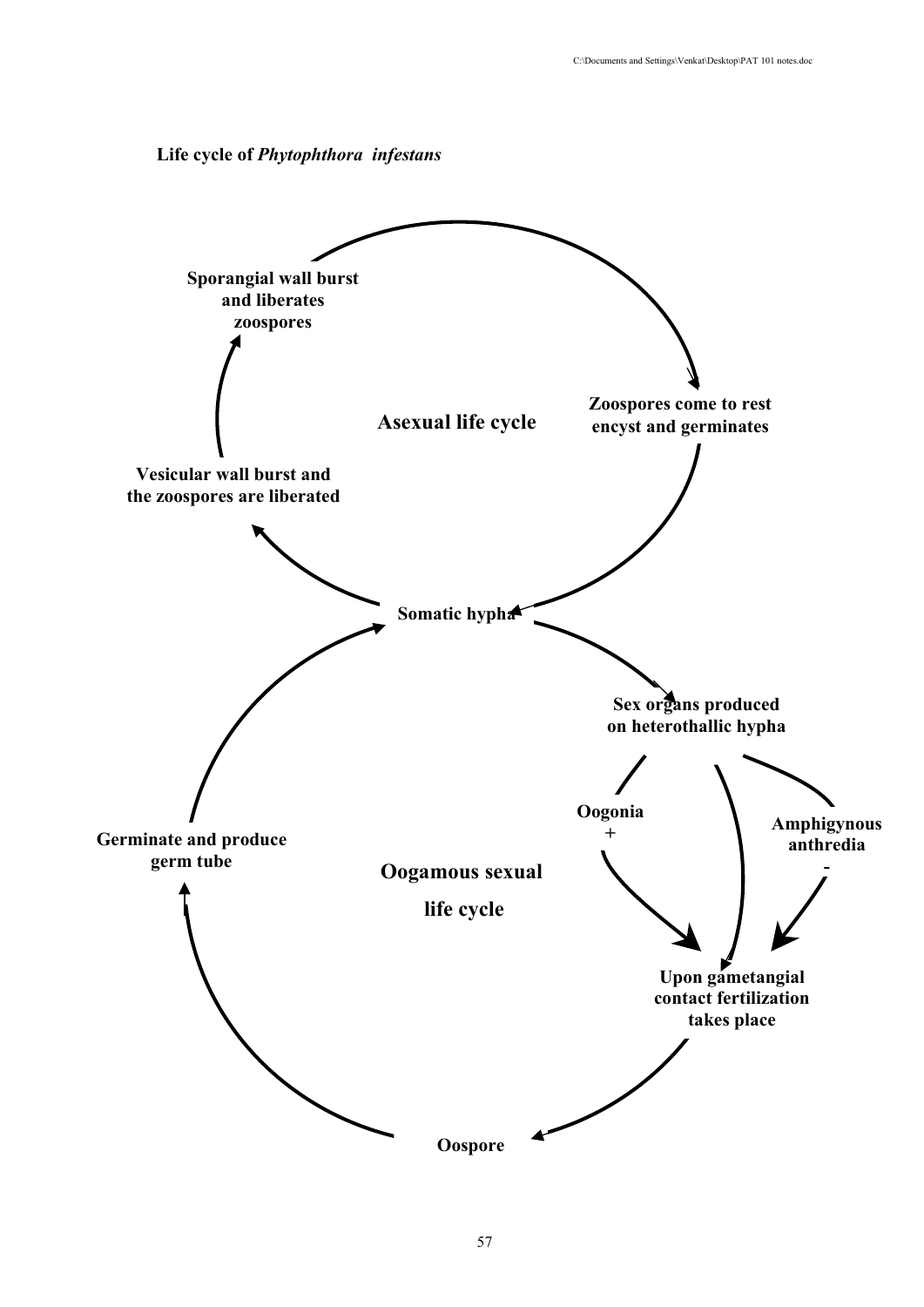**Life cycle of *Phytophthora infestans***

Sporangial wall burst and liberates zoospores

Zoospores come to rest encyst and germinates

Asexual life cycle

Vesicular wall burst and the zoospores are liberated

Somatic hypha

Sex organs produced on heterothallic hypha

Oogonia +

Amphigynous anthredia -

Germinate and produce germ tube

Oogamous sexual life cycle

Upon gametangial contact fertilization takes place

Oospore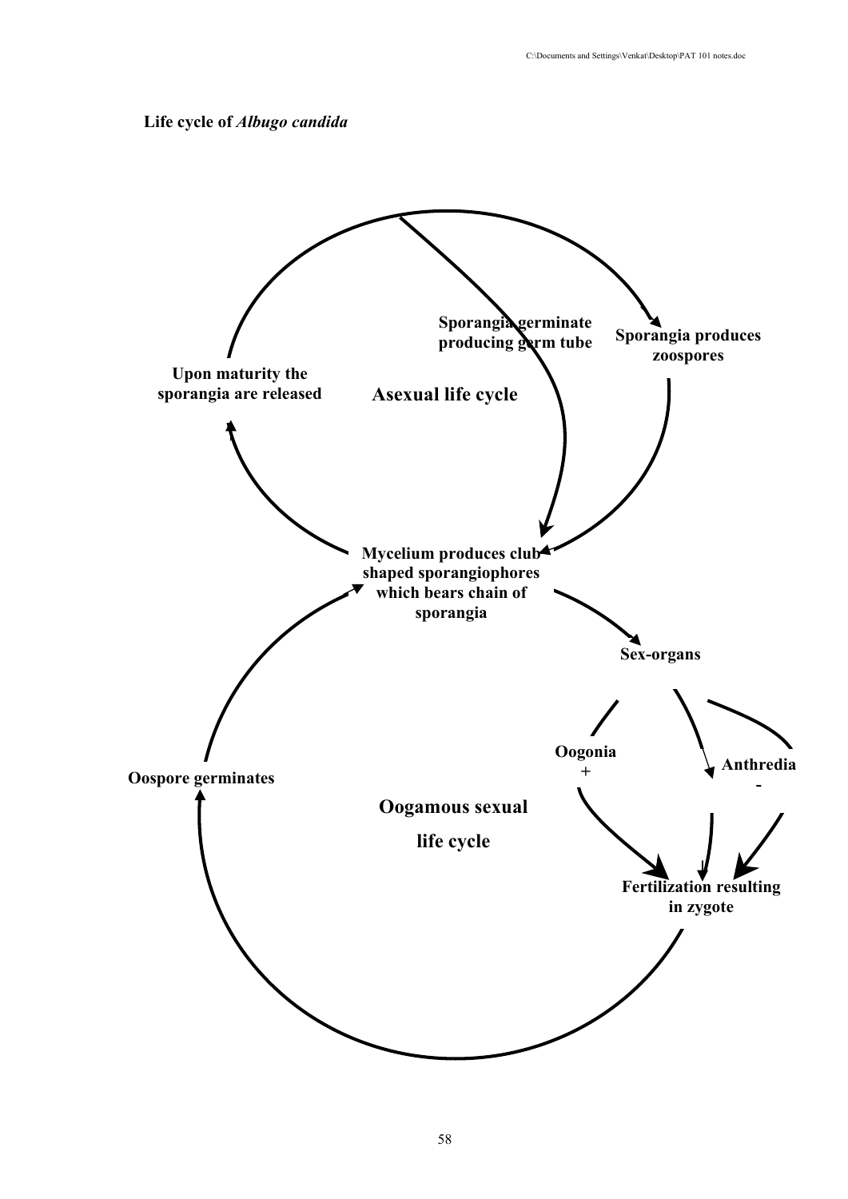**Life cycle of *Albugo candida***

Asexual life cycle

Upon maturity the sporangia are released

Sporangia germinate producing germ tube

Sporangia produces zoospores

Mycelium produces club shaped sporangiophores which bears chain of sporangia

Sex-organs

Oogonia +

Anthredia -

Fertilization resulting in zygote

Oospore germinates

Oogamous sexual life cycle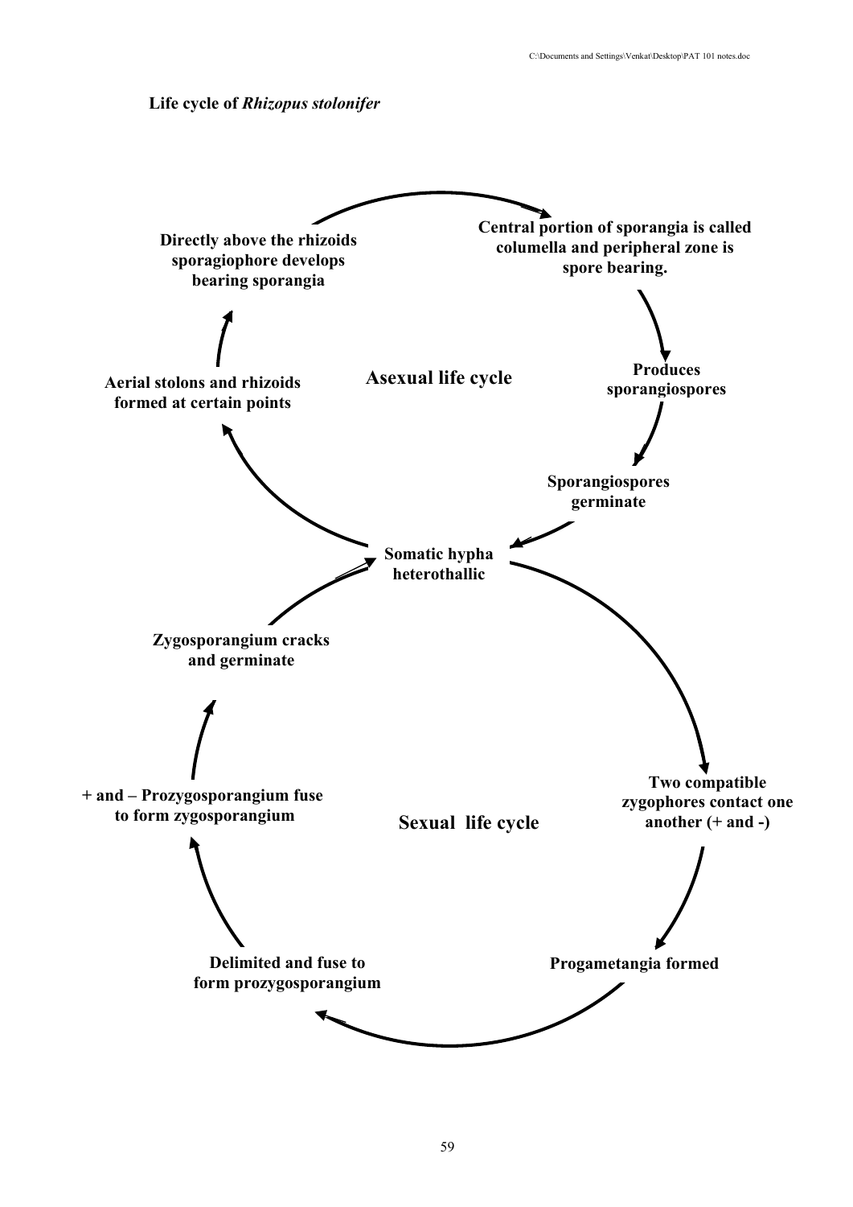**Life cycle of *Rhizopus stolonifer***

**Asexual life cycle**

- Somatic hypha heterothallic
- Aerial stolons and rhizoids formed at certain points
- Directly above the rhizoids sporagiophore develops bearing sporangia
- Central portion of sporangia is called columella and peripheral zone is spore bearing.
- Produces sporangiospores
- Sporangiospores germinate
- Somatic hypha heterothallic

**Sexual life cycle**

- Somatic hypha heterothallic
- Two compatible zygophores contact one another (+ and -)
- Progametangia formed
- Delimited and fuse to form prozygosporangium
- + and – Prozygosporangium fuse to form zygosporangium
- Zygosporangium cracks and germinate
- Somatic hypha heterothallic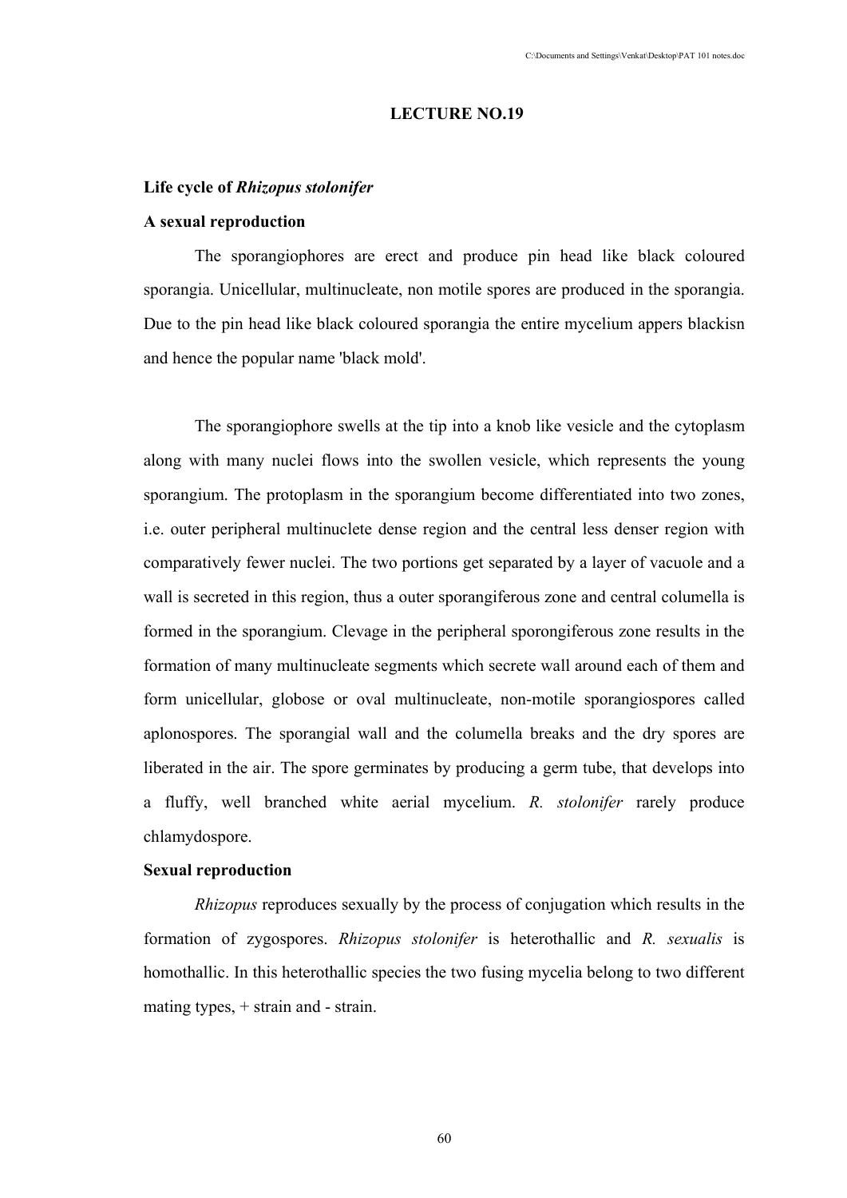# LECTURE NO.19

## Life cycle of *Rhizopus stolonifer*

### A sexual reproduction

The sporangiophores are erect and produce pin head like black coloured sporangia. Unicellular, multinucleate, non motile spores are produced in the sporangia. Due to the pin head like black coloured sporangia the entire mycelium appers blackisn and hence the popular name 'black mold'.

The sporangiophore swells at the tip into a knob like vesicle and the cytoplasm along with many nuclei flows into the swollen vesicle, which represents the young sporangium. The protoplasm in the sporangium become differentiated into two zones, i.e. outer peripheral multinuclete dense region and the central less denser region with comparatively fewer nuclei. The two portions get separated by a layer of vacuole and a wall is secreted in this region, thus a outer sporangiferous zone and central columella is formed in the sporangium. Clevage in the peripheral sporongiferous zone results in the formation of many multinucleate segments which secrete wall around each of them and form unicellular, globose or oval multinucleate, non-motile sporangiospores called aplonospores. The sporangial wall and the columella breaks and the dry spores are liberated in the air. The spore germinates by producing a germ tube, that develops into a fluffy, well branched white aerial mycelium. *R. stolonifer* rarely produce chlamydospore.

### Sexual reproduction

*Rhizopus* reproduces sexually by the process of conjugation which results in the formation of zygospores. *Rhizopus stolonifer* is heterothallic and *R. sexualis* is homothallic. In this heterothallic species the two fusing mycelia belong to two different mating types, + strain and - strain.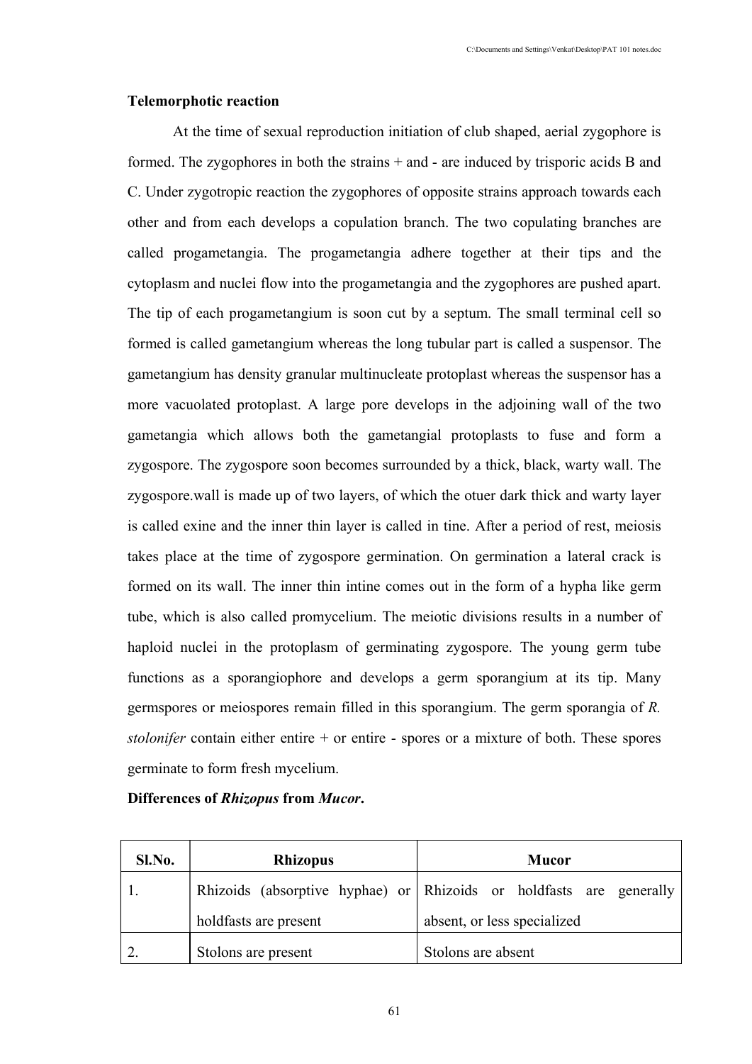**Telemorphotic reaction**

At the time of sexual reproduction initiation of club shaped, aerial zygophore is formed. The zygophores in both the strains + and - are induced by trisporic acids B and C. Under zygotropic reaction the zygophores of opposite strains approach towards each other and from each develops a copulation branch. The two copulating branches are called progametangia. The progametangia adhere together at their tips and the cytoplasm and nuclei flow into the progametangia and the zygophores are pushed apart. The tip of each progametangium is soon cut by a septum. The small terminal cell so formed is called gametangium whereas the long tubular part is called a suspensor. The gametangium has density granular multinucleate protoplast whereas the suspensor has a more vacuolated protoplast. A large pore develops in the adjoining wall of the two gametangia which allows both the gametangial protoplasts to fuse and form a zygospore. The zygospore soon becomes surrounded by a thick, black, warty wall. The zygospore.wall is made up of two layers, of which the otuer dark thick and warty layer is called exine and the inner thin layer is called in tine. After a period of rest, meiosis takes place at the time of zygospore germination. On germination a lateral crack is formed on its wall. The inner thin intine comes out in the form of a hypha like germ tube, which is also called promycelium. The meiotic divisions results in a number of haploid nuclei in the protoplasm of germinating zygospore. The young germ tube functions as a sporangiophore and develops a germ sporangium at its tip. Many germspores or meiospores remain filled in this sporangium. The germ sporangia of *R. stolonifer* contain either entire + or entire - spores or a mixture of both. These spores germinate to form fresh mycelium.

**Differences of *Rhizopus* from *Mucor*.**

| Sl.No. | Rhizopus | Mucor |
|---|---|---|
| 1. | Rhizoids (absorptive hyphae) or holdfasts are present | Rhizoids or holdfasts are generally absent, or less specialized |
| 2. | Stolons are present | Stolons are absent |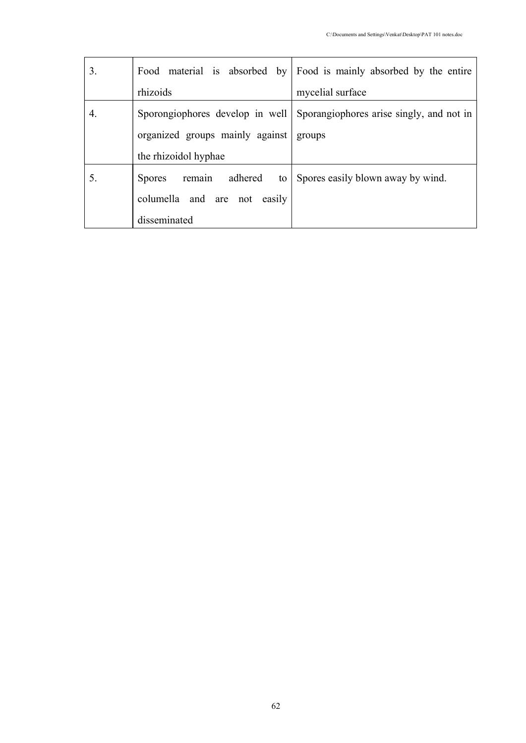| | | |
|---|---|---|
| 3. | Food material is absorbed by rhizoids | Food is mainly absorbed by the entire mycelial surface |
| 4. | Sporongiophores develop in well organized groups mainly against the rhizoidol hyphae | Sporangiophores arise singly, and not in groups |
| 5. | Spores remain adhered to columella and are not easily disseminated | Spores easily blown away by wind. |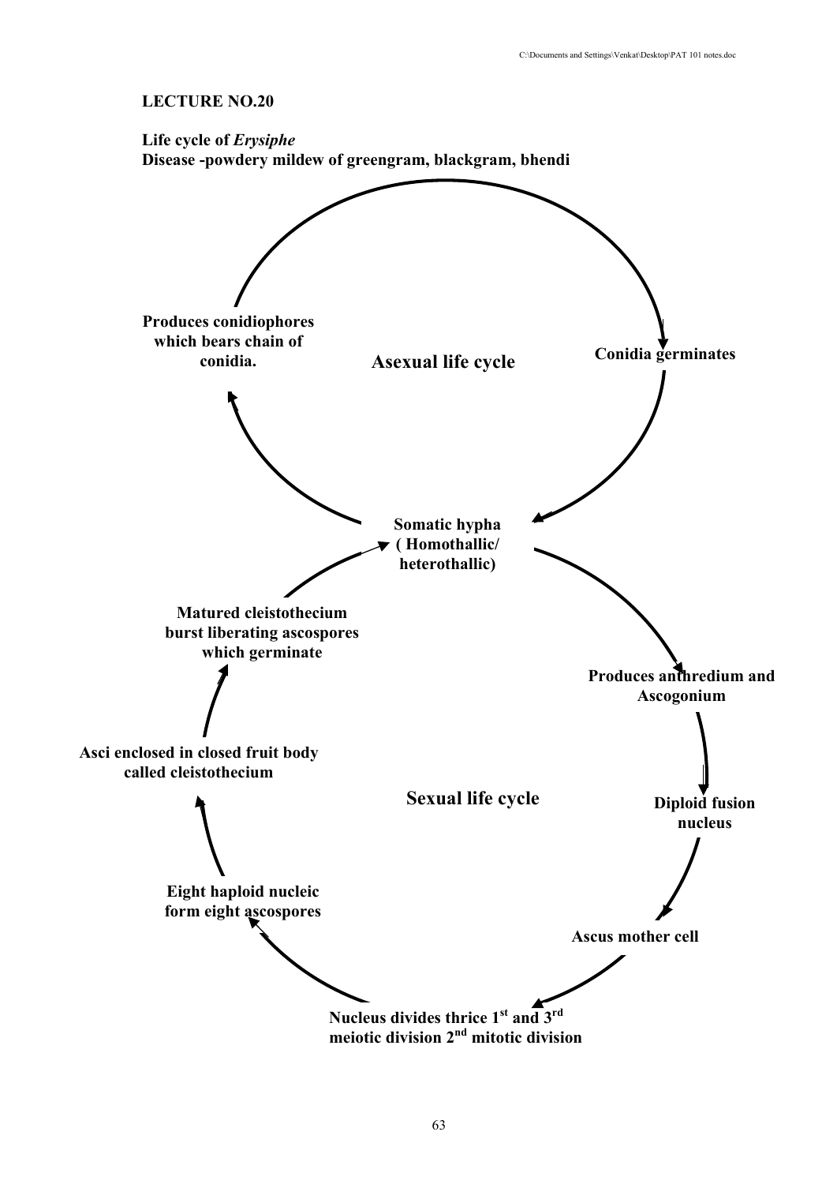**LECTURE NO.20**

**Life cycle of *Erysiphe***
**Disease -powdery mildew of greengram, blackgram, bhendi**

**Asexual life cycle**

- **Somatic hypha (Homothallic/ heterothallic)**
- **Produces conidiophores which bears chain of conidia.**
- **Conidia germinates**
- → **Somatic hypha**

**Sexual life cycle**

- **Somatic hypha (Homothallic/ heterothallic)**
- **Produces anthredium and Ascogonium**
- **Diploid fusion nucleus**
- **Ascus mother cell**
- **Nucleus divides thrice 1st and 3rd meiotic division 2nd mitotic division**
- **Eight haploid nucleic form eight ascospores**
- **Asci enclosed in closed fruit body called cleistothecium**
- **Matured cleistothecium burst liberating ascospores which germinate**
- → **Somatic hypha**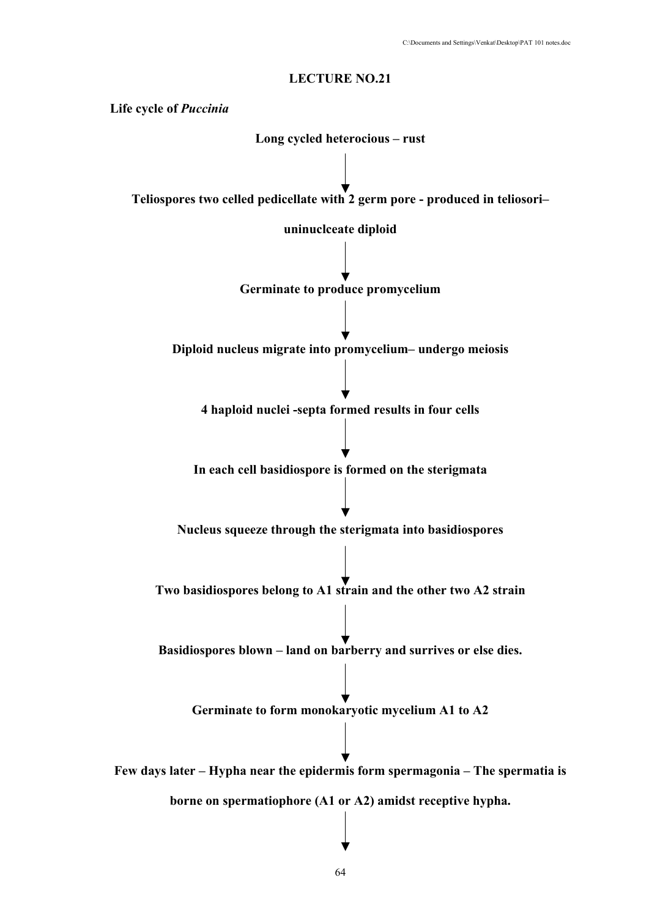## LECTURE NO.21

**Life cycle of *Puccinia***

**Long cycled heterocious – rust**

↓

**Teliospores two celled pedicellate with 2 germ pore - produced in teliosori– uninuclceate diploid**

↓

**Germinate to produce promycelium**

↓

**Diploid nucleus migrate into promycelium– undergo meiosis**

↓

**4 haploid nuclei -septa formed results in four cells**

↓

**In each cell basidiospore is formed on the sterigmata**

↓

**Nucleus squeeze through the sterigmata into basidiospores**

↓

**Two basidiospores belong to A1 strain and the other two A2 strain**

↓

**Basidiospores blown – land on barberry and survives or else dies.**

↓

**Germinate to form monokaryotic mycelium A1 to A2**

↓

**Few days later – Hypha near the epidermis form spermagonia – The spermatia is borne on spermatiophore (A1 or A2) amidst receptive hypha.**

↓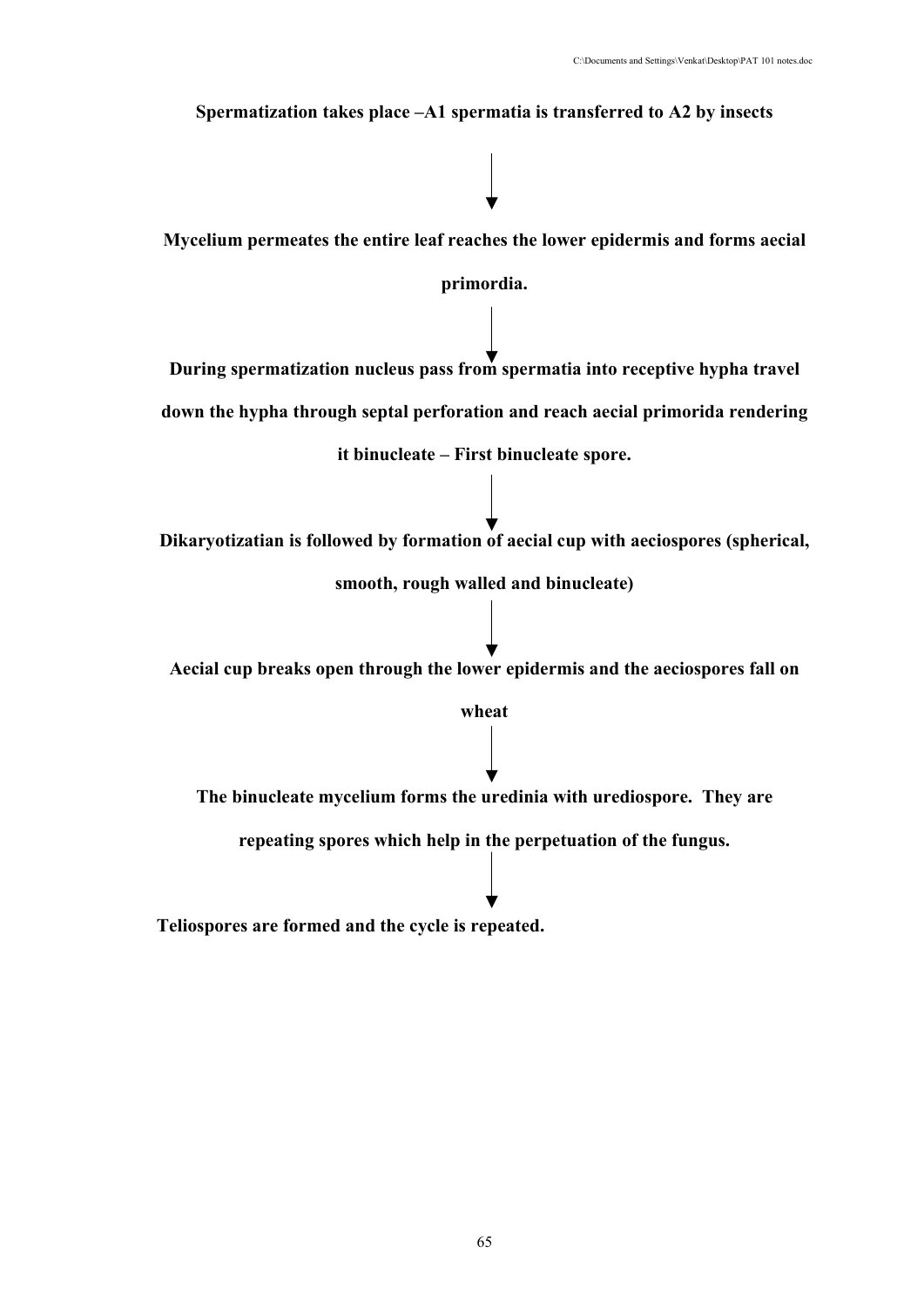**Spermatization takes place –A1 spermatia is transferred to A2 by insects**

↓

**Mycelium permeates the entire leaf reaches the lower epidermis and forms aecial primordia.**

↓

**During spermatization nucleus pass from spermatia into receptive hypha travel down the hypha through septal perforation and reach aecial primorida rendering it binucleate – First binucleate spore.**

↓

**Dikaryotizatian is followed by formation of aecial cup with aeciospores (spherical, smooth, rough walled and binucleate)**

↓

**Aecial cup breaks open through the lower epidermis and the aeciospores fall on wheat**

↓

**The binucleate mycelium forms the uredinia with urediospore. They are repeating spores which help in the perpetuation of the fungus.**

↓

**Teliospores are formed and the cycle is repeated.**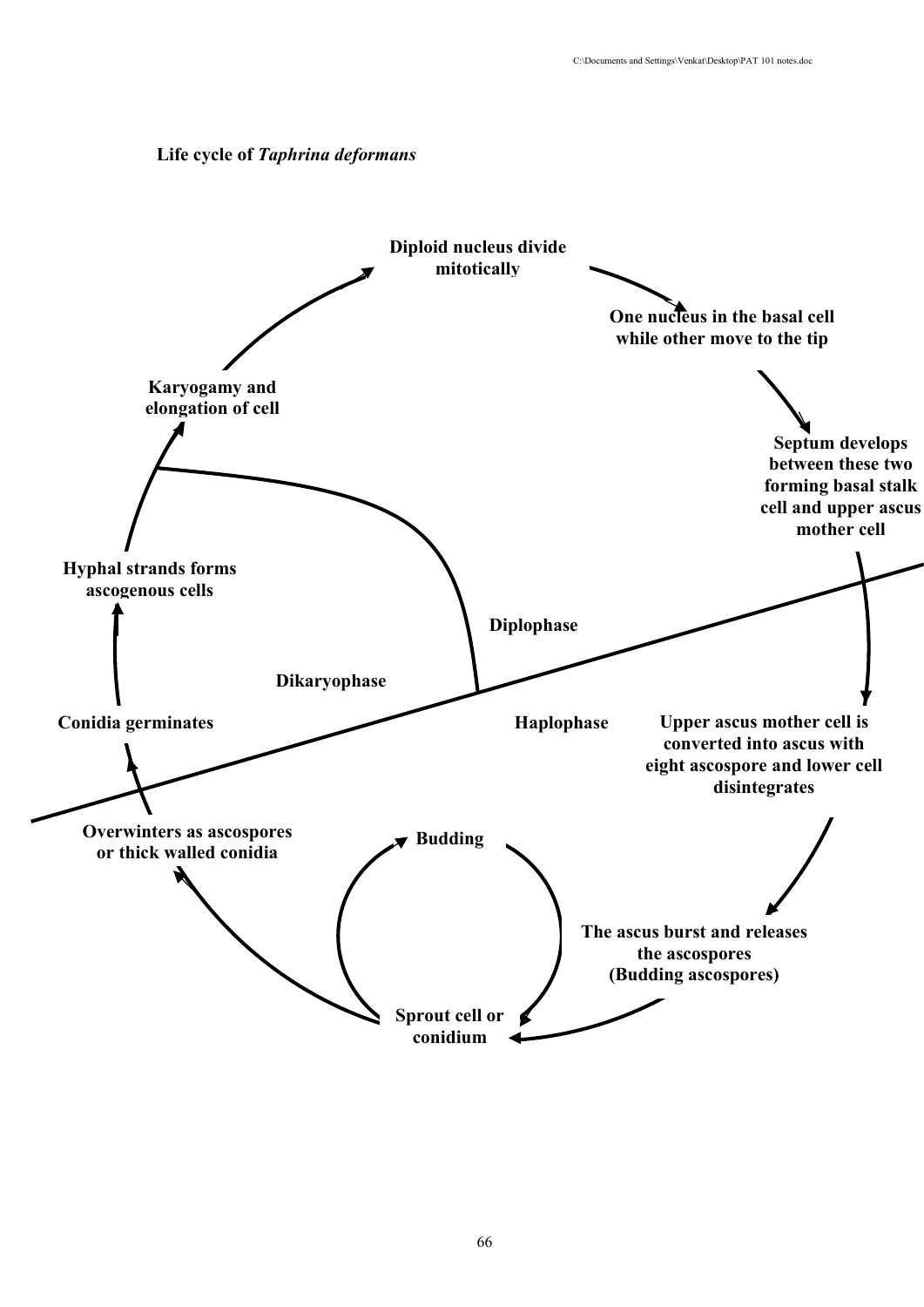**Life cycle of *Taphrina deformans***

Diploid nucleus divide mitotically

One nucleus in the basal cell while other move to the tip

Septum develops between these two forming basal stalk cell and upper ascus mother cell

Upper ascus mother cell is converted into ascus with eight ascospore and lower cell disintegrates

The ascus burst and releases the ascospores (Budding ascospores)

Sprout cell or conidium

Budding

Overwinters as ascospores or thick walled conidia

Conidia germinates

Hyphal strands forms ascogenous cells

Karyogamy and elongation of cell

Diplophase

Dikaryophase

Haplophase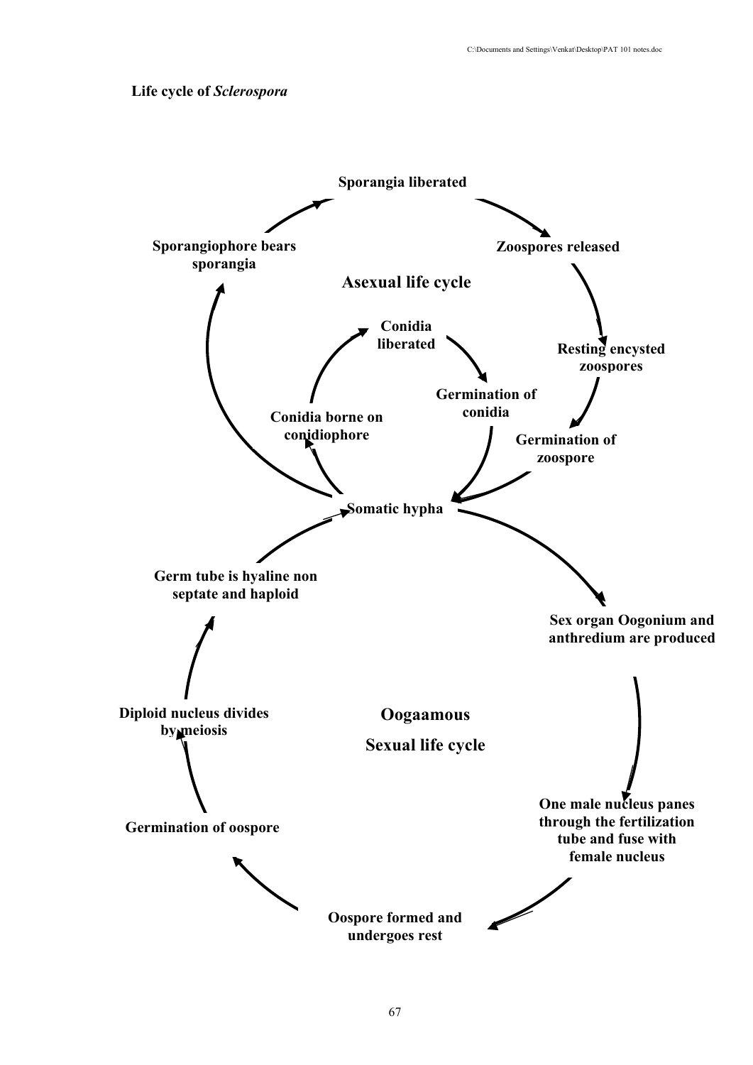**Life cycle of *Sclerospora***

**Asexual life cycle**

- Sporangiophore bears sporangia
- Sporangia liberated
- Zoospores released
- Resting encysted zoospores
- Germination of zoospore
- Somatic hypha
- Conidia borne on conidiophore
- Conidia liberated
- Germination of conidia

**Oogaamous**

**Sexual life cycle**

- Somatic hypha
- Sex organ Oogonium and anthredium are produced
- One male nucleus panes through the fertilization tube and fuse with female nucleus
- Oospore formed and undergoes rest
- Germination of oospore
- Diploid nucleus divides by meiosis
- Germ tube is hyaline non septate and haploid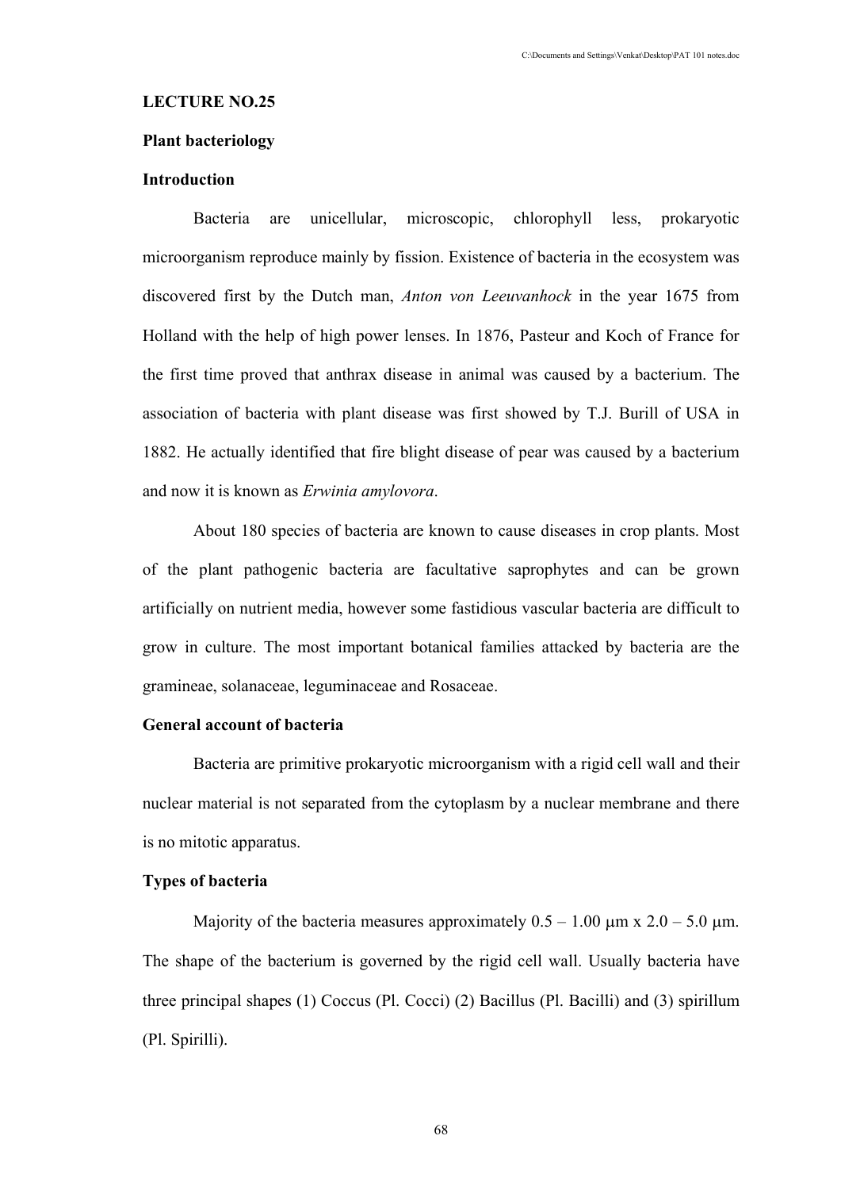**LECTURE NO.25**

**Plant bacteriology**

**Introduction**

Bacteria are unicellular, microscopic, chlorophyll less, prokaryotic microorganism reproduce mainly by fission. Existence of bacteria in the ecosystem was discovered first by the Dutch man, *Anton von Leeuvanhock* in the year 1675 from Holland with the help of high power lenses. In 1876, Pasteur and Koch of France for the first time proved that anthrax disease in animal was caused by a bacterium. The association of bacteria with plant disease was first showed by T.J. Burill of USA in 1882. He actually identified that fire blight disease of pear was caused by a bacterium and now it is known as *Erwinia amylovora*.

About 180 species of bacteria are known to cause diseases in crop plants. Most of the plant pathogenic bacteria are facultative saprophytes and can be grown artificially on nutrient media, however some fastidious vascular bacteria are difficult to grow in culture. The most important botanical families attacked by bacteria are the gramineae, solanaceae, leguminaceae and Rosaceae.

**General account of bacteria**

Bacteria are primitive prokaryotic microorganism with a rigid cell wall and their nuclear material is not separated from the cytoplasm by a nuclear membrane and there is no mitotic apparatus.

**Types of bacteria**

Majority of the bacteria measures approximately 0.5 – 1.00 μm x 2.0 – 5.0 μm. The shape of the bacterium is governed by the rigid cell wall. Usually bacteria have three principal shapes (1) Coccus (Pl. Cocci) (2) Bacillus (Pl. Bacilli) and (3) spirillum (Pl. Spirilli).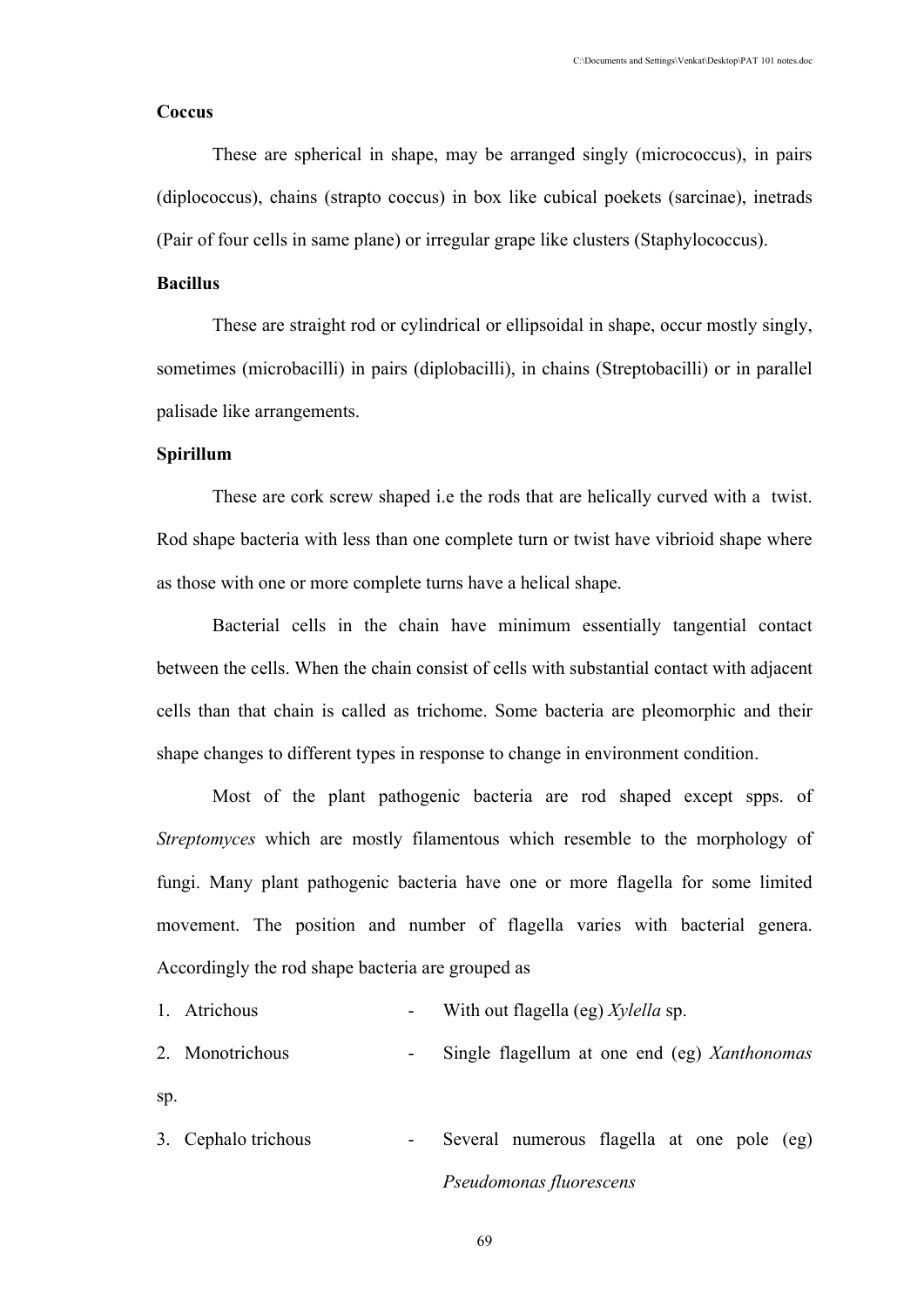**Coccus**

These are spherical in shape, may be arranged singly (micrococcus), in pairs (diplococcus), chains (strapto coccus) in box like cubical poekets (sarcinae), inetrads (Pair of four cells in same plane) or irregular grape like clusters (Staphylococcus).

**Bacillus**

These are straight rod or cylindrical or ellipsoidal in shape, occur mostly singly, sometimes (microbacilli) in pairs (diplobacilli), in chains (Streptobacilli) or in parallel palisade like arrangements.

**Spirillum**

These are cork screw shaped i.e the rods that are helically curved with a twist. Rod shape bacteria with less than one complete turn or twist have vibrioid shape where as those with one or more complete turns have a helical shape.

Bacterial cells in the chain have minimum essentially tangential contact between the cells. When the chain consist of cells with substantial contact with adjacent cells than that chain is called as trichome. Some bacteria are pleomorphic and their shape changes to different types in response to change in environment condition.

Most of the plant pathogenic bacteria are rod shaped except spps. of *Streptomyces* which are mostly filamentous which resemble to the morphology of fungi. Many plant pathogenic bacteria have one or more flagella for some limited movement. The position and number of flagella varies with bacterial genera. Accordingly the rod shape bacteria are grouped as

1. Atrichous - With out flagella (eg) *Xylella* sp.
2. Monotrichous - Single flagellum at one end (eg) *Xanthonomas* sp.
3. Cephalo trichous - Several numerous flagella at one pole (eg) *Pseudomonas fluorescens*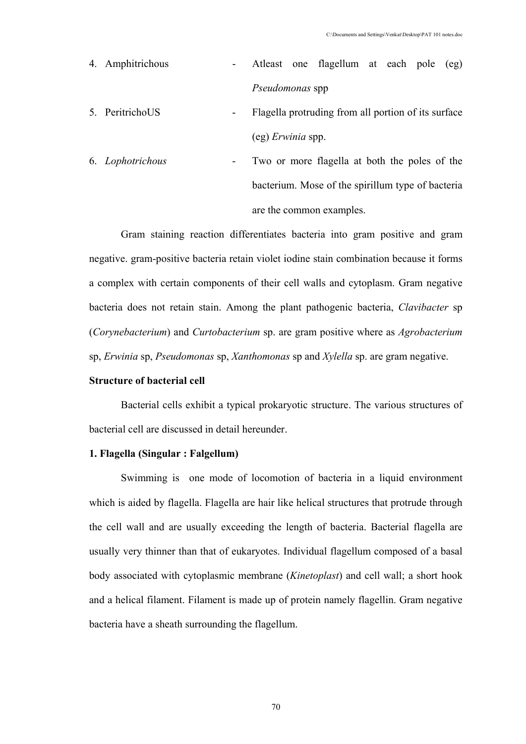4. Amphitrichous - Atleast one flagellum at each pole (eg) *Pseudomonas* spp
5. PeritrichoUS - Flagella protruding from all portion of its surface (eg) *Erwinia* spp.
6. *Lophotrichous* - Two or more flagella at both the poles of the bacterium. Mose of the spirillum type of bacteria are the common examples.

Gram staining reaction differentiates bacteria into gram positive and gram negative. gram-positive bacteria retain violet iodine stain combination because it forms a complex with certain components of their cell walls and cytoplasm. Gram negative bacteria does not retain stain. Among the plant pathogenic bacteria, *Clavibacter* sp (*Corynebacterium*) and *Curtobacterium* sp. are gram positive where as *Agrobacterium* sp, *Erwinia* sp, *Pseudomonas* sp, *Xanthomonas* sp and *Xylella* sp. are gram negative.

**Structure of bacterial cell**

Bacterial cells exhibit a typical prokaryotic structure. The various structures of bacterial cell are discussed in detail hereunder.

**1. Flagella (Singular : Falgellum)**

Swimming is one mode of locomotion of bacteria in a liquid environment which is aided by flagella. Flagella are hair like helical structures that protrude through the cell wall and are usually exceeding the length of bacteria. Bacterial flagella are usually very thinner than that of eukaryotes. Individual flagellum composed of a basal body associated with cytoplasmic membrane (*Kinetoplast*) and cell wall; a short hook and a helical filament. Filament is made up of protein namely flagellin. Gram negative bacteria have a sheath surrounding the flagellum.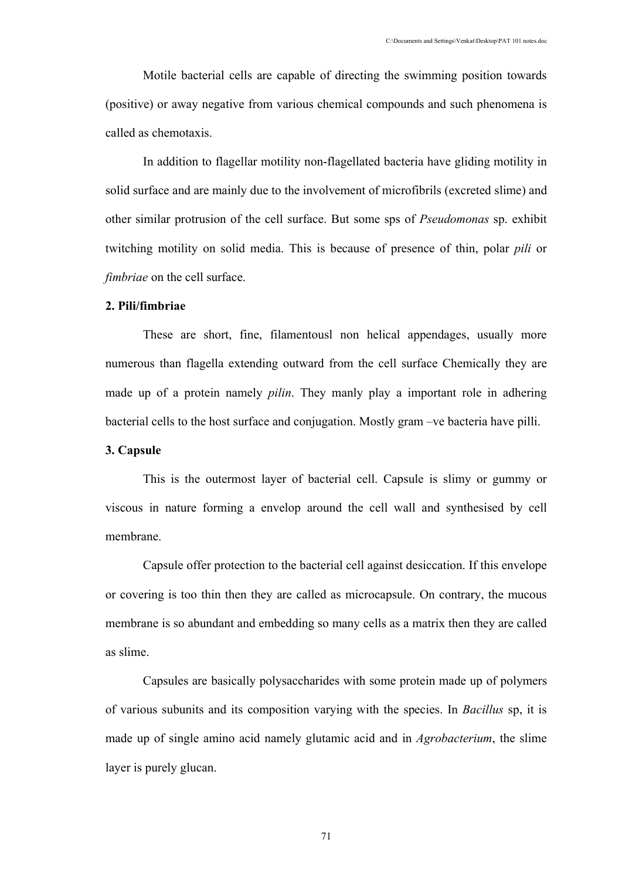Motile bacterial cells are capable of directing the swimming position towards (positive) or away negative from various chemical compounds and such phenomena is called as chemotaxis.

In addition to flagellar motility non-flagellated bacteria have gliding motility in solid surface and are mainly due to the involvement of microfibrils (excreted slime) and other similar protrusion of the cell surface. But some sps of *Pseudomonas* sp. exhibit twitching motility on solid media. This is because of presence of thin, polar *pili* or *fimbriae* on the cell surface.

**2. Pili/fimbriae**

These are short, fine, filamentousl non helical appendages, usually more numerous than flagella extending outward from the cell surface Chemically they are made up of a protein namely *pilin*. They manly play a important role in adhering bacterial cells to the host surface and conjugation. Mostly gram –ve bacteria have pilli.

**3. Capsule**

This is the outermost layer of bacterial cell. Capsule is slimy or gummy or viscous in nature forming a envelop around the cell wall and synthesised by cell membrane.

Capsule offer protection to the bacterial cell against desiccation. If this envelope or covering is too thin then they are called as microcapsule. On contrary, the mucous membrane is so abundant and embedding so many cells as a matrix then they are called as slime.

Capsules are basically polysaccharides with some protein made up of polymers of various subunits and its composition varying with the species. In *Bacillus* sp, it is made up of single amino acid namely glutamic acid and in *Agrobacterium*, the slime layer is purely glucan.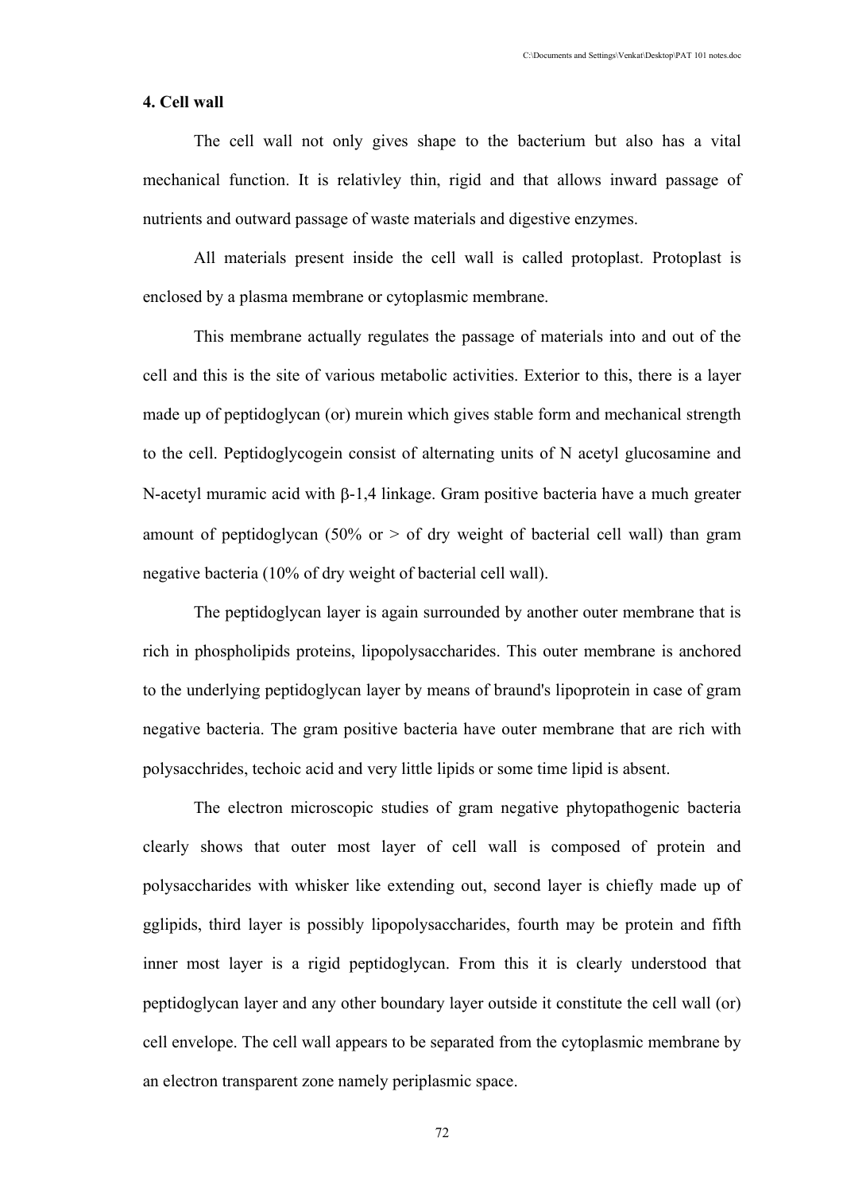### 4. Cell wall

The cell wall not only gives shape to the bacterium but also has a vital mechanical function. It is relativley thin, rigid and that allows inward passage of nutrients and outward passage of waste materials and digestive enzymes.

All materials present inside the cell wall is called protoplast. Protoplast is enclosed by a plasma membrane or cytoplasmic membrane.

This membrane actually regulates the passage of materials into and out of the cell and this is the site of various metabolic activities. Exterior to this, there is a layer made up of peptidoglycan (or) murein which gives stable form and mechanical strength to the cell. Peptidoglycogein consist of alternating units of N acetyl glucosamine and N-acetyl muramic acid with β-1,4 linkage. Gram positive bacteria have a much greater amount of peptidoglycan (50% or > of dry weight of bacterial cell wall) than gram negative bacteria (10% of dry weight of bacterial cell wall).

The peptidoglycan layer is again surrounded by another outer membrane that is rich in phospholipids proteins, lipopolysaccharides. This outer membrane is anchored to the underlying peptidoglycan layer by means of braund's lipoprotein in case of gram negative bacteria. The gram positive bacteria have outer membrane that are rich with polysacchrides, techoic acid and very little lipids or some time lipid is absent.

The electron microscopic studies of gram negative phytopathogenic bacteria clearly shows that outer most layer of cell wall is composed of protein and polysaccharides with whisker like extending out, second layer is chiefly made up of gglipids, third layer is possibly lipopolysaccharides, fourth may be protein and fifth inner most layer is a rigid peptidoglycan. From this it is clearly understood that peptidoglycan layer and any other boundary layer outside it constitute the cell wall (or) cell envelope. The cell wall appears to be separated from the cytoplasmic membrane by an electron transparent zone namely periplasmic space.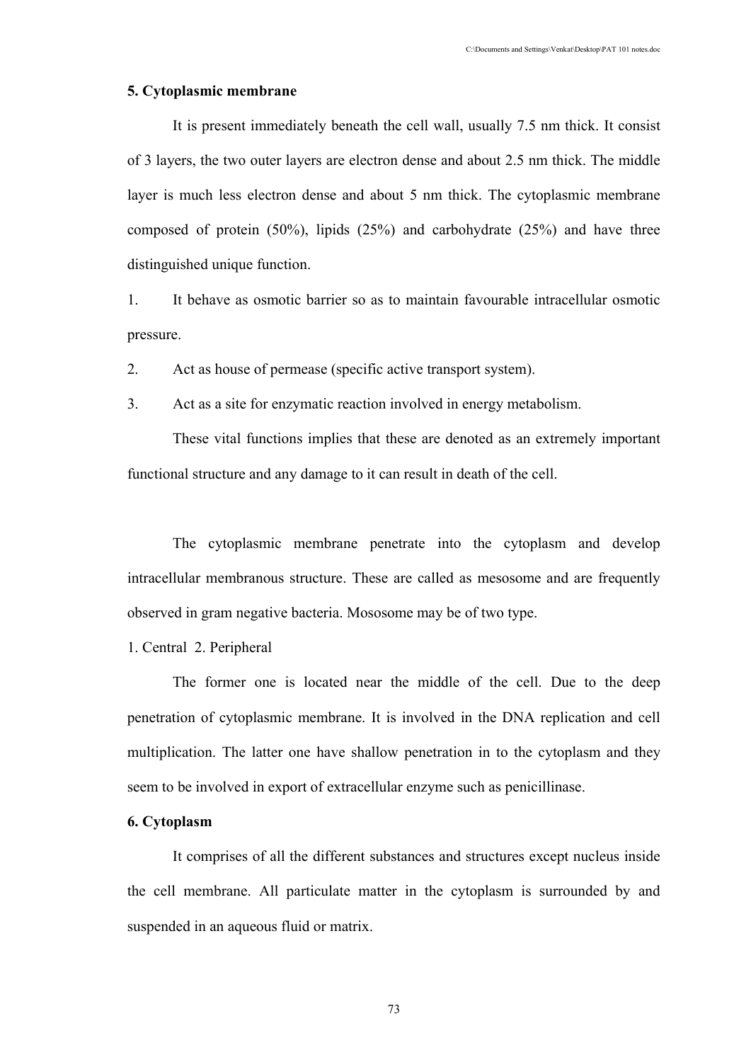### 5. Cytoplasmic membrane

It is present immediately beneath the cell wall, usually 7.5 nm thick. It consist of 3 layers, the two outer layers are electron dense and about 2.5 nm thick. The middle layer is much less electron dense and about 5 nm thick. The cytoplasmic membrane composed of protein (50%), lipids (25%) and carbohydrate (25%) and have three distinguished unique function.

1. It behave as osmotic barrier so as to maintain favourable intracellular osmotic pressure.
2. Act as house of permease (specific active transport system).
3. Act as a site for enzymatic reaction involved in energy metabolism.

These vital functions implies that these are denoted as an extremely important functional structure and any damage to it can result in death of the cell.

The cytoplasmic membrane penetrate into the cytoplasm and develop intracellular membranous structure. These are called as mesosome and are frequently observed in gram negative bacteria. Mososome may be of two type.

1. Central 2. Peripheral

The former one is located near the middle of the cell. Due to the deep penetration of cytoplasmic membrane. It is involved in the DNA replication and cell multiplication. The latter one have shallow penetration in to the cytoplasm and they seem to be involved in export of extracellular enzyme such as penicillinase.

### 6. Cytoplasm

It comprises of all the different substances and structures except nucleus inside the cell membrane. All particulate matter in the cytoplasm is surrounded by and suspended in an aqueous fluid or matrix.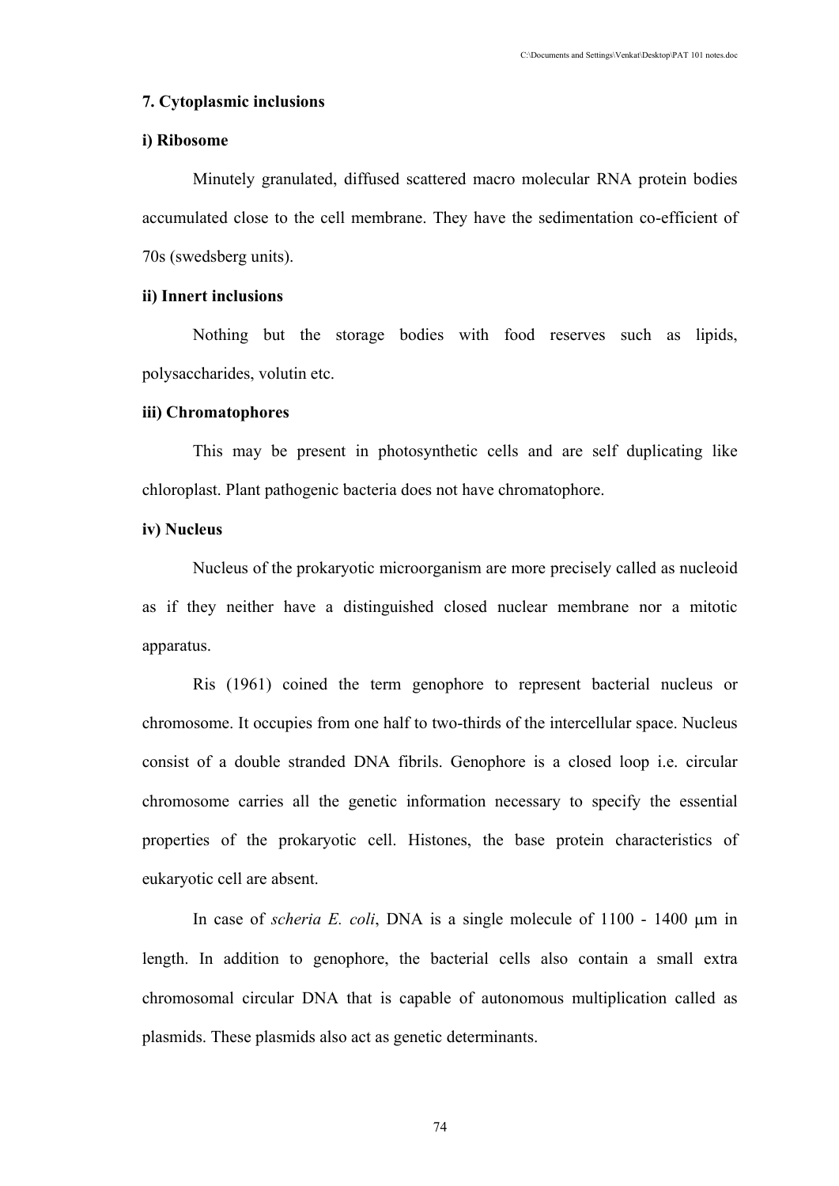### 7. Cytoplasmic inclusions

#### i) Ribosome

Minutely granulated, diffused scattered macro molecular RNA protein bodies accumulated close to the cell membrane. They have the sedimentation co-efficient of 70s (swedsberg units).

#### ii) Innert inclusions

Nothing but the storage bodies with food reserves such as lipids, polysaccharides, volutin etc.

#### iii) Chromatophores

This may be present in photosynthetic cells and are self duplicating like chloroplast. Plant pathogenic bacteria does not have chromatophore.

#### iv) Nucleus

Nucleus of the prokaryotic microorganism are more precisely called as nucleoid as if they neither have a distinguished closed nuclear membrane nor a mitotic apparatus.

Ris (1961) coined the term genophore to represent bacterial nucleus or chromosome. It occupies from one half to two-thirds of the intercellular space. Nucleus consist of a double stranded DNA fibrils. Genophore is a closed loop i.e. circular chromosome carries all the genetic information necessary to specify the essential properties of the prokaryotic cell. Histones, the base protein characteristics of eukaryotic cell are absent.

In case of *scheria E. coli*, DNA is a single molecule of 1100 - 1400 μm in length. In addition to genophore, the bacterial cells also contain a small extra chromosomal circular DNA that is capable of autonomous multiplication called as plasmids. These plasmids also act as genetic determinants.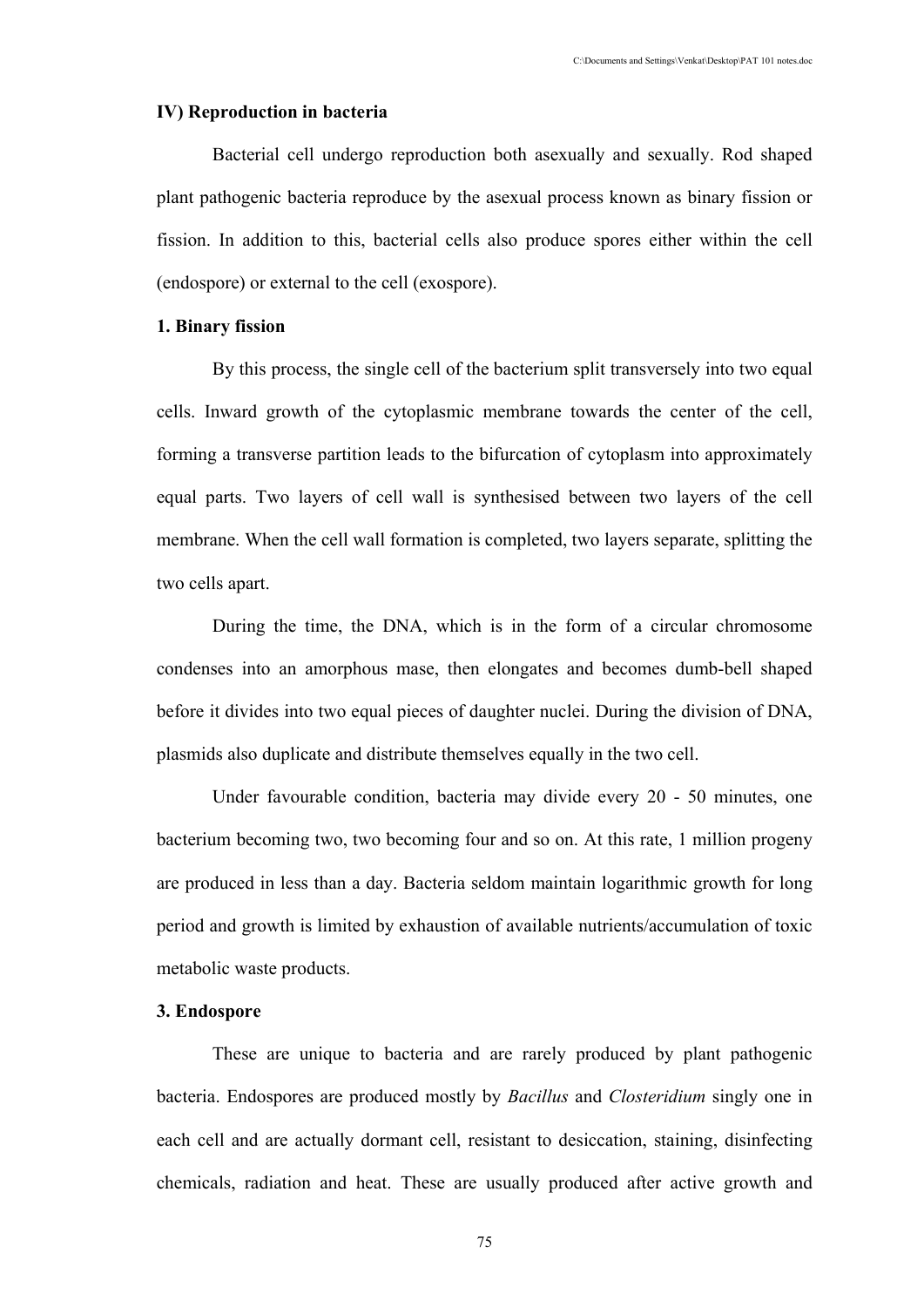### IV) Reproduction in bacteria

Bacterial cell undergo reproduction both asexually and sexually. Rod shaped plant pathogenic bacteria reproduce by the asexual process known as binary fission or fission. In addition to this, bacterial cells also produce spores either within the cell (endospore) or external to the cell (exospore).

#### 1. Binary fission

By this process, the single cell of the bacterium split transversely into two equal cells. Inward growth of the cytoplasmic membrane towards the center of the cell, forming a transverse partition leads to the bifurcation of cytoplasm into approximately equal parts. Two layers of cell wall is synthesised between two layers of the cell membrane. When the cell wall formation is completed, two layers separate, splitting the two cells apart.

During the time, the DNA, which is in the form of a circular chromosome condenses into an amorphous mase, then elongates and becomes dumb-bell shaped before it divides into two equal pieces of daughter nuclei. During the division of DNA, plasmids also duplicate and distribute themselves equally in the two cell.

Under favourable condition, bacteria may divide every 20 - 50 minutes, one bacterium becoming two, two becoming four and so on. At this rate, 1 million progeny are produced in less than a day. Bacteria seldom maintain logarithmic growth for long period and growth is limited by exhaustion of available nutrients/accumulation of toxic metabolic waste products.

#### 3. Endospore

These are unique to bacteria and are rarely produced by plant pathogenic bacteria. Endospores are produced mostly by *Bacillus* and *Closteridium* singly one in each cell and are actually dormant cell, resistant to desiccation, staining, disinfecting chemicals, radiation and heat. These are usually produced after active growth and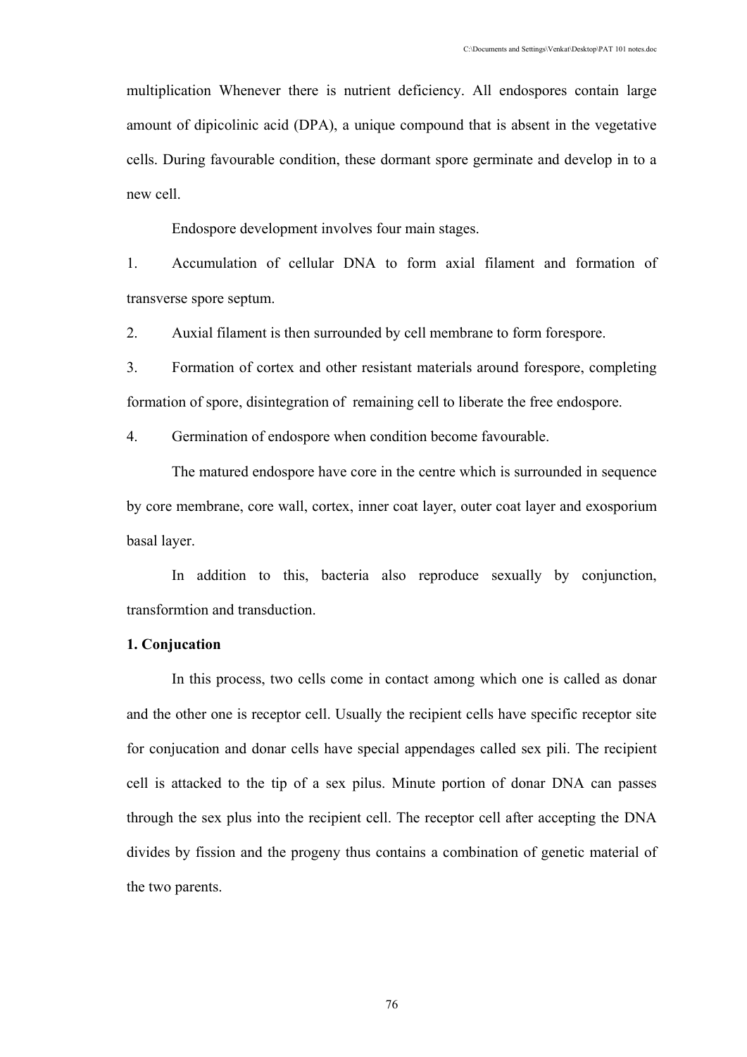multiplication Whenever there is nutrient deficiency. All endospores contain large amount of dipicolinic acid (DPA), a unique compound that is absent in the vegetative cells. During favourable condition, these dormant spore germinate and develop in to a new cell.

Endospore development involves four main stages.

1. Accumulation of cellular DNA to form axial filament and formation of transverse spore septum.
2. Auxial filament is then surrounded by cell membrane to form forespore.
3. Formation of cortex and other resistant materials around forespore, completing formation of spore, disintegration of remaining cell to liberate the free endospore.
4. Germination of endospore when condition become favourable.

The matured endospore have core in the centre which is surrounded in sequence by core membrane, core wall, cortex, inner coat layer, outer coat layer and exosporium basal layer.

In addition to this, bacteria also reproduce sexually by conjunction, transformtion and transduction.

**1. Conjucation**

In this process, two cells come in contact among which one is called as donar and the other one is receptor cell. Usually the recipient cells have specific receptor site for conjucation and donar cells have special appendages called sex pili. The recipient cell is attacked to the tip of a sex pilus. Minute portion of donar DNA can passes through the sex plus into the recipient cell. The receptor cell after accepting the DNA divides by fission and the progeny thus contains a combination of genetic material of the two parents.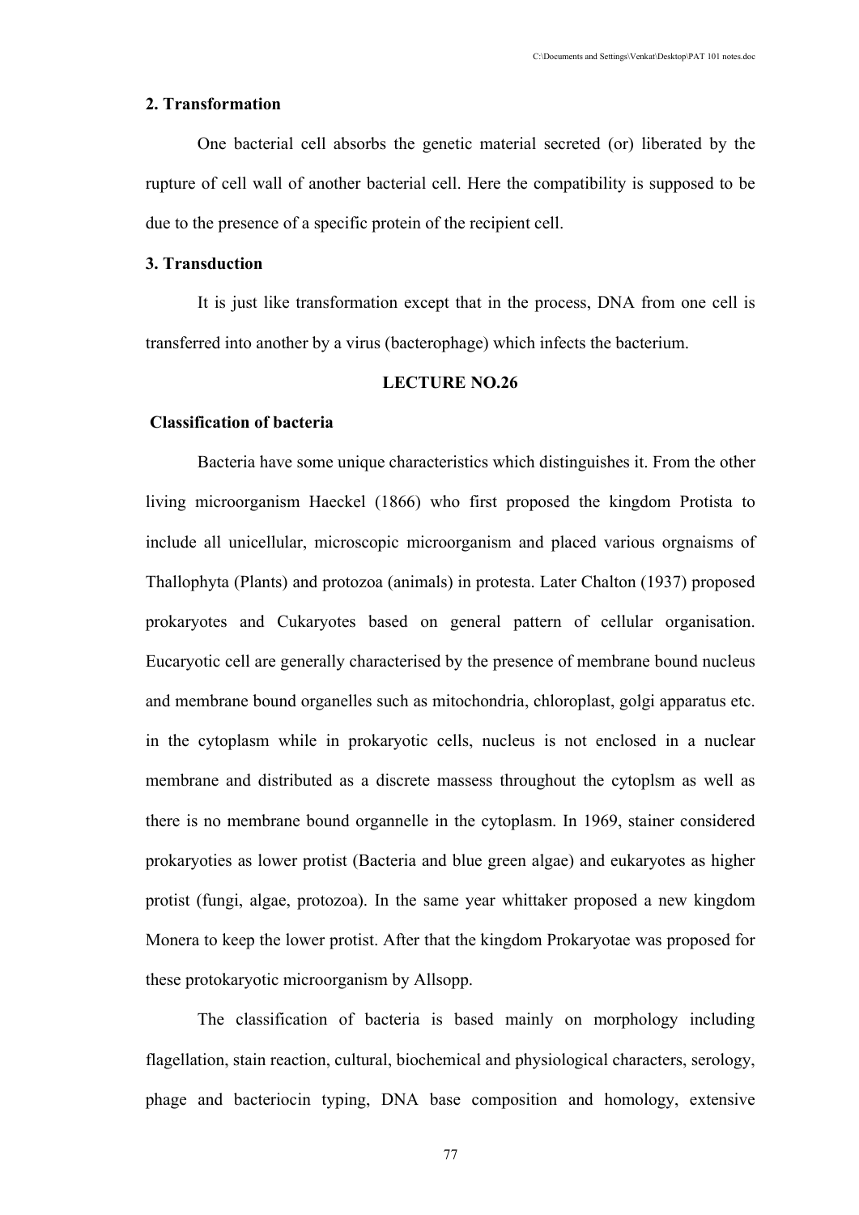### 2. Transformation

One bacterial cell absorbs the genetic material secreted (or) liberated by the rupture of cell wall of another bacterial cell. Here the compatibility is supposed to be due to the presence of a specific protein of the recipient cell.

### 3. Transduction

It is just like transformation except that in the process, DNA from one cell is transferred into another by a virus (bacterophage) which infects the bacterium.

## LECTURE NO.26

### Classification of bacteria

Bacteria have some unique characteristics which distinguishes it. From the other living microorganism Haeckel (1866) who first proposed the kingdom Protista to include all unicellular, microscopic microorganism and placed various orgnaisms of Thallophyta (Plants) and protozoa (animals) in protesta. Later Chalton (1937) proposed prokaryotes and Cukaryotes based on general pattern of cellular organisation. Eucaryotic cell are generally characterised by the presence of membrane bound nucleus and membrane bound organelles such as mitochondria, chloroplast, golgi apparatus etc. in the cytoplasm while in prokaryotic cells, nucleus is not enclosed in a nuclear membrane and distributed as a discrete massess throughout the cytoplsm as well as there is no membrane bound organnelle in the cytoplasm. In 1969, stainer considered prokaryoties as lower protist (Bacteria and blue green algae) and eukaryotes as higher protist (fungi, algae, protozoa). In the same year whittaker proposed a new kingdom Monera to keep the lower protist. After that the kingdom Prokaryotae was proposed for these protokaryotic microorganism by Allsopp.

The classification of bacteria is based mainly on morphology including flagellation, stain reaction, cultural, biochemical and physiological characters, serology, phage and bacteriocin typing, DNA base composition and homology, extensive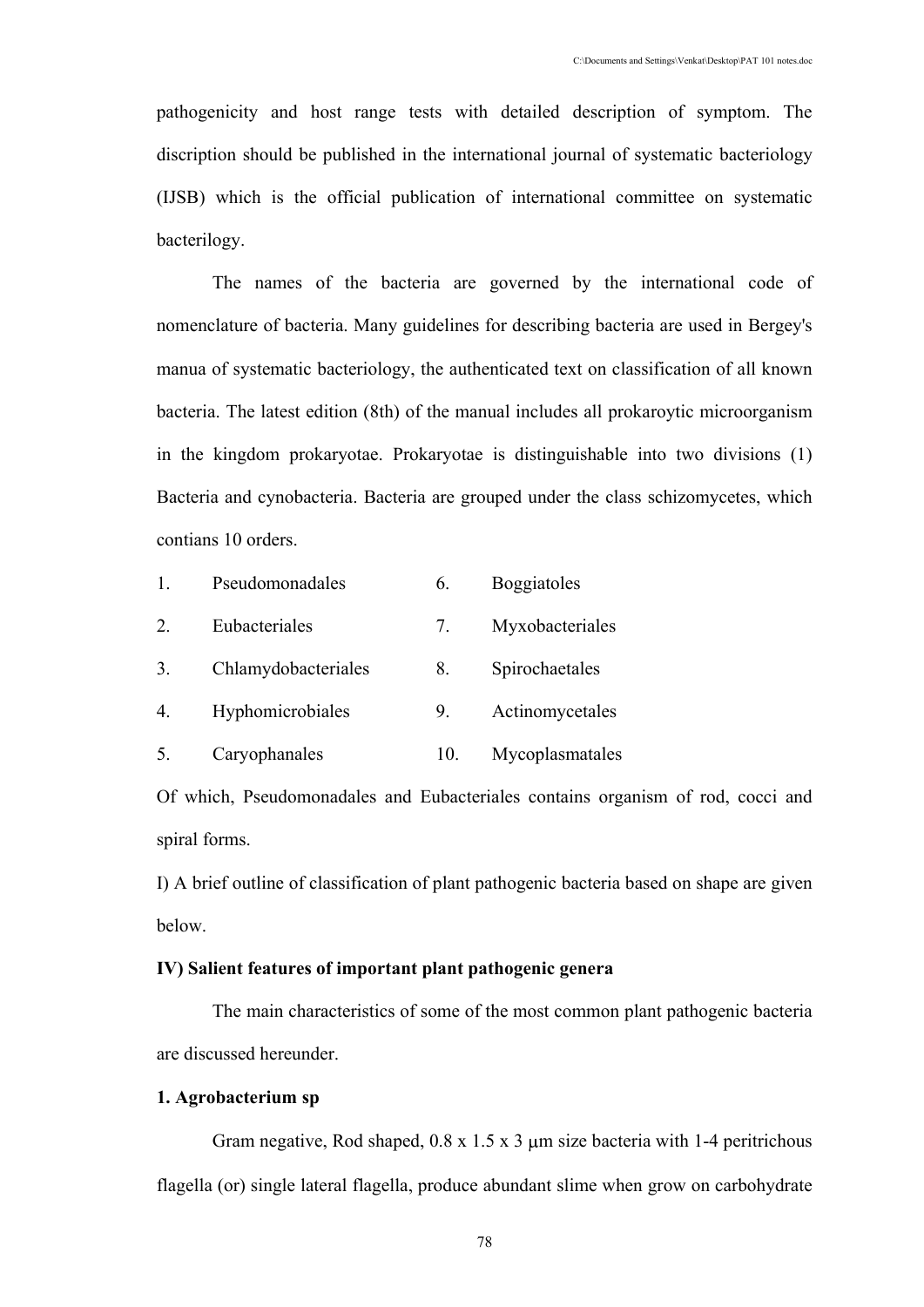pathogenicity and host range tests with detailed description of symptom. The discription should be published in the international journal of systematic bacteriology (IJSB) which is the official publication of international committee on systematic bacterilogy.

The names of the bacteria are governed by the international code of nomenclature of bacteria. Many guidelines for describing bacteria are used in Bergey's manua of systematic bacteriology, the authenticated text on classification of all known bacteria. The latest edition (8th) of the manual includes all prokaroytic microorganism in the kingdom prokaryotae. Prokaryotae is distinguishable into two divisions (1) Bacteria and cynobacteria. Bacteria are grouped under the class schizomycetes, which contians 10 orders.

|  |  |  |  |
|---|---|---|---|
| 1. | Pseudomonadales | 6. | Boggiatoles |
| 2. | Eubacteriales | 7. | Myxobacteriales |
| 3. | Chlamydobacteriales | 8. | Spirochaetales |
| 4. | Hyphomicrobiales | 9. | Actinomycetales |
| 5. | Caryophanales | 10. | Mycoplasmatales |

Of which, Pseudomonadales and Eubacteriales contains organism of rod, cocci and spiral forms.

I) A brief outline of classification of plant pathogenic bacteria based on shape are given below.

**IV) Salient features of important plant pathogenic genera**

The main characteristics of some of the most common plant pathogenic bacteria are discussed hereunder.

**1. Agrobacterium sp**

Gram negative, Rod shaped, 0.8 x 1.5 x 3 μm size bacteria with 1-4 peritrichous flagella (or) single lateral flagella, produce abundant slime when grow on carbohydrate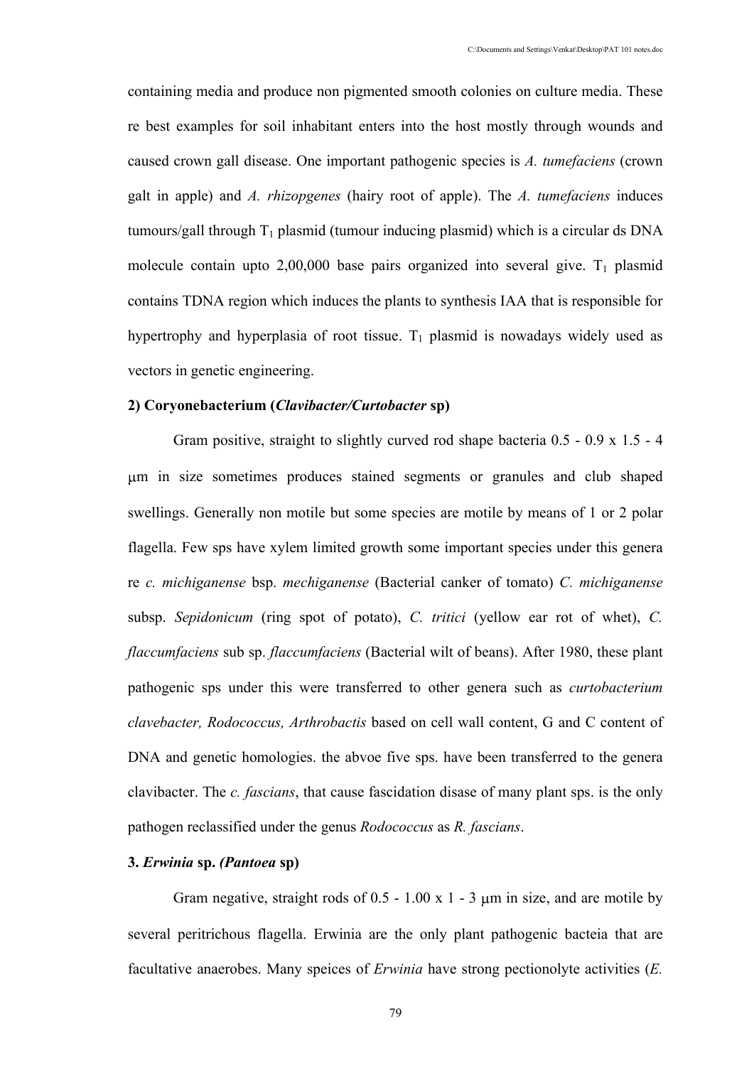containing media and produce non pigmented smooth colonies on culture media. These re best examples for soil inhabitant enters into the host mostly through wounds and caused crown gall disease. One important pathogenic species is *A. tumefaciens* (crown galt in apple) and *A. rhizopgenes* (hairy root of apple). The *A. tumefaciens* induces tumours/gall through $T_1$ plasmid (tumour inducing plasmid) which is a circular ds DNA molecule contain upto 2,00,000 base pairs organized into several give. $T_1$ plasmid contains TDNA region which induces the plants to synthesis IAA that is responsible for hypertrophy and hyperplasia of root tissue. $T_1$ plasmid is nowadays widely used as vectors in genetic engineering.

**2) Coryonebacterium (*Clavibacter/Curtobacter* sp)**

Gram positive, straight to slightly curved rod shape bacteria 0.5 - 0.9 x 1.5 - 4 μm in size sometimes produces stained segments or granules and club shaped swellings. Generally non motile but some species are motile by means of 1 or 2 polar flagella. Few sps have xylem limited growth some important species under this genera re *c. michiganense* bsp. *mechiganense* (Bacterial canker of tomato) *C. michiganense* subsp. *Sepidonicum* (ring spot of potato), *C. tritici* (yellow ear rot of whet), *C. flaccumfaciens* sub sp. *flaccumfaciens* (Bacterial wilt of beans). After 1980, these plant pathogenic sps under this were transferred to other genera such as *curtobacterium clavebacter, Rodococcus, Arthrobactis* based on cell wall content, G and C content of DNA and genetic homologies. the abvoe five sps. have been transferred to the genera clavibacter. The *c. fascians*, that cause fascidation disase of many plant sps. is the only pathogen reclassified under the genus *Rodococcus* as *R. fascians*.

**3. *Erwinia* sp. *(Pantoea* sp)**

Gram negative, straight rods of 0.5 - 1.00 x 1 - 3 μm in size, and are motile by several peritrichous flagella. Erwinia are the only plant pathogenic bacteia that are facultative anaerobes. Many speices of *Erwinia* have strong pectionolyte activities (*E.*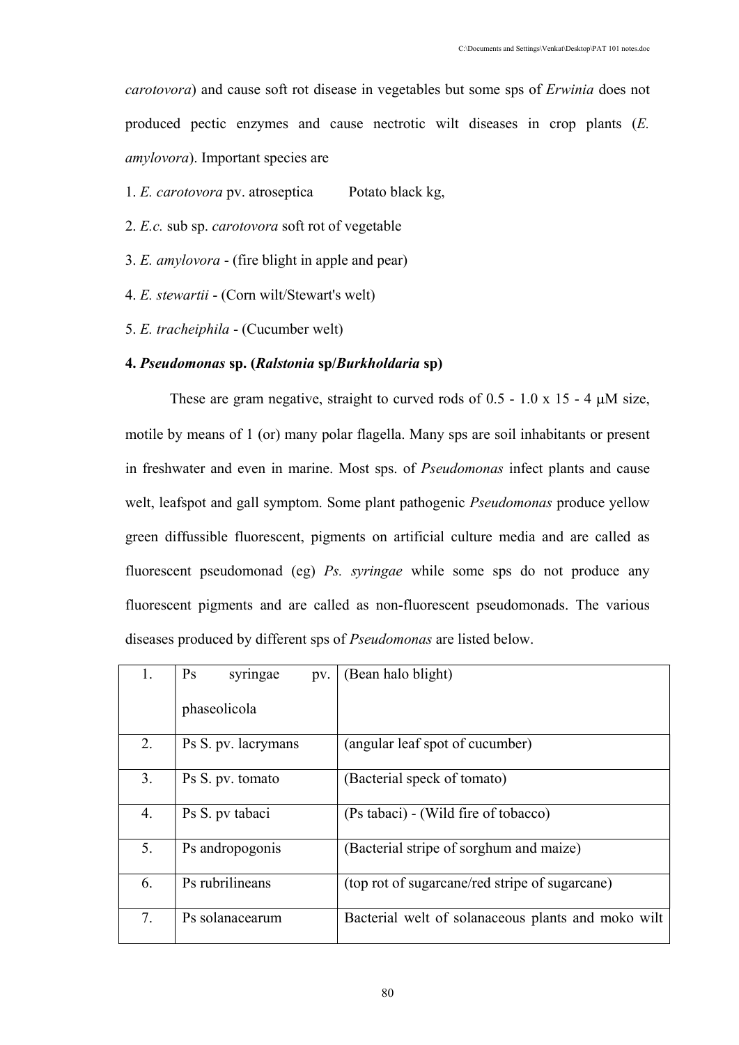*carotovora*) and cause soft rot disease in vegetables but some sps of *Erwinia* does not produced pectic enzymes and cause nectrotic wilt diseases in crop plants (*E. amylovora*). Important species are

1. *E. carotovora* pv. atroseptica Potato black kg,
2. *E.c.* sub sp. *carotovora* soft rot of vegetable
3. *E. amylovora* - (fire blight in apple and pear)
4. *E. stewartii* - (Corn wilt/Stewart's welt)
5. *E. tracheiphila* - (Cucumber welt)

**4. *Pseudomonas* sp. (*Ralstonia* sp/*Burkholdaria* sp)**

These are gram negative, straight to curved rods of 0.5 - 1.0 x 15 - 4 μM size, motile by means of 1 (or) many polar flagella. Many sps are soil inhabitants or present in freshwater and even in marine. Most sps. of *Pseudomonas* infect plants and cause welt, leafspot and gall symptom. Some plant pathogenic *Pseudomonas* produce yellow green diffussible fluorescent, pigments on artificial culture media and are called as fluorescent pseudomonad (eg) *Ps. syringae* while some sps do not produce any fluorescent pigments and are called as non-fluorescent pseudomonads. The various diseases produced by different sps of *Pseudomonas* are listed below.

| | | |
|---|---|---|
| 1. | Ps syringae pv. phaseolicola | (Bean halo blight) |
| 2. | Ps S. pv. lacrymans | (angular leaf spot of cucumber) |
| 3. | Ps S. pv. tomato | (Bacterial speck of tomato) |
| 4. | Ps S. pv tabaci | (Ps tabaci) - (Wild fire of tobacco) |
| 5. | Ps andropogonis | (Bacterial stripe of sorghum and maize) |
| 6. | Ps rubrilineans | (top rot of sugarcane/red stripe of sugarcane) |
| 7. | Ps solanacearum | Bacterial welt of solanaceous plants and moko wilt |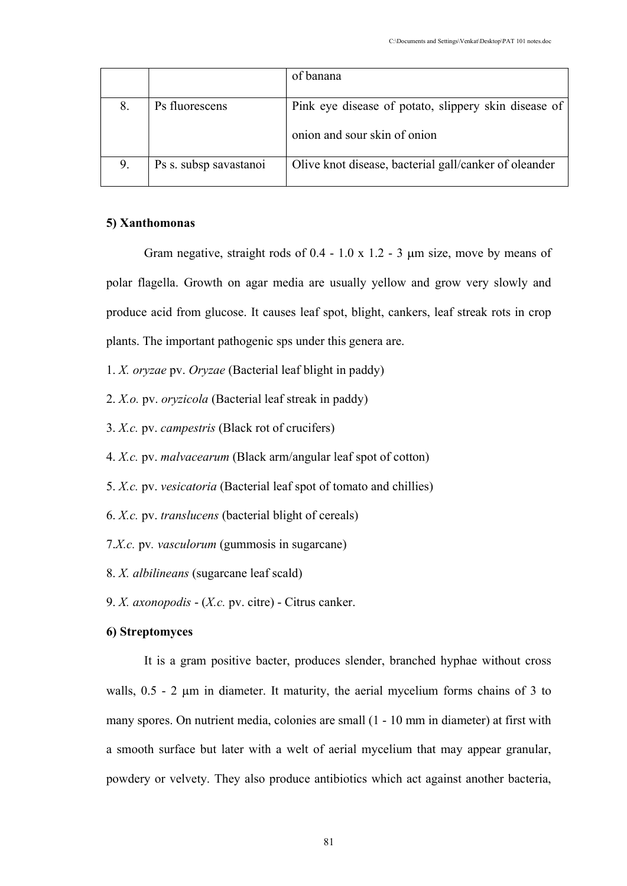| | | of banana |
|---|---|---|
| 8. | Ps fluorescens | Pink eye disease of potato, slippery skin disease of onion and sour skin of onion |
| 9. | Ps s. subsp savastanoi | Olive knot disease, bacterial gall/canker of oleander |

**5) Xanthomonas**

Gram negative, straight rods of 0.4 - 1.0 x 1.2 - 3 μm size, move by means of polar flagella. Growth on agar media are usually yellow and grow very slowly and produce acid from glucose. It causes leaf spot, blight, cankers, leaf streak rots in crop plants. The important pathogenic sps under this genera are.

1. *X. oryzae* pv. *Oryzae* (Bacterial leaf blight in paddy)
2. *X.o.* pv. *oryzicola* (Bacterial leaf streak in paddy)
3. *X.c.* pv. *campestris* (Black rot of crucifers)
4. *X.c.* pv. *malvacearum* (Black arm/angular leaf spot of cotton)
5. *X.c.* pv. *vesicatoria* (Bacterial leaf spot of tomato and chillies)
6. *X.c.* pv. *translucens* (bacterial blight of cereals)
7. *X.c.* pv. *vasculorum* (gummosis in sugarcane)
8. *X. albilineans* (sugarcane leaf scald)
9. *X. axonopodis* - (*X.c.* pv. citre) - Citrus canker.

**6) Streptomyces**

It is a gram positive bacter, produces slender, branched hyphae without cross walls, 0.5 - 2 μm in diameter. It maturity, the aerial mycelium forms chains of 3 to many spores. On nutrient media, colonies are small (1 - 10 mm in diameter) at first with a smooth surface but later with a welt of aerial mycelium that may appear granular, powdery or velvety. They also produce antibiotics which act against another bacteria,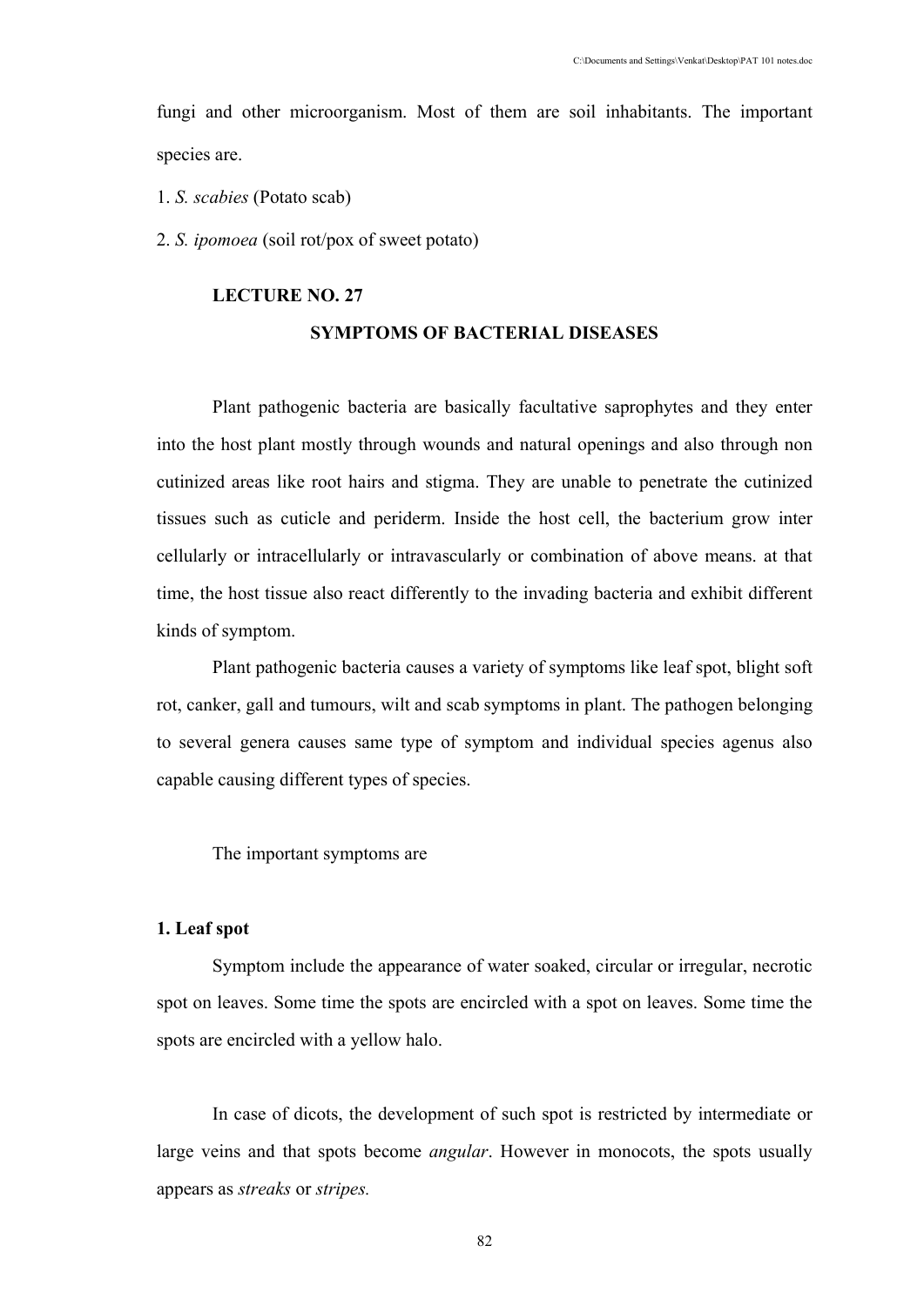fungi and other microorganism. Most of them are soil inhabitants. The important species are.

1. *S. scabies* (Potato scab)
2. *S. ipomoea* (soil rot/pox of sweet potato)

## LECTURE NO. 27

## SYMPTOMS OF BACTERIAL DISEASES

Plant pathogenic bacteria are basically facultative saprophytes and they enter into the host plant mostly through wounds and natural openings and also through non cutinized areas like root hairs and stigma. They are unable to penetrate the cutinized tissues such as cuticle and periderm. Inside the host cell, the bacterium grow inter cellularly or intracellularly or intravascularly or combination of above means. at that time, the host tissue also react differently to the invading bacteria and exhibit different kinds of symptom.

Plant pathogenic bacteria causes a variety of symptoms like leaf spot, blight soft rot, canker, gall and tumours, wilt and scab symptoms in plant. The pathogen belonging to several genera causes same type of symptom and individual species agenus also capable causing different types of species.

The important symptoms are

### 1. Leaf spot

Symptom include the appearance of water soaked, circular or irregular, necrotic spot on leaves. Some time the spots are encircled with a spot on leaves. Some time the spots are encircled with a yellow halo.

In case of dicots, the development of such spot is restricted by intermediate or large veins and that spots become *angular*. However in monocots, the spots usually appears as *streaks* or *stripes.*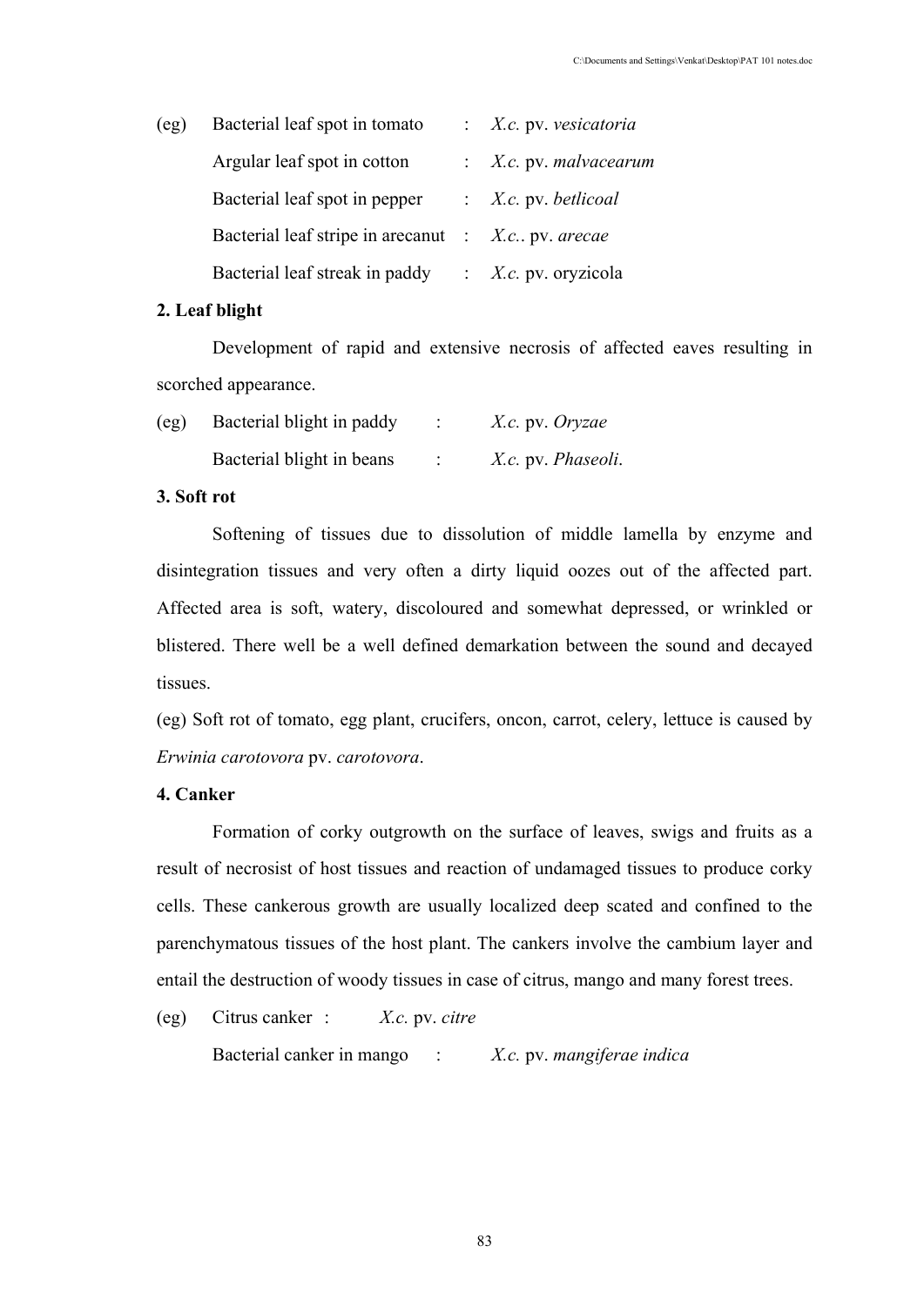| | | | |
|---|---|---|---|
| (eg) | Bacterial leaf spot in tomato | : | *X.c.* pv. *vesicatoria* |
| | Argular leaf spot in cotton | : | *X.c.* pv. *malvacearum* |
| | Bacterial leaf spot in pepper | : | *X.c.* pv. *betlicoal* |
| | Bacterial leaf stripe in arecanut | : | *X.c..* pv. *arecae* |
| | Bacterial leaf streak in paddy | : | *X.c.* pv. oryzicola |

**2. Leaf blight**

Development of rapid and extensive necrosis of affected eaves resulting in scorched appearance.

| | | | |
|---|---|---|---|
| (eg) | Bacterial blight in paddy | : | *X.c.* pv. *Oryzae* |
| | Bacterial blight in beans | : | *X.c.* pv. *Phaseoli*. |

**3. Soft rot**

Softening of tissues due to dissolution of middle lamella by enzyme and disintegration tissues and very often a dirty liquid oozes out of the affected part. Affected area is soft, watery, discoloured and somewhat depressed, or wrinkled or blistered. There well be a well defined demarkation between the sound and decayed tissues.

(eg) Soft rot of tomato, egg plant, crucifers, oncon, carrot, celery, lettuce is caused by *Erwinia carotovora* pv. *carotovora*.

**4. Canker**

Formation of corky outgrowth on the surface of leaves, swigs and fruits as a result of necrosist of host tissues and reaction of undamaged tissues to produce corky cells. These cankerous growth are usually localized deep scated and confined to the parenchymatous tissues of the host plant. The cankers involve the cambium layer and entail the destruction of woody tissues in case of citrus, mango and many forest trees.

| | | | |
|---|---|---|---|
| (eg) | Citrus canker | : | *X.c.* pv. *citre* |
| | Bacterial canker in mango | : | *X.c.* pv. *mangiferae indica* |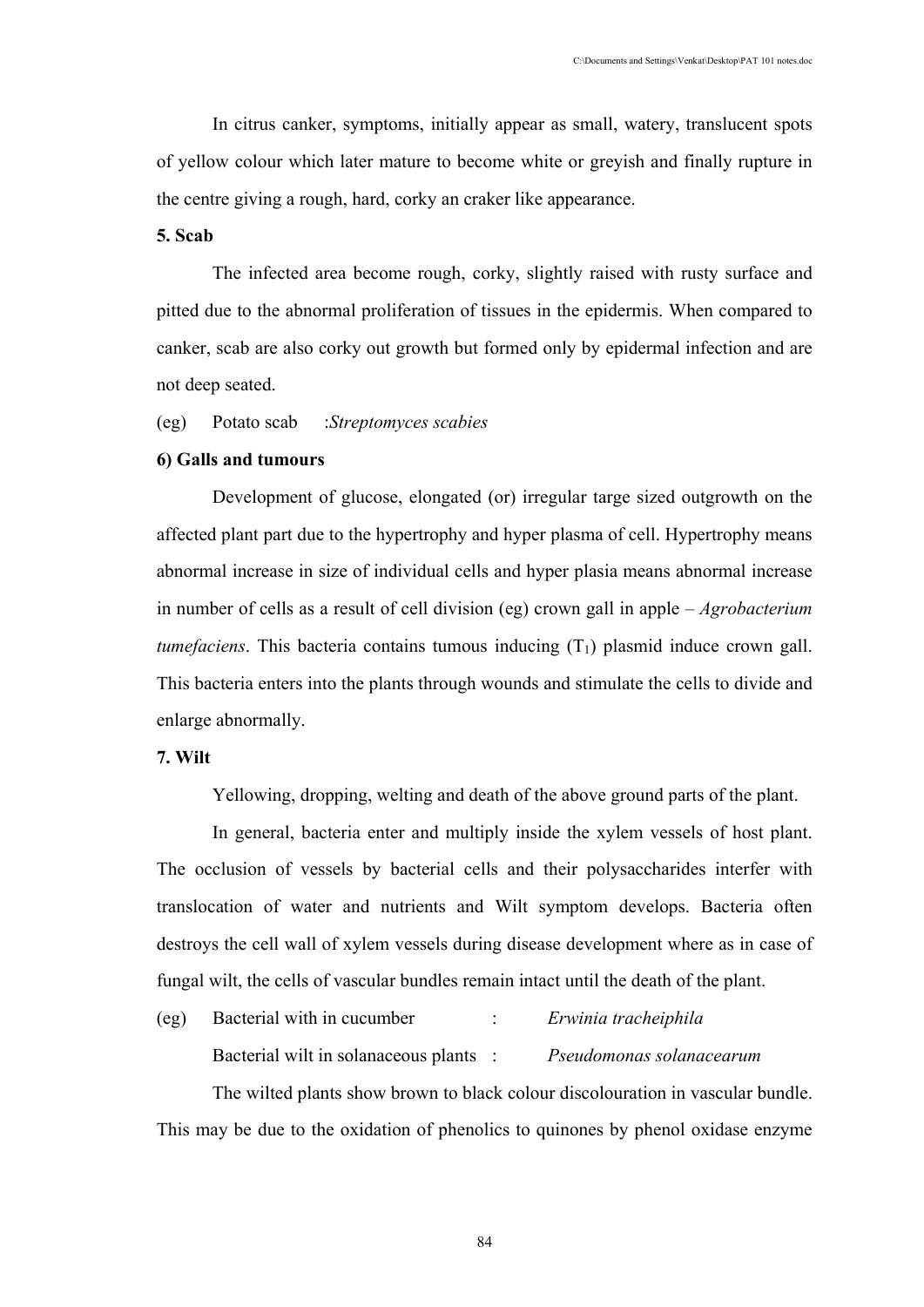In citrus canker, symptoms, initially appear as small, watery, translucent spots of yellow colour which later mature to become white or greyish and finally rupture in the centre giving a rough, hard, corky an craker like appearance.

**5. Scab**

The infected area become rough, corky, slightly raised with rusty surface and pitted due to the abnormal proliferation of tissues in the epidermis. When compared to canker, scab are also corky out growth but formed only by epidermal infection and are not deep seated.

(eg) Potato scab :*Streptomyces scabies*

**6) Galls and tumours**

Development of glucose, elongated (or) irregular targe sized outgrowth on the affected plant part due to the hypertrophy and hyper plasma of cell. Hypertrophy means abnormal increase in size of individual cells and hyper plasia means abnormal increase in number of cells as a result of cell division (eg) crown gall in apple – *Agrobacterium tumefaciens*. This bacteria contains tumous inducing ($T_1$) plasmid induce crown gall. This bacteria enters into the plants through wounds and stimulate the cells to divide and enlarge abnormally.

**7. Wilt**

Yellowing, dropping, welting and death of the above ground parts of the plant.

In general, bacteria enter and multiply inside the xylem vessels of host plant. The occlusion of vessels by bacterial cells and their polysaccharides interfer with translocation of water and nutrients and Wilt symptom develops. Bacteria often destroys the cell wall of xylem vessels during disease development where as in case of fungal wilt, the cells of vascular bundles remain intact until the death of the plant.

(eg) Bacterial with in cucumber : *Erwinia tracheiphila*

Bacterial wilt in solanaceous plants : *Pseudomonas solanacearum*

The wilted plants show brown to black colour discolouration in vascular bundle. This may be due to the oxidation of phenolics to quinones by phenol oxidase enzyme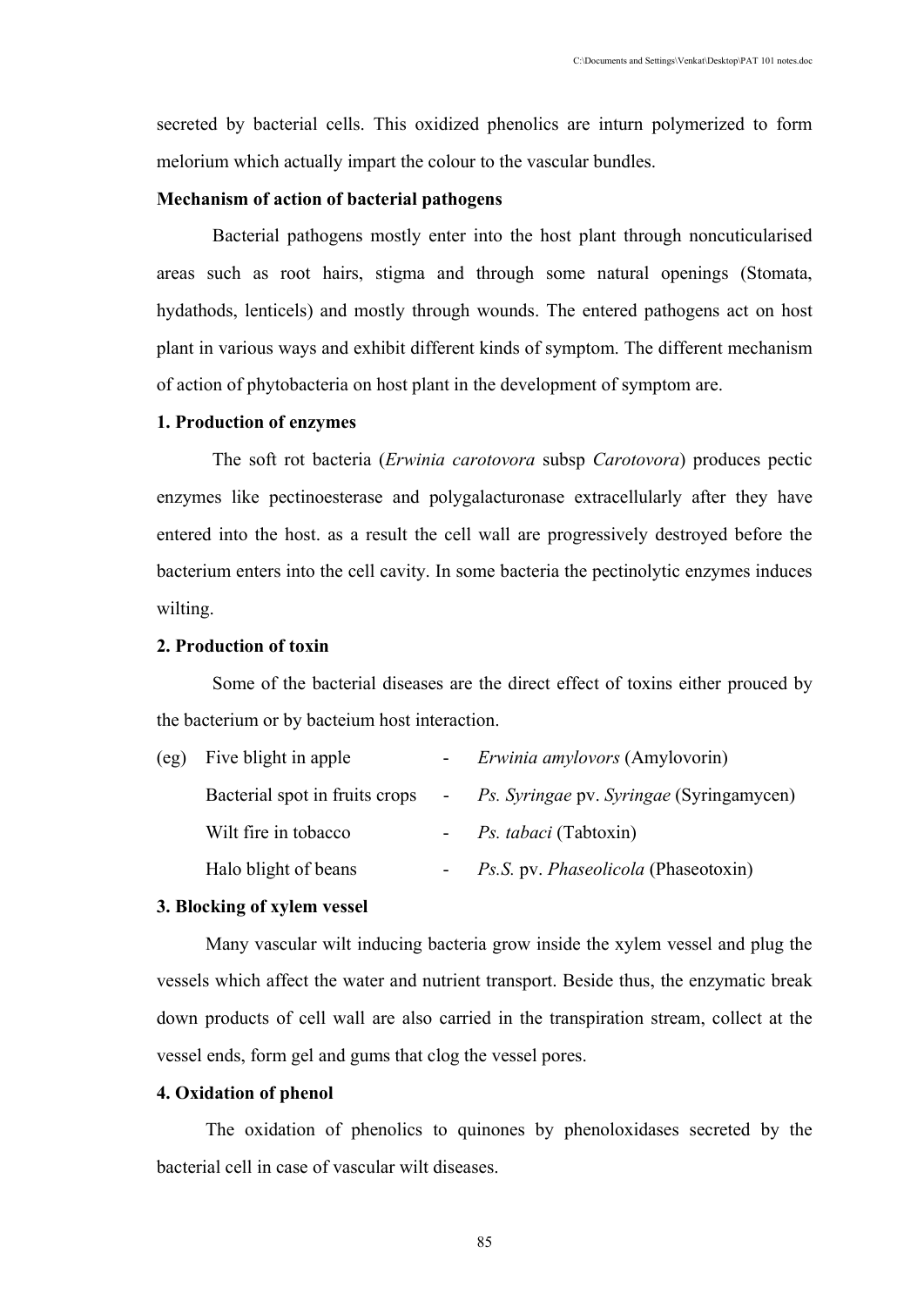secreted by bacterial cells. This oxidized phenolics are inturn polymerized to form melorium which actually impart the colour to the vascular bundles.

**Mechanism of action of bacterial pathogens**

Bacterial pathogens mostly enter into the host plant through noncuticularised areas such as root hairs, stigma and through some natural openings (Stomata, hydathods, lenticels) and mostly through wounds. The entered pathogens act on host plant in various ways and exhibit different kinds of symptom. The different mechanism of action of phytobacteria on host plant in the development of symptom are.

**1. Production of enzymes**

The soft rot bacteria (*Erwinia carotovora* subsp *Carotovora*) produces pectic enzymes like pectinoesterase and polygalacturonase extracellularly after they have entered into the host. as a result the cell wall are progressively destroyed before the bacterium enters into the cell cavity. In some bacteria the pectinolytic enzymes induces wilting.

**2. Production of toxin**

Some of the bacterial diseases are the direct effect of toxins either prouced by the bacterium or by bacteium host interaction.

| (eg) | Five blight in apple | - | *Erwinia amylovors* (Amylovorin) |
|---|---|---|---|
| | Bacterial spot in fruits crops | - | *Ps. Syringae* pv. *Syringae* (Syringamycen) |
| | Wilt fire in tobacco | - | *Ps. tabaci* (Tabtoxin) |
| | Halo blight of beans | - | *Ps.S.* pv. *Phaseolicola* (Phaseotoxin) |

**3. Blocking of xylem vessel**

Many vascular wilt inducing bacteria grow inside the xylem vessel and plug the vessels which affect the water and nutrient transport. Beside thus, the enzymatic break down products of cell wall are also carried in the transpiration stream, collect at the vessel ends, form gel and gums that clog the vessel pores.

**4. Oxidation of phenol**

The oxidation of phenolics to quinones by phenoloxidases secreted by the bacterial cell in case of vascular wilt diseases.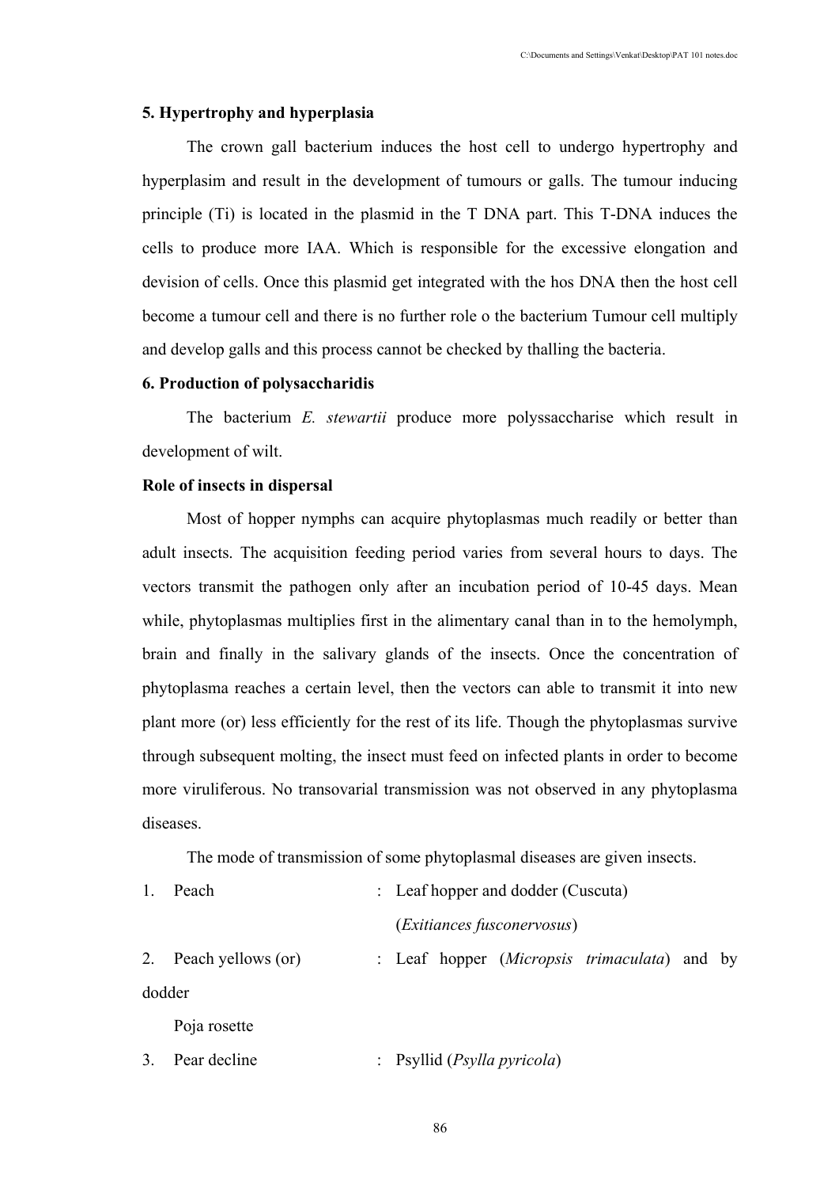**5. Hypertrophy and hyperplasia**

The crown gall bacterium induces the host cell to undergo hypertrophy and hyperplasim and result in the development of tumours or galls. The tumour inducing principle (Ti) is located in the plasmid in the T DNA part. This T-DNA induces the cells to produce more IAA. Which is responsible for the excessive elongation and devision of cells. Once this plasmid get integrated with the hos DNA then the host cell become a tumour cell and there is no further role o the bacterium Tumour cell multiply and develop galls and this process cannot be checked by thalling the bacteria.

**6. Production of polysaccharidis**

The bacterium *E. stewartii* produce more polyssaccharise which result in development of wilt.

**Role of insects in dispersal**

Most of hopper nymphs can acquire phytoplasmas much readily or better than adult insects. The acquisition feeding period varies from several hours to days. The vectors transmit the pathogen only after an incubation period of 10-45 days. Mean while, phytoplasmas multiplies first in the alimentary canal than in to the hemolymph, brain and finally in the salivary glands of the insects. Once the concentration of phytoplasma reaches a certain level, then the vectors can able to transmit it into new plant more (or) less efficiently for the rest of its life. Though the phytoplasmas survive through subsequent molting, the insect must feed on infected plants in order to become more viruliferous. No transovarial transmission was not observed in any phytoplasma diseases.

The mode of transmission of some phytoplasmal diseases are given insects.

1. Peach : Leaf hopper and dodder (Cuscuta) (*Exitiances fusconervosus*)
2. Peach yellows (or) Poja rosette : Leaf hopper (*Micropsis trimaculata*) and by dodder
3. Pear decline : Psyllid (*Psylla pyricola*)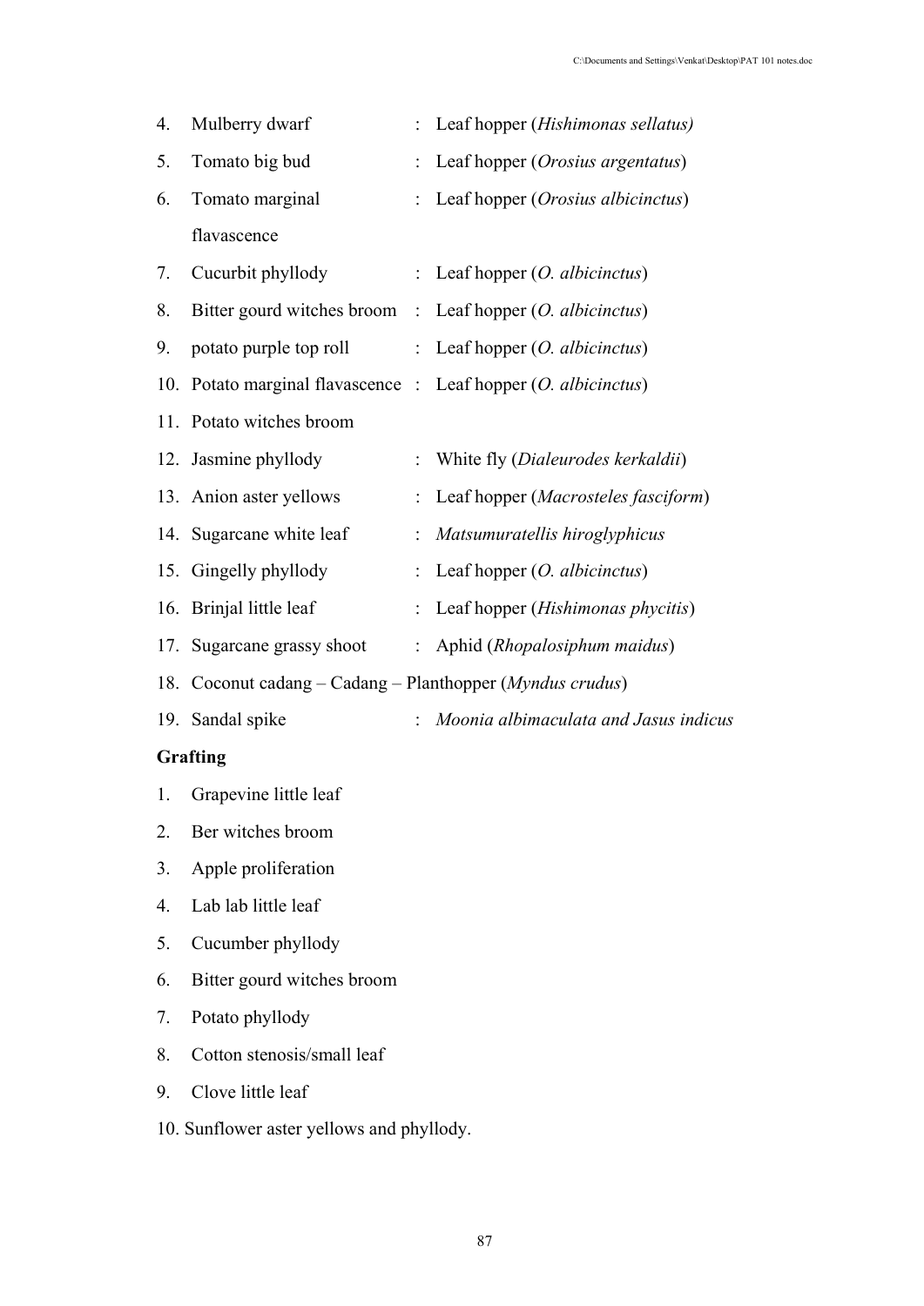4. Mulberry dwarf : Leaf hopper (*Hishimonas sellatus)*
5. Tomato big bud : Leaf hopper (*Orosius argentatus*)
6. Tomato marginal flavascence : Leaf hopper (*Orosius albicinctus*)
7. Cucurbit phyllody : Leaf hopper (*O. albicinctus*)
8. Bitter gourd witches broom : Leaf hopper (*O. albicinctus*)
9. potato purple top roll : Leaf hopper (*O. albicinctus*)
10. Potato marginal flavascence : Leaf hopper (*O. albicinctus*)
11. Potato witches broom
12. Jasmine phyllody : White fly (*Dialeurodes kerkaldii*)
13. Anion aster yellows : Leaf hopper (*Macrosteles fasciform*)
14. Sugarcane white leaf : *Matsumuratellis hiroglyphicus*
15. Gingelly phyllody : Leaf hopper (*O. albicinctus*)
16. Brinjal little leaf : Leaf hopper (*Hishimonas phycitis*)
17. Sugarcane grassy shoot : Aphid (*Rhopalosiphum maidus*)
18. Coconut cadang – Cadang – Planthopper (*Myndus crudus*)
19. Sandal spike : *Moonia albimaculata and Jasus indicus*

**Grafting**

1. Grapevine little leaf
2. Ber witches broom
3. Apple proliferation
4. Lab lab little leaf
5. Cucumber phyllody
6. Bitter gourd witches broom
7. Potato phyllody
8. Cotton stenosis/small leaf
9. Clove little leaf
10. Sunflower aster yellows and phyllody.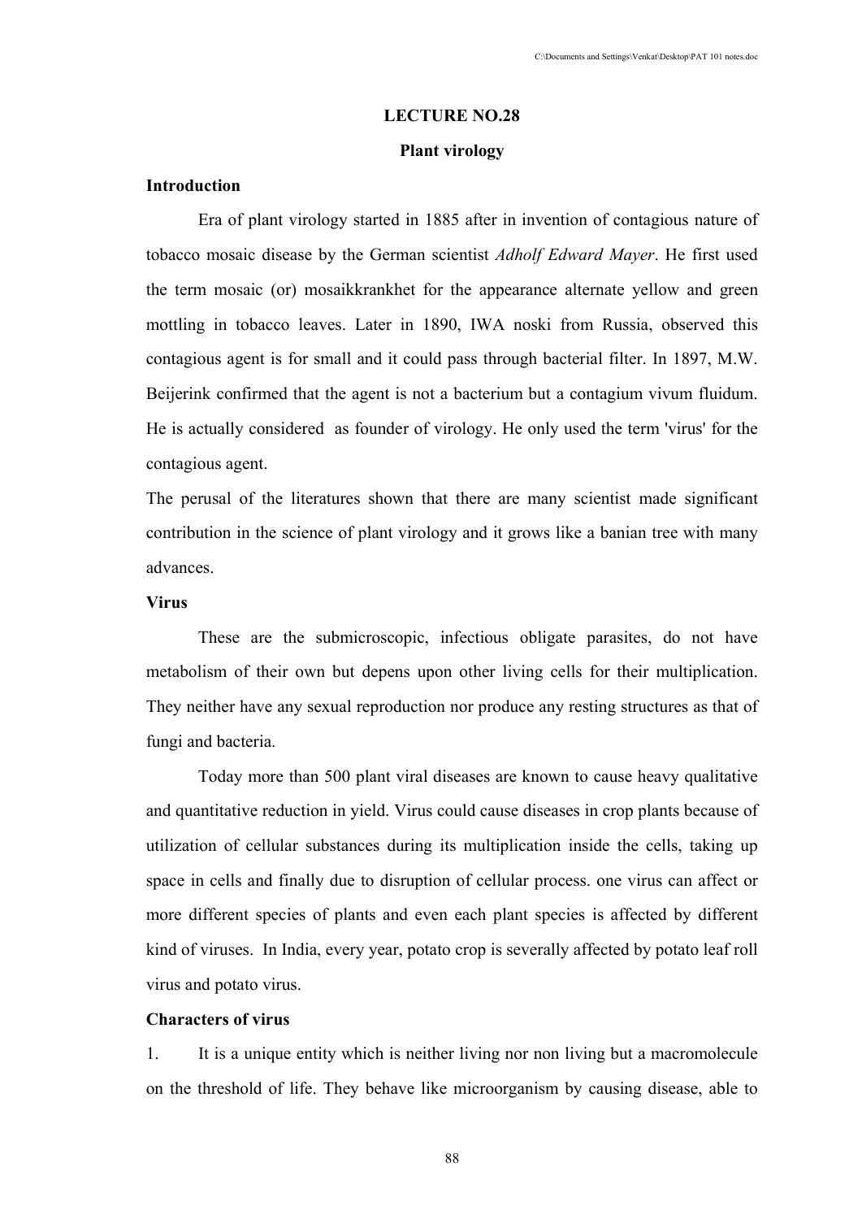# LECTURE NO.28

## Plant virology

### Introduction

Era of plant virology started in 1885 after in invention of contagious nature of tobacco mosaic disease by the German scientist *Adholf Edward Mayer*. He first used the term mosaic (or) mosaikkrankhet for the appearance alternate yellow and green mottling in tobacco leaves. Later in 1890, IWA noski from Russia, observed this contagious agent is for small and it could pass through bacterial filter. In 1897, M.W. Beijerink confirmed that the agent is not a bacterium but a contagium vivum fluidum. He is actually considered as founder of virology. He only used the term 'virus' for the contagious agent.

The perusal of the literatures shown that there are many scientist made significant contribution in the science of plant virology and it grows like a banian tree with many advances.

### Virus

These are the submicroscopic, infectious obligate parasites, do not have metabolism of their own but depens upon other living cells for their multiplication. They neither have any sexual reproduction nor produce any resting structures as that of fungi and bacteria.

Today more than 500 plant viral diseases are known to cause heavy qualitative and quantitative reduction in yield. Virus could cause diseases in crop plants because of utilization of cellular substances during its multiplication inside the cells, taking up space in cells and finally due to disruption of cellular process. one virus can affect or more different species of plants and even each plant species is affected by different kind of viruses. In India, every year, potato crop is severally affected by potato leaf roll virus and potato virus.

### Characters of virus

1. It is a unique entity which is neither living nor non living but a macromolecule on the threshold of life. They behave like microorganism by causing disease, able to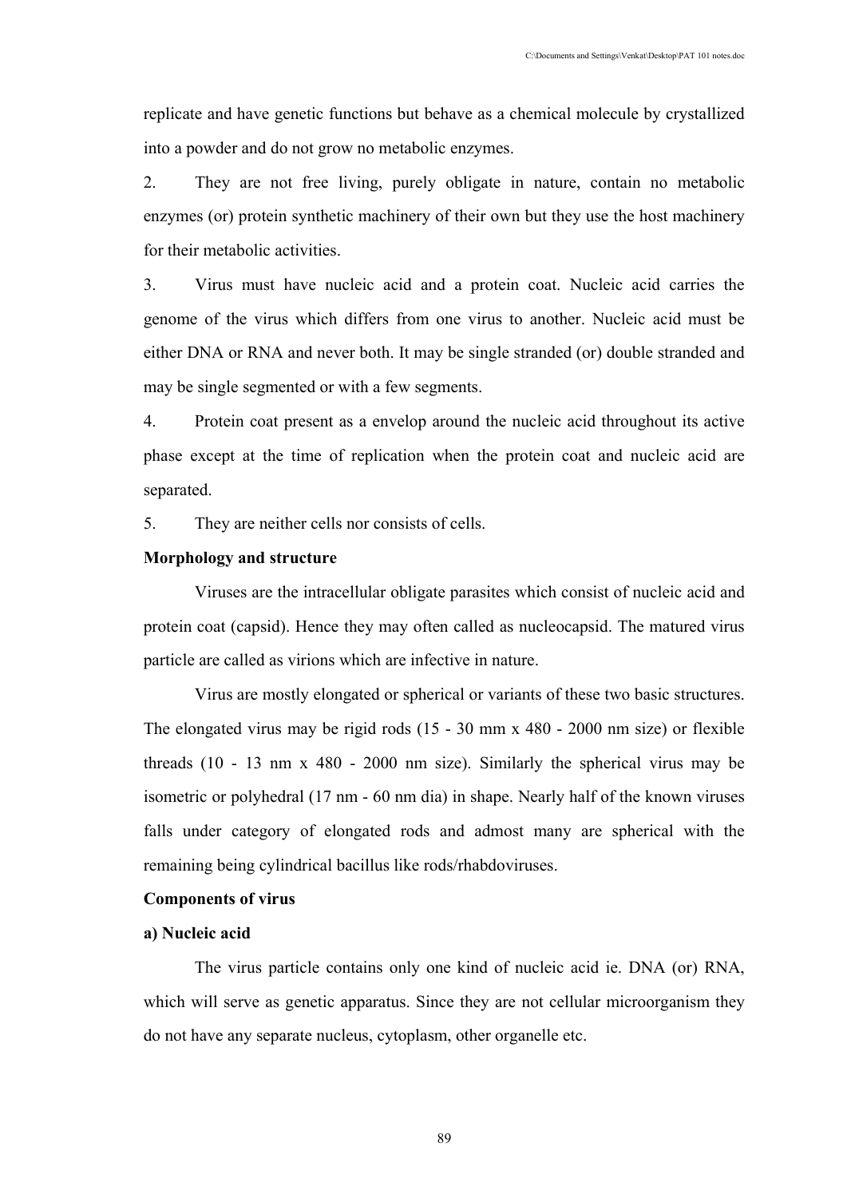replicate and have genetic functions but behave as a chemical molecule by crystallized into a powder and do not grow no metabolic enzymes.

2. They are not free living, purely obligate in nature, contain no metabolic enzymes (or) protein synthetic machinery of their own but they use the host machinery for their metabolic activities.

3. Virus must have nucleic acid and a protein coat. Nucleic acid carries the genome of the virus which differs from one virus to another. Nucleic acid must be either DNA or RNA and never both. It may be single stranded (or) double stranded and may be single segmented or with a few segments.

4. Protein coat present as a envelop around the nucleic acid throughout its active phase except at the time of replication when the protein coat and nucleic acid are separated.

5. They are neither cells nor consists of cells.

**Morphology and structure**

Viruses are the intracellular obligate parasites which consist of nucleic acid and protein coat (capsid). Hence they may often called as nucleocapsid. The matured virus particle are called as virions which are infective in nature.

Virus are mostly elongated or spherical or variants of these two basic structures. The elongated virus may be rigid rods (15 - 30 mm x 480 - 2000 nm size) or flexible threads (10 - 13 nm x 480 - 2000 nm size). Similarly the spherical virus may be isometric or polyhedral (17 nm - 60 nm dia) in shape. Nearly half of the known viruses falls under category of elongated rods and admost many are spherical with the remaining being cylindrical bacillus like rods/rhabdoviruses.

**Components of virus**

**a) Nucleic acid**

The virus particle contains only one kind of nucleic acid ie. DNA (or) RNA, which will serve as genetic apparatus. Since they are not cellular microorganism they do not have any separate nucleus, cytoplasm, other organelle etc.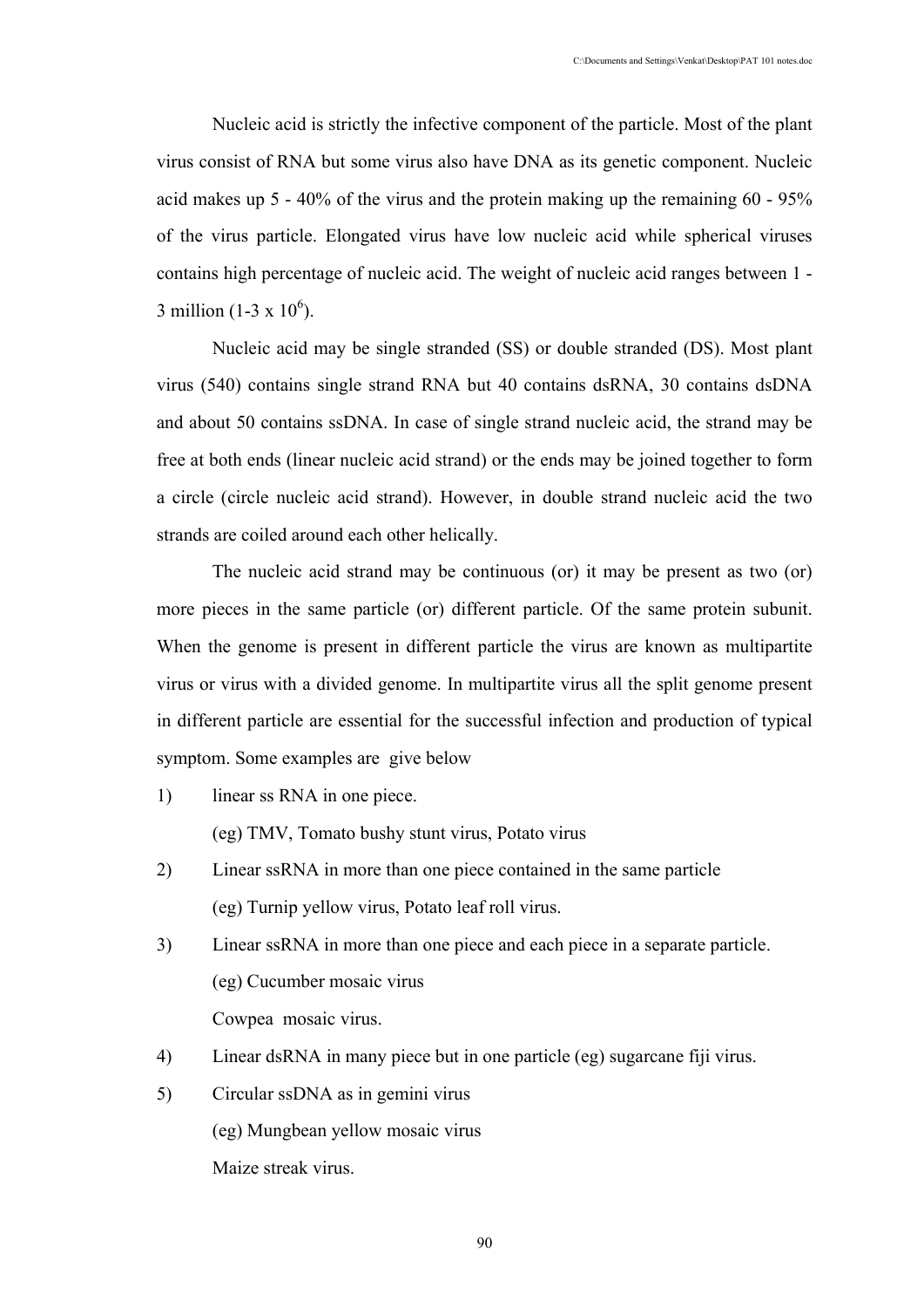Nucleic acid is strictly the infective component of the particle. Most of the plant virus consist of RNA but some virus also have DNA as its genetic component. Nucleic acid makes up 5 - 40% of the virus and the protein making up the remaining 60 - 95% of the virus particle. Elongated virus have low nucleic acid while spherical viruses contains high percentage of nucleic acid. The weight of nucleic acid ranges between 1 - 3 million ($1\text{-}3 \times 10^6$).

Nucleic acid may be single stranded (SS) or double stranded (DS). Most plant virus (540) contains single strand RNA but 40 contains dsRNA, 30 contains dsDNA and about 50 contains ssDNA. In case of single strand nucleic acid, the strand may be free at both ends (linear nucleic acid strand) or the ends may be joined together to form a circle (circle nucleic acid strand). However, in double strand nucleic acid the two strands are coiled around each other helically.

The nucleic acid strand may be continuous (or) it may be present as two (or) more pieces in the same particle (or) different particle. Of the same protein subunit. When the genome is present in different particle the virus are known as multipartite virus or virus with a divided genome. In multipartite virus all the split genome present in different particle are essential for the successful infection and production of typical symptom. Some examples are give below

1) linear ss RNA in one piece.

   (eg) TMV, Tomato bushy stunt virus, Potato virus

2) Linear ssRNA in more than one piece contained in the same particle

   (eg) Turnip yellow virus, Potato leaf roll virus.

3) Linear ssRNA in more than one piece and each piece in a separate particle.

   (eg) Cucumber mosaic virus

   Cowpea mosaic virus.

4) Linear dsRNA in many piece but in one particle (eg) sugarcane fiji virus.

5) Circular ssDNA as in gemini virus

   (eg) Mungbean yellow mosaic virus

   Maize streak virus.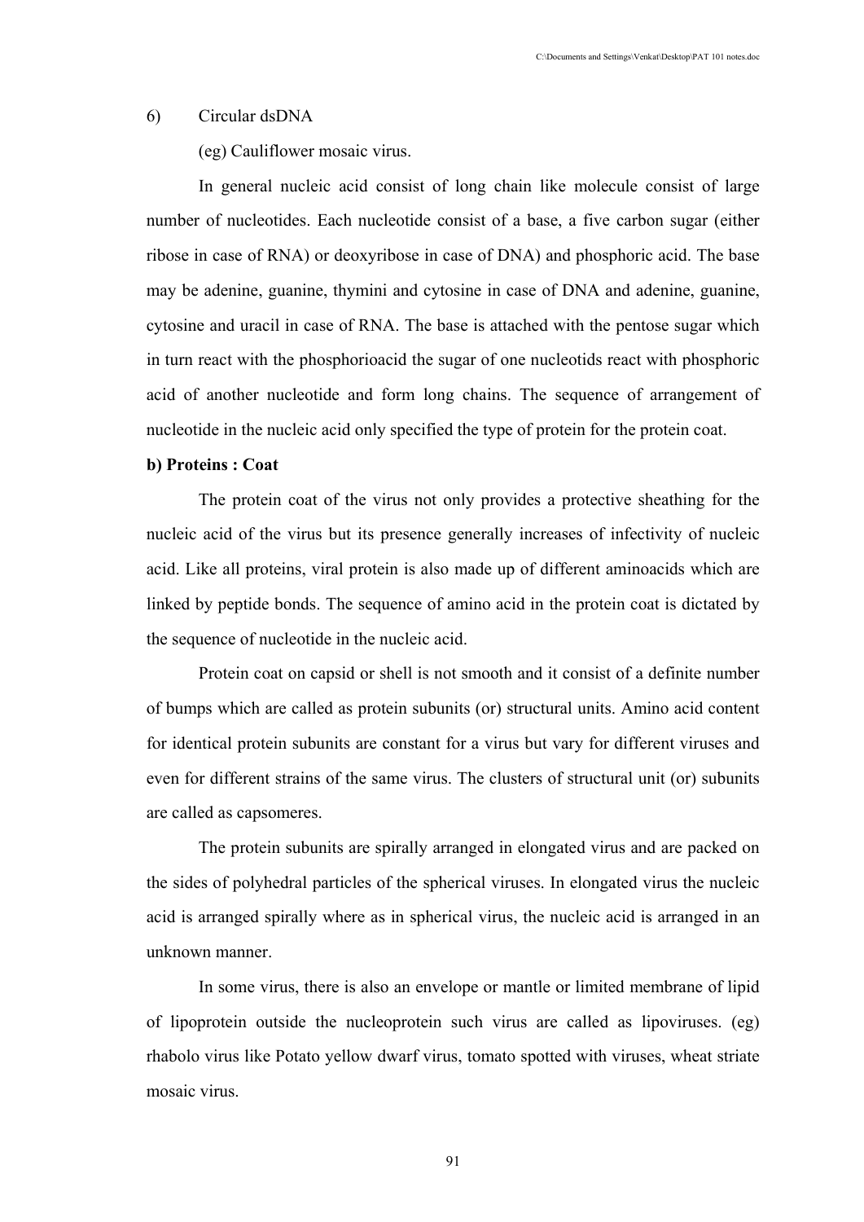6) Circular dsDNA

(eg) Cauliflower mosaic virus.

In general nucleic acid consist of long chain like molecule consist of large number of nucleotides. Each nucleotide consist of a base, a five carbon sugar (either ribose in case of RNA) or deoxyribose in case of DNA) and phosphoric acid. The base may be adenine, guanine, thymini and cytosine in case of DNA and adenine, guanine, cytosine and uracil in case of RNA. The base is attached with the pentose sugar which in turn react with the phosphorioacid the sugar of one nucleotids react with phosphoric acid of another nucleotide and form long chains. The sequence of arrangement of nucleotide in the nucleic acid only specified the type of protein for the protein coat.

**b) Proteins : Coat**

The protein coat of the virus not only provides a protective sheathing for the nucleic acid of the virus but its presence generally increases of infectivity of nucleic acid. Like all proteins, viral protein is also made up of different aminoacids which are linked by peptide bonds. The sequence of amino acid in the protein coat is dictated by the sequence of nucleotide in the nucleic acid.

Protein coat on capsid or shell is not smooth and it consist of a definite number of bumps which are called as protein subunits (or) structural units. Amino acid content for identical protein subunits are constant for a virus but vary for different viruses and even for different strains of the same virus. The clusters of structural unit (or) subunits are called as capsomeres.

The protein subunits are spirally arranged in elongated virus and are packed on the sides of polyhedral particles of the spherical viruses. In elongated virus the nucleic acid is arranged spirally where as in spherical virus, the nucleic acid is arranged in an unknown manner.

In some virus, there is also an envelope or mantle or limited membrane of lipid of lipoprotein outside the nucleoprotein such virus are called as lipoviruses. (eg) rhabolo virus like Potato yellow dwarf virus, tomato spotted with viruses, wheat striate mosaic virus.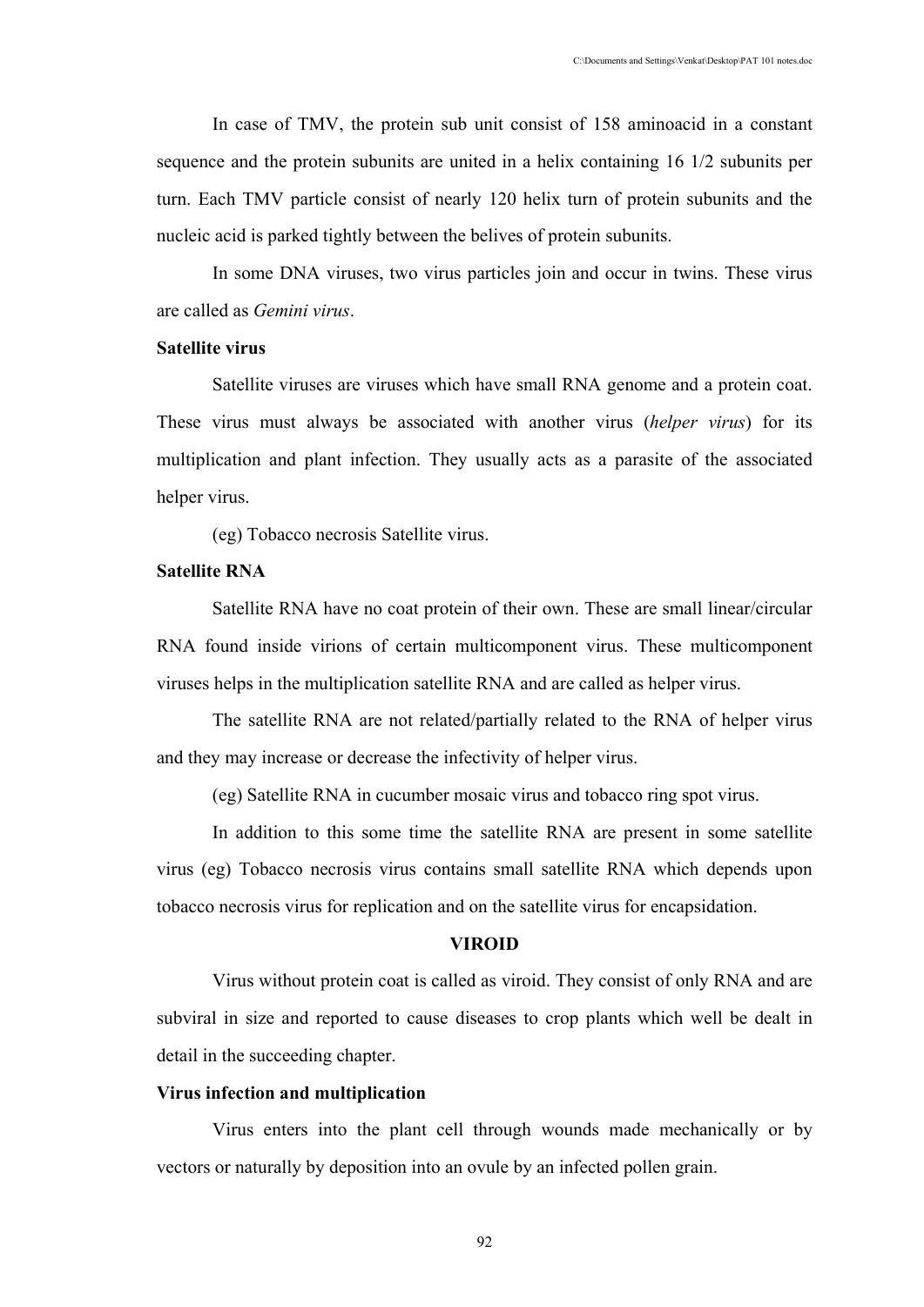In case of TMV, the protein sub unit consist of 158 aminoacid in a constant sequence and the protein subunits are united in a helix containing 16 1/2 subunits per turn. Each TMV particle consist of nearly 120 helix turn of protein subunits and the nucleic acid is parked tightly between the belives of protein subunits.

In some DNA viruses, two virus particles join and occur in twins. These virus are called as *Gemini virus*.

**Satellite virus**

Satellite viruses are viruses which have small RNA genome and a protein coat. These virus must always be associated with another virus (*helper virus*) for its multiplication and plant infection. They usually acts as a parasite of the associated helper virus.

(eg) Tobacco necrosis Satellite virus.

**Satellite RNA**

Satellite RNA have no coat protein of their own. These are small linear/circular RNA found inside virions of certain multicomponent virus. These multicomponent viruses helps in the multiplication satellite RNA and are called as helper virus.

The satellite RNA are not related/partially related to the RNA of helper virus and they may increase or decrease the infectivity of helper virus.

(eg) Satellite RNA in cucumber mosaic virus and tobacco ring spot virus.

In addition to this some time the satellite RNA are present in some satellite virus (eg) Tobacco necrosis virus contains small satellite RNA which depends upon tobacco necrosis virus for replication and on the satellite virus for encapsidation.

## VIROID

Virus without protein coat is called as viroid. They consist of only RNA and are subviral in size and reported to cause diseases to crop plants which well be dealt in detail in the succeeding chapter.

**Virus infection and multiplication**

Virus enters into the plant cell through wounds made mechanically or by vectors or naturally by deposition into an ovule by an infected pollen grain.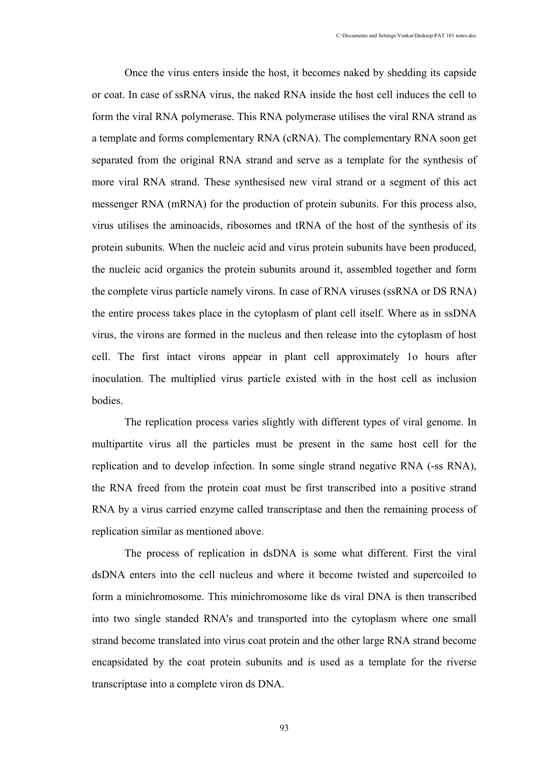Once the virus enters inside the host, it becomes naked by shedding its capside or coat. In case of ssRNA virus, the naked RNA inside the host cell induces the cell to form the viral RNA polymerase. This RNA polymerase utilises the viral RNA strand as a template and forms complementary RNA (cRNA). The complementary RNA soon get separated from the original RNA strand and serve as a template for the synthesis of more viral RNA strand. These synthesised new viral strand or a segment of this act messenger RNA (mRNA) for the production of protein subunits. For this process also, virus utilises the aminoacids, ribosomes and tRNA of the host of the synthesis of its protein subunits. When the nucleic acid and virus protein subunits have been produced, the nucleic acid organics the protein subunits around it, assembled together and form the complete virus particle namely virons. In case of RNA viruses (ssRNA or DS RNA) the entire process takes place in the cytoplasm of plant cell itself. Where as in ssDNA virus, the virons are formed in the nucleus and then release into the cytoplasm of host cell. The first intact virons appear in plant cell approximately 1o hours after inoculation. The multiplied virus particle existed with in the host cell as inclusion bodies.

The replication process varies slightly with different types of viral genome. In multipartite virus all the particles must be present in the same host cell for the replication and to develop infection. In some single strand negative RNA (-ss RNA), the RNA freed from the protein coat must be first transcribed into a positive strand RNA by a virus carried enzyme called transcriptase and then the remaining process of replication similar as mentioned above.

The process of replication in dsDNA is some what different. First the viral dsDNA enters into the cell nucleus and where it become twisted and supercoiled to form a minichromosome. This minichromosome like ds viral DNA is then transcribed into two single standed RNA's and transported into the cytoplasm where one small strand become translated into virus coat protein and the other large RNA strand become encapsidated by the coat protein subunits and is used as a template for the riverse transcriptase into a complete viron ds DNA.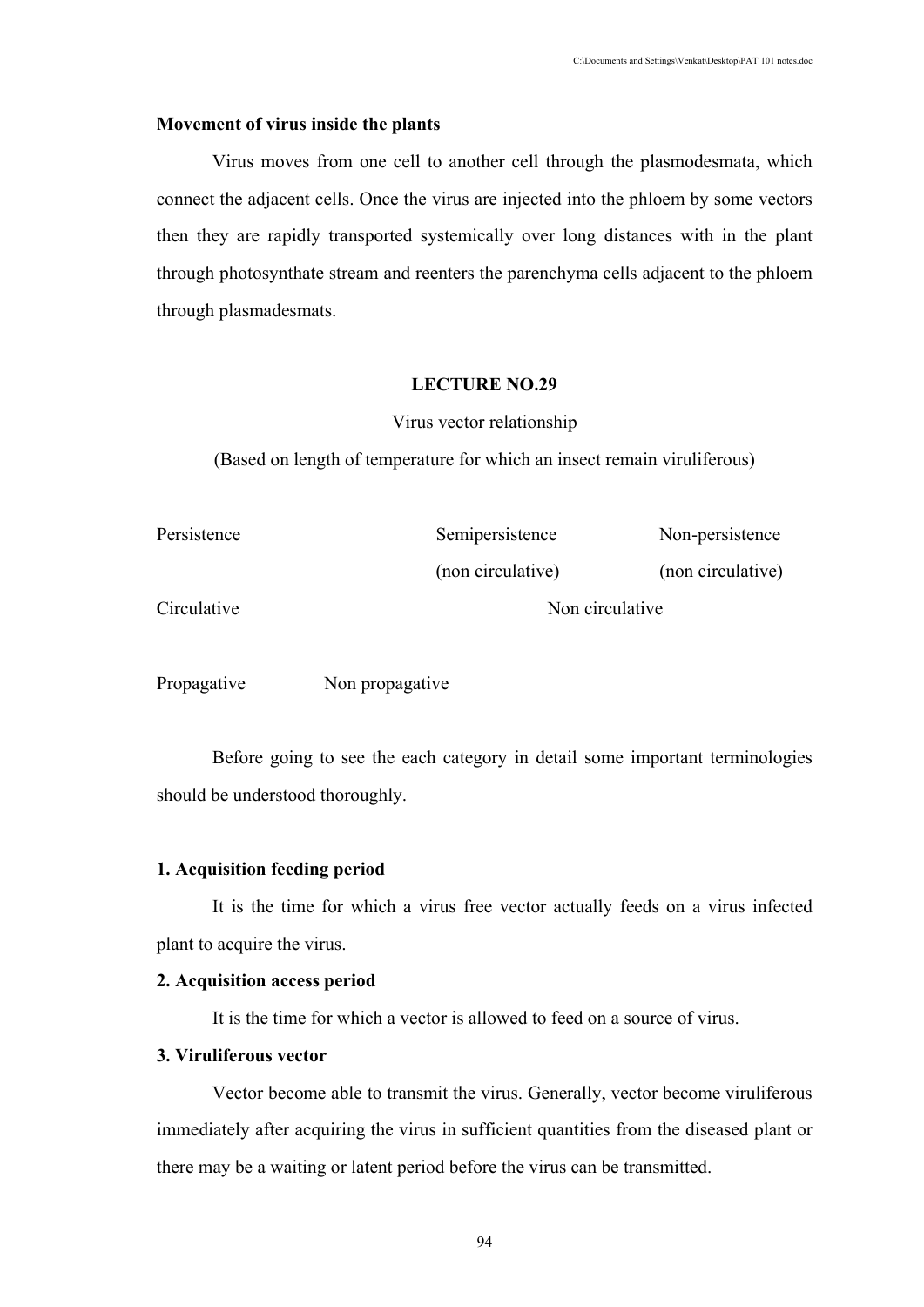**Movement of virus inside the plants**

Virus moves from one cell to another cell through the plasmodesmata, which connect the adjacent cells. Once the virus are injected into the phloem by some vectors then they are rapidly transported systemically over long distances with in the plant through photosynthate stream and reenters the parenchyma cells adjacent to the phloem through plasmadesmats.

## LECTURE NO.29

Virus vector relationship

(Based on length of temperature for which an insect remain viruliferous)

| Persistence | | Semipersistence (non circulative) | Non-persistence (non circulative) |
|---|---|---|---|
| Circulative | | Non circulative | |
| Propagative | Non propagative | | |

Before going to see the each category in detail some important terminologies should be understood thoroughly.

**1. Acquisition feeding period**

It is the time for which a virus free vector actually feeds on a virus infected plant to acquire the virus.

**2. Acquisition access period**

It is the time for which a vector is allowed to feed on a source of virus.

**3. Viruliferous vector**

Vector become able to transmit the virus. Generally, vector become viruliferous immediately after acquiring the virus in sufficient quantities from the diseased plant or there may be a waiting or latent period before the virus can be transmitted.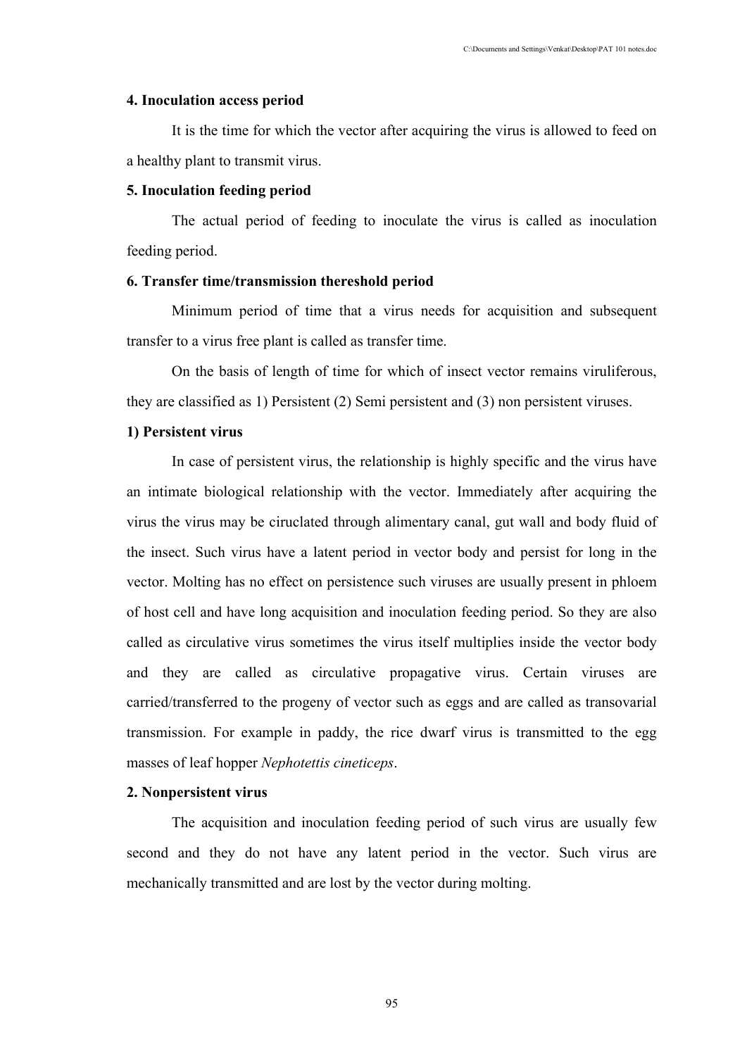**4. Inoculation access period**

It is the time for which the vector after acquiring the virus is allowed to feed on a healthy plant to transmit virus.

**5. Inoculation feeding period**

The actual period of feeding to inoculate the virus is called as inoculation feeding period.

**6. Transfer time/transmission thereshold period**

Minimum period of time that a virus needs for acquisition and subsequent transfer to a virus free plant is called as transfer time.

On the basis of length of time for which of insect vector remains viruliferous, they are classified as 1) Persistent (2) Semi persistent and (3) non persistent viruses.

**1) Persistent virus**

In case of persistent virus, the relationship is highly specific and the virus have an intimate biological relationship with the vector. Immediately after acquiring the virus the virus may be ciruclated through alimentary canal, gut wall and body fluid of the insect. Such virus have a latent period in vector body and persist for long in the vector. Molting has no effect on persistence such viruses are usually present in phloem of host cell and have long acquisition and inoculation feeding period. So they are also called as circulative virus sometimes the virus itself multiplies inside the vector body and they are called as circulative propagative virus. Certain viruses are carried/transferred to the progeny of vector such as eggs and are called as transovarial transmission. For example in paddy, the rice dwarf virus is transmitted to the egg masses of leaf hopper *Nephotettis cineticeps*.

**2. Nonpersistent virus**

The acquisition and inoculation feeding period of such virus are usually few second and they do not have any latent period in the vector. Such virus are mechanically transmitted and are lost by the vector during molting.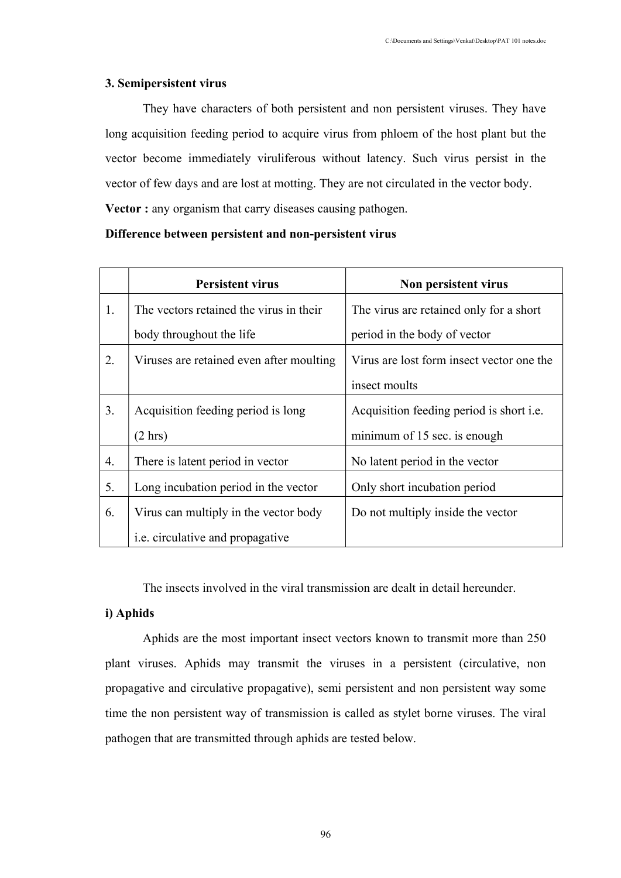### 3. Semipersistent virus

They have characters of both persistent and non persistent viruses. They have long acquisition feeding period to acquire virus from phloem of the host plant but the vector become immediately viruliferous without latency. Such virus persist in the vector of few days and are lost at motting. They are not circulated in the vector body.

**Vector :** any organism that carry diseases causing pathogen.

**Difference between persistent and non-persistent virus**

| | Persistent virus | Non persistent virus |
|---|---|---|
| 1. | The vectors retained the virus in their body throughout the life | The virus are retained only for a short period in the body of vector |
| 2. | Viruses are retained even after moulting | Virus are lost form insect vector one the insect moults |
| 3. | Acquisition feeding period is long (2 hrs) | Acquisition feeding period is short i.e. minimum of 15 sec. is enough |
| 4. | There is latent period in vector | No latent period in the vector |
| 5. | Long incubation period in the vector | Only short incubation period |
| 6. | Virus can multiply in the vector body i.e. circulative and propagative | Do not multiply inside the vector |

The insects involved in the viral transmission are dealt in detail hereunder.

**i) Aphids**

Aphids are the most important insect vectors known to transmit more than 250 plant viruses. Aphids may transmit the viruses in a persistent (circulative, non propagative and circulative propagative), semi persistent and non persistent way some time the non persistent way of transmission is called as stylet borne viruses. The viral pathogen that are transmitted through aphids are tested below.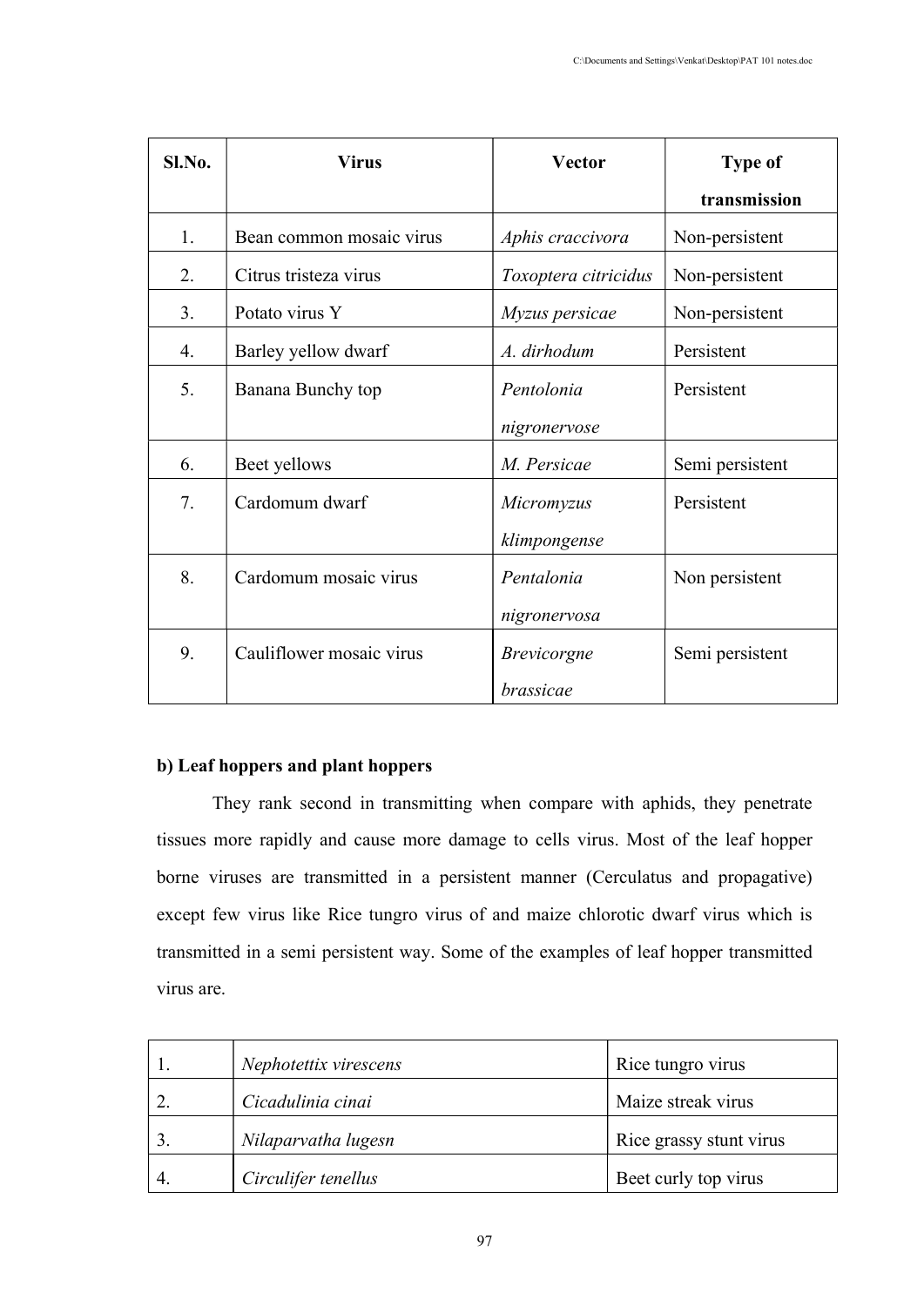| Sl.No. | Virus | Vector | Type of transmission |
|---|---|---|---|
| 1. | Bean common mosaic virus | *Aphis craccivora* | Non-persistent |
| 2. | Citrus tristeza virus | *Toxoptera citricidus* | Non-persistent |
| 3. | Potato virus Y | *Myzus persicae* | Non-persistent |
| 4. | Barley yellow dwarf | *A. dirhodum* | Persistent |
| 5. | Banana Bunchy top | *Pentolonia nigronervose* | Persistent |
| 6. | Beet yellows | *M. Persicae* | Semi persistent |
| 7. | Cardomum dwarf | *Micromyzus klimpongense* | Persistent |
| 8. | Cardomum mosaic virus | *Pentalonia nigronervosa* | Non persistent |
| 9. | Cauliflower mosaic virus | *Brevicorgne brassicae* | Semi persistent |

**b) Leaf hoppers and plant hoppers**

They rank second in transmitting when compare with aphids, they penetrate tissues more rapidly and cause more damage to cells virus. Most of the leaf hopper borne viruses are transmitted in a persistent manner (Cerculatus and propagative) except few virus like Rice tungro virus of and maize chlorotic dwarf virus which is transmitted in a semi persistent way. Some of the examples of leaf hopper transmitted virus are.

| | | |
|---|---|---|
| 1. | *Nephotettix virescens* | Rice tungro virus |
| 2. | *Cicadulinia cinai* | Maize streak virus |
| 3. | *Nilaparvatha lugesn* | Rice grassy stunt virus |
| 4. | *Circulifer tenellus* | Beet curly top virus |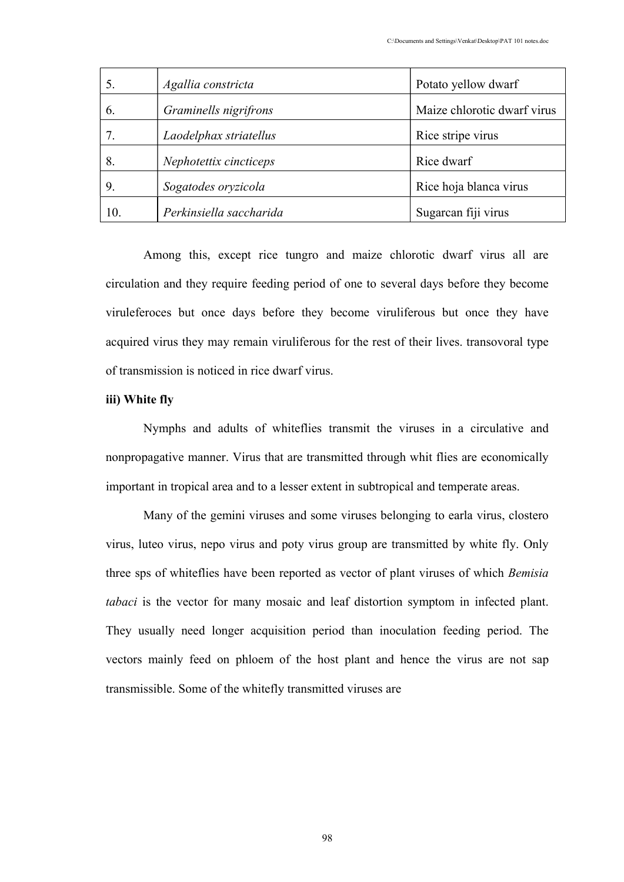| 5. | *Agallia constricta* | Potato yellow dwarf |
|---|---|---|
| 6. | *Graminells nigrifrons* | Maize chlorotic dwarf virus |
| 7. | *Laodelphax striatellus* | Rice stripe virus |
| 8. | *Nephotettix cincticeps* | Rice dwarf |
| 9. | *Sogatodes oryzicola* | Rice hoja blanca virus |
| 10. | *Perkinsiella saccharida* | Sugarcan fiji virus |

Among this, except rice tungro and maize chlorotic dwarf virus all are circulation and they require feeding period of one to several days before they become viruleferoces but once days before they become viruliferous but once they have acquired virus they may remain viruliferous for the rest of their lives. transovoral type of transmission is noticed in rice dwarf virus.

**iii) White fly**

Nymphs and adults of whiteflies transmit the viruses in a circulative and nonpropagative manner. Virus that are transmitted through whit flies are economically important in tropical area and to a lesser extent in subtropical and temperate areas.

Many of the gemini viruses and some viruses belonging to earla virus, clostero virus, luteo virus, nepo virus and poty virus group are transmitted by white fly. Only three sps of whiteflies have been reported as vector of plant viruses of which *Bemisia tabaci* is the vector for many mosaic and leaf distortion symptom in infected plant. They usually need longer acquisition period than inoculation feeding period. The vectors mainly feed on phloem of the host plant and hence the virus are not sap transmissible. Some of the whitefly transmitted viruses are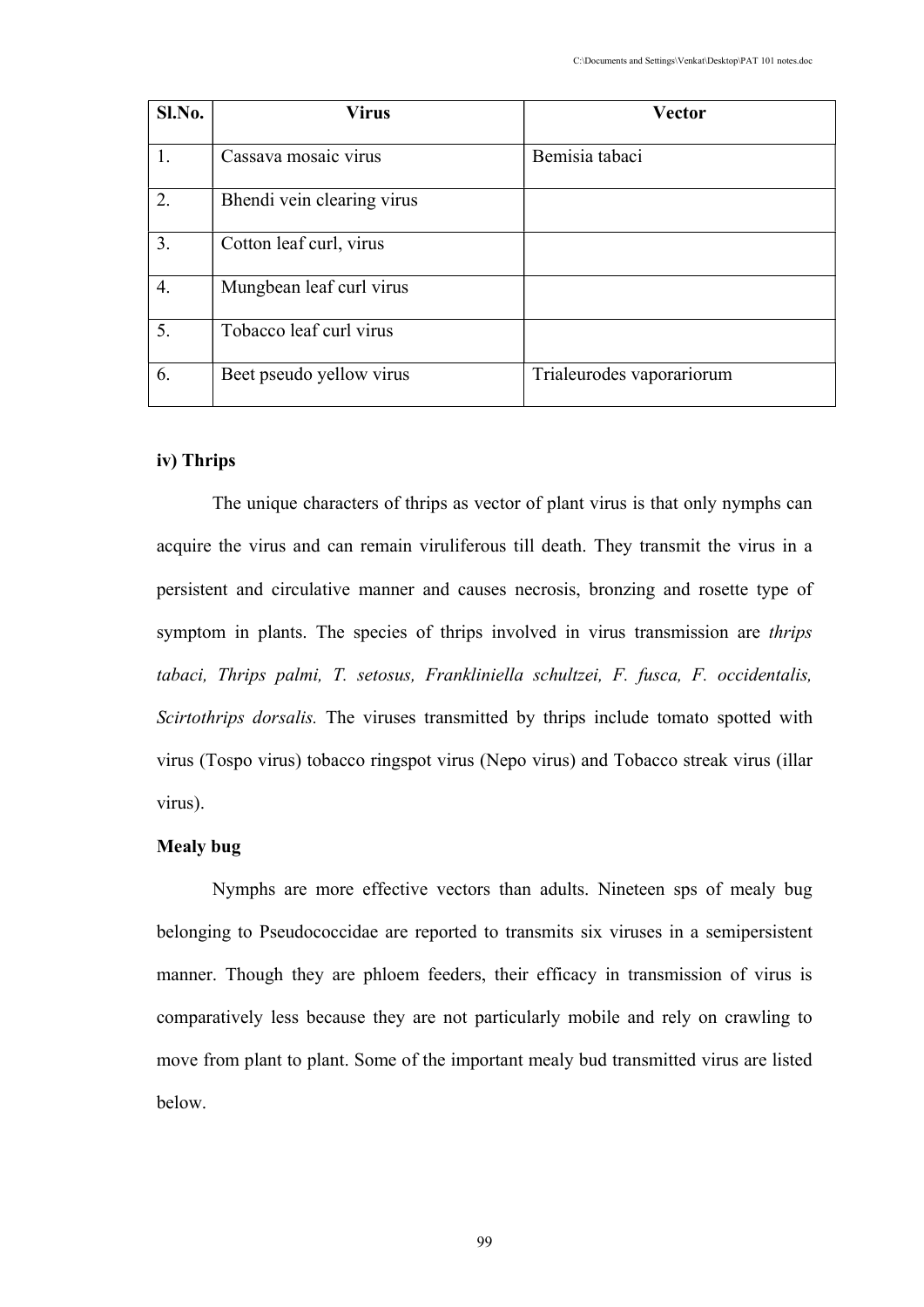| Sl.No. | Virus | Vector |
|---|---|---|
| 1. | Cassava mosaic virus | Bemisia tabaci |
| 2. | Bhendi vein clearing virus | |
| 3. | Cotton leaf curl, virus | |
| 4. | Mungbean leaf curl virus | |
| 5. | Tobacco leaf curl virus | |
| 6. | Beet pseudo yellow virus | Trialeurodes vaporariorum |

**iv) Thrips**

The unique characters of thrips as vector of plant virus is that only nymphs can acquire the virus and can remain viruliferous till death. They transmit the virus in a persistent and circulative manner and causes necrosis, bronzing and rosette type of symptom in plants. The species of thrips involved in virus transmission are *thrips tabaci, Thrips palmi, T. setosus, Frankliniella schultzei, F. fusca, F. occidentalis, Scirtothrips dorsalis.* The viruses transmitted by thrips include tomato spotted with virus (Tospo virus) tobacco ringspot virus (Nepo virus) and Tobacco streak virus (illar virus).

**Mealy bug**

Nymphs are more effective vectors than adults. Nineteen sps of mealy bug belonging to Pseudococcidae are reported to transmits six viruses in a semipersistent manner. Though they are phloem feeders, their efficacy in transmission of virus is comparatively less because they are not particularly mobile and rely on crawling to move from plant to plant. Some of the important mealy bud transmitted virus are listed below.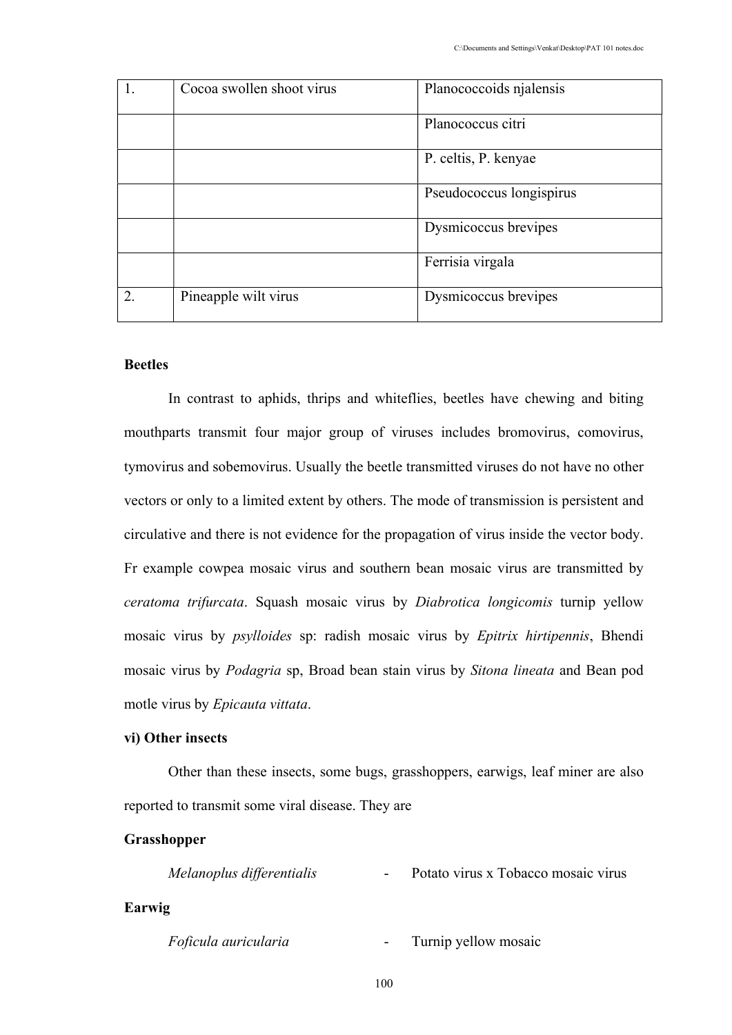| 1. | Cocoa swollen shoot virus | Planococcoids njalensis |
|---|---|---|
| | | Planococcus citri |
| | | P. celtis, P. kenyae |
| | | Pseudococcus longispirus |
| | | Dysmicoccus brevipes |
| | | Ferrisia virgala |
| 2. | Pineapple wilt virus | Dysmicoccus brevipes |

**Beetles**

In contrast to aphids, thrips and whiteflies, beetles have chewing and biting mouthparts transmit four major group of viruses includes bromovirus, comovirus, tymovirus and sobemovirus. Usually the beetle transmitted viruses do not have no other vectors or only to a limited extent by others. The mode of transmission is persistent and circulative and there is not evidence for the propagation of virus inside the vector body. Fr example cowpea mosaic virus and southern bean mosaic virus are transmitted by *ceratoma trifurcata*. Squash mosaic virus by *Diabrotica longicomis* turnip yellow mosaic virus by *psylloides* sp: radish mosaic virus by *Epitrix hirtipennis*, Bhendi mosaic virus by *Podagria* sp, Broad bean stain virus by *Sitona lineata* and Bean pod motle virus by *Epicauta vittata*.

**vi) Other insects**

Other than these insects, some bugs, grasshoppers, earwigs, leaf miner are also reported to transmit some viral disease. They are

**Grasshopper**

*Melanoplus differentialis* - Potato virus x Tobacco mosaic virus

**Earwig**

*Foficula auricularia* - Turnip yellow mosaic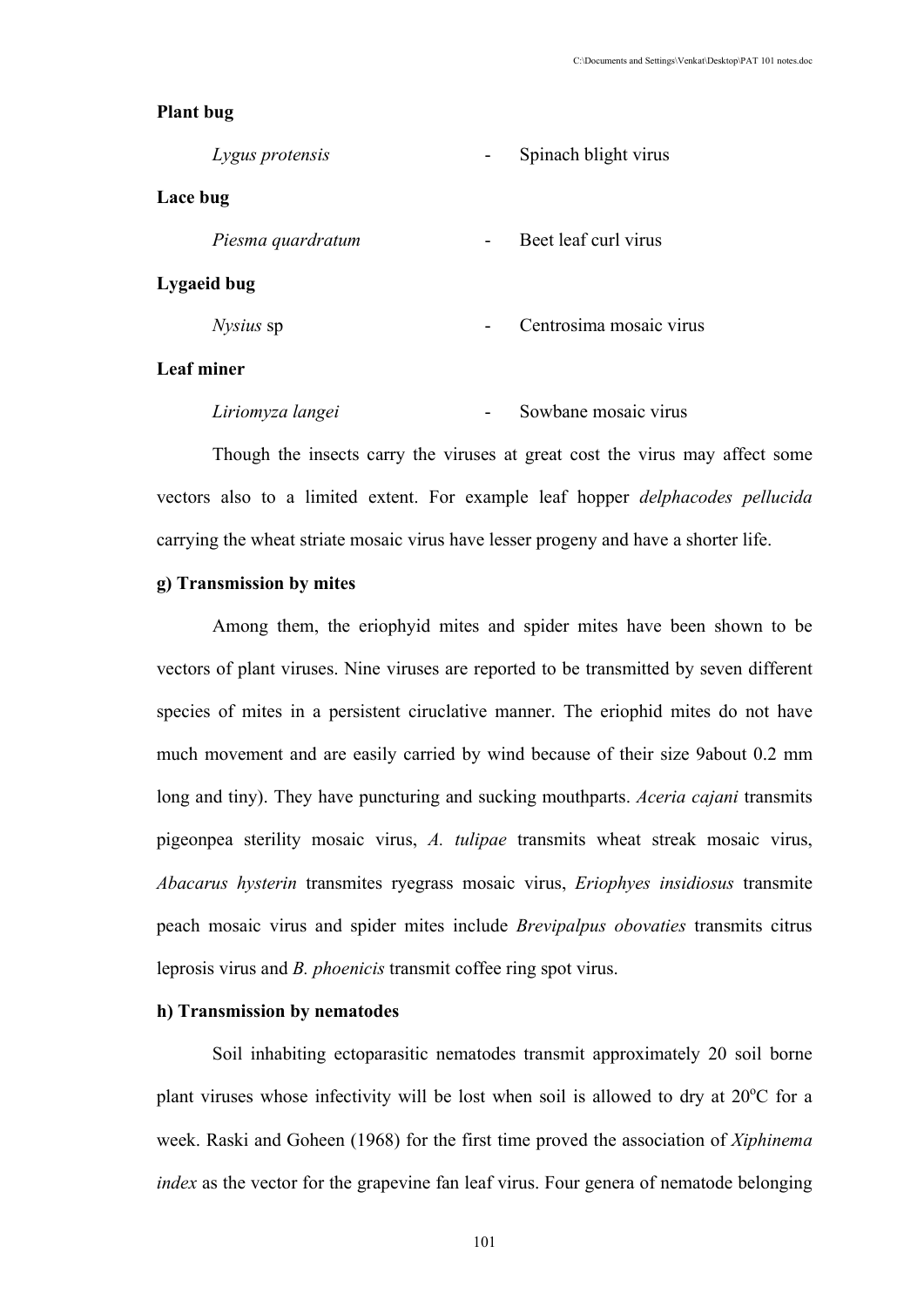**Plant bug**

*Lygus protensis* - Spinach blight virus

**Lace bug**

*Piesma quardratum* - Beet leaf curl virus

**Lygaeid bug**

*Nysius* sp - Centrosima mosaic virus

**Leaf miner**

*Liriomyza langei* - Sowbane mosaic virus

Though the insects carry the viruses at great cost the virus may affect some vectors also to a limited extent. For example leaf hopper *delphacodes pellucida* carrying the wheat striate mosaic virus have lesser progeny and have a shorter life.

**g) Transmission by mites**

Among them, the eriophyid mites and spider mites have been shown to be vectors of plant viruses. Nine viruses are reported to be transmitted by seven different species of mites in a persistent ciruclative manner. The eriophid mites do not have much movement and are easily carried by wind because of their size 9about 0.2 mm long and tiny). They have puncturing and sucking mouthparts. *Aceria cajani* transmits pigeonpea sterility mosaic virus, *A. tulipae* transmits wheat streak mosaic virus, *Abacarus hysterin* transmites ryegrass mosaic virus, *Eriophyes insidiosus* transmite peach mosaic virus and spider mites include *Brevipalpus obovaties* transmits citrus leprosis virus and *B. phoenicis* transmit coffee ring spot virus.

**h) Transmission by nematodes**

Soil inhabiting ectoparasitic nematodes transmit approximately 20 soil borne plant viruses whose infectivity will be lost when soil is allowed to dry at 20$^{o}$C for a week. Raski and Goheen (1968) for the first time proved the association of *Xiphinema index* as the vector for the grapevine fan leaf virus. Four genera of nematode belonging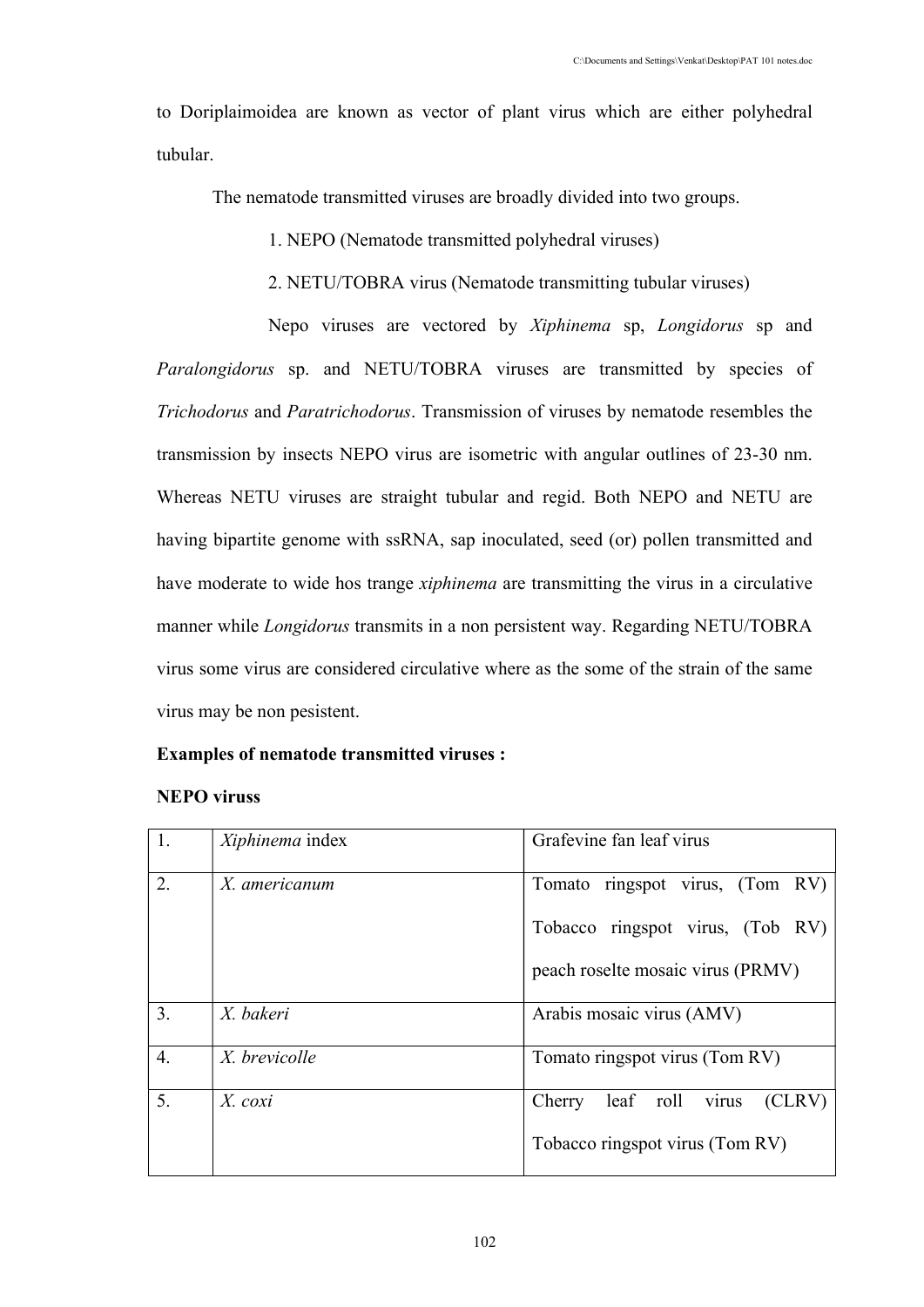to Doriplaimoidea are known as vector of plant virus which are either polyhedral tubular.

The nematode transmitted viruses are broadly divided into two groups.

1. NEPO (Nematode transmitted polyhedral viruses)

2. NETU/TOBRA virus (Nematode transmitting tubular viruses)

Nepo viruses are vectored by *Xiphinema* sp, *Longidorus* sp and *Paralongidorus* sp. and NETU/TOBRA viruses are transmitted by species of *Trichodorus* and *Paratrichodorus*. Transmission of viruses by nematode resembles the transmission by insects NEPO virus are isometric with angular outlines of 23-30 nm. Whereas NETU viruses are straight tubular and regid. Both NEPO and NETU are having bipartite genome with ssRNA, sap inoculated, seed (or) pollen transmitted and have moderate to wide hos trange *xiphinema* are transmitting the virus in a circulative manner while *Longidorus* transmits in a non persistent way. Regarding NETU/TOBRA virus some virus are considered circulative where as the some of the strain of the same virus may be non pesistent.

**Examples of nematode transmitted viruses :**

**NEPO viruss**

| | | |
|---|---|---|
| 1. | *Xiphinema* index | Grafevine fan leaf virus |
| 2. | *X. americanum* | Tomato ringspot virus, (Tom RV) Tobacco ringspot virus, (Tob RV) peach roselte mosaic virus (PRMV) |
| 3. | *X. bakeri* | Arabis mosaic virus (AMV) |
| 4. | *X. brevicolle* | Tomato ringspot virus (Tom RV) |
| 5. | *X. coxi* | Cherry leaf roll virus (CLRV) Tobacco ringspot virus (Tom RV) |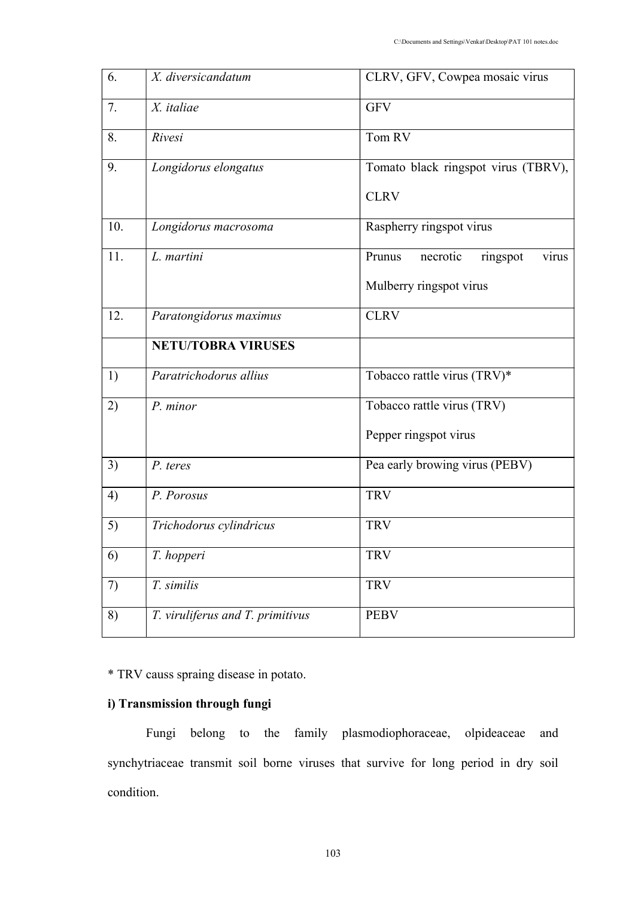| 6. | *X. diversicandatum* | CLRV, GFV, Cowpea mosaic virus |
|---|---|---|
| 7. | *X. italiae* | GFV |
| 8. | *Rivesi* | Tom RV |
| 9. | *Longidorus elongatus* | Tomato black ringspot virus (TBRV), CLRV |
| 10. | *Longidorus macrosoma* | Raspherry ringspot virus |
| 11. | *L. martini* | Prunus necrotic ringspot virus Mulberry ringspot virus |
| 12. | *Paratongidorus maximus* | CLRV |
| | **NETU/TOBRA VIRUSES** | |
| 1) | *Paratrichodorus allius* | Tobacco rattle virus (TRV)* |
| 2) | *P. minor* | Tobacco rattle virus (TRV) Pepper ringspot virus |
| 3) | *P. teres* | Pea early browing virus (PEBV) |
| 4) | *P. Porosus* | TRV |
| 5) | *Trichodorus cylindricus* | TRV |
| 6) | *T. hopperi* | TRV |
| 7) | *T. similis* | TRV |
| 8) | *T. viruliferus and T. primitivus* | PEBV |

* TRV causs spraing disease in potato.

**i) Transmission through fungi**

Fungi belong to the family plasmodiophoraceae, olpideaceae and synchytriaceae transmit soil borne viruses that survive for long period in dry soil condition.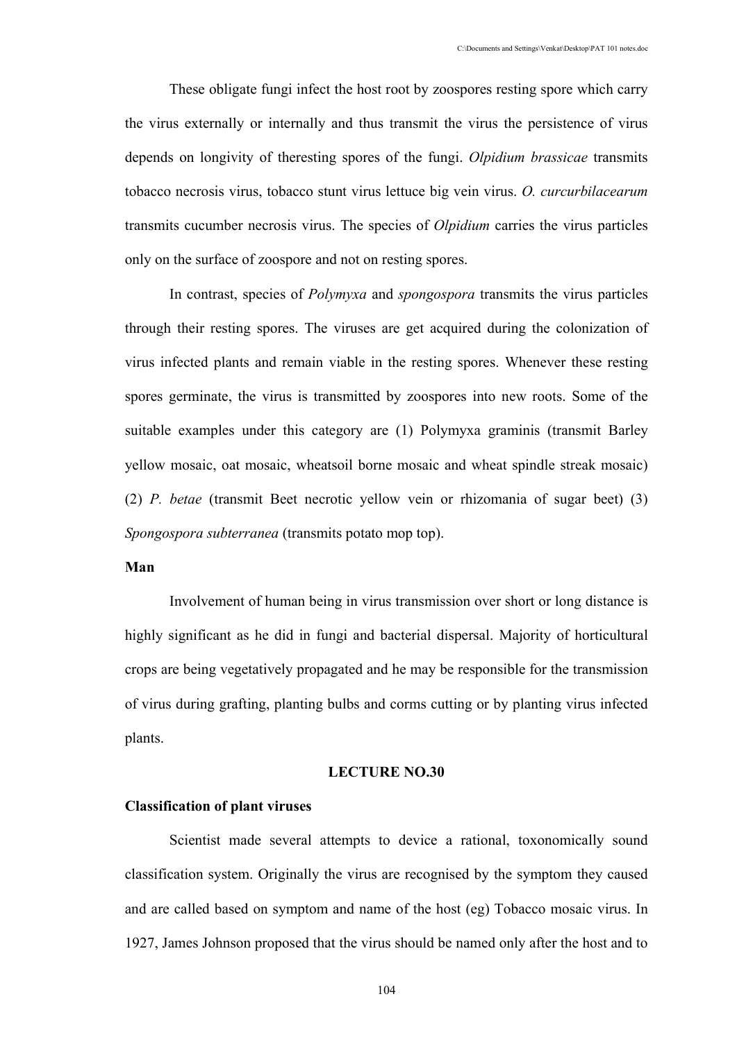These obligate fungi infect the host root by zoospores resting spore which carry the virus externally or internally and thus transmit the virus the persistence of virus depends on longivity of theresting spores of the fungi. *Olpidium brassicae* transmits tobacco necrosis virus, tobacco stunt virus lettuce big vein virus. *O. curcurbilacearum* transmits cucumber necrosis virus. The species of *Olpidium* carries the virus particles only on the surface of zoospore and not on resting spores.

In contrast, species of *Polymyxa* and *spongospora* transmits the virus particles through their resting spores. The viruses are get acquired during the colonization of virus infected plants and remain viable in the resting spores. Whenever these resting spores germinate, the virus is transmitted by zoospores into new roots. Some of the suitable examples under this category are (1) Polymyxa graminis (transmit Barley yellow mosaic, oat mosaic, wheatsoil borne mosaic and wheat spindle streak mosaic) (2) *P. betae* (transmit Beet necrotic yellow vein or rhizomania of sugar beet) (3) *Spongospora subterranea* (transmits potato mop top).

**Man**

Involvement of human being in virus transmission over short or long distance is highly significant as he did in fungi and bacterial dispersal. Majority of horticultural crops are being vegetatively propagated and he may be responsible for the transmission of virus during grafting, planting bulbs and corms cutting or by planting virus infected plants.

## LECTURE NO.30

**Classification of plant viruses**

Scientist made several attempts to device a rational, toxonomically sound classification system. Originally the virus are recognised by the symptom they caused and are called based on symptom and name of the host (eg) Tobacco mosaic virus. In 1927, James Johnson proposed that the virus should be named only after the host and to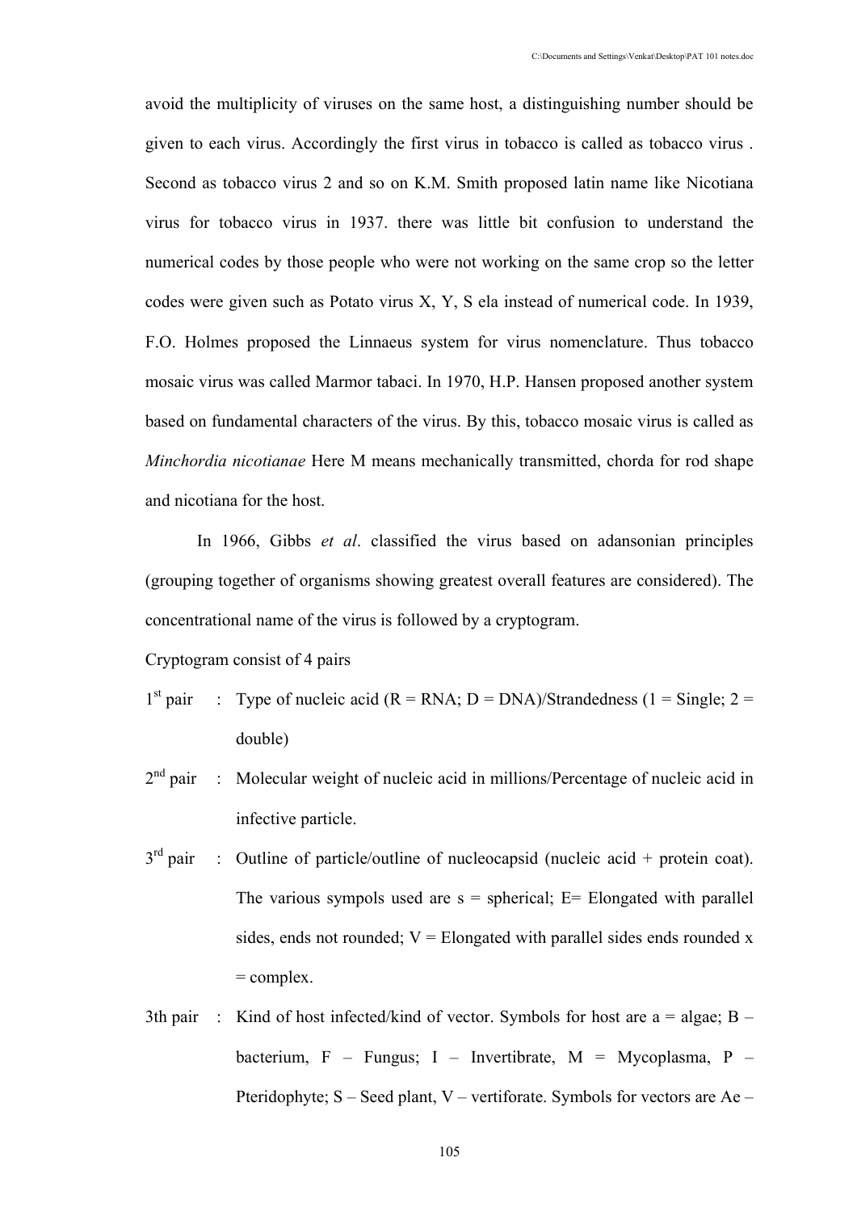avoid the multiplicity of viruses on the same host, a distinguishing number should be given to each virus. Accordingly the first virus in tobacco is called as tobacco virus . Second as tobacco virus 2 and so on K.M. Smith proposed latin name like Nicotiana virus for tobacco virus in 1937. there was little bit confusion to understand the numerical codes by those people who were not working on the same crop so the letter codes were given such as Potato virus X, Y, S ela instead of numerical code. In 1939, F.O. Holmes proposed the Linnaeus system for virus nomenclature. Thus tobacco mosaic virus was called Marmor tabaci. In 1970, H.P. Hansen proposed another system based on fundamental characters of the virus. By this, tobacco mosaic virus is called as *Minchordia nicotianae* Here M means mechanically transmitted, chorda for rod shape and nicotiana for the host.

In 1966, Gibbs *et al*. classified the virus based on adansonian principles (grouping together of organisms showing greatest overall features are considered). The concentrational name of the virus is followed by a cryptogram.

Cryptogram consist of 4 pairs

- 1st pair : Type of nucleic acid (R = RNA; D = DNA)/Strandedness (1 = Single; 2 = double)
- 2nd pair : Molecular weight of nucleic acid in millions/Percentage of nucleic acid in infective particle.
- 3rd pair : Outline of particle/outline of nucleocapsid (nucleic acid + protein coat). The various sympols used are s = spherical; E= Elongated with parallel sides, ends not rounded; V = Elongated with parallel sides ends rounded x = complex.
- 3th pair : Kind of host infected/kind of vector. Symbols for host are a = algae; B – bacterium, F – Fungus; I – Invertibrate, M = Mycoplasma, P – Pteridophyte; S – Seed plant, V – vertiforate. Symbols for vectors are Ae –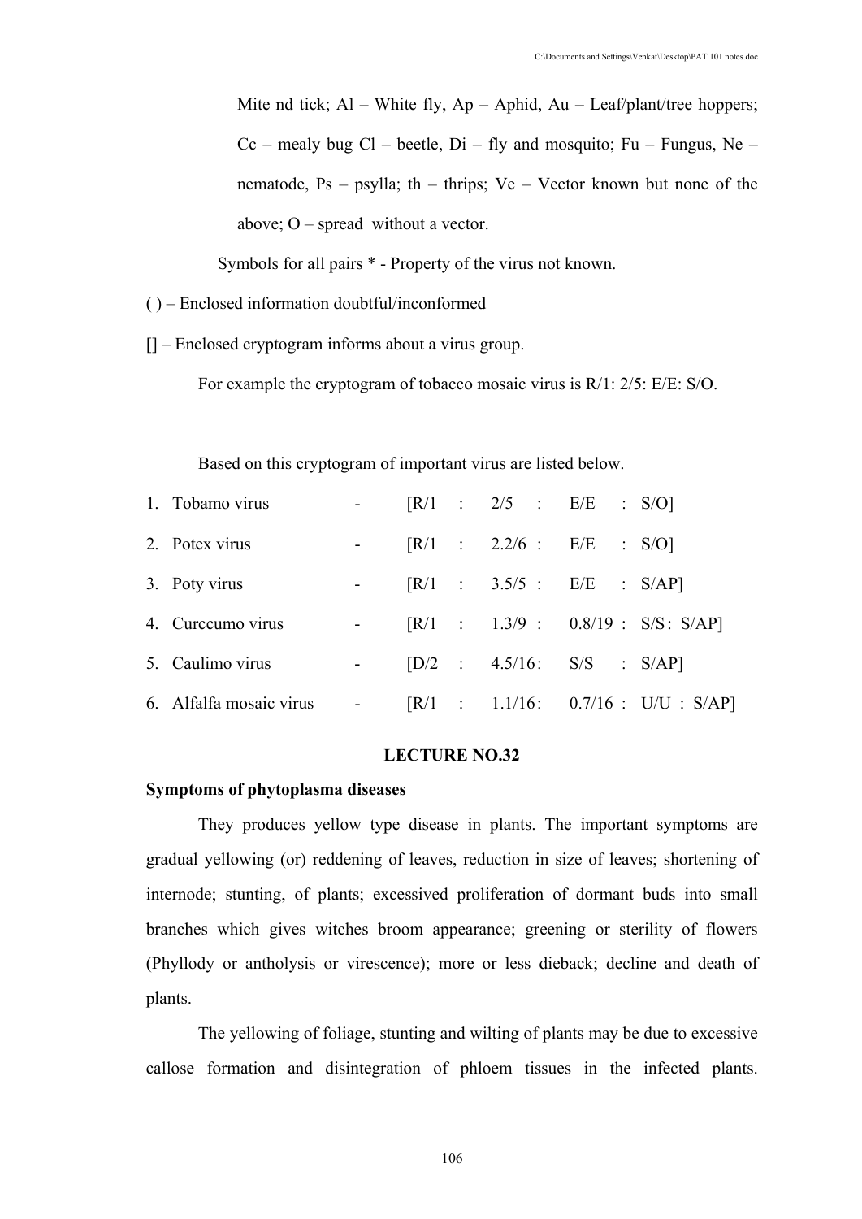Mite nd tick; Al – White fly, Ap – Aphid, Au – Leaf/plant/tree hoppers; Cc – mealy bug Cl – beetle, Di – fly and mosquito; Fu – Fungus, Ne – nematode, Ps – psylla; th – thrips; Ve – Vector known but none of the above; O – spread without a vector.

Symbols for all pairs * - Property of the virus not known.

( ) – Enclosed information doubtful/inconformed

[] – Enclosed cryptogram informs about a virus group.

For example the cryptogram of tobacco mosaic virus is R/1: 2/5: E/E: S/O.

Based on this cryptogram of important virus are listed below.

1. Tobamo virus - [R/1 : 2/5 : E/E : S/O]
2. Potex virus - [R/1 : 2.2/6 : E/E : S/O]
3. Poty virus - [R/1 : 3.5/5 : E/E : S/AP]
4. Curccumo virus - [R/1 : 1.3/9 : 0.8/19 : S/S : S/AP]
5. Caulimo virus - [D/2 : 4.5/16 : S/S : S/AP]
6. Alfalfa mosaic virus - [R/1 : 1.1/16 : 0.7/16 : U/U : S/AP]

## LECTURE NO.32

**Symptoms of phytoplasma diseases**

They produces yellow type disease in plants. The important symptoms are gradual yellowing (or) reddening of leaves, reduction in size of leaves; shortening of internode; stunting, of plants; excessived proliferation of dormant buds into small branches which gives witches broom appearance; greening or sterility of flowers (Phyllody or antholysis or virescence); more or less dieback; decline and death of plants.

The yellowing of foliage, stunting and wilting of plants may be due to excessive callose formation and disintegration of phloem tissues in the infected plants.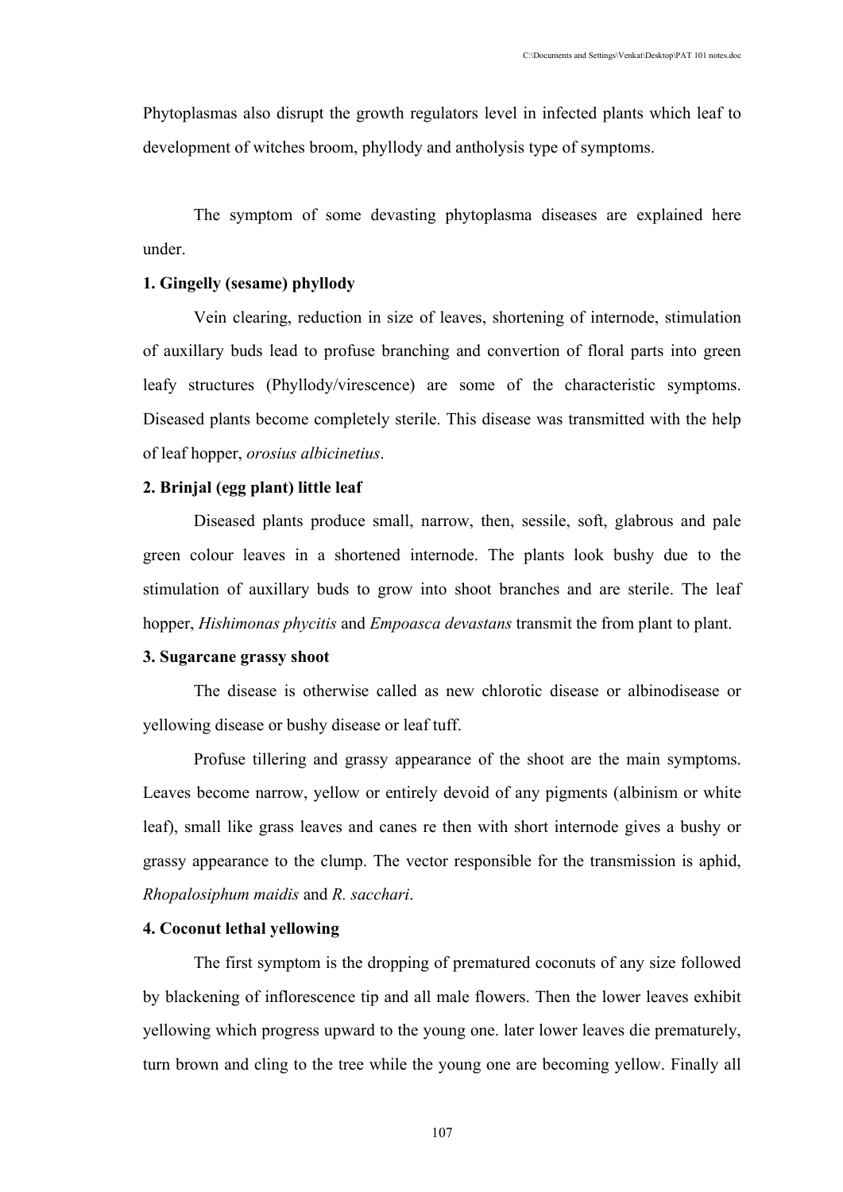Phytoplasmas also disrupt the growth regulators level in infected plants which leaf to development of witches broom, phyllody and antholysis type of symptoms.

The symptom of some devasting phytoplasma diseases are explained here under.

**1. Gingelly (sesame) phyllody**

Vein clearing, reduction in size of leaves, shortening of internode, stimulation of auxillary buds lead to profuse branching and convertion of floral parts into green leafy structures (Phyllody/virescence) are some of the characteristic symptoms. Diseased plants become completely sterile. This disease was transmitted with the help of leaf hopper, *orosius albicinetius*.

**2. Brinjal (egg plant) little leaf**

Diseased plants produce small, narrow, then, sessile, soft, glabrous and pale green colour leaves in a shortened internode. The plants look bushy due to the stimulation of auxillary buds to grow into shoot branches and are sterile. The leaf hopper, *Hishimonas phycitis* and *Empoasca devastans* transmit the from plant to plant.

**3. Sugarcane grassy shoot**

The disease is otherwise called as new chlorotic disease or albinodisease or yellowing disease or bushy disease or leaf tuff.

Profuse tillering and grassy appearance of the shoot are the main symptoms. Leaves become narrow, yellow or entirely devoid of any pigments (albinism or white leaf), small like grass leaves and canes re then with short internode gives a bushy or grassy appearance to the clump. The vector responsible for the transmission is aphid, *Rhopalosiphum maidis* and *R. sacchari*.

**4. Coconut lethal yellowing**

The first symptom is the dropping of prematured coconuts of any size followed by blackening of inflorescence tip and all male flowers. Then the lower leaves exhibit yellowing which progress upward to the young one. later lower leaves die prematurely, turn brown and cling to the tree while the young one are becoming yellow. Finally all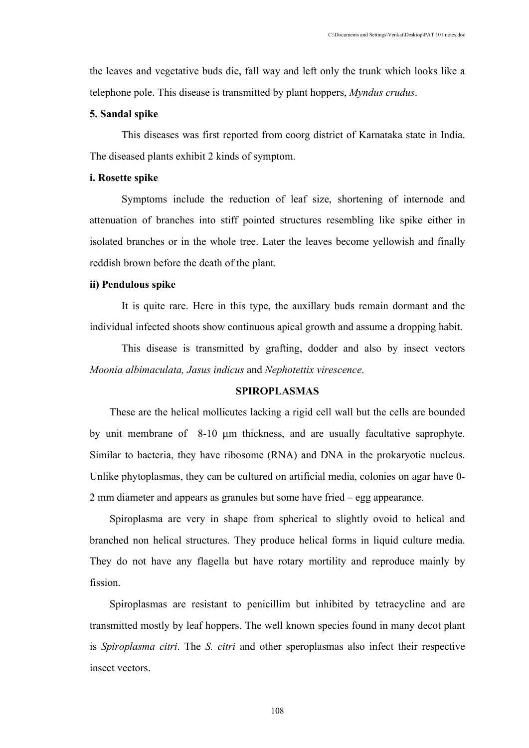the leaves and vegetative buds die, fall way and left only the trunk which looks like a telephone pole. This disease is transmitted by plant hoppers, *Myndus crudus*.

**5. Sandal spike**

This diseases was first reported from coorg district of Karnataka state in India. The diseased plants exhibit 2 kinds of symptom.

**i. Rosette spike**

Symptoms include the reduction of leaf size, shortening of internode and attenuation of branches into stiff pointed structures resembling like spike either in isolated branches or in the whole tree. Later the leaves become yellowish and finally reddish brown before the death of the plant.

**ii) Pendulous spike**

It is quite rare. Here in this type, the auxillary buds remain dormant and the individual infected shoots show continuous apical growth and assume a dropping habit.

This disease is transmitted by grafting, dodder and also by insect vectors *Moonia albimaculata, Jasus indicus* and *Nephotettix virescence*.

## SPIROPLASMAS

These are the helical mollicutes lacking a rigid cell wall but the cells are bounded by unit membrane of 8-10 μm thickness, and are usually facultative saprophyte. Similar to bacteria, they have ribosome (RNA) and DNA in the prokaryotic nucleus. Unlike phytoplasmas, they can be cultured on artificial media, colonies on agar have 0-2 mm diameter and appears as granules but some have fried – egg appearance.

Spiroplasma are very in shape from spherical to slightly ovoid to helical and branched non helical structures. They produce helical forms in liquid culture media. They do not have any flagella but have rotary mortility and reproduce mainly by fission.

Spiroplasmas are resistant to penicillim but inhibited by tetracycline and are transmitted mostly by leaf hoppers. The well known species found in many decot plant is *Spiroplasma citri*. The *S. citri* and other speroplasmas also infect their respective insect vectors.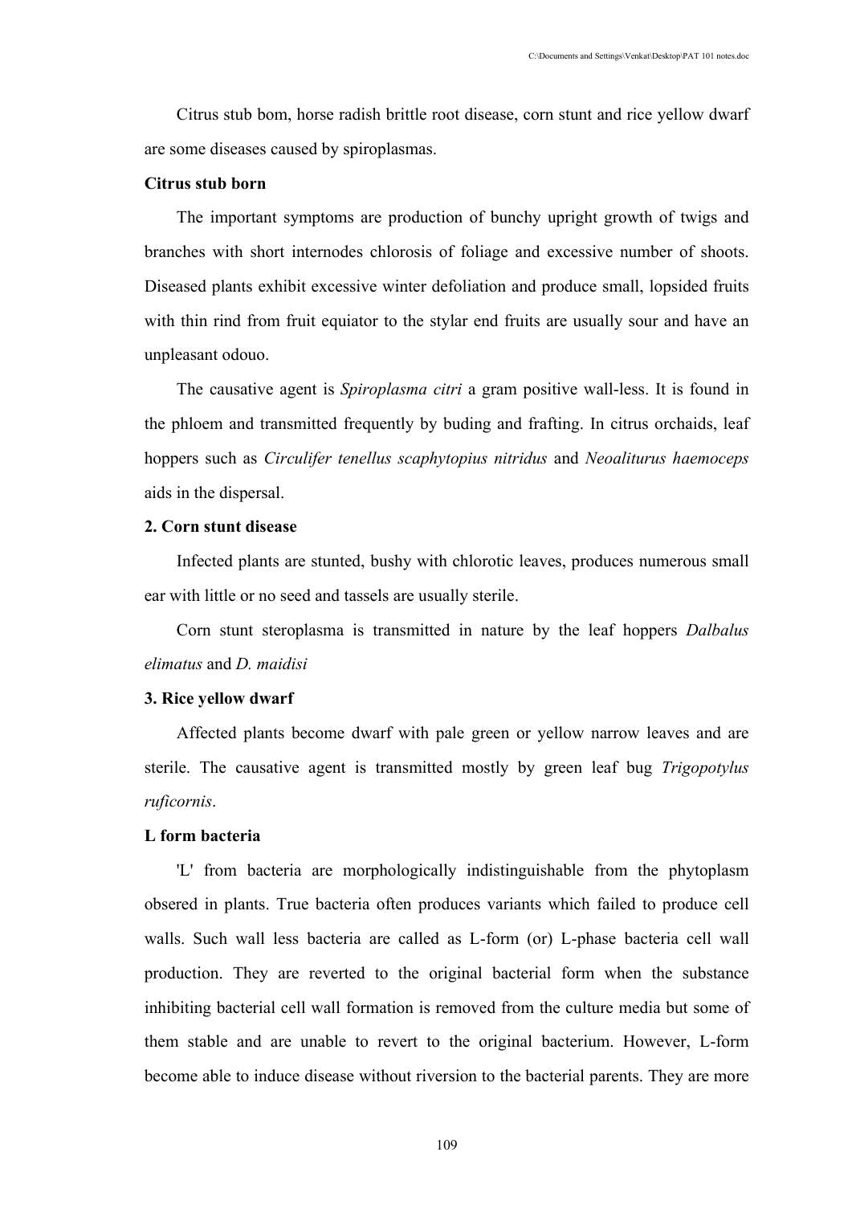Citrus stub bom, horse radish brittle root disease, corn stunt and rice yellow dwarf are some diseases caused by spiroplasmas.

**Citrus stub born**

The important symptoms are production of bunchy upright growth of twigs and branches with short internodes chlorosis of foliage and excessive number of shoots. Diseased plants exhibit excessive winter defoliation and produce small, lopsided fruits with thin rind from fruit equiator to the stylar end fruits are usually sour and have an unpleasant odouo.

The causative agent is *Spiroplasma citri* a gram positive wall-less. It is found in the phloem and transmitted frequently by buding and frafting. In citrus orchaids, leaf hoppers such as *Circulifer tenellus scaphytopius nitridus* and *Neoaliturus haemoceps* aids in the dispersal.

**2. Corn stunt disease**

Infected plants are stunted, bushy with chlorotic leaves, produces numerous small ear with little or no seed and tassels are usually sterile.

Corn stunt steroplasma is transmitted in nature by the leaf hoppers *Dalbalus elimatus* and *D. maidisi*

**3. Rice yellow dwarf**

Affected plants become dwarf with pale green or yellow narrow leaves and are sterile. The causative agent is transmitted mostly by green leaf bug *Trigopotylus ruficornis*.

**L form bacteria**

'L' from bacteria are morphologically indistinguishable from the phytoplasm obsered in plants. True bacteria often produces variants which failed to produce cell walls. Such wall less bacteria are called as L-form (or) L-phase bacteria cell wall production. They are reverted to the original bacterial form when the substance inhibiting bacterial cell wall formation is removed from the culture media but some of them stable and are unable to revert to the original bacterium. However, L-form become able to induce disease without riversion to the bacterial parents. They are more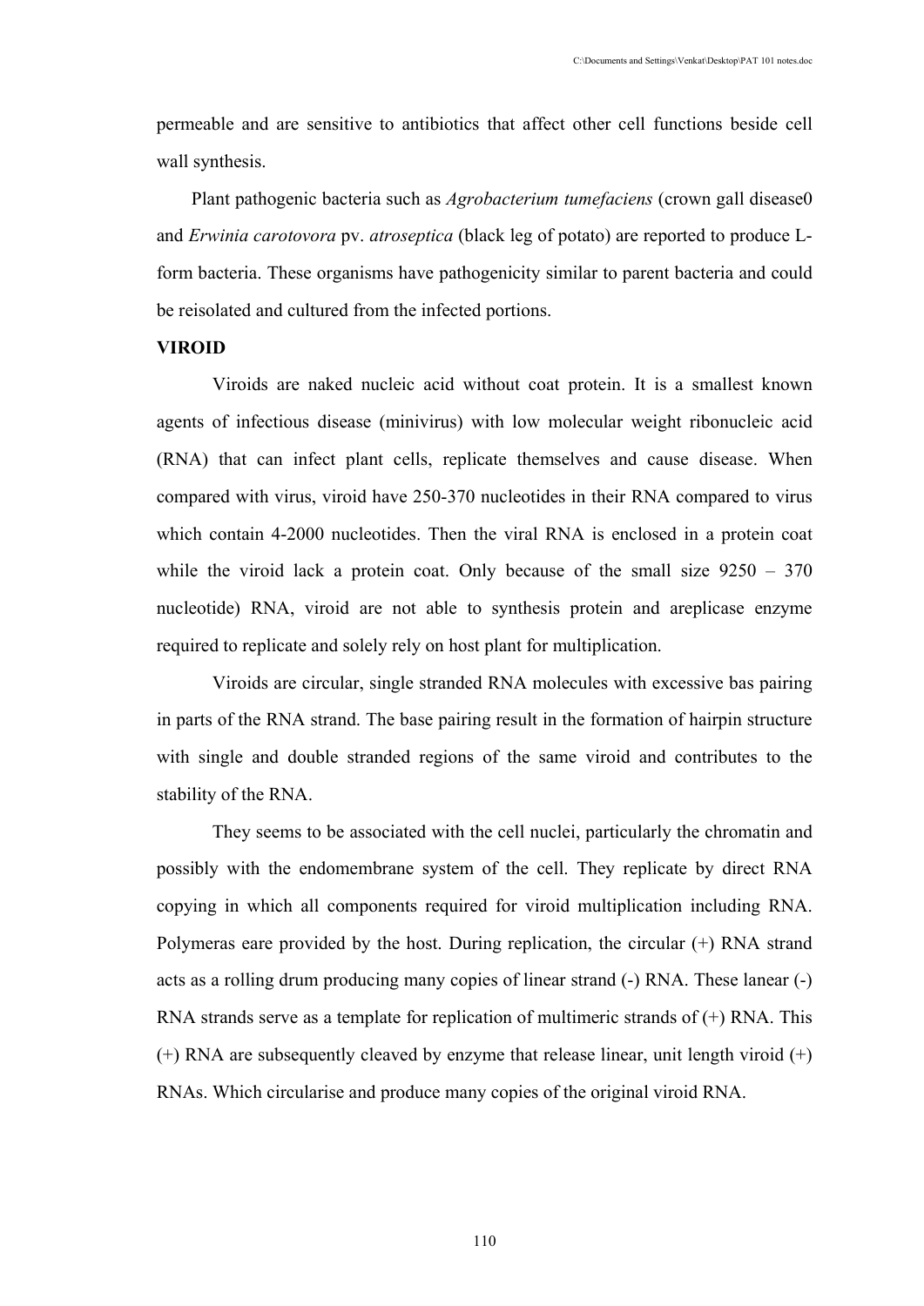permeable and are sensitive to antibiotics that affect other cell functions beside cell wall synthesis.

Plant pathogenic bacteria such as *Agrobacterium tumefaciens* (crown gall disease0 and *Erwinia carotovora* pv. *atroseptica* (black leg of potato) are reported to produce L-form bacteria. These organisms have pathogenicity similar to parent bacteria and could be reisolated and cultured from the infected portions.

**VIROID**

Viroids are naked nucleic acid without coat protein. It is a smallest known agents of infectious disease (minivirus) with low molecular weight ribonucleic acid (RNA) that can infect plant cells, replicate themselves and cause disease. When compared with virus, viroid have 250-370 nucleotides in their RNA compared to virus which contain 4-2000 nucleotides. Then the viral RNA is enclosed in a protein coat while the viroid lack a protein coat. Only because of the small size 9250 – 370 nucleotide) RNA, viroid are not able to synthesis protein and areplicase enzyme required to replicate and solely rely on host plant for multiplication.

Viroids are circular, single stranded RNA molecules with excessive bas pairing in parts of the RNA strand. The base pairing result in the formation of hairpin structure with single and double stranded regions of the same viroid and contributes to the stability of the RNA.

They seems to be associated with the cell nuclei, particularly the chromatin and possibly with the endomembrane system of the cell. They replicate by direct RNA copying in which all components required for viroid multiplication including RNA. Polymeras eare provided by the host. During replication, the circular (+) RNA strand acts as a rolling drum producing many copies of linear strand (-) RNA. These lanear (-) RNA strands serve as a template for replication of multimeric strands of (+) RNA. This (+) RNA are subsequently cleaved by enzyme that release linear, unit length viroid (+) RNAs. Which circularise and produce many copies of the original viroid RNA.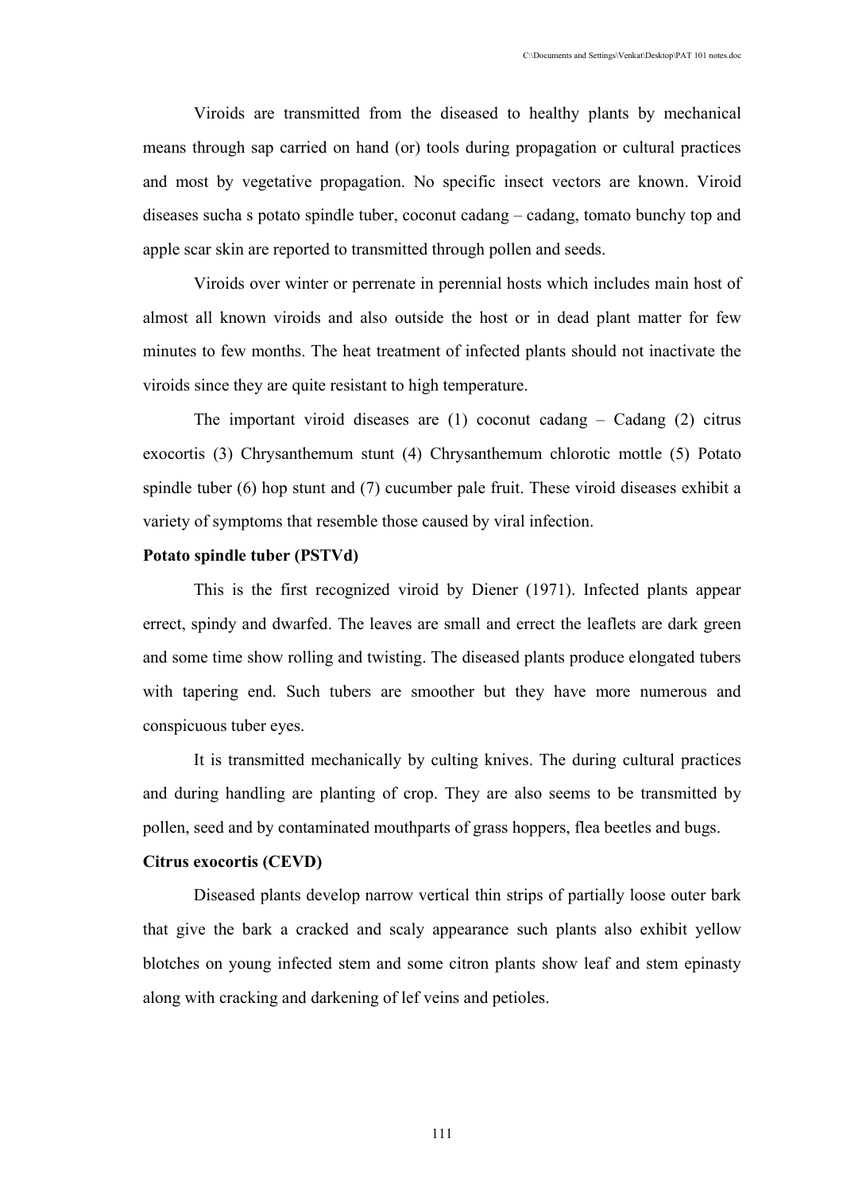Viroids are transmitted from the diseased to healthy plants by mechanical means through sap carried on hand (or) tools during propagation or cultural practices and most by vegetative propagation. No specific insect vectors are known. Viroid diseases sucha s potato spindle tuber, coconut cadang – cadang, tomato bunchy top and apple scar skin are reported to transmitted through pollen and seeds.

Viroids over winter or perrenate in perennial hosts which includes main host of almost all known viroids and also outside the host or in dead plant matter for few minutes to few months. The heat treatment of infected plants should not inactivate the viroids since they are quite resistant to high temperature.

The important viroid diseases are (1) coconut cadang – Cadang (2) citrus exocortis (3) Chrysanthemum stunt (4) Chrysanthemum chlorotic mottle (5) Potato spindle tuber (6) hop stunt and (7) cucumber pale fruit. These viroid diseases exhibit a variety of symptoms that resemble those caused by viral infection.

**Potato spindle tuber (PSTVd)**

This is the first recognized viroid by Diener (1971). Infected plants appear errect, spindy and dwarfed. The leaves are small and errect the leaflets are dark green and some time show rolling and twisting. The diseased plants produce elongated tubers with tapering end. Such tubers are smoother but they have more numerous and conspicuous tuber eyes.

It is transmitted mechanically by culting knives. The during cultural practices and during handling are planting of crop. They are also seems to be transmitted by pollen, seed and by contaminated mouthparts of grass hoppers, flea beetles and bugs.

**Citrus exocortis (CEVD)**

Diseased plants develop narrow vertical thin strips of partially loose outer bark that give the bark a cracked and scaly appearance such plants also exhibit yellow blotches on young infected stem and some citron plants show leaf and stem epinasty along with cracking and darkening of lef veins and petioles.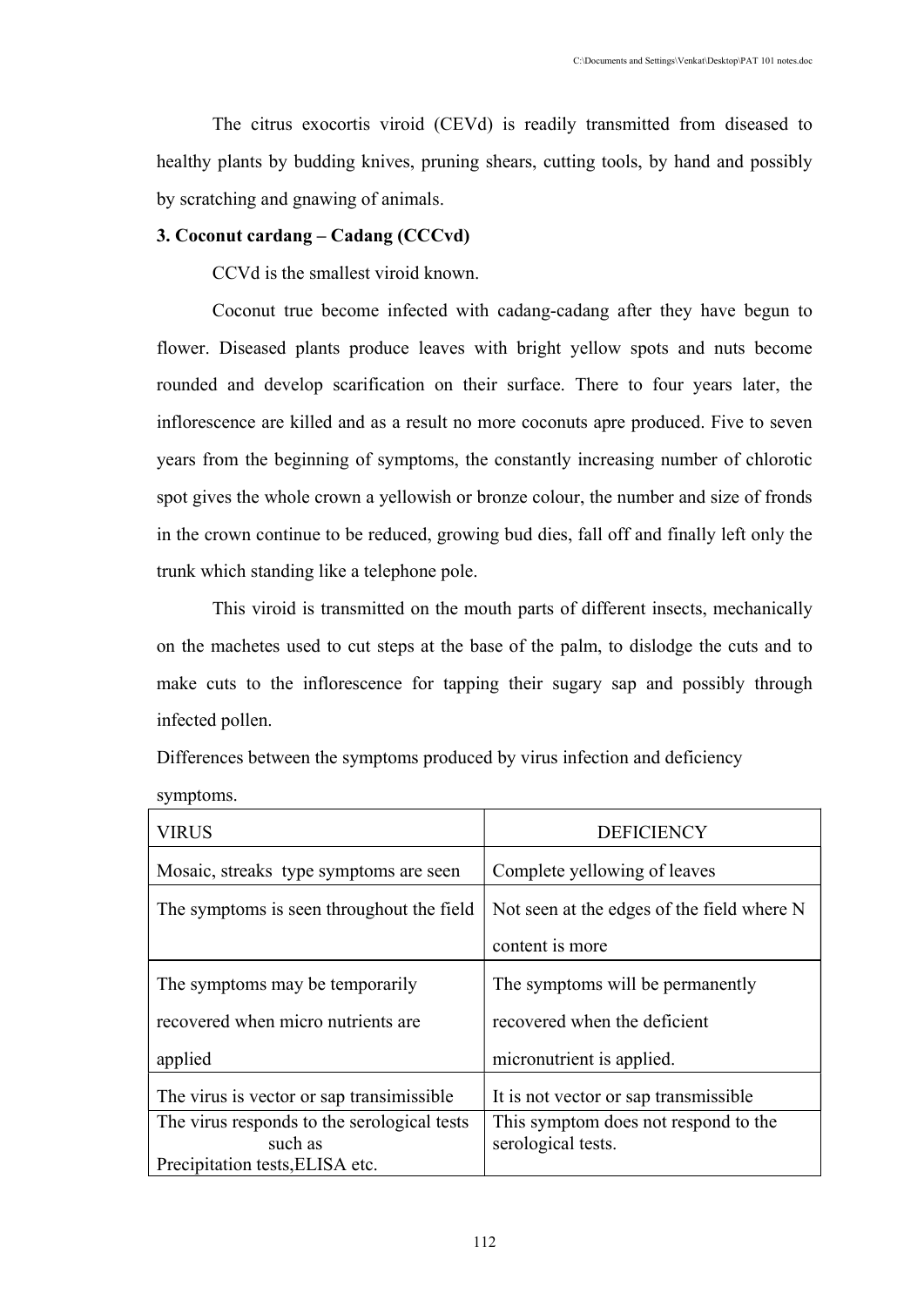The citrus exocortis viroid (CEVd) is readily transmitted from diseased to healthy plants by budding knives, pruning shears, cutting tools, by hand and possibly by scratching and gnawing of animals.

**3. Coconut cardang – Cadang (CCCvd)**

CCVd is the smallest viroid known.

Coconut true become infected with cadang-cadang after they have begun to flower. Diseased plants produce leaves with bright yellow spots and nuts become rounded and develop scarification on their surface. There to four years later, the inflorescence are killed and as a result no more coconuts apre produced. Five to seven years from the beginning of symptoms, the constantly increasing number of chlorotic spot gives the whole crown a yellowish or bronze colour, the number and size of fronds in the crown continue to be reduced, growing bud dies, fall off and finally left only the trunk which standing like a telephone pole.

This viroid is transmitted on the mouth parts of different insects, mechanically on the machetes used to cut steps at the base of the palm, to dislodge the cuts and to make cuts to the inflorescence for tapping their sugary sap and possibly through infected pollen.

Differences between the symptoms produced by virus infection and deficiency symptoms.

| VIRUS | DEFICIENCY |
|---|---|
| Mosaic, streaks type symptoms are seen | Complete yellowing of leaves |
| The symptoms is seen throughout the field | Not seen at the edges of the field where N content is more |
| The symptoms may be temporarily recovered when micro nutrients are applied | The symptoms will be permanently recovered when the deficient micronutrient is applied. |
| The virus is vector or sap transimissible | It is not vector or sap transmissible |
| The virus responds to the serological tests such as Precipitation tests,ELISA etc. | This symptom does not respond to the serological tests. |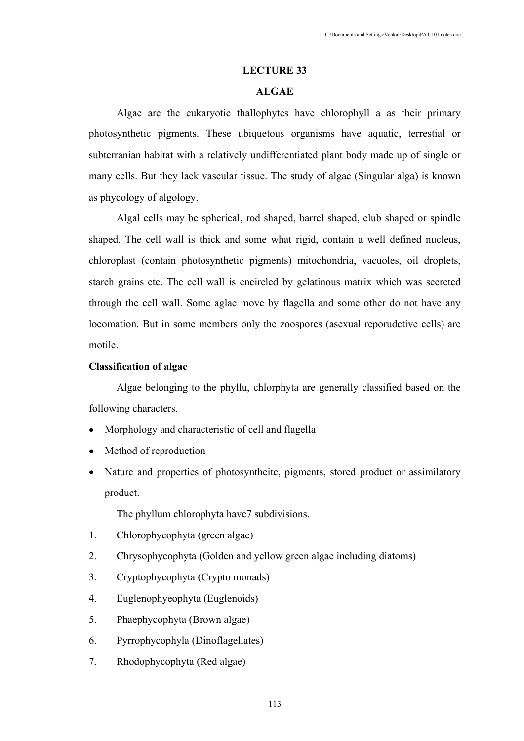# LECTURE 33

## ALGAE

Algae are the eukaryotic thallophytes have chlorophyll a as their primary photosynthetic pigments. These ubiquetous organisms have aquatic, terrestial or subterranian habitat with a relatively undifferentiated plant body made up of single or many cells. But they lack vascular tissue. The study of algae (Singular alga) is known as phycology of algology.

Algal cells may be spherical, rod shaped, barrel shaped, club shaped or spindle shaped. The cell wall is thick and some what rigid, contain a well defined nucleus, chloroplast (contain photosynthetic pigments) mitochondria, vacuoles, oil droplets, starch grains etc. The cell wall is encircled by gelatinous matrix which was secreted through the cell wall. Some aglae move by flagella and some other do not have any loeomation. But in some members only the zoospores (asexual reporudctive cells) are motile.

**Classification of algae**

Algae belonging to the phyllu, chlorphyta are generally classified based on the following characters.

- Morphology and characteristic of cell and flagella
- Method of reproduction
- Nature and properties of photosyntheitc, pigments, stored product or assimilatory product.

The phyllum chlorophyta have7 subdivisions.

1. Chlorophycophyta (green algae)
2. Chrysophycophyta (Golden and yellow green algae including diatoms)
3. Cryptophycophyta (Crypto monads)
4. Euglenophyeophyta (Euglenoids)
5. Phaephycophyta (Brown algae)
6. Pyrrophycophyla (Dinoflagellates)
7. Rhodophycophyta (Red algae)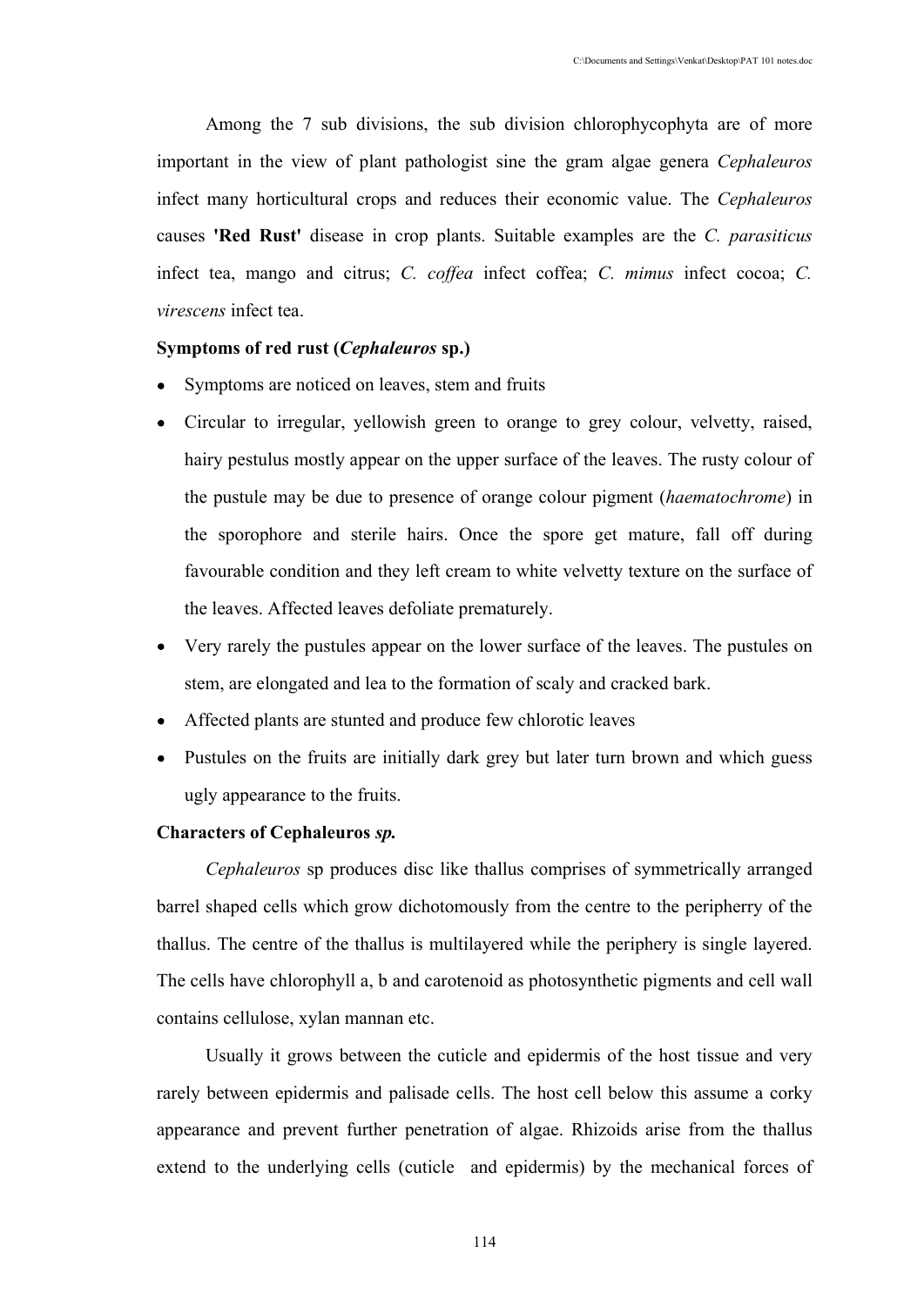Among the 7 sub divisions, the sub division chlorophycophyta are of more important in the view of plant pathologist sine the gram algae genera *Cephaleuros* infect many horticultural crops and reduces their economic value. The *Cephaleuros* causes **'Red Rust'** disease in crop plants. Suitable examples are the *C. parasiticus* infect tea, mango and citrus; *C. coffea* infect coffea; *C. mimus* infect cocoa; *C. virescens* infect tea.

**Symptoms of red rust (*Cephaleuros* sp.)**

- Symptoms are noticed on leaves, stem and fruits
- Circular to irregular, yellowish green to orange to grey colour, velvetty, raised, hairy pestulus mostly appear on the upper surface of the leaves. The rusty colour of the pustule may be due to presence of orange colour pigment (*haematochrome*) in the sporophore and sterile hairs. Once the spore get mature, fall off during favourable condition and they left cream to white velvetty texture on the surface of the leaves. Affected leaves defoliate prematurely.
- Very rarely the pustules appear on the lower surface of the leaves. The pustules on stem, are elongated and lea to the formation of scaly and cracked bark.
- Affected plants are stunted and produce few chlorotic leaves
- Pustules on the fruits are initially dark grey but later turn brown and which guess ugly appearance to the fruits.

**Characters of Cephaleuros *sp.***

*Cephaleuros* sp produces disc like thallus comprises of symmetrically arranged barrel shaped cells which grow dichotomously from the centre to the peripherry of the thallus. The centre of the thallus is multilayered while the periphery is single layered. The cells have chlorophyll a, b and carotenoid as photosynthetic pigments and cell wall contains cellulose, xylan mannan etc.

Usually it grows between the cuticle and epidermis of the host tissue and very rarely between epidermis and palisade cells. The host cell below this assume a corky appearance and prevent further penetration of algae. Rhizoids arise from the thallus extend to the underlying cells (cuticle and epidermis) by the mechanical forces of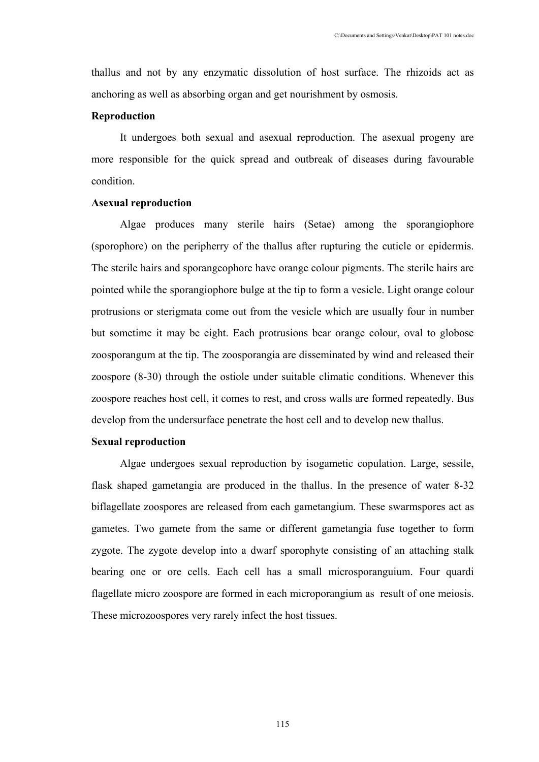thallus and not by any enzymatic dissolution of host surface. The rhizoids act as anchoring as well as absorbing organ and get nourishment by osmosis.

**Reproduction**

It undergoes both sexual and asexual reproduction. The asexual progeny are more responsible for the quick spread and outbreak of diseases during favourable condition.

**Asexual reproduction**

Algae produces many sterile hairs (Setae) among the sporangiophore (sporophore) on the peripherry of the thallus after rupturing the cuticle or epidermis. The sterile hairs and sporangeophore have orange colour pigments. The sterile hairs are pointed while the sporangiophore bulge at the tip to form a vesicle. Light orange colour protrusions or sterigmata come out from the vesicle which are usually four in number but sometime it may be eight. Each protrusions bear orange colour, oval to globose zoosporangum at the tip. The zoosporangia are disseminated by wind and released their zoospore (8-30) through the ostiole under suitable climatic conditions. Whenever this zoospore reaches host cell, it comes to rest, and cross walls are formed repeatedly. Bus develop from the undersurface penetrate the host cell and to develop new thallus.

**Sexual reproduction**

Algae undergoes sexual reproduction by isogametic copulation. Large, sessile, flask shaped gametangia are produced in the thallus. In the presence of water 8-32 biflagellate zoospores are released from each gametangium. These swarmspores act as gametes. Two gamete from the same or different gametangia fuse together to form zygote. The zygote develop into a dwarf sporophyte consisting of an attaching stalk bearing one or ore cells. Each cell has a small microsporanguium. Four quardi flagellate micro zoospore are formed in each microporangium as result of one meiosis. These microzoospores very rarely infect the host tissues.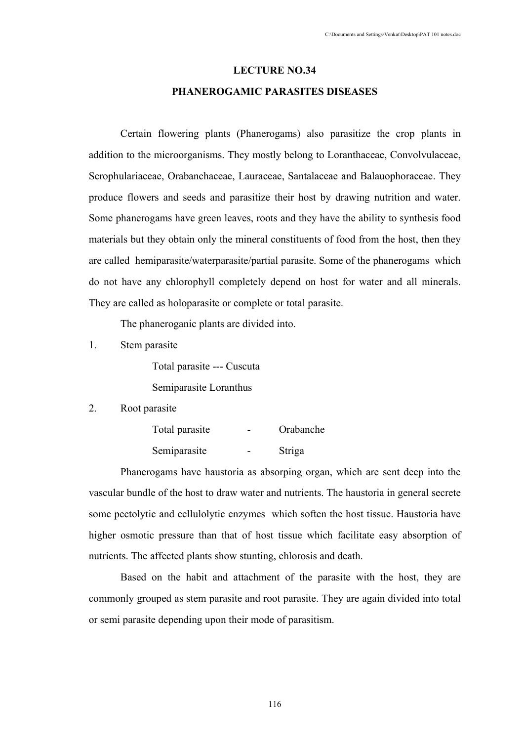# LECTURE NO.34

## PHANEROGAMIC PARASITES DISEASES

Certain flowering plants (Phanerogams) also parasitize the crop plants in addition to the microorganisms. They mostly belong to Loranthaceae, Convolvulaceae, Scrophulariaceae, Orabanchaceae, Lauraceae, Santalaceae and Balauophoraceae. They produce flowers and seeds and parasitize their host by drawing nutrition and water. Some phanerogams have green leaves, roots and they have the ability to synthesis food materials but they obtain only the mineral constituents of food from the host, then they are called hemiparasite/waterparasite/partial parasite. Some of the phanerogams which do not have any chlorophyll completely depend on host for water and all minerals. They are called as holoparasite or complete or total parasite.

The phaneroganic plants are divided into.

1. Stem parasite

   Total parasite --- Cuscuta

   Semiparasite Loranthus

2. Root parasite

   Total parasite - Orabanche

   Semiparasite - Striga

Phanerogams have haustoria as absorping organ, which are sent deep into the vascular bundle of the host to draw water and nutrients. The haustoria in general secrete some pectolytic and cellulolytic enzymes which soften the host tissue. Haustoria have higher osmotic pressure than that of host tissue which facilitate easy absorption of nutrients. The affected plants show stunting, chlorosis and death.

Based on the habit and attachment of the parasite with the host, they are commonly grouped as stem parasite and root parasite. They are again divided into total or semi parasite depending upon their mode of parasitism.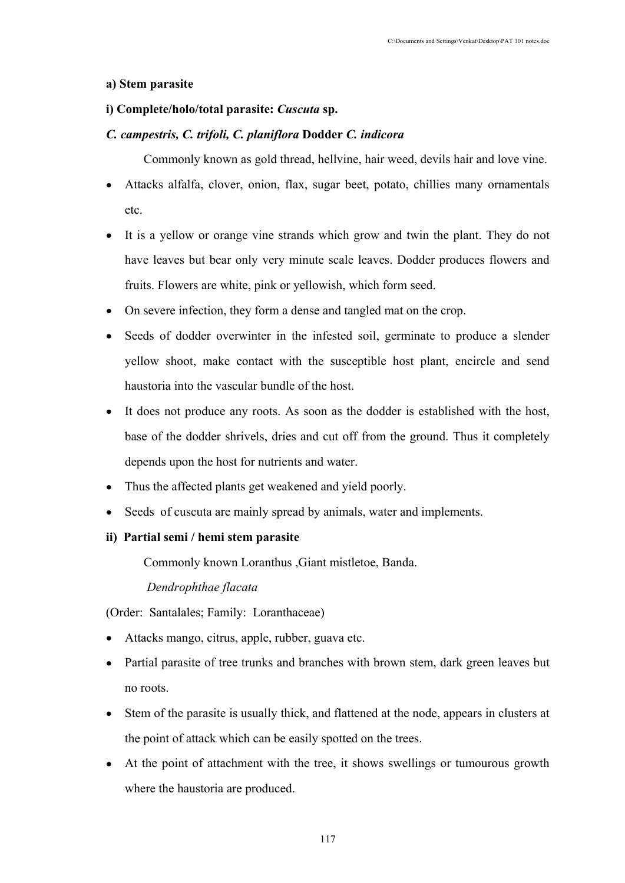**a) Stem parasite**

**i) Complete/holo/total parasite: *Cuscuta* sp.**

***C. campestris, C. trifoli, C. planiflora* Dodder *C. indicora***

Commonly known as gold thread, hellvine, hair weed, devils hair and love vine.

- Attacks alfalfa, clover, onion, flax, sugar beet, potato, chillies many ornamentals etc.
- It is a yellow or orange vine strands which grow and twin the plant. They do not have leaves but bear only very minute scale leaves. Dodder produces flowers and fruits. Flowers are white, pink or yellowish, which form seed.
- On severe infection, they form a dense and tangled mat on the crop.
- Seeds of dodder overwinter in the infested soil, germinate to produce a slender yellow shoot, make contact with the susceptible host plant, encircle and send haustoria into the vascular bundle of the host.
- It does not produce any roots. As soon as the dodder is established with the host, base of the dodder shrivels, dries and cut off from the ground. Thus it completely depends upon the host for nutrients and water.
- Thus the affected plants get weakened and yield poorly.
- Seeds of cuscuta are mainly spread by animals, water and implements.

**ii) Partial semi / hemi stem parasite**

Commonly known Loranthus ,Giant mistletoe, Banda.

*Dendrophthae flacata*

(Order: Santalales; Family: Loranthaceae)

- Attacks mango, citrus, apple, rubber, guava etc.
- Partial parasite of tree trunks and branches with brown stem, dark green leaves but no roots.
- Stem of the parasite is usually thick, and flattened at the node, appears in clusters at the point of attack which can be easily spotted on the trees.
- At the point of attachment with the tree, it shows swellings or tumourous growth where the haustoria are produced.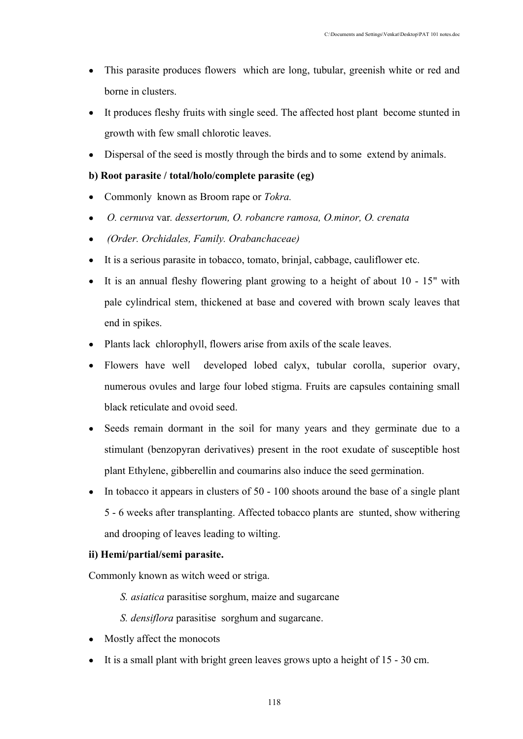- This parasite produces flowers which are long, tubular, greenish white or red and borne in clusters.
- It produces fleshy fruits with single seed. The affected host plant become stunted in growth with few small chlorotic leaves.
- Dispersal of the seed is mostly through the birds and to some extend by animals.

**b) Root parasite / total/holo/complete parasite (eg)**

- Commonly known as Broom rape or *Tokra.*
- *O. cernuva* var. *dessertorum, O. robancre ramosa, O.minor, O. crenata*
- *(Order. Orchidales, Family. Orabanchaceae)*
- It is a serious parasite in tobacco, tomato, brinjal, cabbage, cauliflower etc.
- It is an annual fleshy flowering plant growing to a height of about 10 - 15" with pale cylindrical stem, thickened at base and covered with brown scaly leaves that end in spikes.
- Plants lack chlorophyll, flowers arise from axils of the scale leaves.
- Flowers have well developed lobed calyx, tubular corolla, superior ovary, numerous ovules and large four lobed stigma. Fruits are capsules containing small black reticulate and ovoid seed.
- Seeds remain dormant in the soil for many years and they germinate due to a stimulant (benzopyran derivatives) present in the root exudate of susceptible host plant Ethylene, gibberellin and coumarins also induce the seed germination.
- In tobacco it appears in clusters of 50 - 100 shoots around the base of a single plant 5 - 6 weeks after transplanting. Affected tobacco plants are stunted, show withering and drooping of leaves leading to wilting.

**ii) Hemi/partial/semi parasite.**

Commonly known as witch weed or striga.

*S. asiatica* parasitise sorghum, maize and sugarcane

*S. densiflora* parasitise sorghum and sugarcane.

- Mostly affect the monocots
- It is a small plant with bright green leaves grows upto a height of 15 - 30 cm.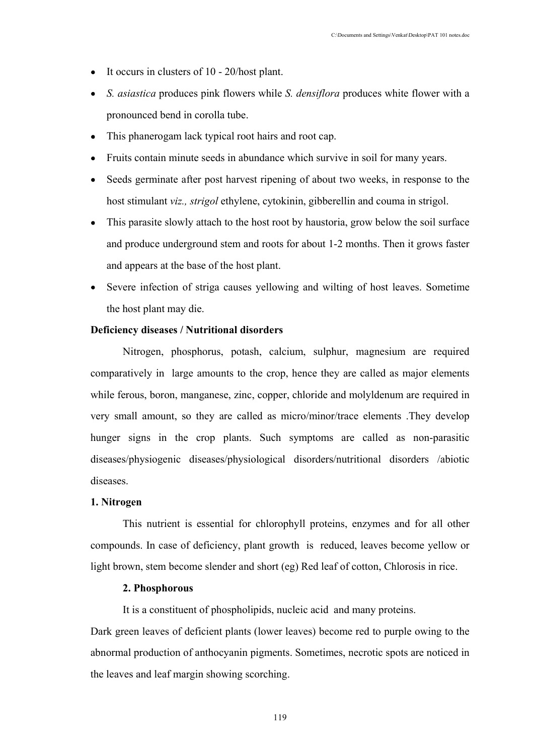- It occurs in clusters of 10 - 20/host plant.
- *S. asiastica* produces pink flowers while *S. densiflora* produces white flower with a pronounced bend in corolla tube.
- This phanerogam lack typical root hairs and root cap.
- Fruits contain minute seeds in abundance which survive in soil for many years.
- Seeds germinate after post harvest ripening of about two weeks, in response to the host stimulant *viz., strigol* ethylene, cytokinin, gibberellin and couma in strigol.
- This parasite slowly attach to the host root by haustoria, grow below the soil surface and produce underground stem and roots for about 1-2 months. Then it grows faster and appears at the base of the host plant.
- Severe infection of striga causes yellowing and wilting of host leaves. Sometime the host plant may die.

**Deficiency diseases / Nutritional disorders**

Nitrogen, phosphorus, potash, calcium, sulphur, magnesium are required comparatively in large amounts to the crop, hence they are called as major elements while ferous, boron, manganese, zinc, copper, chloride and molyldenum are required in very small amount, so they are called as micro/minor/trace elements .They develop hunger signs in the crop plants. Such symptoms are called as non-parasitic diseases/physiogenic diseases/physiological disorders/nutritional disorders /abiotic diseases.

**1. Nitrogen**

This nutrient is essential for chlorophyll proteins, enzymes and for all other compounds. In case of deficiency, plant growth is reduced, leaves become yellow or light brown, stem become slender and short (eg) Red leaf of cotton, Chlorosis in rice.

**2. Phosphorous**

It is a constituent of phospholipids, nucleic acid and many proteins.

Dark green leaves of deficient plants (lower leaves) become red to purple owing to the abnormal production of anthocyanin pigments. Sometimes, necrotic spots are noticed in the leaves and leaf margin showing scorching.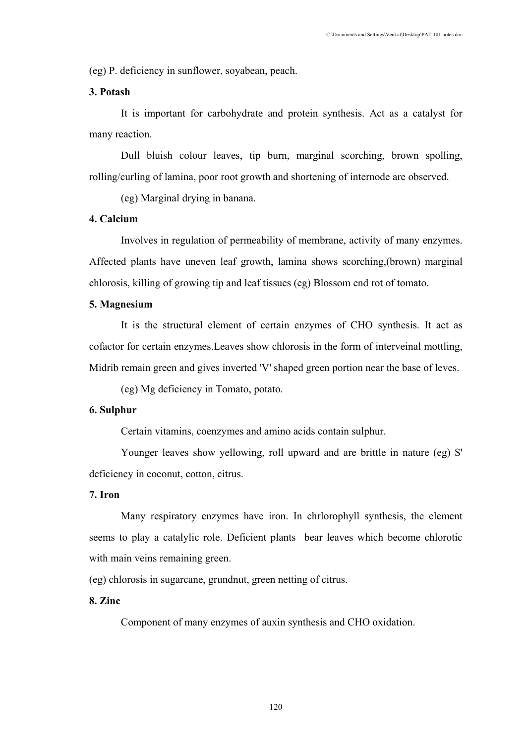(eg) P. deficiency in sunflower, soyabean, peach.

### 3. Potash

It is important for carbohydrate and protein synthesis. Act as a catalyst for many reaction.

Dull bluish colour leaves, tip burn, marginal scorching, brown spolling, rolling/curling of lamina, poor root growth and shortening of internode are observed.

(eg) Marginal drying in banana.

### 4. Calcium

Involves in regulation of permeability of membrane, activity of many enzymes. Affected plants have uneven leaf growth, lamina shows scorching,(brown) marginal chlorosis, killing of growing tip and leaf tissues (eg) Blossom end rot of tomato.

### 5. Magnesium

It is the structural element of certain enzymes of CHO synthesis. It act as cofactor for certain enzymes.Leaves show chlorosis in the form of interveinal mottling, Midrib remain green and gives inverted 'V' shaped green portion near the base of leves.

(eg) Mg deficiency in Tomato, potato.

### 6. Sulphur

Certain vitamins, coenzymes and amino acids contain sulphur.

Younger leaves show yellowing, roll upward and are brittle in nature (eg) S' deficiency in coconut, cotton, citrus.

### 7. Iron

Many respiratory enzymes have iron. In chrlorophyll synthesis, the element seems to play a catalylic role. Deficient plants bear leaves which become chlorotic with main veins remaining green.

(eg) chlorosis in sugarcane, grundnut, green netting of citrus.

### 8. Zinc

Component of many enzymes of auxin synthesis and CHO oxidation.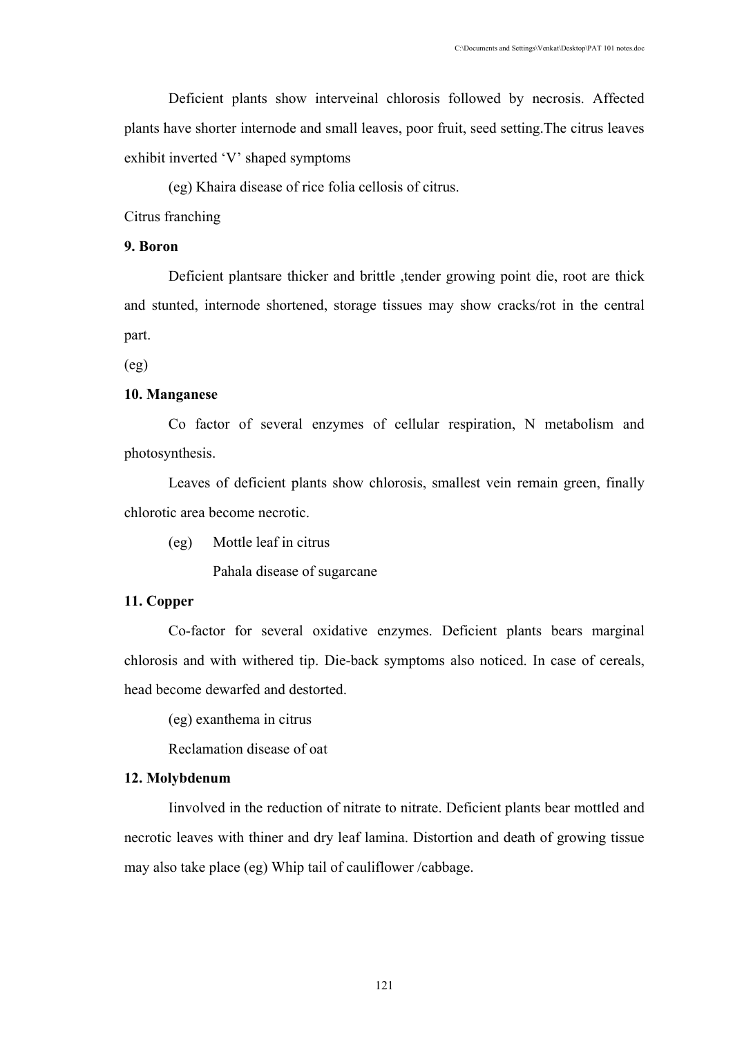Deficient plants show interveinal chlorosis followed by necrosis. Affected plants have shorter internode and small leaves, poor fruit, seed setting.The citrus leaves exhibit inverted 'V' shaped symptoms

(eg) Khaira disease of rice folia cellosis of citrus.

Citrus franching

**9. Boron**

Deficient plantsare thicker and brittle ,tender growing point die, root are thick and stunted, internode shortened, storage tissues may show cracks/rot in the central part.

(eg)

**10. Manganese**

Co factor of several enzymes of cellular respiration, N metabolism and photosynthesis.

Leaves of deficient plants show chlorosis, smallest vein remain green, finally chlorotic area become necrotic.

(eg) Mottle leaf in citrus

Pahala disease of sugarcane

**11. Copper**

Co-factor for several oxidative enzymes. Deficient plants bears marginal chlorosis and with withered tip. Die-back symptoms also noticed. In case of cereals, head become dewarfed and destorted.

(eg) exanthema in citrus

Reclamation disease of oat

**12. Molybdenum**

Iinvolved in the reduction of nitrate to nitrate. Deficient plants bear mottled and necrotic leaves with thiner and dry leaf lamina. Distortion and death of growing tissue may also take place (eg) Whip tail of cauliflower /cabbage.